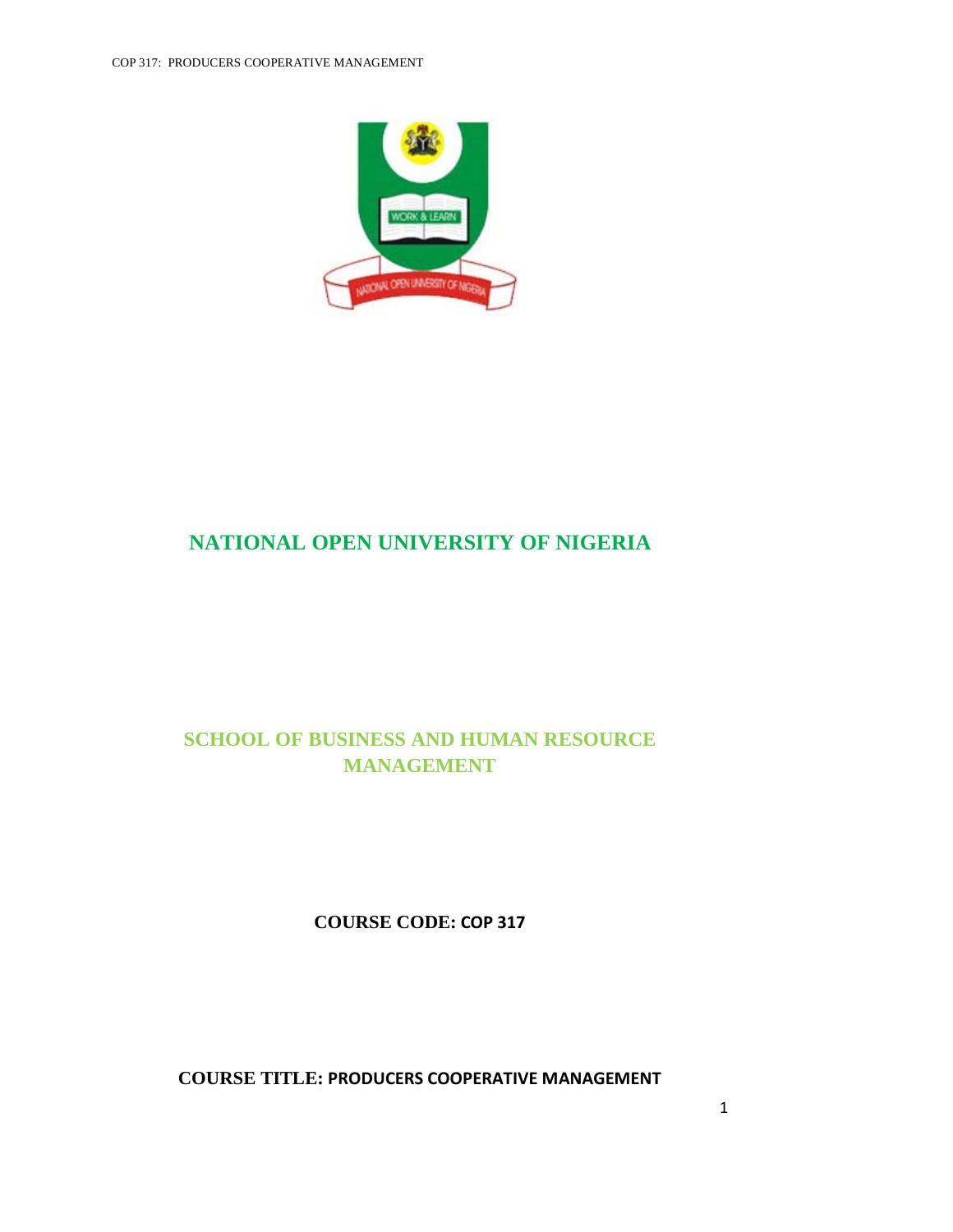# NATIONAL OPEN UNIVERSITY OF NIGERIA

## SCHOOL OF BUSINESS AND HUMAN RESOURCE MANAGEMENT

**COURSE CODE: COP 317**

**COURSE TITLE: PRODUCERS COOPERATIVE MANAGEMENT**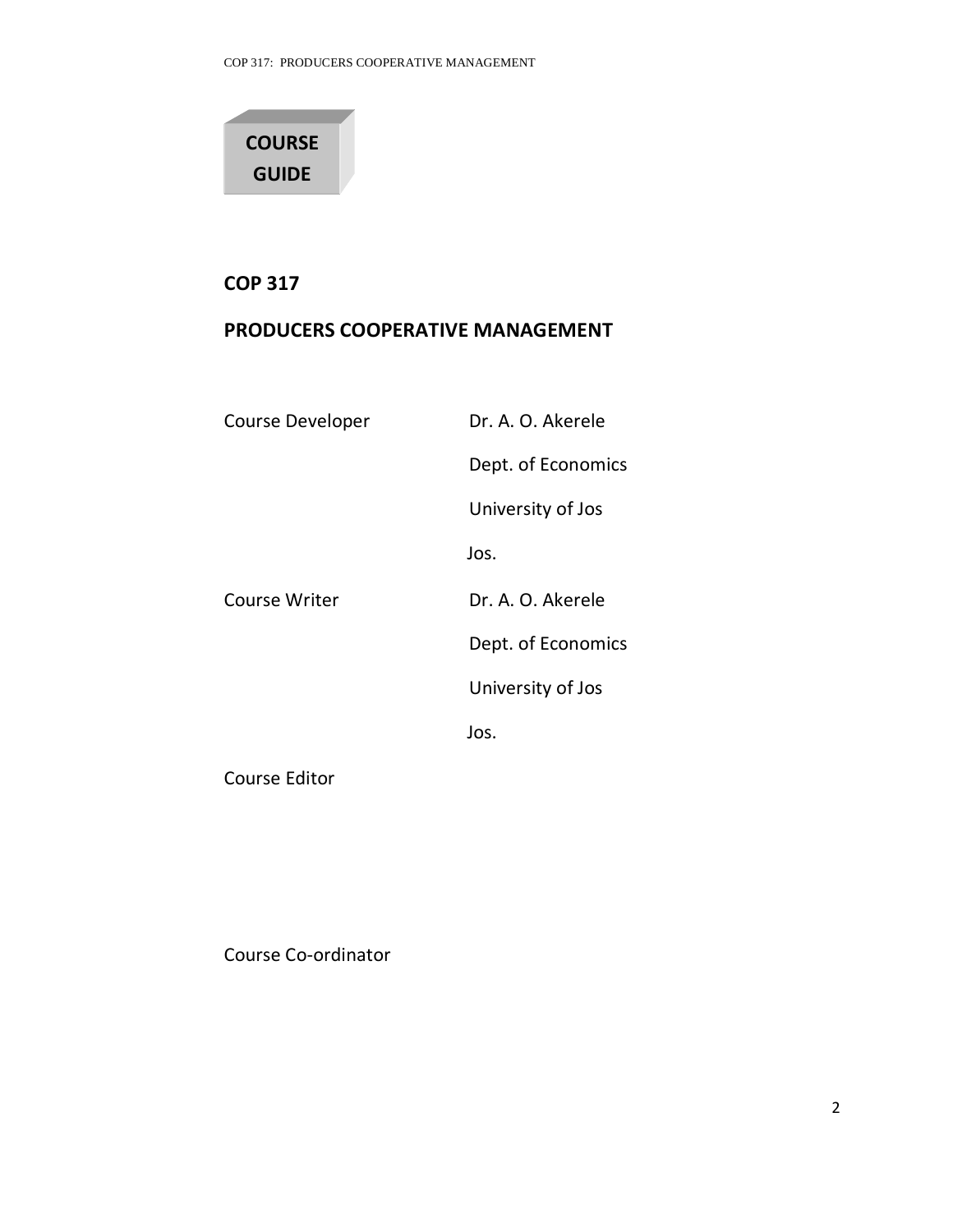**COURSE GUIDE**

# COP 317

# PRODUCERS COOPERATIVE MANAGEMENT

| | |
|---|---|
| Course Developer | Dr. A. O. Akerele<br>Dept. of Economics<br>University of Jos<br>Jos. |
| Course Writer | Dr. A. O. Akerele<br>Dept. of Economics<br>University of Jos<br>Jos. |
| Course Editor | |
| Course Co-ordinator | |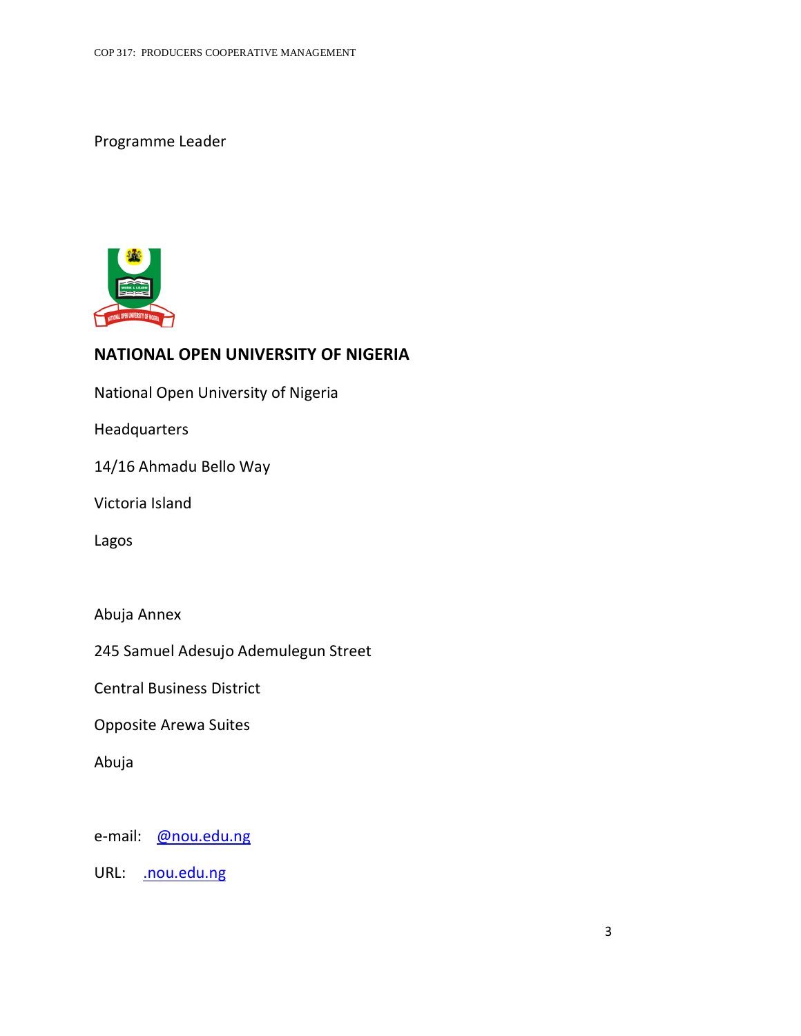Programme Leader

**NATIONAL OPEN UNIVERSITY OF NIGERIA**

National Open University of Nigeria

Headquarters

14/16 Ahmadu Bello Way

Victoria Island

Lagos

Abuja Annex

245 Samuel Adesujo Ademulegun Street

Central Business District

Opposite Arewa Suites

Abuja

e-mail: @nou.edu.ng

URL: .nou.edu.ng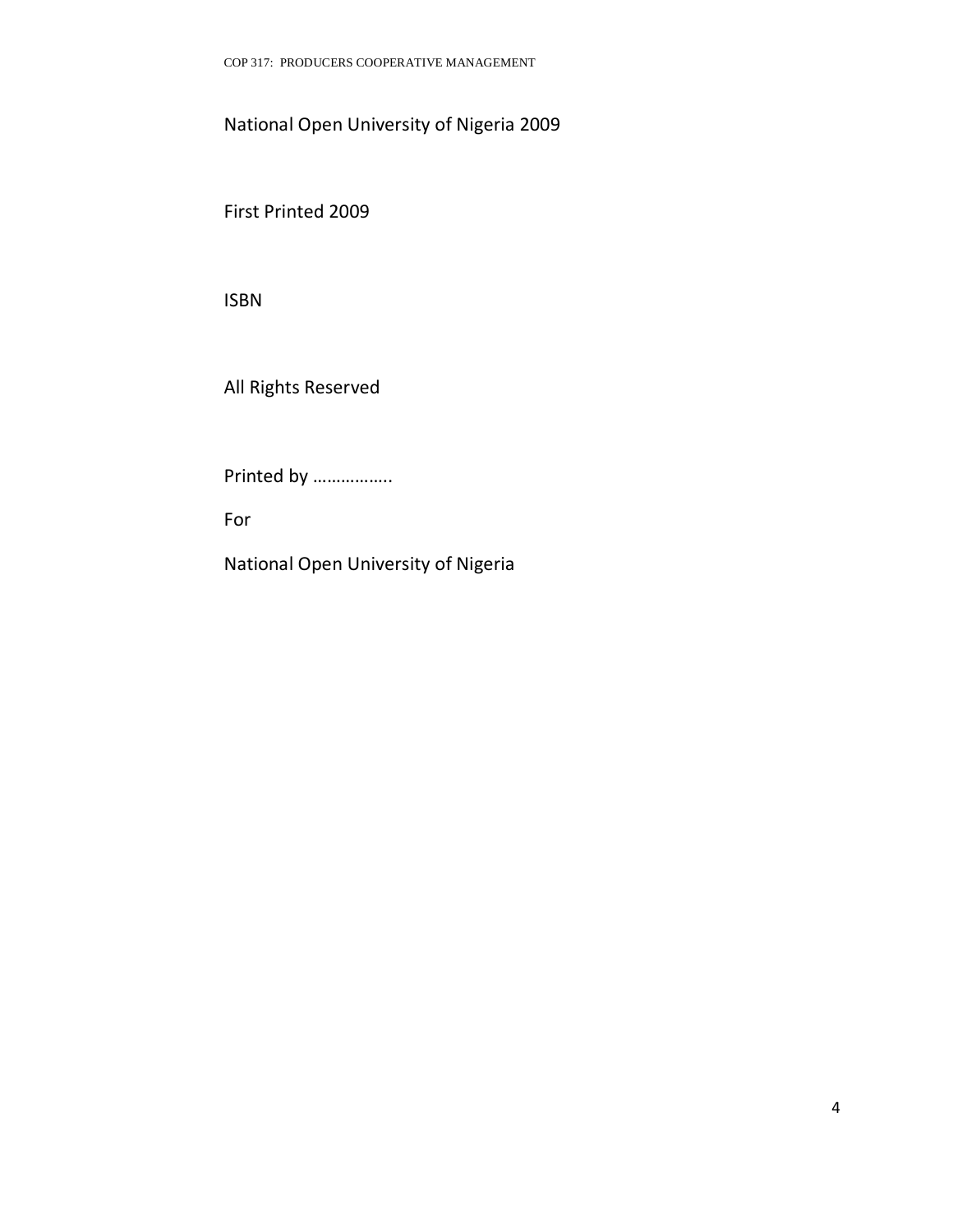National Open University of Nigeria 2009

First Printed 2009

ISBN

All Rights Reserved

Printed by …………….

For

National Open University of Nigeria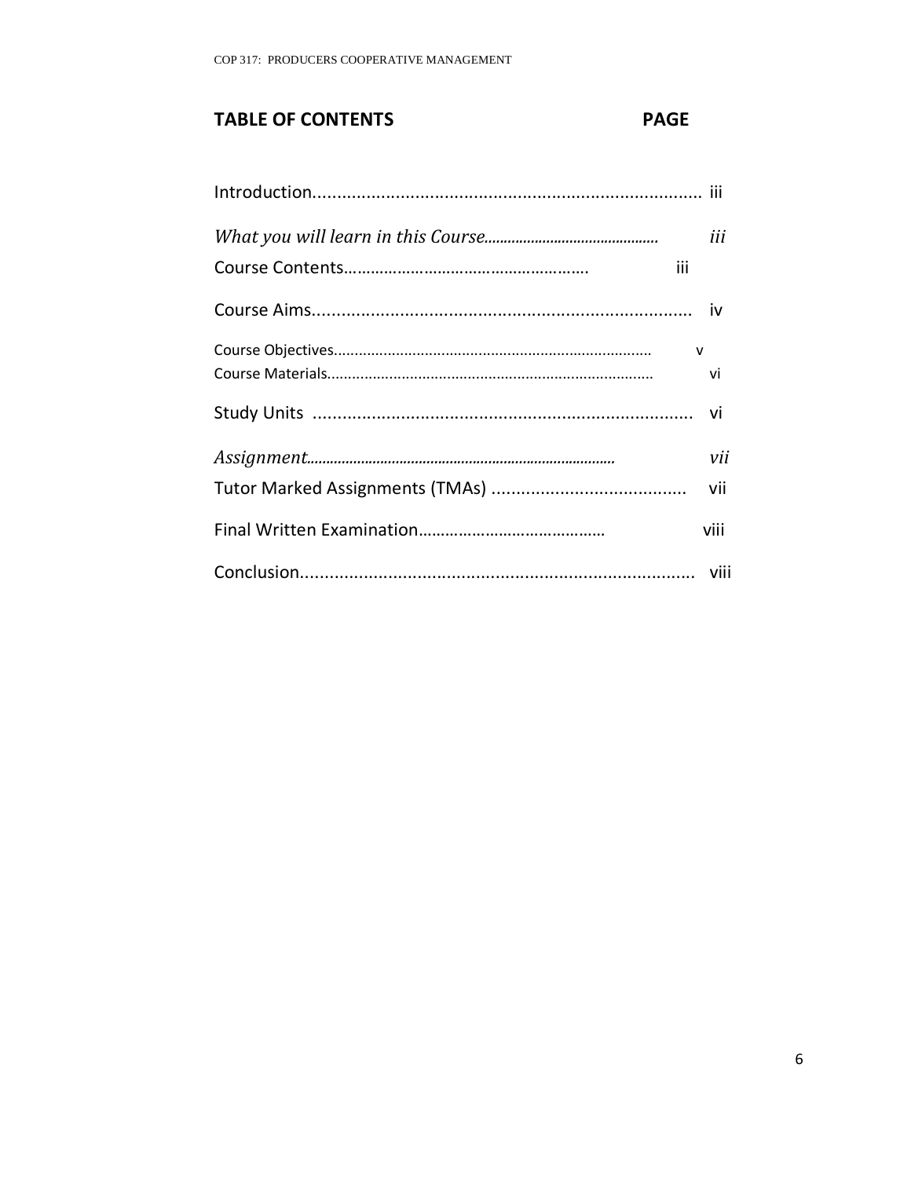## TABLE OF CONTENTS — PAGE

| | |
|---|---|
| Introduction | iii |
| *What you will learn in this Course* | *iii* |
| Course Contents | iii |
| Course Aims | iv |
| Course Objectives | v |
| Course Materials | vi |
| Study Units | vi |
| *Assignment* | *vii* |
| Tutor Marked Assignments (TMAs) | vii |
| Final Written Examination | viii |
| Conclusion | viii |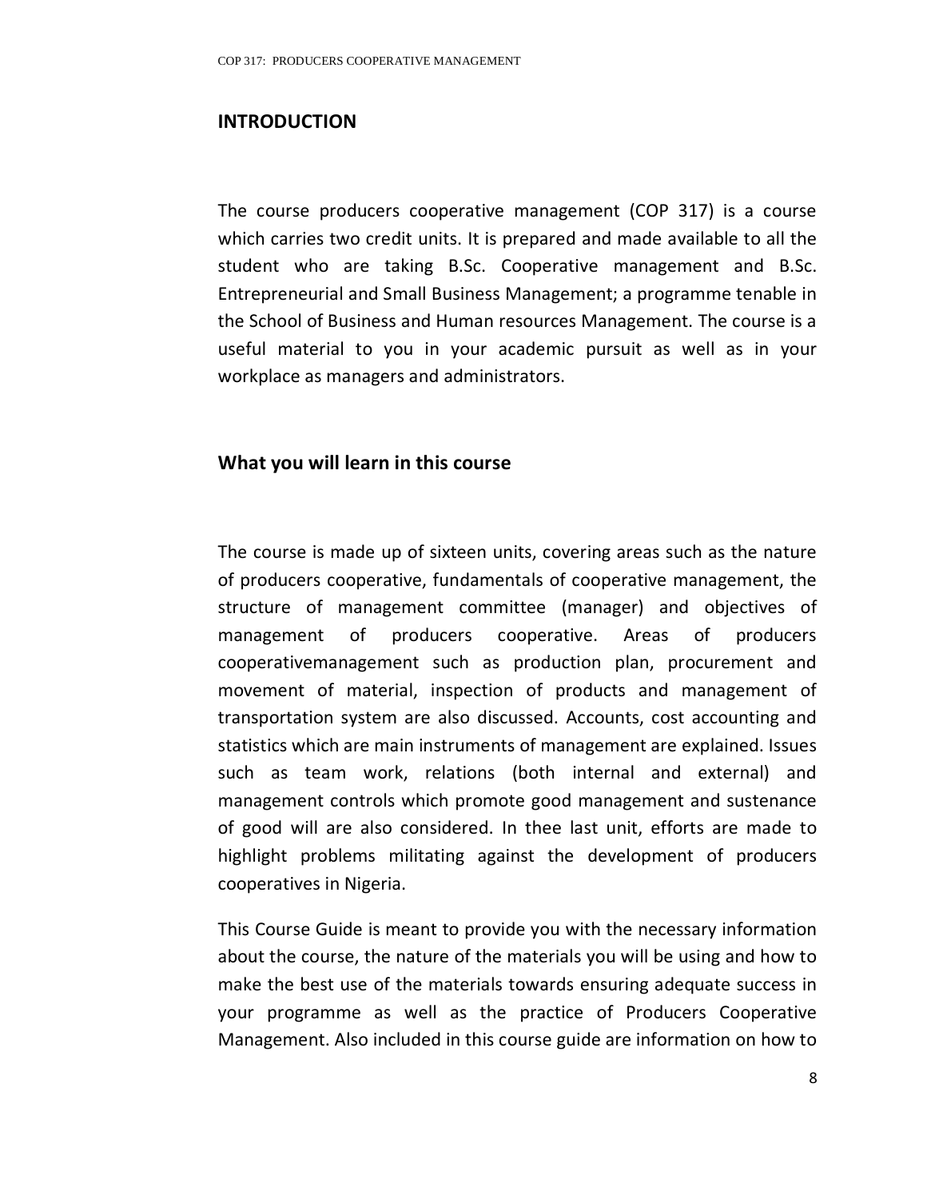## INTRODUCTION

The course producers cooperative management (COP 317) is a course which carries two credit units. It is prepared and made available to all the student who are taking B.Sc. Cooperative management and B.Sc. Entrepreneurial and Small Business Management; a programme tenable in the School of Business and Human resources Management. The course is a useful material to you in your academic pursuit as well as in your workplace as managers and administrators.

## What you will learn in this course

The course is made up of sixteen units, covering areas such as the nature of producers cooperative, fundamentals of cooperative management, the structure of management committee (manager) and objectives of management of producers cooperative. Areas of producers cooperativemanagement such as production plan, procurement and movement of material, inspection of products and management of transportation system are also discussed. Accounts, cost accounting and statistics which are main instruments of management are explained. Issues such as team work, relations (both internal and external) and management controls which promote good management and sustenance of good will are also considered. In thee last unit, efforts are made to highlight problems militating against the development of producers cooperatives in Nigeria.

This Course Guide is meant to provide you with the necessary information about the course, the nature of the materials you will be using and how to make the best use of the materials towards ensuring adequate success in your programme as well as the practice of Producers Cooperative Management. Also included in this course guide are information on how to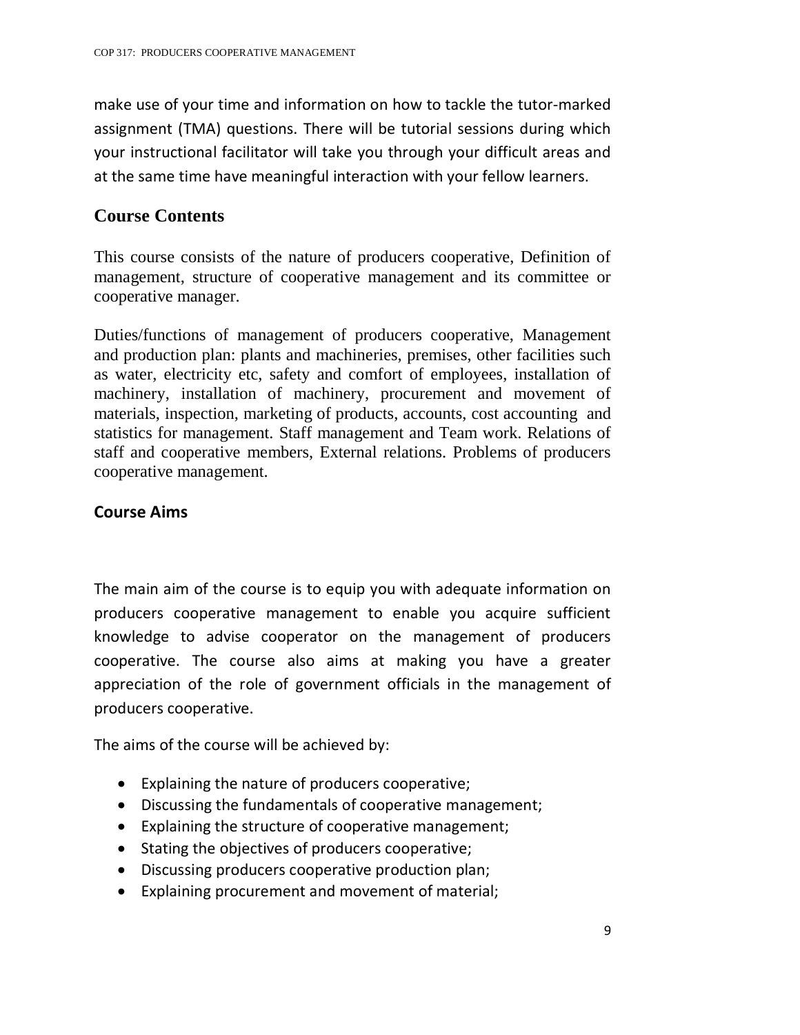make use of your time and information on how to tackle the tutor-marked assignment (TMA) questions. There will be tutorial sessions during which your instructional facilitator will take you through your difficult areas and at the same time have meaningful interaction with your fellow learners.

## Course Contents

This course consists of the nature of producers cooperative, Definition of management, structure of cooperative management and its committee or cooperative manager.

Duties/functions of management of producers cooperative, Management and production plan: plants and machineries, premises, other facilities such as water, electricity etc, safety and comfort of employees, installation of machinery, installation of machinery, procurement and movement of materials, inspection, marketing of products, accounts, cost accounting and statistics for management. Staff management and Team work. Relations of staff and cooperative members, External relations. Problems of producers cooperative management.

## Course Aims

The main aim of the course is to equip you with adequate information on producers cooperative management to enable you acquire sufficient knowledge to advise cooperator on the management of producers cooperative. The course also aims at making you have a greater appreciation of the role of government officials in the management of producers cooperative.

The aims of the course will be achieved by:

- Explaining the nature of producers cooperative;
- Discussing the fundamentals of cooperative management;
- Explaining the structure of cooperative management;
- Stating the objectives of producers cooperative;
- Discussing producers cooperative production plan;
- Explaining procurement and movement of material;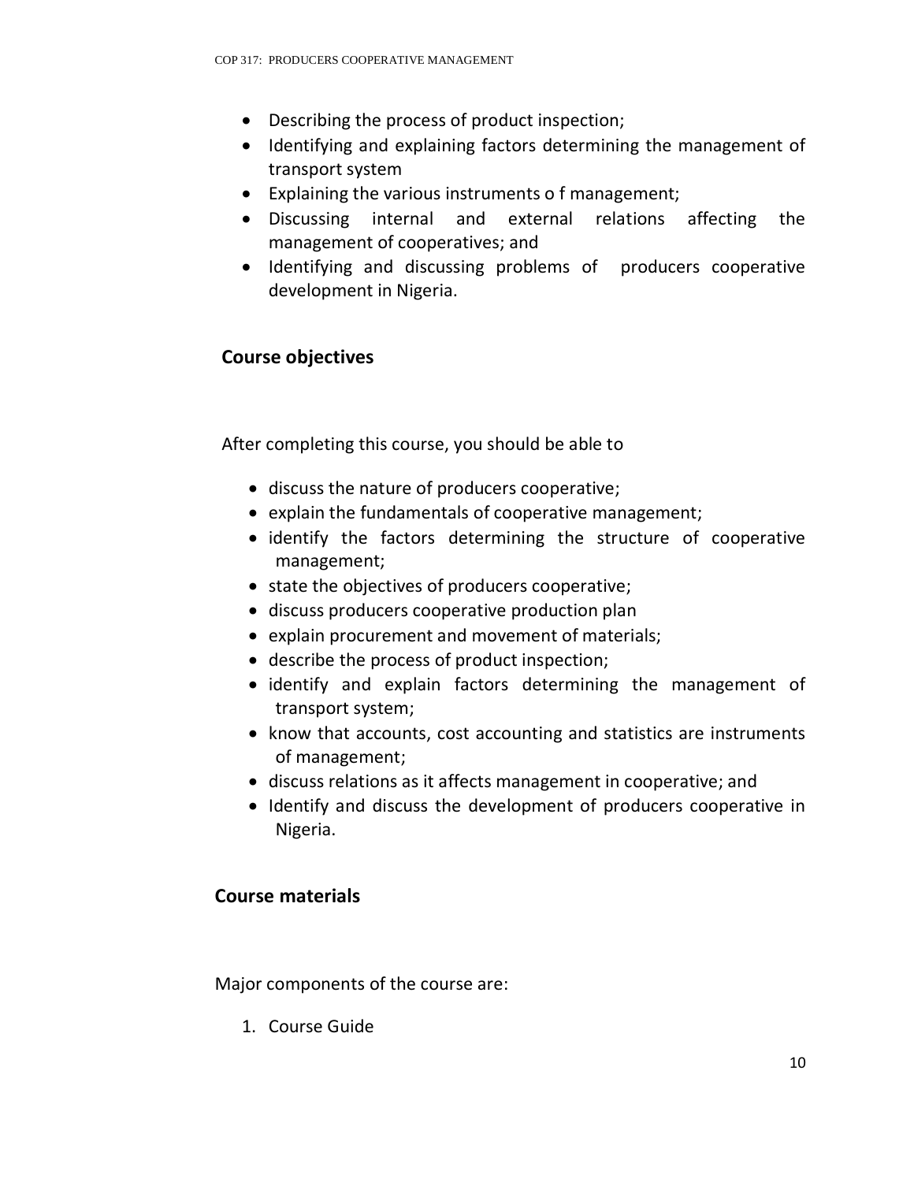- Describing the process of product inspection;
- Identifying and explaining factors determining the management of transport system
- Explaining the various instruments o f management;
- Discussing internal and external relations affecting the management of cooperatives; and
- Identifying and discussing problems of producers cooperative development in Nigeria.

## Course objectives

After completing this course, you should be able to

- discuss the nature of producers cooperative;
- explain the fundamentals of cooperative management;
- identify the factors determining the structure of cooperative management;
- state the objectives of producers cooperative;
- discuss producers cooperative production plan
- explain procurement and movement of materials;
- describe the process of product inspection;
- identify and explain factors determining the management of transport system;
- know that accounts, cost accounting and statistics are instruments of management;
- discuss relations as it affects management in cooperative; and
- Identify and discuss the development of producers cooperative in Nigeria.

## Course materials

Major components of the course are:

1. Course Guide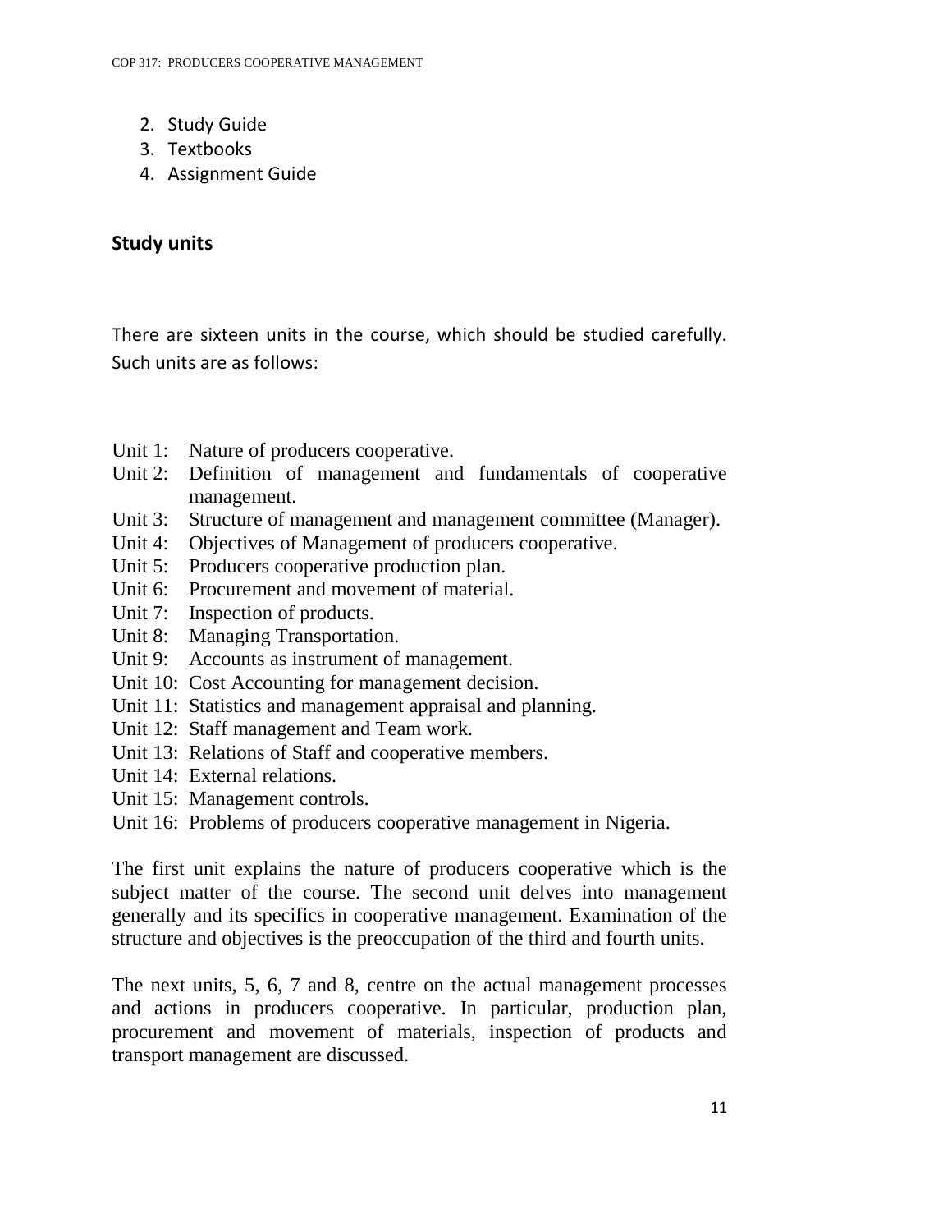2. Study Guide
3. Textbooks
4. Assignment Guide

## Study units

There are sixteen units in the course, which should be studied carefully. Such units are as follows:

- Unit 1: Nature of producers cooperative.
- Unit 2: Definition of management and fundamentals of cooperative management.
- Unit 3: Structure of management and management committee (Manager).
- Unit 4: Objectives of Management of producers cooperative.
- Unit 5: Producers cooperative production plan.
- Unit 6: Procurement and movement of material.
- Unit 7: Inspection of products.
- Unit 8: Managing Transportation.
- Unit 9: Accounts as instrument of management.
- Unit 10: Cost Accounting for management decision.
- Unit 11: Statistics and management appraisal and planning.
- Unit 12: Staff management and Team work.
- Unit 13: Relations of Staff and cooperative members.
- Unit 14: External relations.
- Unit 15: Management controls.
- Unit 16: Problems of producers cooperative management in Nigeria.

The first unit explains the nature of producers cooperative which is the subject matter of the course. The second unit delves into management generally and its specifics in cooperative management. Examination of the structure and objectives is the preoccupation of the third and fourth units.

The next units, 5, 6, 7 and 8, centre on the actual management processes and actions in producers cooperative. In particular, production plan, procurement and movement of materials, inspection of products and transport management are discussed.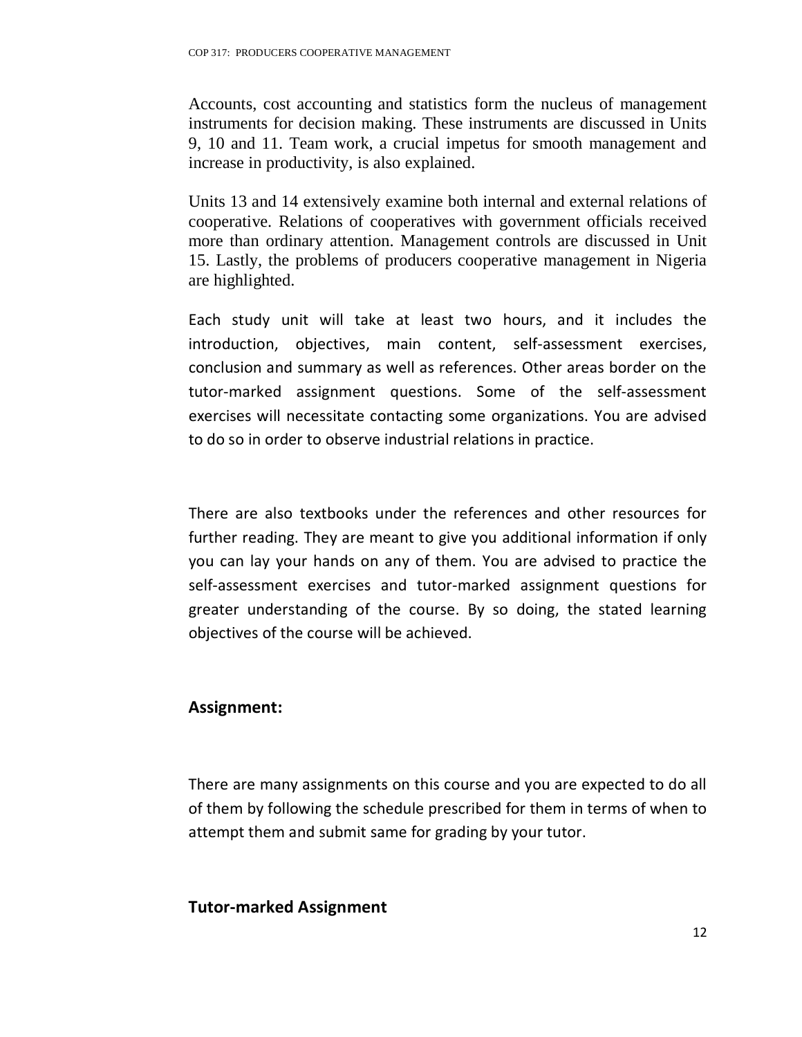Accounts, cost accounting and statistics form the nucleus of management instruments for decision making. These instruments are discussed in Units 9, 10 and 11. Team work, a crucial impetus for smooth management and increase in productivity, is also explained.

Units 13 and 14 extensively examine both internal and external relations of cooperative. Relations of cooperatives with government officials received more than ordinary attention. Management controls are discussed in Unit 15. Lastly, the problems of producers cooperative management in Nigeria are highlighted.

Each study unit will take at least two hours, and it includes the introduction, objectives, main content, self-assessment exercises, conclusion and summary as well as references. Other areas border on the tutor-marked assignment questions. Some of the self-assessment exercises will necessitate contacting some organizations. You are advised to do so in order to observe industrial relations in practice.

There are also textbooks under the references and other resources for further reading. They are meant to give you additional information if only you can lay your hands on any of them. You are advised to practice the self-assessment exercises and tutor-marked assignment questions for greater understanding of the course. By so doing, the stated learning objectives of the course will be achieved.

## Assignment:

There are many assignments on this course and you are expected to do all of them by following the schedule prescribed for them in terms of when to attempt them and submit same for grading by your tutor.

## Tutor-marked Assignment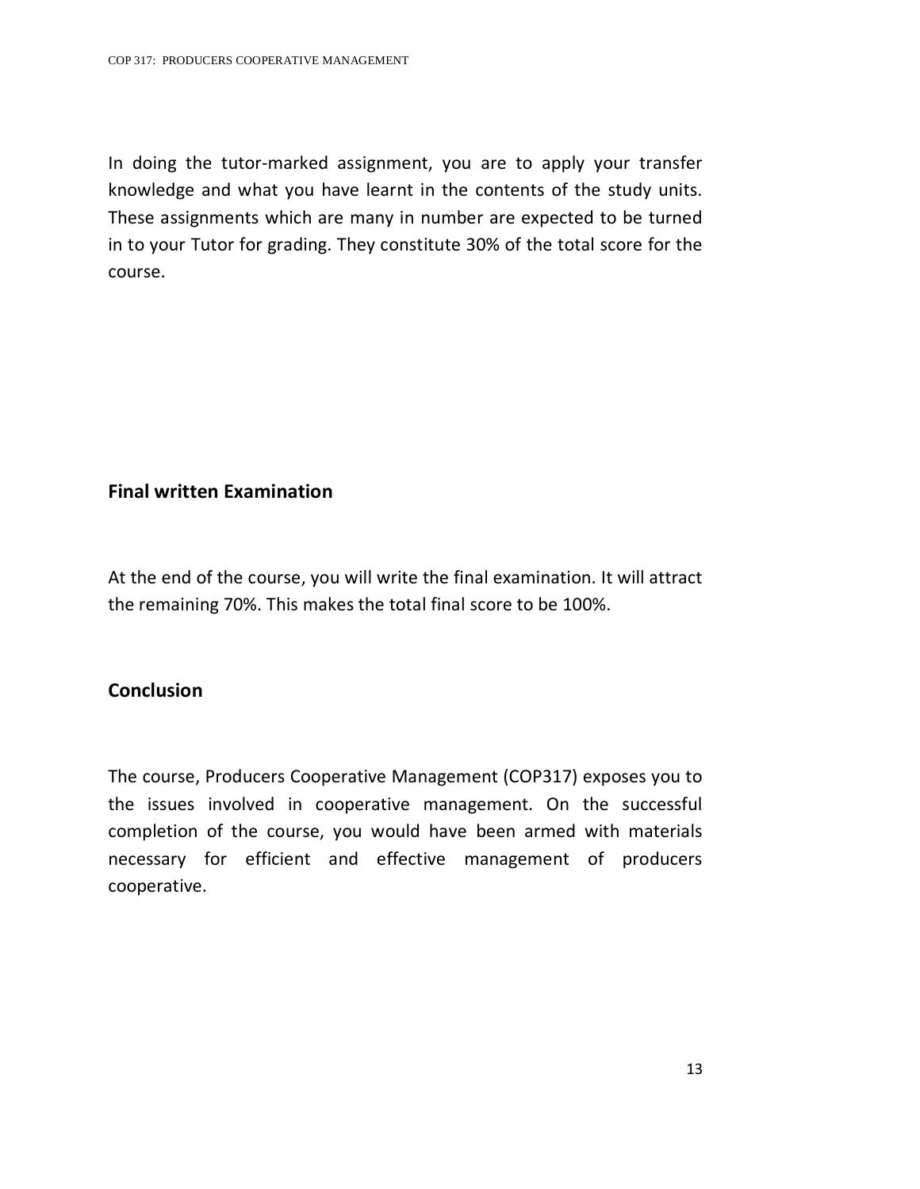In doing the tutor-marked assignment, you are to apply your transfer knowledge and what you have learnt in the contents of the study units. These assignments which are many in number are expected to be turned in to your Tutor for grading. They constitute 30% of the total score for the course.

## Final written Examination

At the end of the course, you will write the final examination. It will attract the remaining 70%. This makes the total final score to be 100%.

## Conclusion

The course, Producers Cooperative Management (COP317) exposes you to the issues involved in cooperative management. On the successful completion of the course, you would have been armed with materials necessary for efficient and effective management of producers cooperative.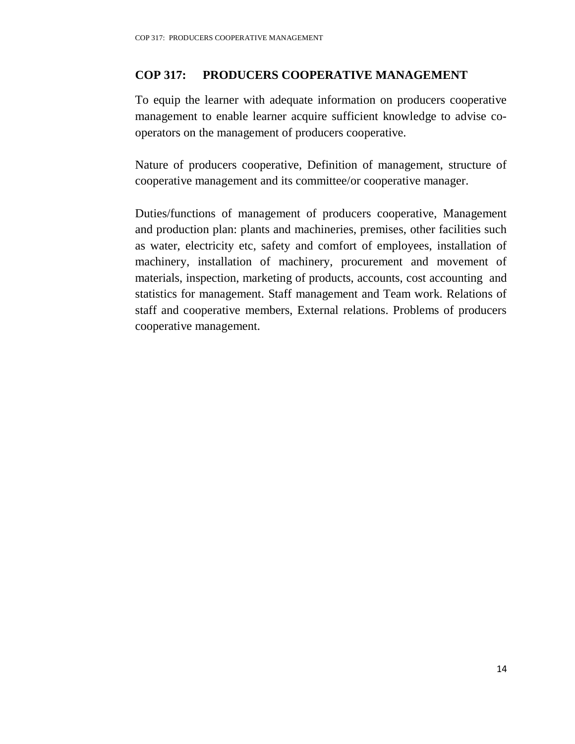## COP 317: PRODUCERS COOPERATIVE MANAGEMENT

To equip the learner with adequate information on producers cooperative management to enable learner acquire sufficient knowledge to advise co-operators on the management of producers cooperative.

Nature of producers cooperative, Definition of management, structure of cooperative management and its committee/or cooperative manager.

Duties/functions of management of producers cooperative, Management and production plan: plants and machineries, premises, other facilities such as water, electricity etc, safety and comfort of employees, installation of machinery, installation of machinery, procurement and movement of materials, inspection, marketing of products, accounts, cost accounting and statistics for management. Staff management and Team work. Relations of staff and cooperative members, External relations. Problems of producers cooperative management.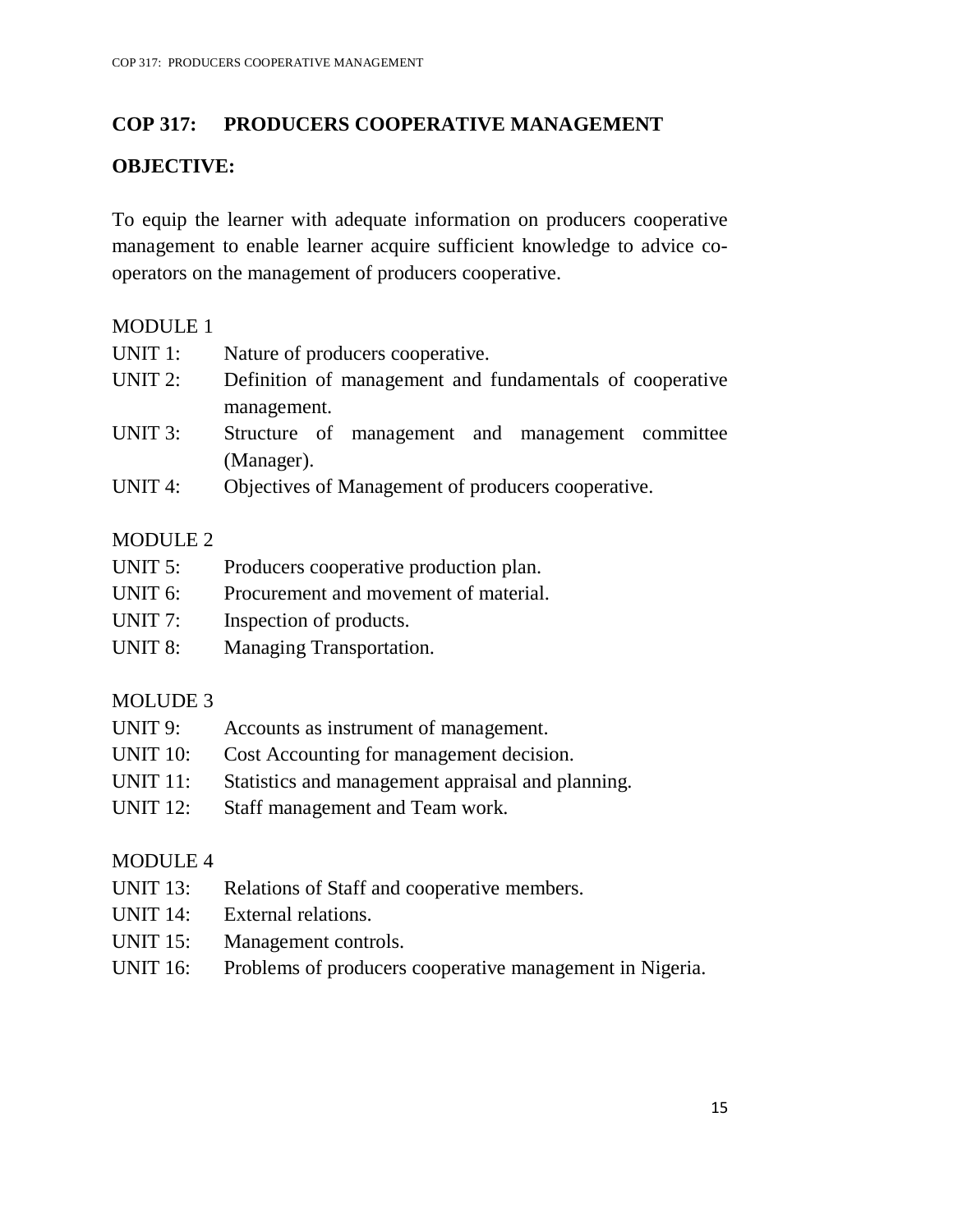## COP 317: PRODUCERS COOPERATIVE MANAGEMENT

### OBJECTIVE:

To equip the learner with adequate information on producers cooperative management to enable learner acquire sufficient knowledge to advice co-operators on the management of producers cooperative.

MODULE 1

UNIT 1: Nature of producers cooperative.
UNIT 2: Definition of management and fundamentals of cooperative management.
UNIT 3: Structure of management and management committee (Manager).
UNIT 4: Objectives of Management of producers cooperative.

MODULE 2

UNIT 5: Producers cooperative production plan.
UNIT 6: Procurement and movement of material.
UNIT 7: Inspection of products.
UNIT 8: Managing Transportation.

MOLUDE 3

UNIT 9: Accounts as instrument of management.
UNIT 10: Cost Accounting for management decision.
UNIT 11: Statistics and management appraisal and planning.
UNIT 12: Staff management and Team work.

MODULE 4

UNIT 13: Relations of Staff and cooperative members.
UNIT 14: External relations.
UNIT 15: Management controls.
UNIT 16: Problems of producers cooperative management in Nigeria.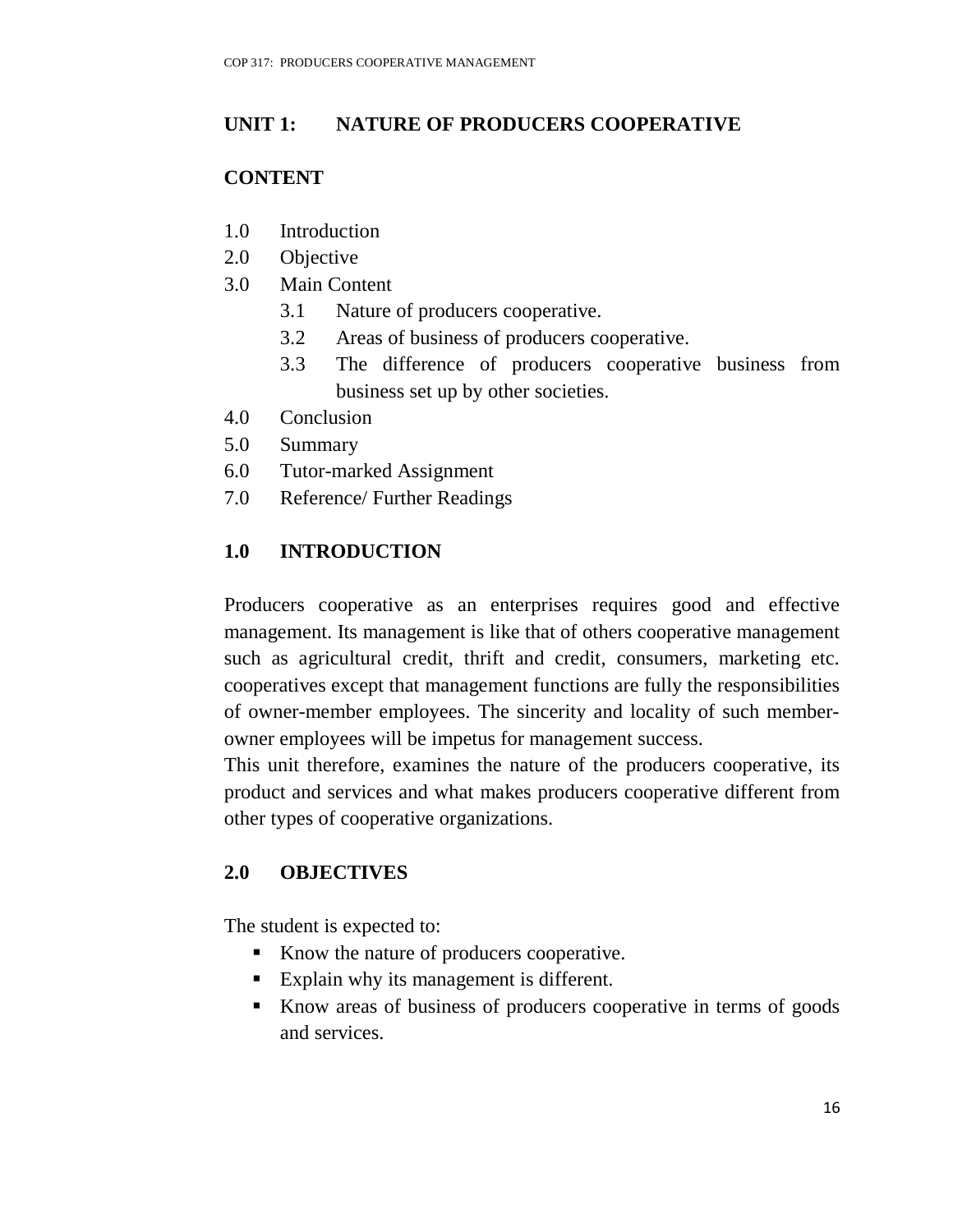## UNIT 1: NATURE OF PRODUCERS COOPERATIVE

### CONTENT

1.0 Introduction
2.0 Objective
3.0 Main Content
  3.1 Nature of producers cooperative.
  3.2 Areas of business of producers cooperative.
  3.3 The difference of producers cooperative business from business set up by other societies.
4.0 Conclusion
5.0 Summary
6.0 Tutor-marked Assignment
7.0 Reference/ Further Readings

### 1.0 INTRODUCTION

Producers cooperative as an enterprises requires good and effective management. Its management is like that of others cooperative management such as agricultural credit, thrift and credit, consumers, marketing etc. cooperatives except that management functions are fully the responsibilities of owner-member employees. The sincerity and locality of such member-owner employees will be impetus for management success.

This unit therefore, examines the nature of the producers cooperative, its product and services and what makes producers cooperative different from other types of cooperative organizations.

### 2.0 OBJECTIVES

The student is expected to:

- Know the nature of producers cooperative.
- Explain why its management is different.
- Know areas of business of producers cooperative in terms of goods and services.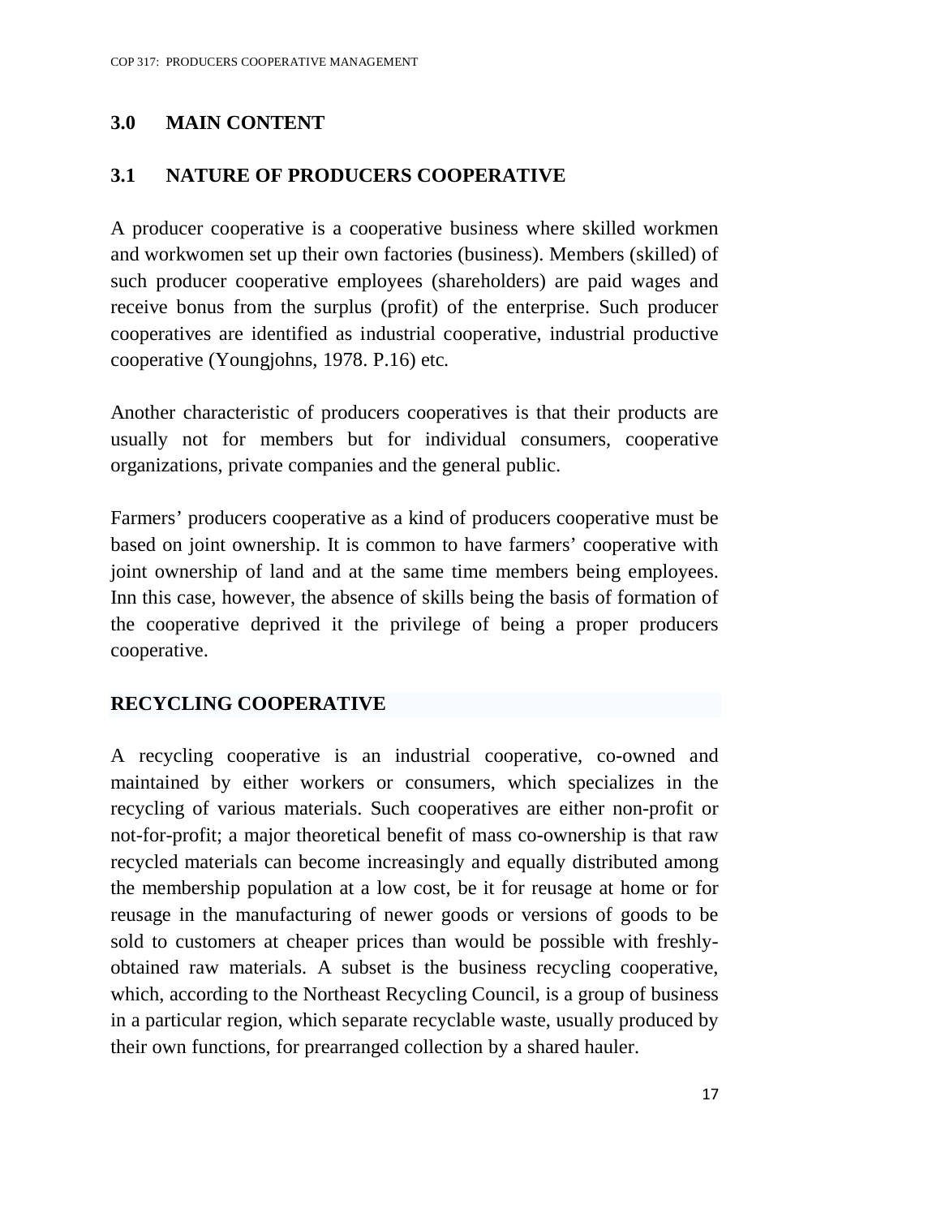## 3.0 MAIN CONTENT

### 3.1 NATURE OF PRODUCERS COOPERATIVE

A producer cooperative is a cooperative business where skilled workmen and workwomen set up their own factories (business). Members (skilled) of such producer cooperative employees (shareholders) are paid wages and receive bonus from the surplus (profit) of the enterprise. Such producer cooperatives are identified as industrial cooperative, industrial productive cooperative (Youngjohns, 1978. P.16) etc.

Another characteristic of producers cooperatives is that their products are usually not for members but for individual consumers, cooperative organizations, private companies and the general public.

Farmers' producers cooperative as a kind of producers cooperative must be based on joint ownership. It is common to have farmers' cooperative with joint ownership of land and at the same time members being employees. Inn this case, however, the absence of skills being the basis of formation of the cooperative deprived it the privilege of being a proper producers cooperative.

**RECYCLING COOPERATIVE**

A recycling cooperative is an industrial cooperative, co-owned and maintained by either workers or consumers, which specializes in the recycling of various materials. Such cooperatives are either non-profit or not-for-profit; a major theoretical benefit of mass co-ownership is that raw recycled materials can become increasingly and equally distributed among the membership population at a low cost, be it for reusage at home or for reusage in the manufacturing of newer goods or versions of goods to be sold to customers at cheaper prices than would be possible with freshly-obtained raw materials. A subset is the business recycling cooperative, which, according to the Northeast Recycling Council, is a group of business in a particular region, which separate recyclable waste, usually produced by their own functions, for prearranged collection by a shared hauler.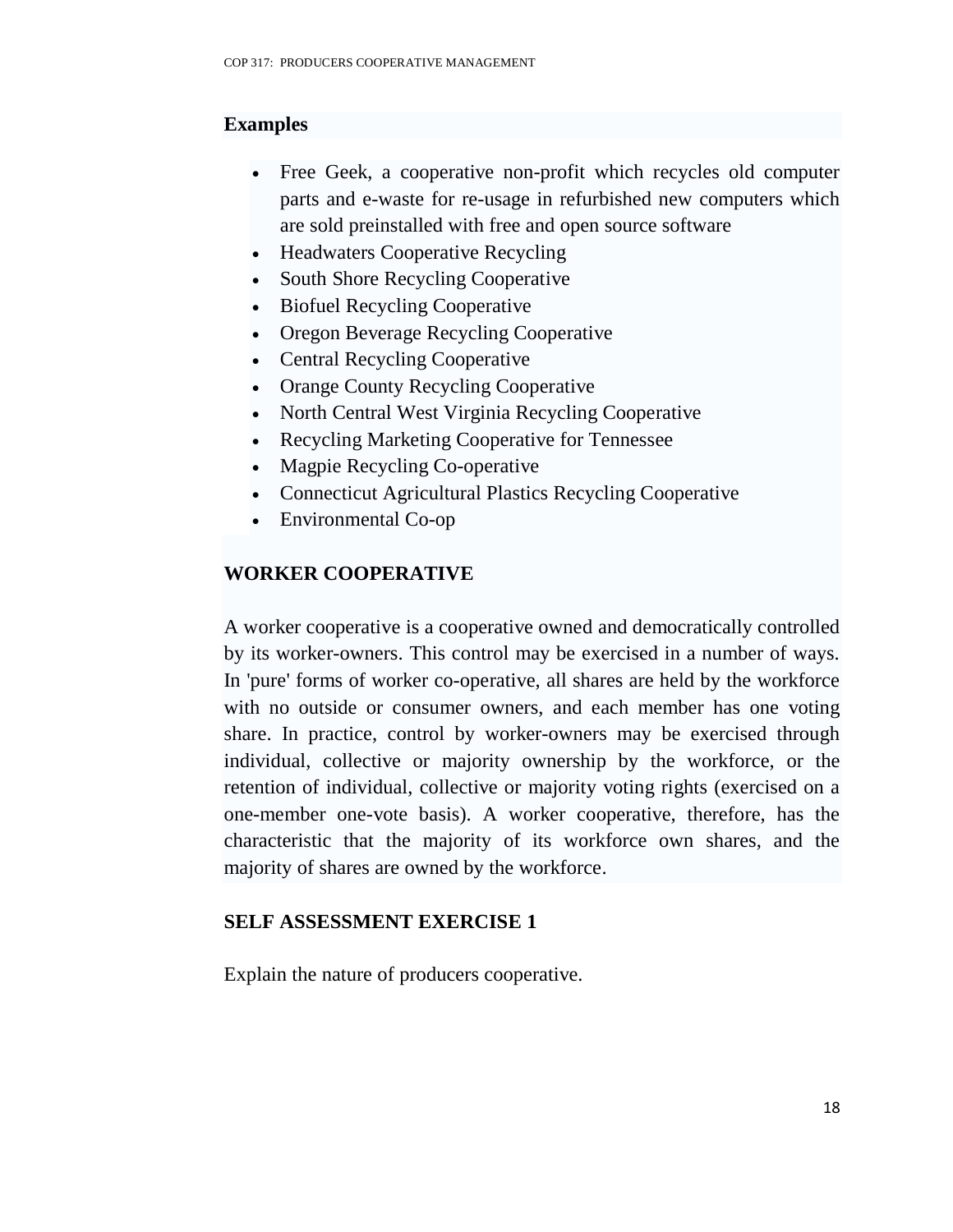**Examples**

- Free Geek, a cooperative non-profit which recycles old computer parts and e-waste for re-usage in refurbished new computers which are sold preinstalled with free and open source software
- Headwaters Cooperative Recycling
- South Shore Recycling Cooperative
- Biofuel Recycling Cooperative
- Oregon Beverage Recycling Cooperative
- Central Recycling Cooperative
- Orange County Recycling Cooperative
- North Central West Virginia Recycling Cooperative
- Recycling Marketing Cooperative for Tennessee
- Magpie Recycling Co-operative
- Connecticut Agricultural Plastics Recycling Cooperative
- Environmental Co-op

## WORKER COOPERATIVE

A worker cooperative is a cooperative owned and democratically controlled by its worker-owners. This control may be exercised in a number of ways. In 'pure' forms of worker co-operative, all shares are held by the workforce with no outside or consumer owners, and each member has one voting share. In practice, control by worker-owners may be exercised through individual, collective or majority ownership by the workforce, or the retention of individual, collective or majority voting rights (exercised on a one-member one-vote basis). A worker cooperative, therefore, has the characteristic that the majority of its workforce own shares, and the majority of shares are owned by the workforce.

## SELF ASSESSMENT EXERCISE 1

Explain the nature of producers cooperative.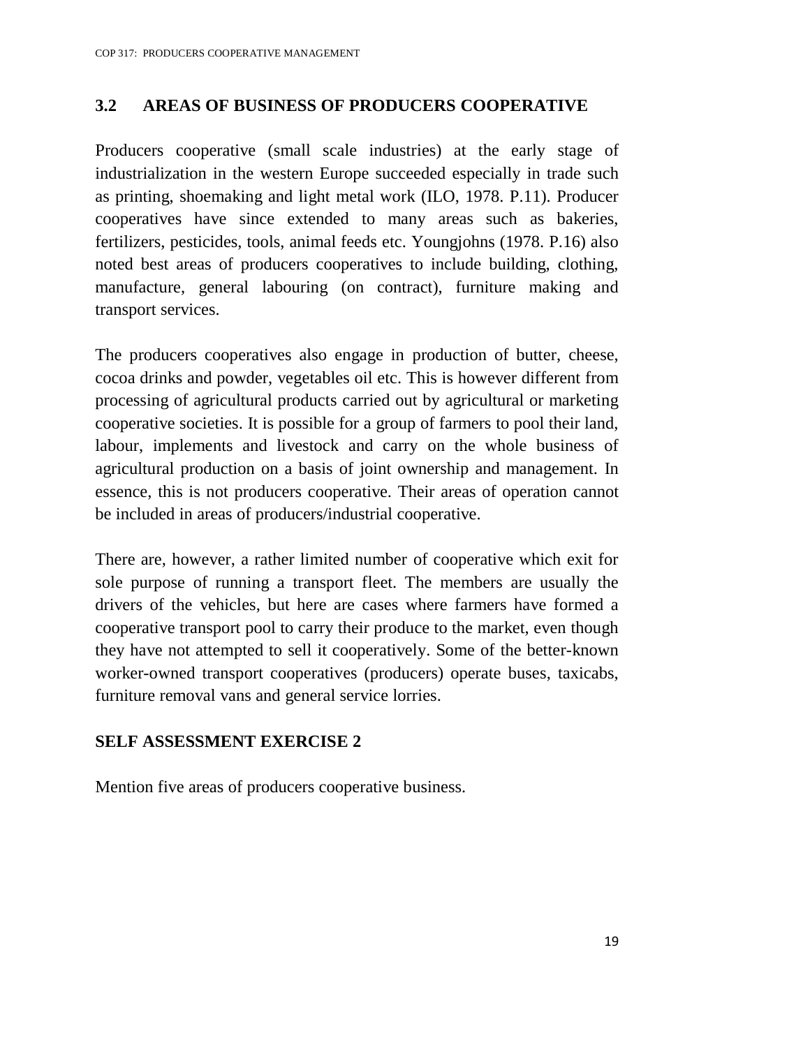## 3.2 AREAS OF BUSINESS OF PRODUCERS COOPERATIVE

Producers cooperative (small scale industries) at the early stage of industrialization in the western Europe succeeded especially in trade such as printing, shoemaking and light metal work (ILO, 1978. P.11). Producer cooperatives have since extended to many areas such as bakeries, fertilizers, pesticides, tools, animal feeds etc. Youngjohns (1978. P.16) also noted best areas of producers cooperatives to include building, clothing, manufacture, general labouring (on contract), furniture making and transport services.

The producers cooperatives also engage in production of butter, cheese, cocoa drinks and powder, vegetables oil etc. This is however different from processing of agricultural products carried out by agricultural or marketing cooperative societies. It is possible for a group of farmers to pool their land, labour, implements and livestock and carry on the whole business of agricultural production on a basis of joint ownership and management. In essence, this is not producers cooperative. Their areas of operation cannot be included in areas of producers/industrial cooperative.

There are, however, a rather limited number of cooperative which exit for sole purpose of running a transport fleet. The members are usually the drivers of the vehicles, but here are cases where farmers have formed a cooperative transport pool to carry their produce to the market, even though they have not attempted to sell it cooperatively. Some of the better-known worker-owned transport cooperatives (producers) operate buses, taxicabs, furniture removal vans and general service lorries.

**SELF ASSESSMENT EXERCISE 2**

Mention five areas of producers cooperative business.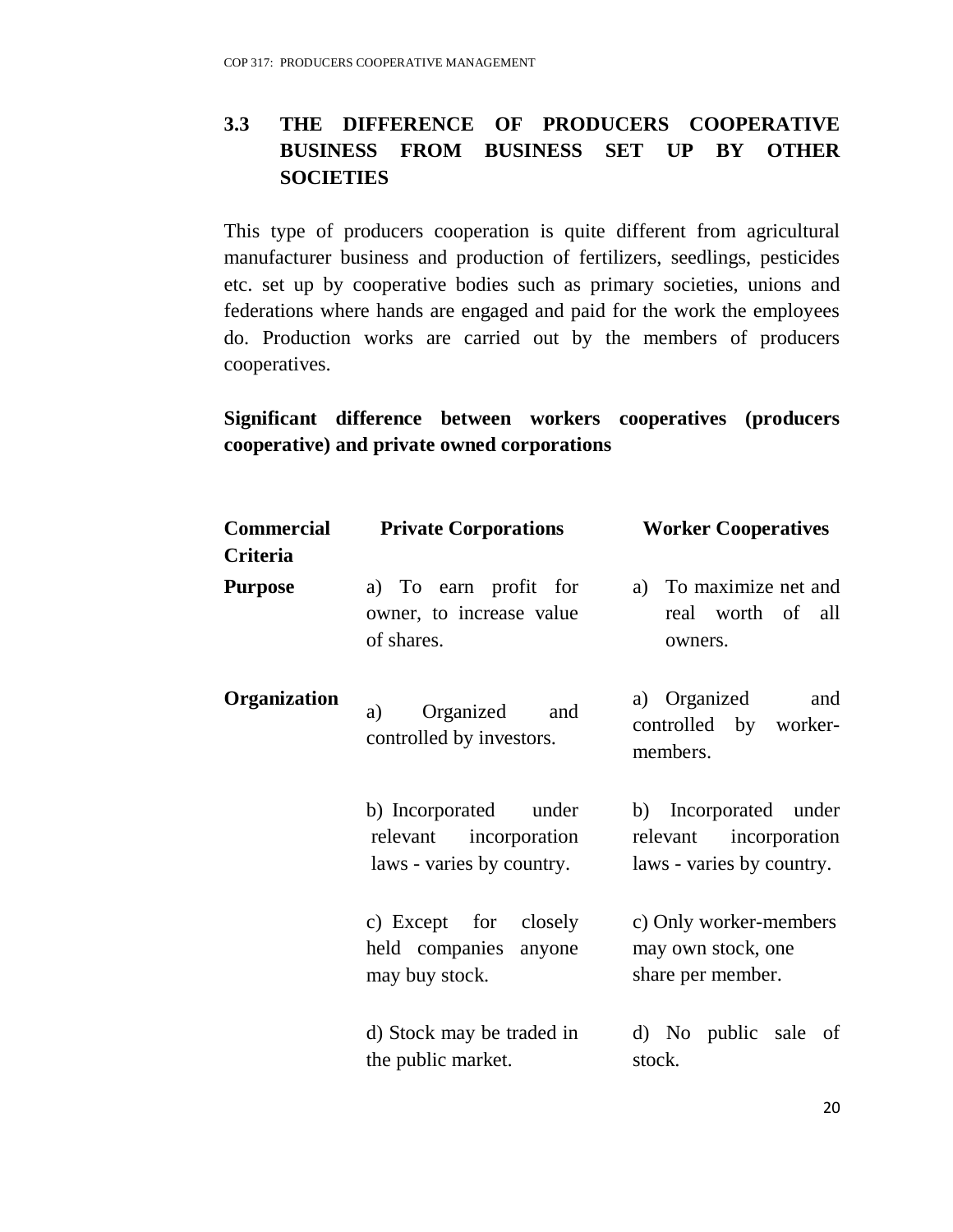## 3.3 THE DIFFERENCE OF PRODUCERS COOPERATIVE BUSINESS FROM BUSINESS SET UP BY OTHER SOCIETIES

This type of producers cooperation is quite different from agricultural manufacturer business and production of fertilizers, seedlings, pesticides etc. set up by cooperative bodies such as primary societies, unions and federations where hands are engaged and paid for the work the employees do. Production works are carried out by the members of producers cooperatives.

**Significant difference between workers cooperatives (producers cooperative) and private owned corporations**

| Commercial Criteria | Private Corporations | Worker Cooperatives |
|---|---|---|
| **Purpose** | a) To earn profit for owner, to increase value of shares. | a) To maximize net and real worth of all owners. |
| **Organization** | a) Organized and controlled by investors. | a) Organized and controlled by worker-members. |
| | b) Incorporated under relevant incorporation laws - varies by country. | b) Incorporated under relevant incorporation laws - varies by country. |
| | c) Except for closely held companies anyone may buy stock. | c) Only worker-members may own stock, one share per member. |
| | d) Stock may be traded in the public market. | d) No public sale of stock. |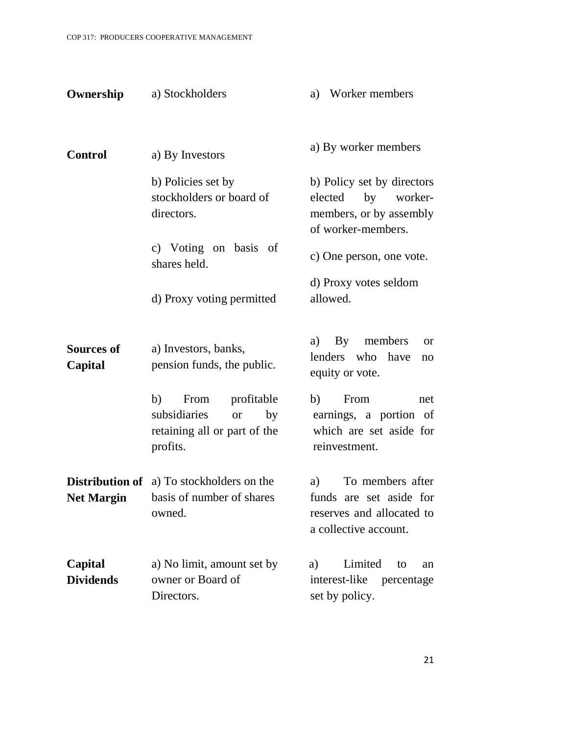| | | |
|---|---|---|
| **Ownership** | a) Stockholders | a) Worker members |
| **Control** | a) By Investors | a) By worker members |
| | b) Policies set by stockholders or board of directors. | b) Policy set by directors elected by worker-members, or by assembly of worker-members. |
| | c) Voting on basis of shares held. | c) One person, one vote. |
| | d) Proxy voting permitted | d) Proxy votes seldom allowed. |
| **Sources of Capital** | a) Investors, banks, pension funds, the public. | a) By members or lenders who have no equity or vote. |
| | b) From profitable subsidiaries or by retaining all or part of the profits. | b) From net earnings, a portion of which are set aside for reinvestment. |
| **Distribution of Net Margin** | a) To stockholders on the basis of number of shares owned. | a) To members after funds are set aside for reserves and allocated to a collective account. |
| **Capital Dividends** | a) No limit, amount set by owner or Board of Directors. | a) Limited to an interest-like percentage set by policy. |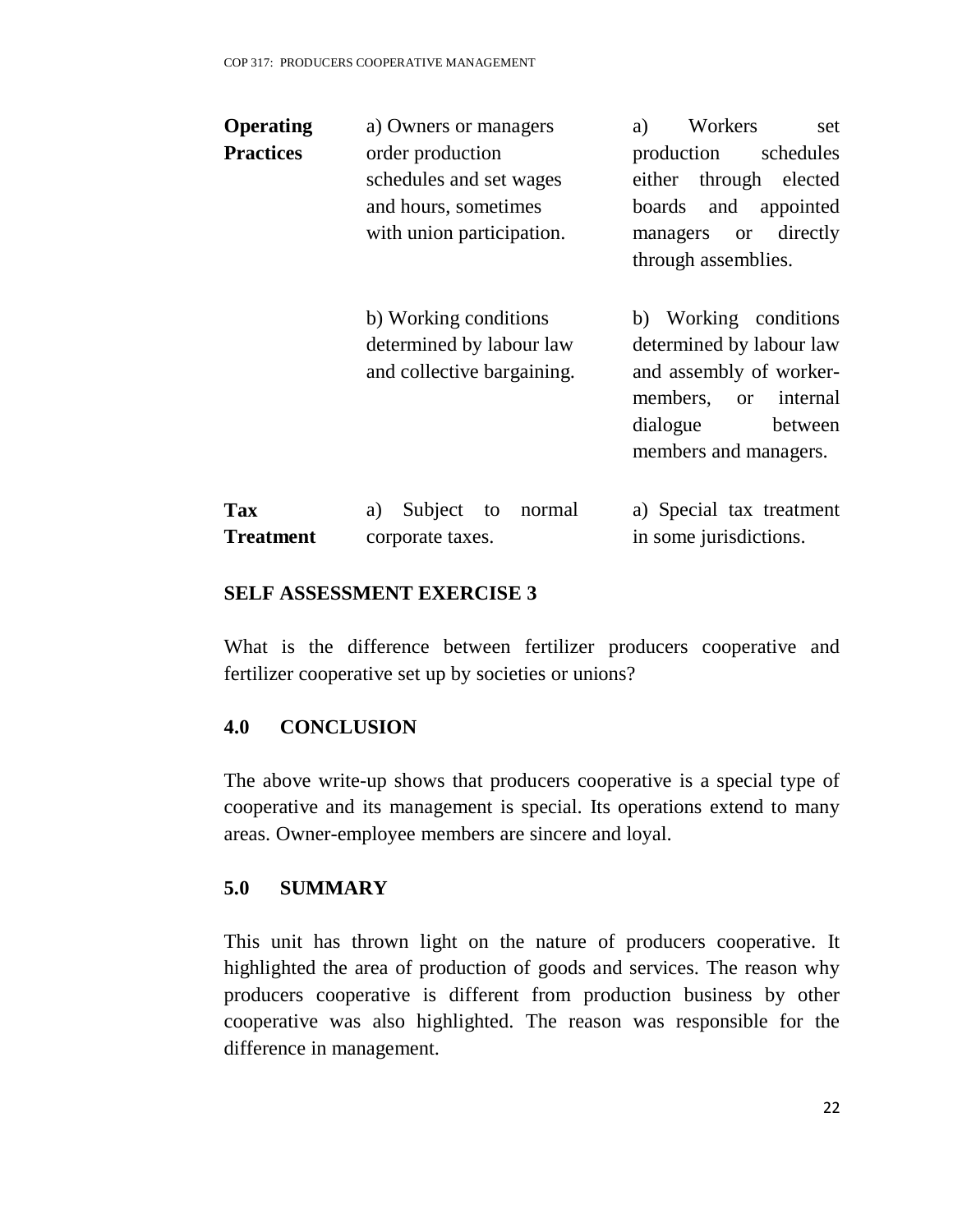| | | |
|---|---|---|
| **Operating Practices** | a) Owners or managers order production schedules and set wages and hours, sometimes with union participation. | a) Workers set production schedules either through elected boards and appointed managers or directly through assemblies. |
| | b) Working conditions determined by labour law and collective bargaining. | b) Working conditions determined by labour law and assembly of worker-members, or internal dialogue between members and managers. |
| **Tax Treatment** | a) Subject to normal corporate taxes. | a) Special tax treatment in some jurisdictions. |

**SELF ASSESSMENT EXERCISE 3**

What is the difference between fertilizer producers cooperative and fertilizer cooperative set up by societies or unions?

## 4.0 CONCLUSION

The above write-up shows that producers cooperative is a special type of cooperative and its management is special. Its operations extend to many areas. Owner-employee members are sincere and loyal.

## 5.0 SUMMARY

This unit has thrown light on the nature of producers cooperative. It highlighted the area of production of goods and services. The reason why producers cooperative is different from production business by other cooperative was also highlighted. The reason was responsible for the difference in management.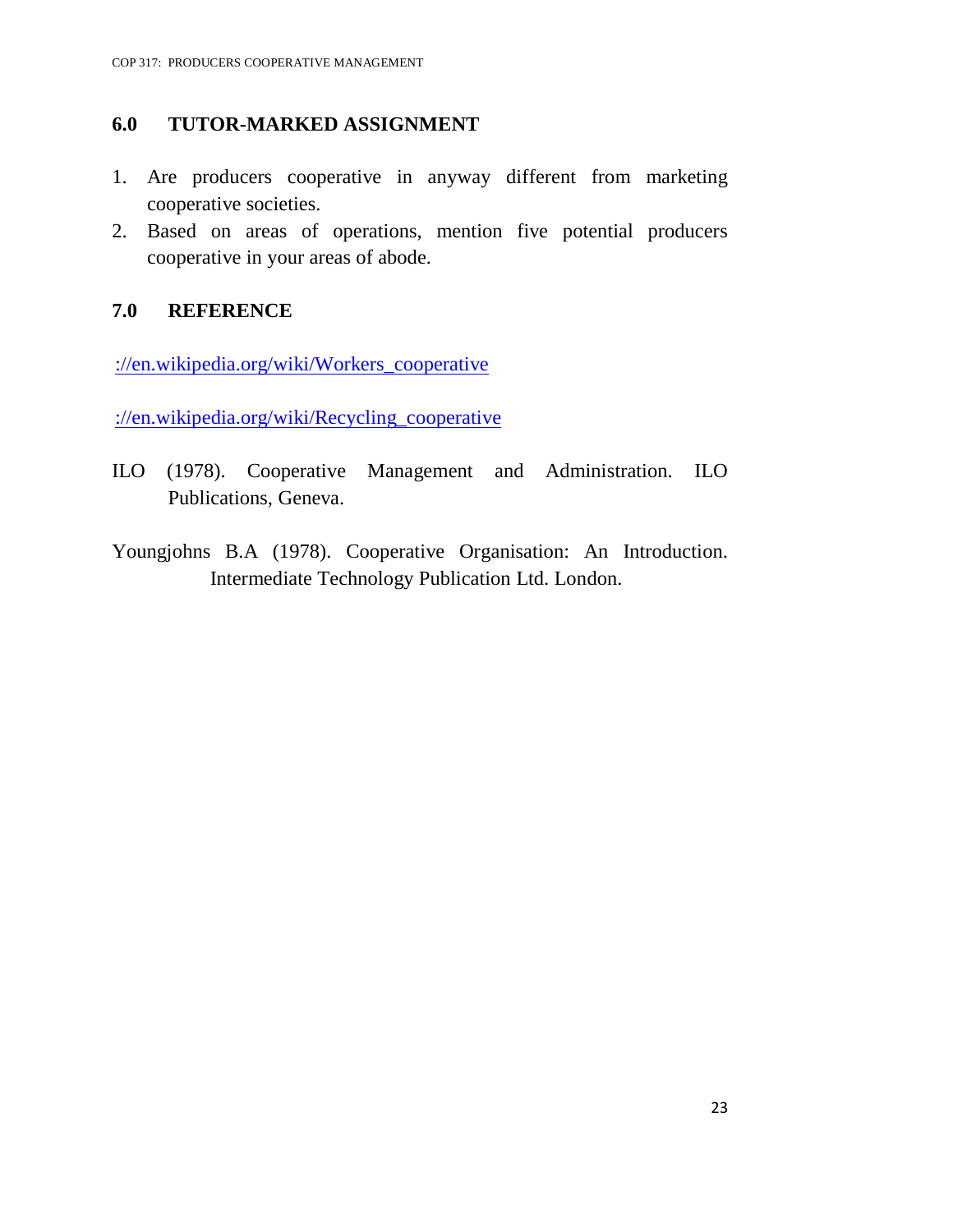## 6.0 TUTOR-MARKED ASSIGNMENT

1. Are producers cooperative in anyway different from marketing cooperative societies.
2. Based on areas of operations, mention five potential producers cooperative in your areas of abode.

## 7.0 REFERENCE

://en.wikipedia.org/wiki/Workers_cooperative

://en.wikipedia.org/wiki/Recycling_cooperative

ILO (1978). Cooperative Management and Administration. ILO Publications, Geneva.

Youngjohns B.A (1978). Cooperative Organisation: An Introduction. Intermediate Technology Publication Ltd. London.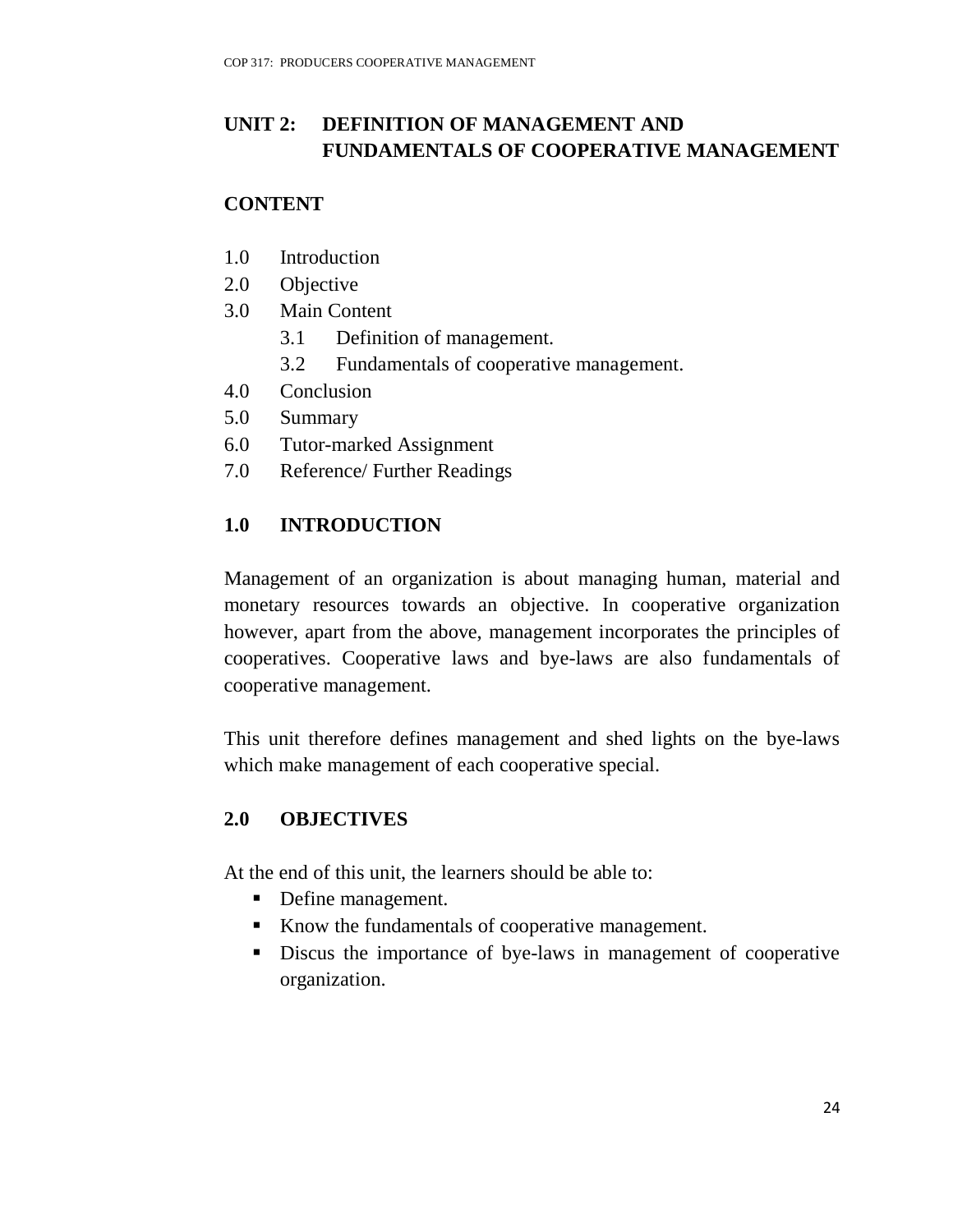## UNIT 2: DEFINITION OF MANAGEMENT AND FUNDAMENTALS OF COOPERATIVE MANAGEMENT

**CONTENT**

1.0 Introduction
2.0 Objective
3.0 Main Content
 3.1 Definition of management.
 3.2 Fundamentals of cooperative management.
4.0 Conclusion
5.0 Summary
6.0 Tutor-marked Assignment
7.0 Reference/ Further Readings

### 1.0 INTRODUCTION

Management of an organization is about managing human, material and monetary resources towards an objective. In cooperative organization however, apart from the above, management incorporates the principles of cooperatives. Cooperative laws and bye-laws are also fundamentals of cooperative management.

This unit therefore defines management and shed lights on the bye-laws which make management of each cooperative special.

### 2.0 OBJECTIVES

At the end of this unit, the learners should be able to:

- Define management.
- Know the fundamentals of cooperative management.
- Discus the importance of bye-laws in management of cooperative organization.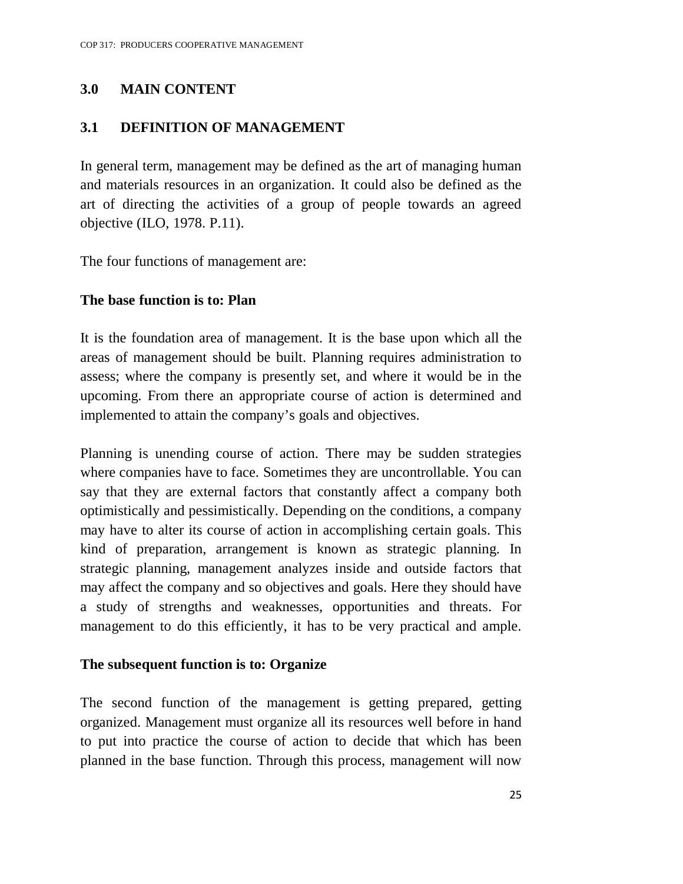## 3.0 MAIN CONTENT

### 3.1 DEFINITION OF MANAGEMENT

In general term, management may be defined as the art of managing human and materials resources in an organization. It could also be defined as the art of directing the activities of a group of people towards an agreed objective (ILO, 1978. P.11).

The four functions of management are:

**The base function is to: Plan**

It is the foundation area of management. It is the base upon which all the areas of management should be built. Planning requires administration to assess; where the company is presently set, and where it would be in the upcoming. From there an appropriate course of action is determined and implemented to attain the company's goals and objectives.

Planning is unending course of action. There may be sudden strategies where companies have to face. Sometimes they are uncontrollable. You can say that they are external factors that constantly affect a company both optimistically and pessimistically. Depending on the conditions, a company may have to alter its course of action in accomplishing certain goals. This kind of preparation, arrangement is known as strategic planning. In strategic planning, management analyzes inside and outside factors that may affect the company and so objectives and goals. Here they should have a study of strengths and weaknesses, opportunities and threats. For management to do this efficiently, it has to be very practical and ample.

**The subsequent function is to: Organize**

The second function of the management is getting prepared, getting organized. Management must organize all its resources well before in hand to put into practice the course of action to decide that which has been planned in the base function. Through this process, management will now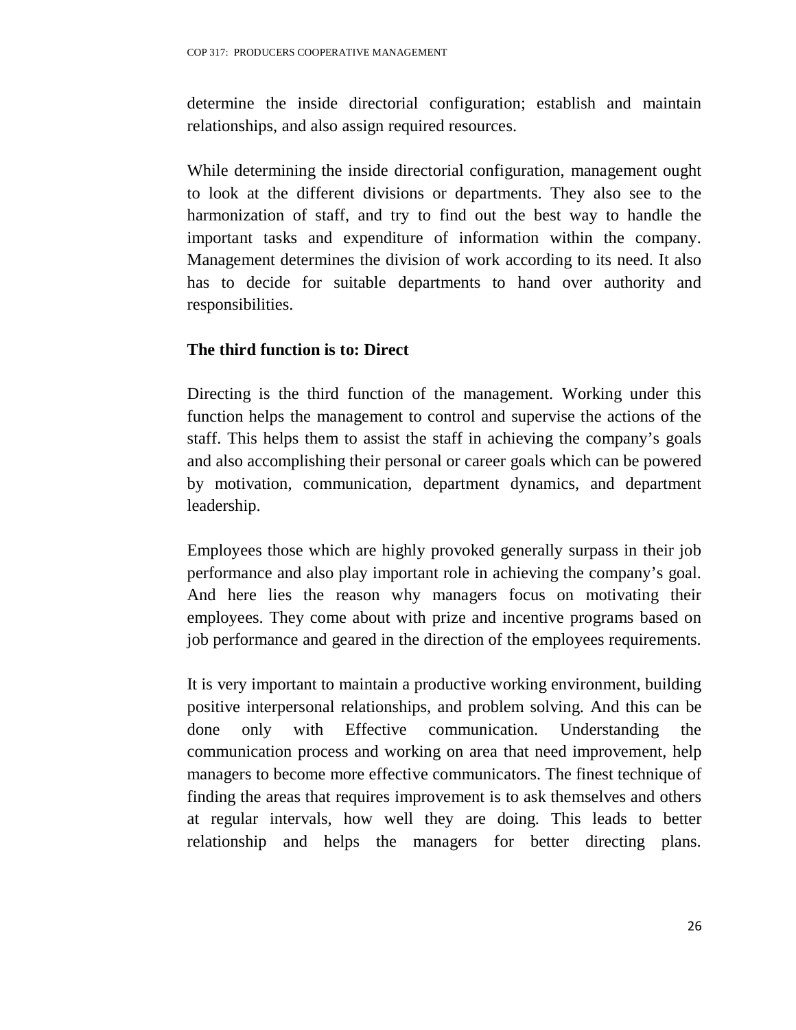determine the inside directorial configuration; establish and maintain relationships, and also assign required resources.

While determining the inside directorial configuration, management ought to look at the different divisions or departments. They also see to the harmonization of staff, and try to find out the best way to handle the important tasks and expenditure of information within the company. Management determines the division of work according to its need. It also has to decide for suitable departments to hand over authority and responsibilities.

**The third function is to: Direct**

Directing is the third function of the management. Working under this function helps the management to control and supervise the actions of the staff. This helps them to assist the staff in achieving the company's goals and also accomplishing their personal or career goals which can be powered by motivation, communication, department dynamics, and department leadership.

Employees those which are highly provoked generally surpass in their job performance and also play important role in achieving the company's goal. And here lies the reason why managers focus on motivating their employees. They come about with prize and incentive programs based on job performance and geared in the direction of the employees requirements.

It is very important to maintain a productive working environment, building positive interpersonal relationships, and problem solving. And this can be done only with Effective communication. Understanding the communication process and working on area that need improvement, help managers to become more effective communicators. The finest technique of finding the areas that requires improvement is to ask themselves and others at regular intervals, how well they are doing. This leads to better relationship and helps the managers for better directing plans.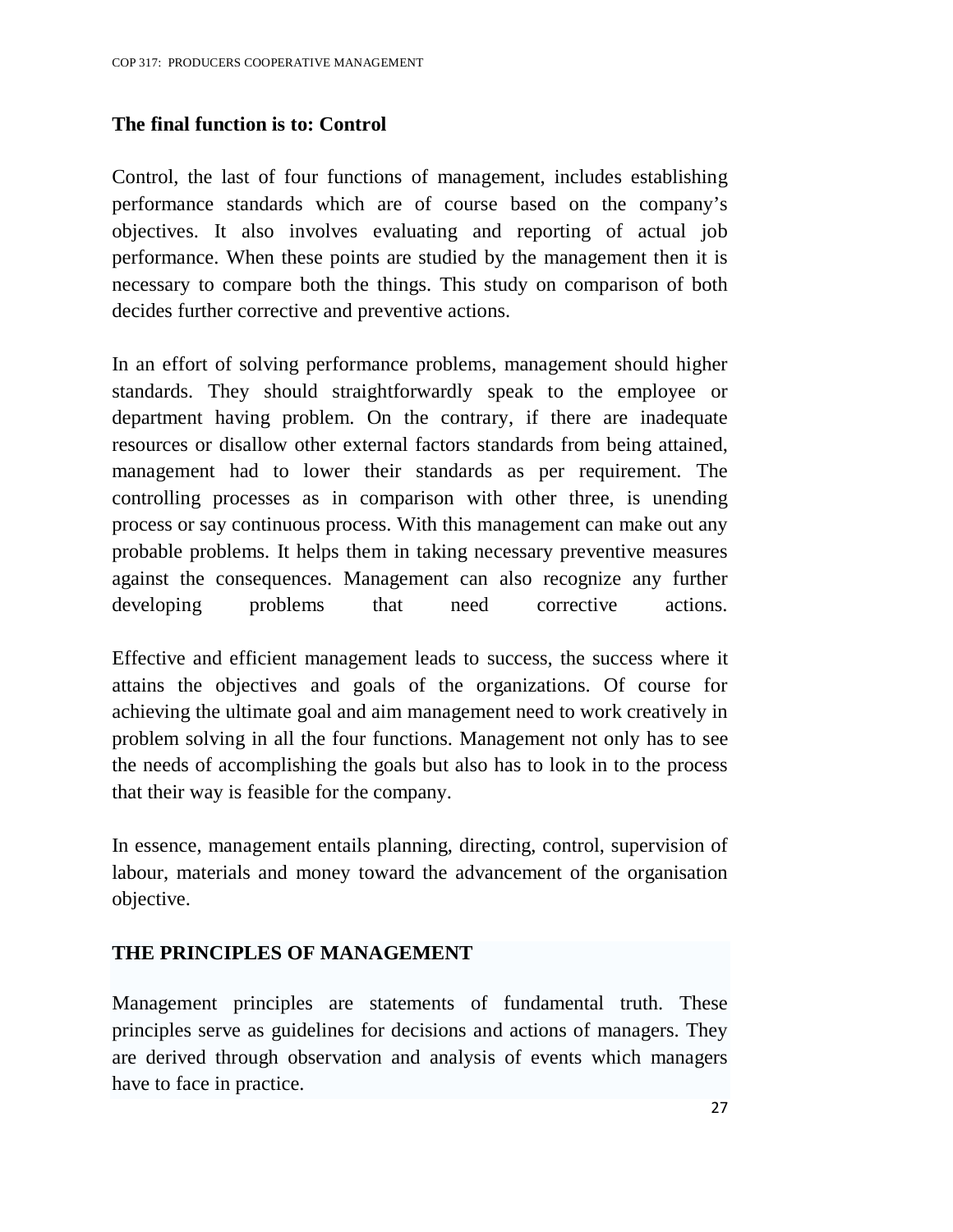**The final function is to: Control**

Control, the last of four functions of management, includes establishing performance standards which are of course based on the company's objectives. It also involves evaluating and reporting of actual job performance. When these points are studied by the management then it is necessary to compare both the things. This study on comparison of both decides further corrective and preventive actions.

In an effort of solving performance problems, management should higher standards. They should straightforwardly speak to the employee or department having problem. On the contrary, if there are inadequate resources or disallow other external factors standards from being attained, management had to lower their standards as per requirement. The controlling processes as in comparison with other three, is unending process or say continuous process. With this management can make out any probable problems. It helps them in taking necessary preventive measures against the consequences. Management can also recognize any further developing problems that need corrective actions.

Effective and efficient management leads to success, the success where it attains the objectives and goals of the organizations. Of course for achieving the ultimate goal and aim management need to work creatively in problem solving in all the four functions. Management not only has to see the needs of accomplishing the goals but also has to look in to the process that their way is feasible for the company.

In essence, management entails planning, directing, control, supervision of labour, materials and money toward the advancement of the organisation objective.

## THE PRINCIPLES OF MANAGEMENT

Management principles are statements of fundamental truth. These principles serve as guidelines for decisions and actions of managers. They are derived through observation and analysis of events which managers have to face in practice.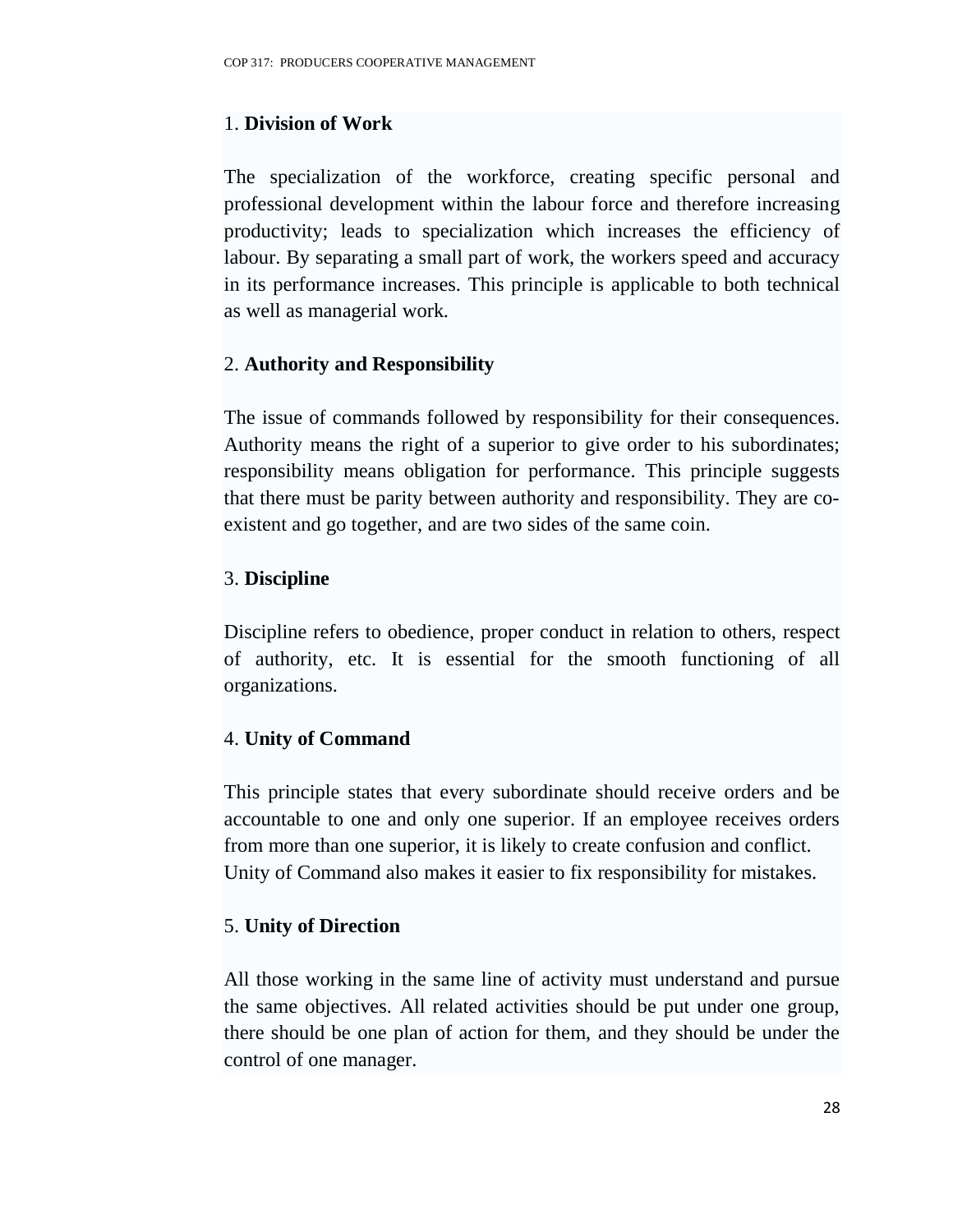1. **Division of Work**

The specialization of the workforce, creating specific personal and professional development within the labour force and therefore increasing productivity; leads to specialization which increases the efficiency of labour. By separating a small part of work, the workers speed and accuracy in its performance increases. This principle is applicable to both technical as well as managerial work.

2. **Authority and Responsibility**

The issue of commands followed by responsibility for their consequences. Authority means the right of a superior to give order to his subordinates; responsibility means obligation for performance. This principle suggests that there must be parity between authority and responsibility. They are co-existent and go together, and are two sides of the same coin.

3. **Discipline**

Discipline refers to obedience, proper conduct in relation to others, respect of authority, etc. It is essential for the smooth functioning of all organizations.

4. **Unity of Command**

This principle states that every subordinate should receive orders and be accountable to one and only one superior. If an employee receives orders from more than one superior, it is likely to create confusion and conflict. Unity of Command also makes it easier to fix responsibility for mistakes.

5. **Unity of Direction**

All those working in the same line of activity must understand and pursue the same objectives. All related activities should be put under one group, there should be one plan of action for them, and they should be under the control of one manager.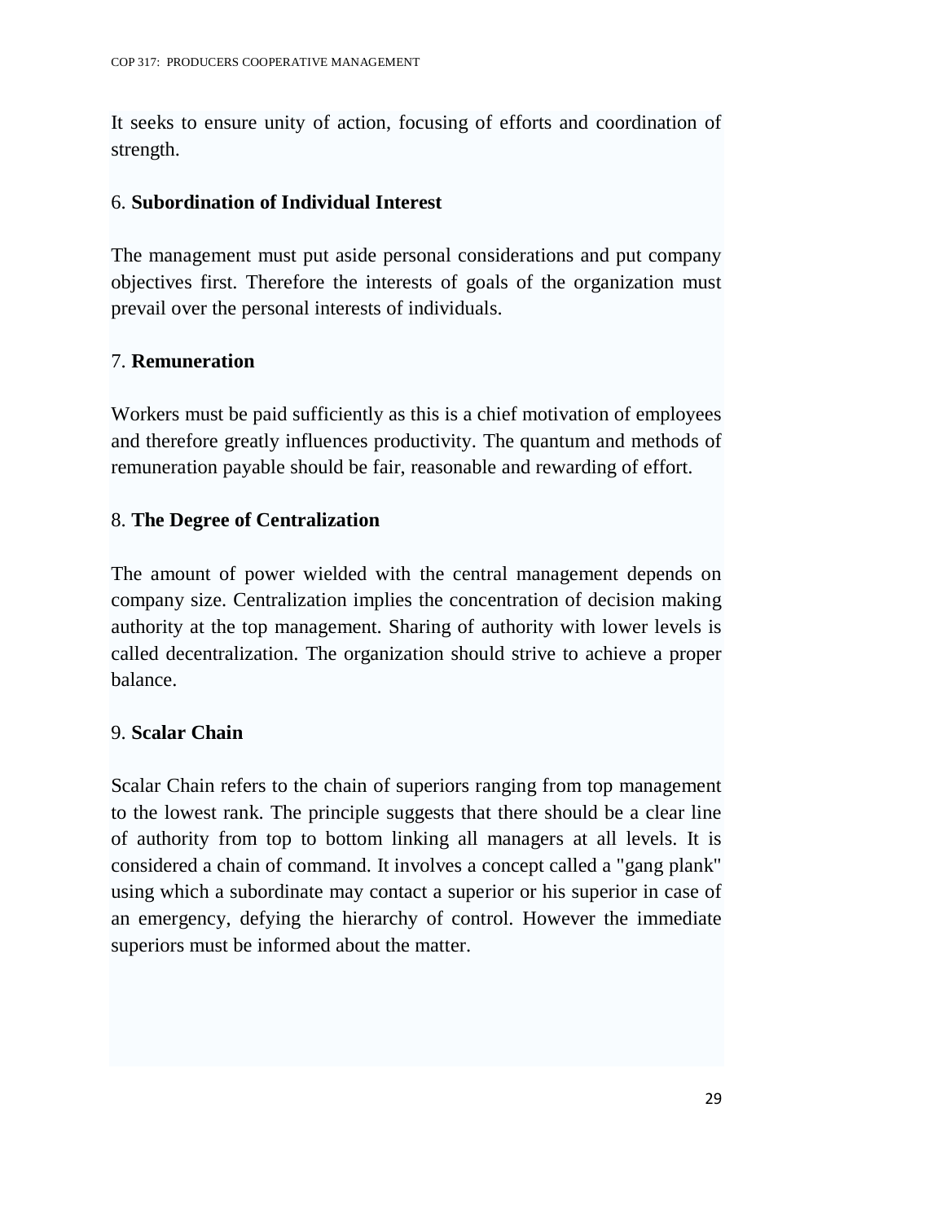It seeks to ensure unity of action, focusing of efforts and coordination of strength.

6. **Subordination of Individual Interest**

The management must put aside personal considerations and put company objectives first. Therefore the interests of goals of the organization must prevail over the personal interests of individuals.

7. **Remuneration**

Workers must be paid sufficiently as this is a chief motivation of employees and therefore greatly influences productivity. The quantum and methods of remuneration payable should be fair, reasonable and rewarding of effort.

8. **The Degree of Centralization**

The amount of power wielded with the central management depends on company size. Centralization implies the concentration of decision making authority at the top management. Sharing of authority with lower levels is called decentralization. The organization should strive to achieve a proper balance.

9. **Scalar Chain**

Scalar Chain refers to the chain of superiors ranging from top management to the lowest rank. The principle suggests that there should be a clear line of authority from top to bottom linking all managers at all levels. It is considered a chain of command. It involves a concept called a "gang plank" using which a subordinate may contact a superior or his superior in case of an emergency, defying the hierarchy of control. However the immediate superiors must be informed about the matter.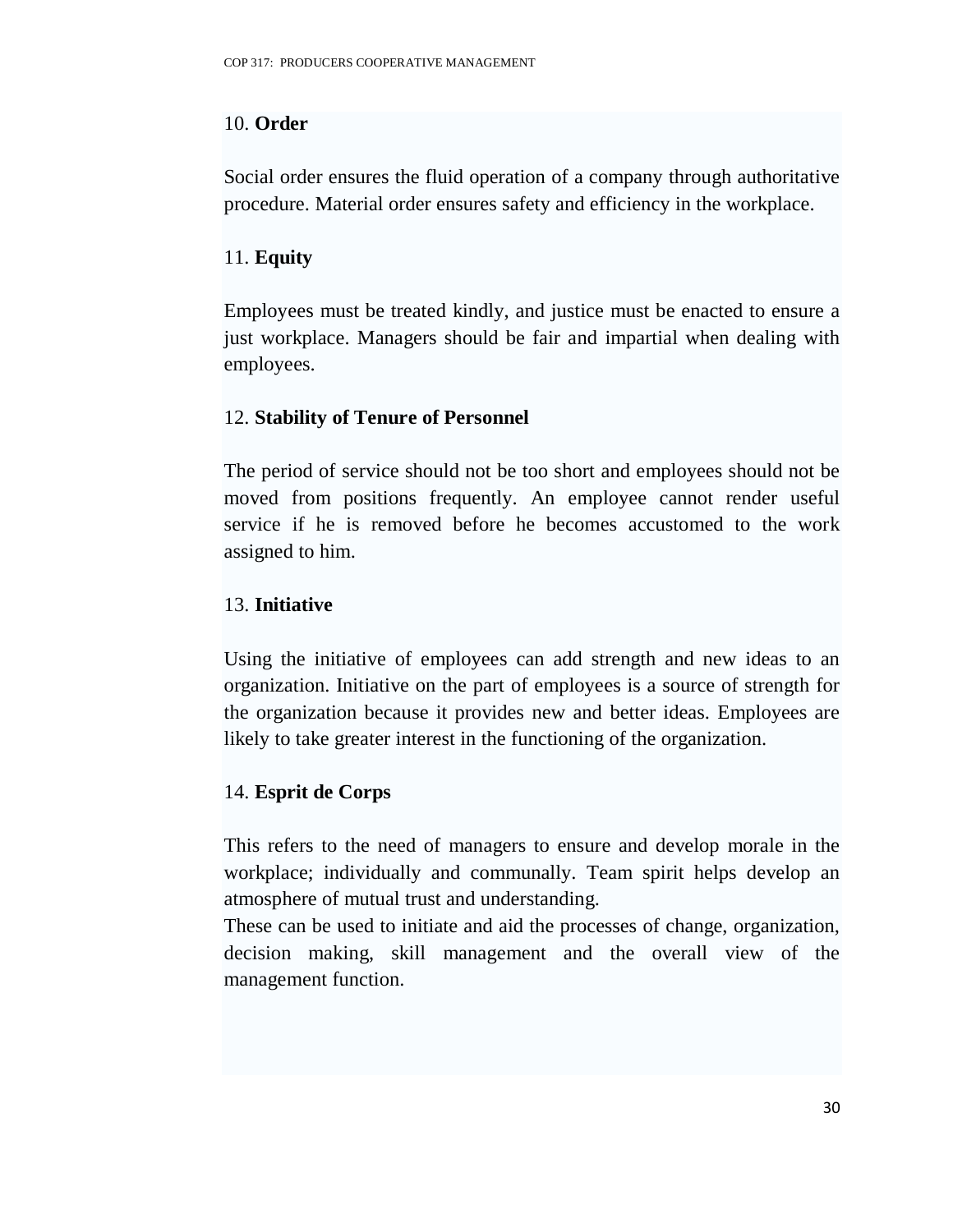10. **Order**

Social order ensures the fluid operation of a company through authoritative procedure. Material order ensures safety and efficiency in the workplace.

11. **Equity**

Employees must be treated kindly, and justice must be enacted to ensure a just workplace. Managers should be fair and impartial when dealing with employees.

12. **Stability of Tenure of Personnel**

The period of service should not be too short and employees should not be moved from positions frequently. An employee cannot render useful service if he is removed before he becomes accustomed to the work assigned to him.

13. **Initiative**

Using the initiative of employees can add strength and new ideas to an organization. Initiative on the part of employees is a source of strength for the organization because it provides new and better ideas. Employees are likely to take greater interest in the functioning of the organization.

14. **Esprit de Corps**

This refers to the need of managers to ensure and develop morale in the workplace; individually and communally. Team spirit helps develop an atmosphere of mutual trust and understanding.
These can be used to initiate and aid the processes of change, organization, decision making, skill management and the overall view of the management function.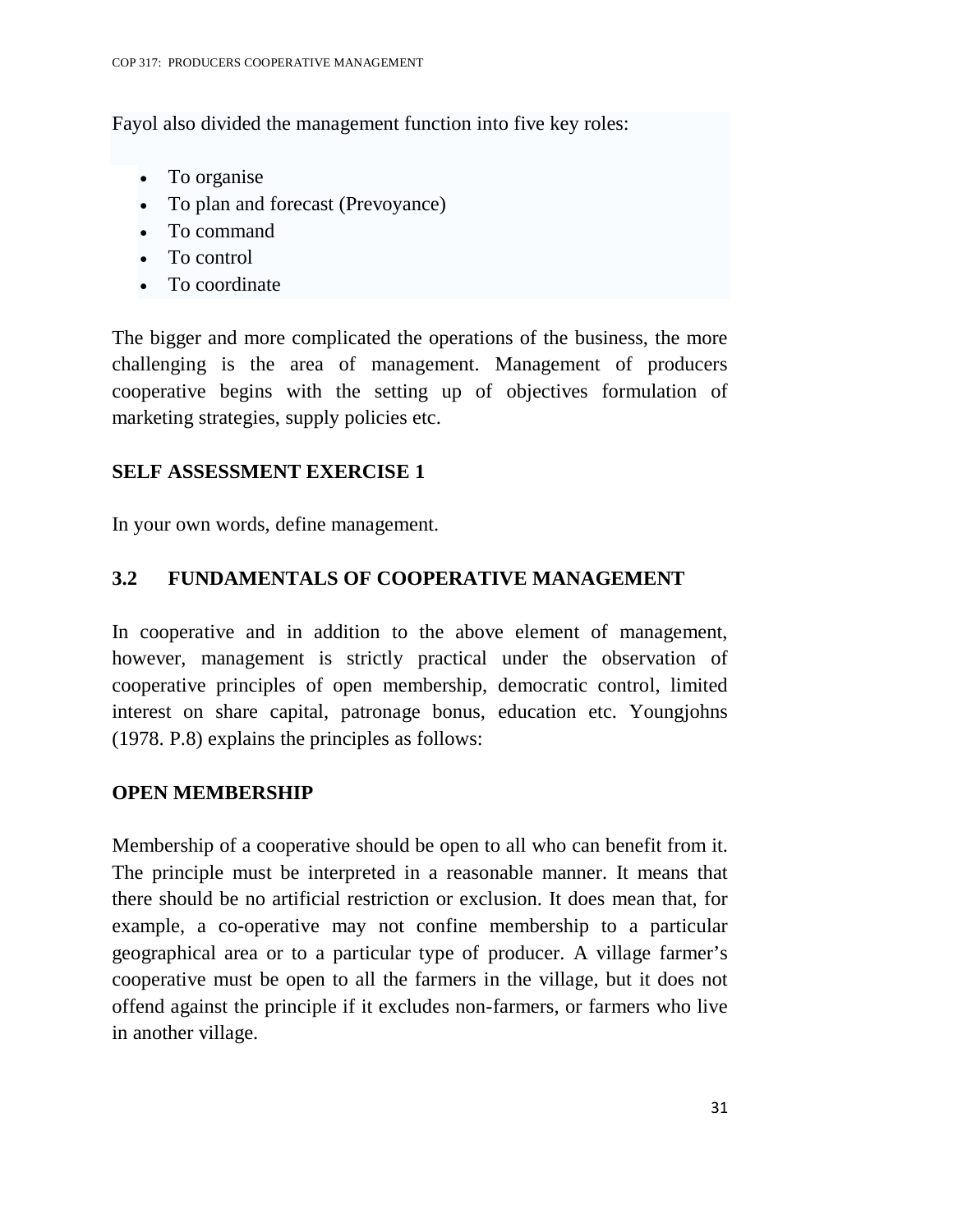Fayol also divided the management function into five key roles:

- To organise
- To plan and forecast (Prevoyance)
- To command
- To control
- To coordinate

The bigger and more complicated the operations of the business, the more challenging is the area of management. Management of producers cooperative begins with the setting up of objectives formulation of marketing strategies, supply policies etc.

**SELF ASSESSMENT EXERCISE 1**

In your own words, define management.

## 3.2 FUNDAMENTALS OF COOPERATIVE MANAGEMENT

In cooperative and in addition to the above element of management, however, management is strictly practical under the observation of cooperative principles of open membership, democratic control, limited interest on share capital, patronage bonus, education etc. Youngjohns (1978. P.8) explains the principles as follows:

**OPEN MEMBERSHIP**

Membership of a cooperative should be open to all who can benefit from it. The principle must be interpreted in a reasonable manner. It means that there should be no artificial restriction or exclusion. It does mean that, for example, a co-operative may not confine membership to a particular geographical area or to a particular type of producer. A village farmer's cooperative must be open to all the farmers in the village, but it does not offend against the principle if it excludes non-farmers, or farmers who live in another village.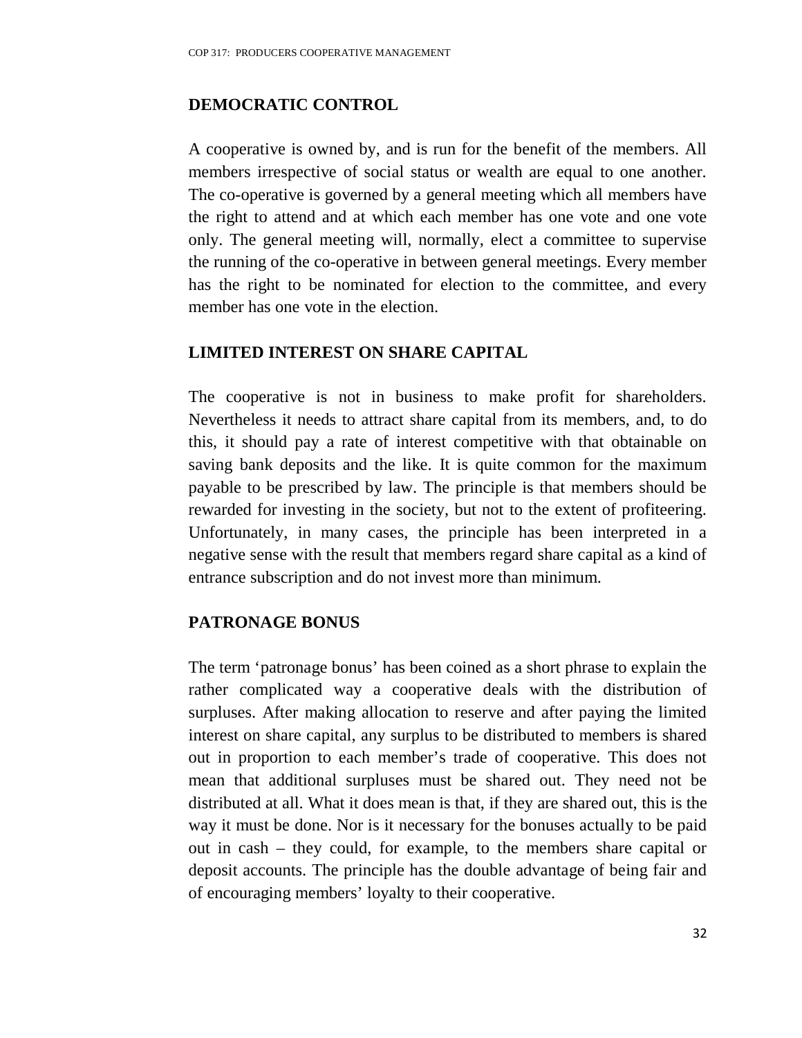## DEMOCRATIC CONTROL

A cooperative is owned by, and is run for the benefit of the members. All members irrespective of social status or wealth are equal to one another. The co-operative is governed by a general meeting which all members have the right to attend and at which each member has one vote and one vote only. The general meeting will, normally, elect a committee to supervise the running of the co-operative in between general meetings. Every member has the right to be nominated for election to the committee, and every member has one vote in the election.

## LIMITED INTEREST ON SHARE CAPITAL

The cooperative is not in business to make profit for shareholders. Nevertheless it needs to attract share capital from its members, and, to do this, it should pay a rate of interest competitive with that obtainable on saving bank deposits and the like. It is quite common for the maximum payable to be prescribed by law. The principle is that members should be rewarded for investing in the society, but not to the extent of profiteering. Unfortunately, in many cases, the principle has been interpreted in a negative sense with the result that members regard share capital as a kind of entrance subscription and do not invest more than minimum.

## PATRONAGE BONUS

The term 'patronage bonus' has been coined as a short phrase to explain the rather complicated way a cooperative deals with the distribution of surpluses. After making allocation to reserve and after paying the limited interest on share capital, any surplus to be distributed to members is shared out in proportion to each member's trade of cooperative. This does not mean that additional surpluses must be shared out. They need not be distributed at all. What it does mean is that, if they are shared out, this is the way it must be done. Nor is it necessary for the bonuses actually to be paid out in cash – they could, for example, to the members share capital or deposit accounts. The principle has the double advantage of being fair and of encouraging members' loyalty to their cooperative.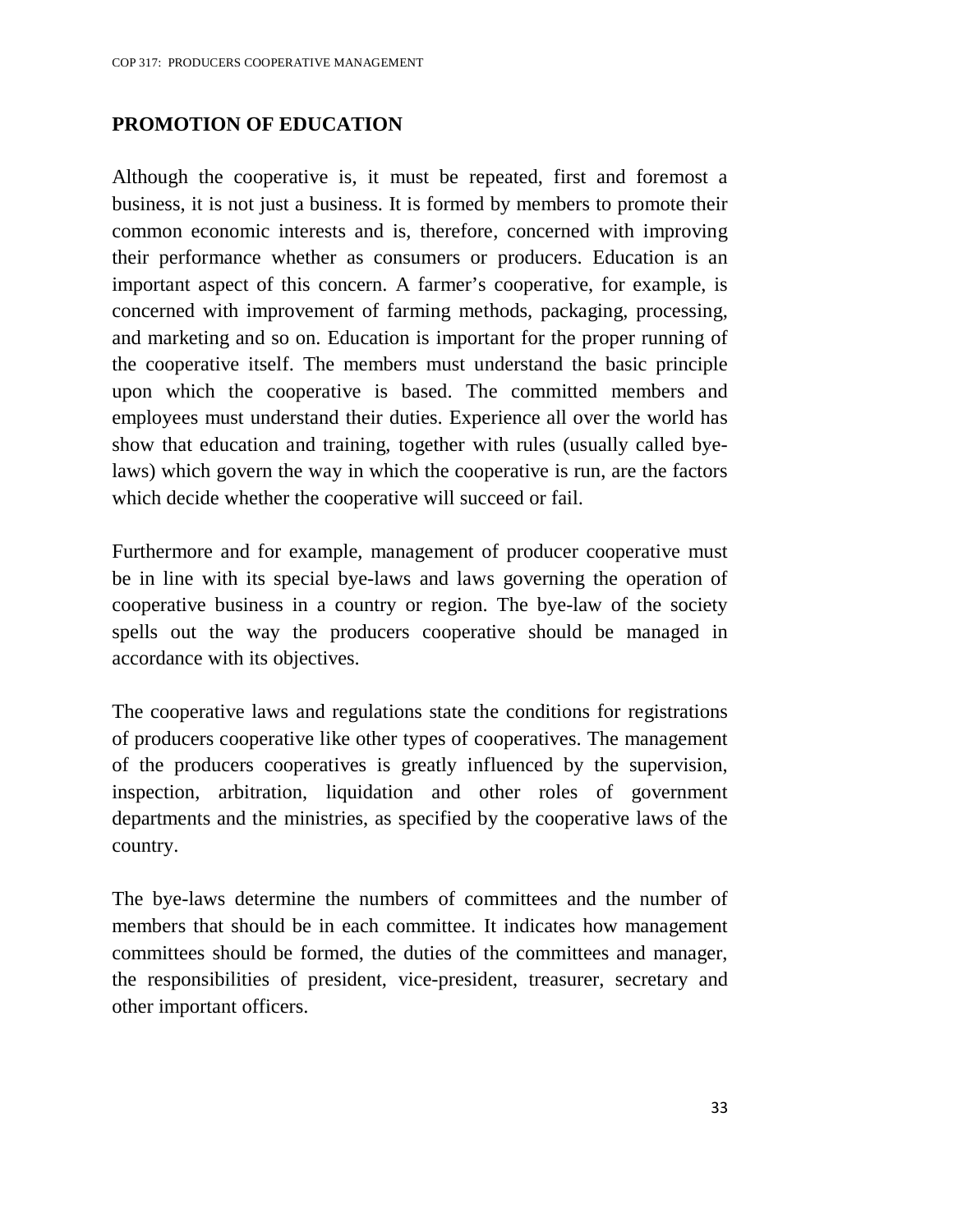## PROMOTION OF EDUCATION

Although the cooperative is, it must be repeated, first and foremost a business, it is not just a business. It is formed by members to promote their common economic interests and is, therefore, concerned with improving their performance whether as consumers or producers. Education is an important aspect of this concern. A farmer's cooperative, for example, is concerned with improvement of farming methods, packaging, processing, and marketing and so on. Education is important for the proper running of the cooperative itself. The members must understand the basic principle upon which the cooperative is based. The committed members and employees must understand their duties. Experience all over the world has show that education and training, together with rules (usually called bye-laws) which govern the way in which the cooperative is run, are the factors which decide whether the cooperative will succeed or fail.

Furthermore and for example, management of producer cooperative must be in line with its special bye-laws and laws governing the operation of cooperative business in a country or region. The bye-law of the society spells out the way the producers cooperative should be managed in accordance with its objectives.

The cooperative laws and regulations state the conditions for registrations of producers cooperative like other types of cooperatives. The management of the producers cooperatives is greatly influenced by the supervision, inspection, arbitration, liquidation and other roles of government departments and the ministries, as specified by the cooperative laws of the country.

The bye-laws determine the numbers of committees and the number of members that should be in each committee. It indicates how management committees should be formed, the duties of the committees and manager, the responsibilities of president, vice-president, treasurer, secretary and other important officers.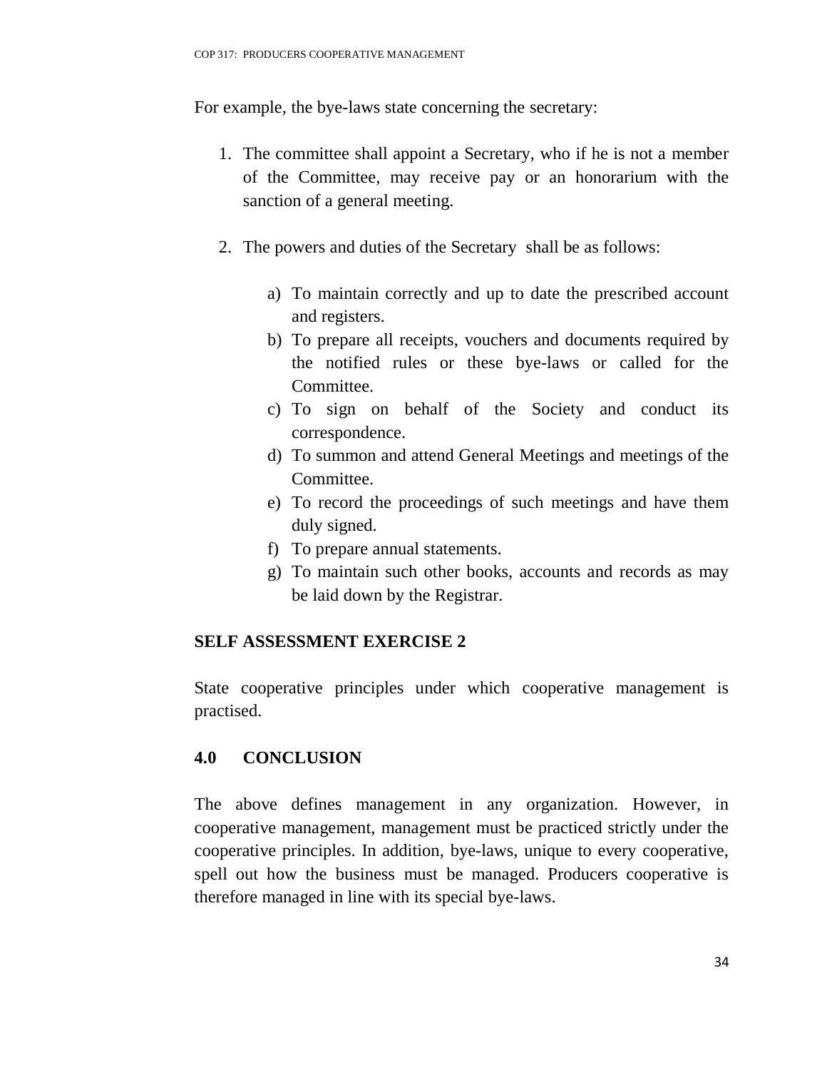For example, the bye-laws state concerning the secretary:

1. The committee shall appoint a Secretary, who if he is not a member of the Committee, may receive pay or an honorarium with the sanction of a general meeting.

2. The powers and duties of the Secretary shall be as follows:

    a) To maintain correctly and up to date the prescribed account and registers.
    b) To prepare all receipts, vouchers and documents required by the notified rules or these bye-laws or called for the Committee.
    c) To sign on behalf of the Society and conduct its correspondence.
    d) To summon and attend General Meetings and meetings of the Committee.
    e) To record the proceedings of such meetings and have them duly signed.
    f) To prepare annual statements.
    g) To maintain such other books, accounts and records as may be laid down by the Registrar.

**SELF ASSESSMENT EXERCISE 2**

State cooperative principles under which cooperative management is practised.

## 4.0 CONCLUSION

The above defines management in any organization. However, in cooperative management, management must be practiced strictly under the cooperative principles. In addition, bye-laws, unique to every cooperative, spell out how the business must be managed. Producers cooperative is therefore managed in line with its special bye-laws.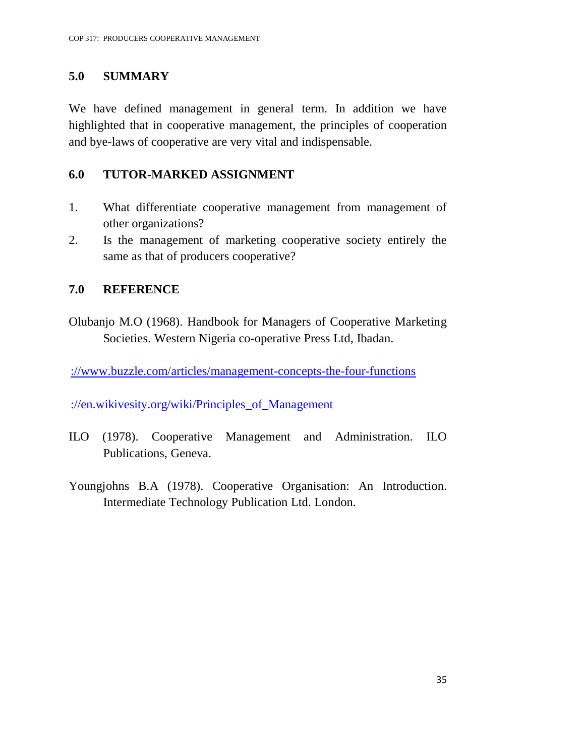## 5.0 SUMMARY

We have defined management in general term. In addition we have highlighted that in cooperative management, the principles of cooperation and bye-laws of cooperative are very vital and indispensable.

## 6.0 TUTOR-MARKED ASSIGNMENT

1. What differentiate cooperative management from management of other organizations?
2. Is the management of marketing cooperative society entirely the same as that of producers cooperative?

## 7.0 REFERENCE

Olubanjo M.O (1968). Handbook for Managers of Cooperative Marketing Societies. Western Nigeria co-operative Press Ltd, Ibadan.

://www.buzzle.com/articles/management-concepts-the-four-functions

://en.wikivesity.org/wiki/Principles_of_Management

ILO (1978). Cooperative Management and Administration. ILO Publications, Geneva.

Youngjohns B.A (1978). Cooperative Organisation: An Introduction. Intermediate Technology Publication Ltd. London.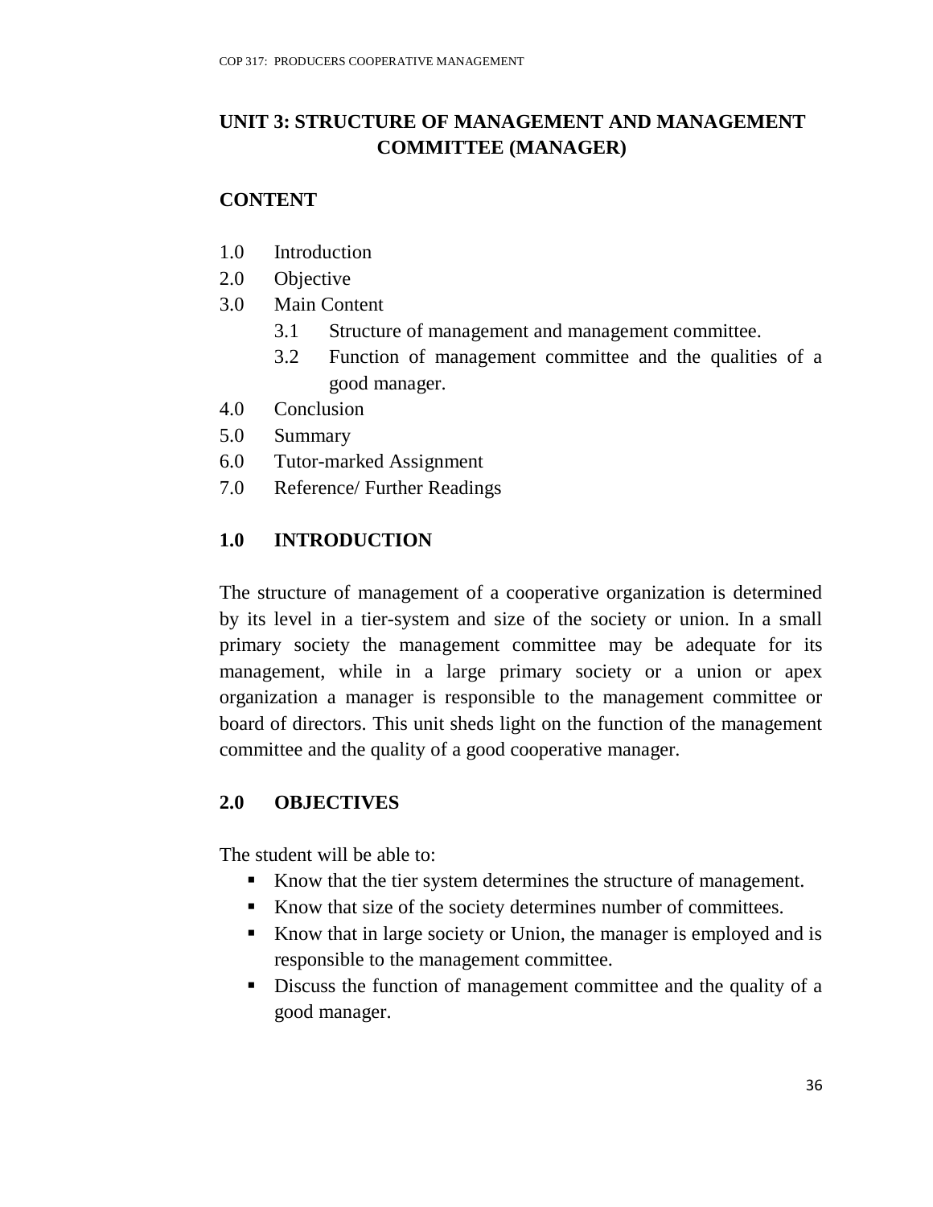# UNIT 3: STRUCTURE OF MANAGEMENT AND MANAGEMENT COMMITTEE (MANAGER)

## CONTENT

1.0 Introduction
2.0 Objective
3.0 Main Content
    3.1 Structure of management and management committee.
    3.2 Function of management committee and the qualities of a good manager.
4.0 Conclusion
5.0 Summary
6.0 Tutor-marked Assignment
7.0 Reference/ Further Readings

## 1.0 INTRODUCTION

The structure of management of a cooperative organization is determined by its level in a tier-system and size of the society or union. In a small primary society the management committee may be adequate for its management, while in a large primary society or a union or apex organization a manager is responsible to the management committee or board of directors. This unit sheds light on the function of the management committee and the quality of a good cooperative manager.

## 2.0 OBJECTIVES

The student will be able to:

- Know that the tier system determines the structure of management.
- Know that size of the society determines number of committees.
- Know that in large society or Union, the manager is employed and is responsible to the management committee.
- Discuss the function of management committee and the quality of a good manager.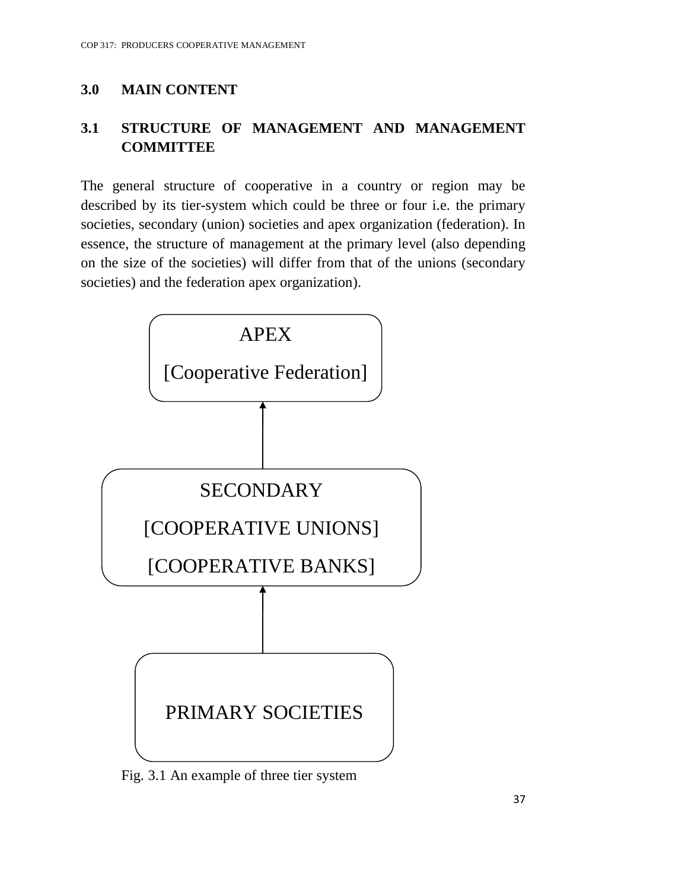## 3.0 MAIN CONTENT

### 3.1 STRUCTURE OF MANAGEMENT AND MANAGEMENT COMMITTEE

The general structure of cooperative in a country or region may be described by its tier-system which could be three or four i.e. the primary societies, secondary (union) societies and apex organization (federation). In essence, the structure of management at the primary level (also depending on the size of the societies) will differ from that of the unions (secondary societies) and the federation apex organization).

APEX
[Cooperative Federation]

↑

SECONDARY
[COOPERATIVE UNIONS]
[COOPERATIVE BANKS]

↑

PRIMARY SOCIETIES

Fig. 3.1 An example of three tier system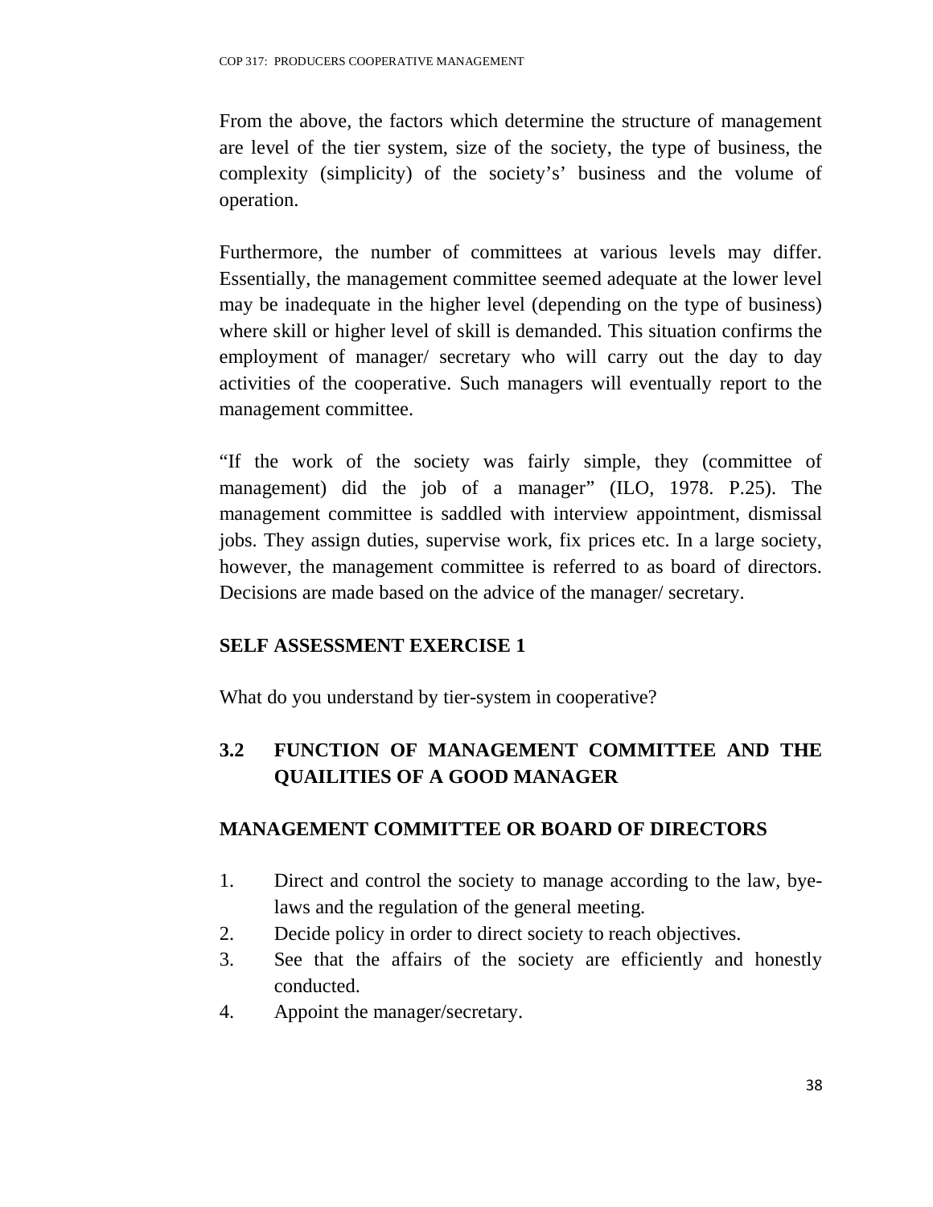From the above, the factors which determine the structure of management are level of the tier system, size of the society, the type of business, the complexity (simplicity) of the society's' business and the volume of operation.

Furthermore, the number of committees at various levels may differ. Essentially, the management committee seemed adequate at the lower level may be inadequate in the higher level (depending on the type of business) where skill or higher level of skill is demanded. This situation confirms the employment of manager/ secretary who will carry out the day to day activities of the cooperative. Such managers will eventually report to the management committee.

"If the work of the society was fairly simple, they (committee of management) did the job of a manager" (ILO, 1978. P.25). The management committee is saddled with interview appointment, dismissal jobs. They assign duties, supervise work, fix prices etc. In a large society, however, the management committee is referred to as board of directors. Decisions are made based on the advice of the manager/ secretary.

**SELF ASSESSMENT EXERCISE 1**

What do you understand by tier-system in cooperative?

## 3.2 FUNCTION OF MANAGEMENT COMMITTEE AND THE QUAILITIES OF A GOOD MANAGER

**MANAGEMENT COMMITTEE OR BOARD OF DIRECTORS**

1. Direct and control the society to manage according to the law, bye-laws and the regulation of the general meeting.
2. Decide policy in order to direct society to reach objectives.
3. See that the affairs of the society are efficiently and honestly conducted.
4. Appoint the manager/secretary.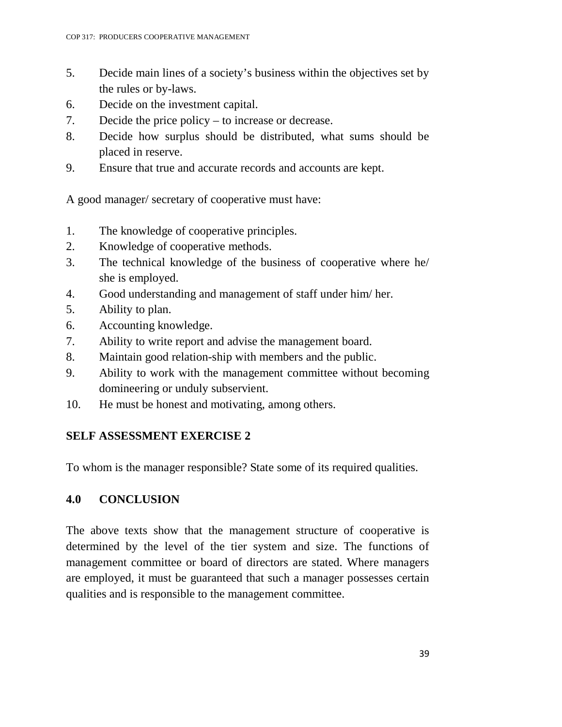5. Decide main lines of a society's business within the objectives set by the rules or by-laws.
6. Decide on the investment capital.
7. Decide the price policy – to increase or decrease.
8. Decide how surplus should be distributed, what sums should be placed in reserve.
9. Ensure that true and accurate records and accounts are kept.

A good manager/ secretary of cooperative must have:

1. The knowledge of cooperative principles.
2. Knowledge of cooperative methods.
3. The technical knowledge of the business of cooperative where he/ she is employed.
4. Good understanding and management of staff under him/ her.
5. Ability to plan.
6. Accounting knowledge.
7. Ability to write report and advise the management board.
8. Maintain good relation-ship with members and the public.
9. Ability to work with the management committee without becoming domineering or unduly subservient.
10. He must be honest and motivating, among others.

**SELF ASSESSMENT EXERCISE 2**

To whom is the manager responsible? State some of its required qualities.

## 4.0 CONCLUSION

The above texts show that the management structure of cooperative is determined by the level of the tier system and size. The functions of management committee or board of directors are stated. Where managers are employed, it must be guaranteed that such a manager possesses certain qualities and is responsible to the management committee.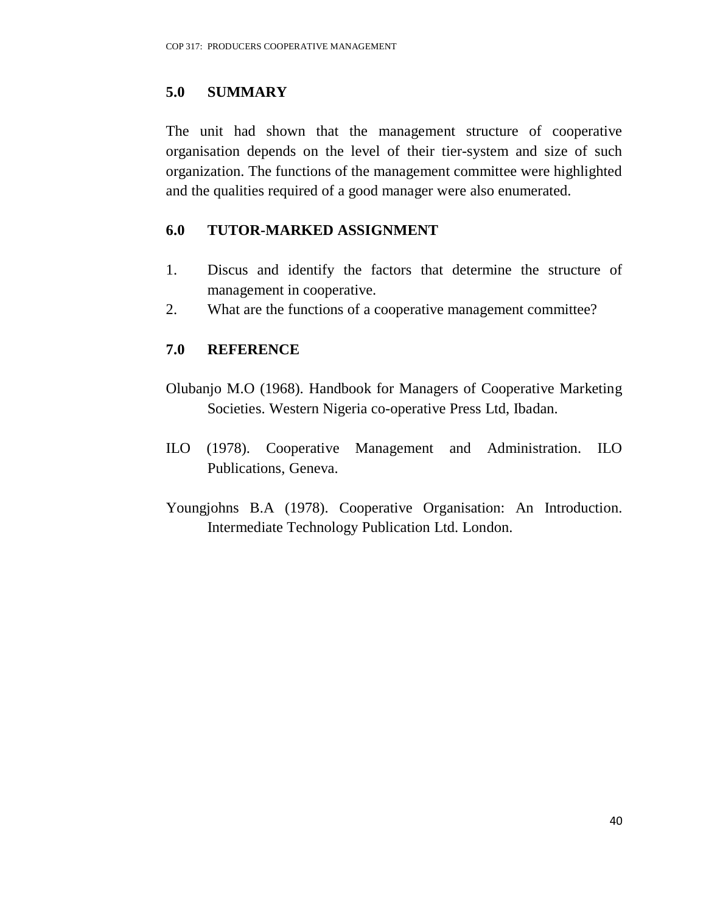## 5.0 SUMMARY

The unit had shown that the management structure of cooperative organisation depends on the level of their tier-system and size of such organization. The functions of the management committee were highlighted and the qualities required of a good manager were also enumerated.

## 6.0 TUTOR-MARKED ASSIGNMENT

1. Discus and identify the factors that determine the structure of management in cooperative.
2. What are the functions of a cooperative management committee?

## 7.0 REFERENCE

Olubanjo M.O (1968). Handbook for Managers of Cooperative Marketing Societies. Western Nigeria co-operative Press Ltd, Ibadan.

ILO (1978). Cooperative Management and Administration. ILO Publications, Geneva.

Youngjohns B.A (1978). Cooperative Organisation: An Introduction. Intermediate Technology Publication Ltd. London.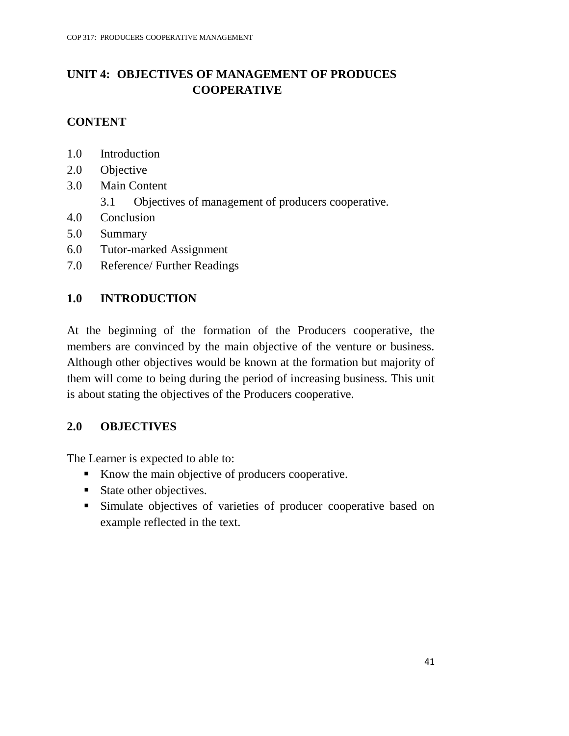# UNIT 4: OBJECTIVES OF MANAGEMENT OF PRODUCES COOPERATIVE

## CONTENT

1.0 Introduction
2.0 Objective
3.0 Main Content
  3.1 Objectives of management of producers cooperative.
4.0 Conclusion
5.0 Summary
6.0 Tutor-marked Assignment
7.0 Reference/ Further Readings

## 1.0 INTRODUCTION

At the beginning of the formation of the Producers cooperative, the members are convinced by the main objective of the venture or business. Although other objectives would be known at the formation but majority of them will come to being during the period of increasing business. This unit is about stating the objectives of the Producers cooperative.

## 2.0 OBJECTIVES

The Learner is expected to able to:

- Know the main objective of producers cooperative.
- State other objectives.
- Simulate objectives of varieties of producer cooperative based on example reflected in the text.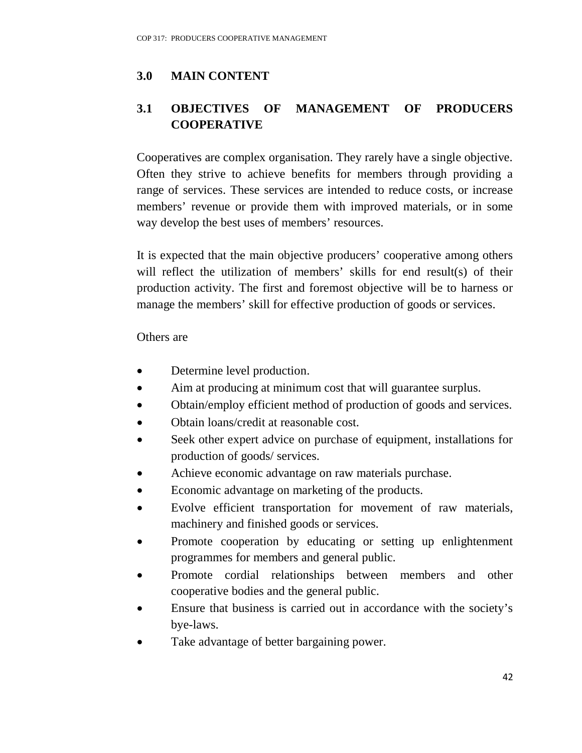## 3.0 MAIN CONTENT

### 3.1 OBJECTIVES OF MANAGEMENT OF PRODUCERS COOPERATIVE

Cooperatives are complex organisation. They rarely have a single objective. Often they strive to achieve benefits for members through providing a range of services. These services are intended to reduce costs, or increase members' revenue or provide them with improved materials, or in some way develop the best uses of members' resources.

It is expected that the main objective producers' cooperative among others will reflect the utilization of members' skills for end result(s) of their production activity. The first and foremost objective will be to harness or manage the members' skill for effective production of goods or services.

Others are

- Determine level production.
- Aim at producing at minimum cost that will guarantee surplus.
- Obtain/employ efficient method of production of goods and services.
- Obtain loans/credit at reasonable cost.
- Seek other expert advice on purchase of equipment, installations for production of goods/ services.
- Achieve economic advantage on raw materials purchase.
- Economic advantage on marketing of the products.
- Evolve efficient transportation for movement of raw materials, machinery and finished goods or services.
- Promote cooperation by educating or setting up enlightenment programmes for members and general public.
- Promote cordial relationships between members and other cooperative bodies and the general public.
- Ensure that business is carried out in accordance with the society's bye-laws.
- Take advantage of better bargaining power.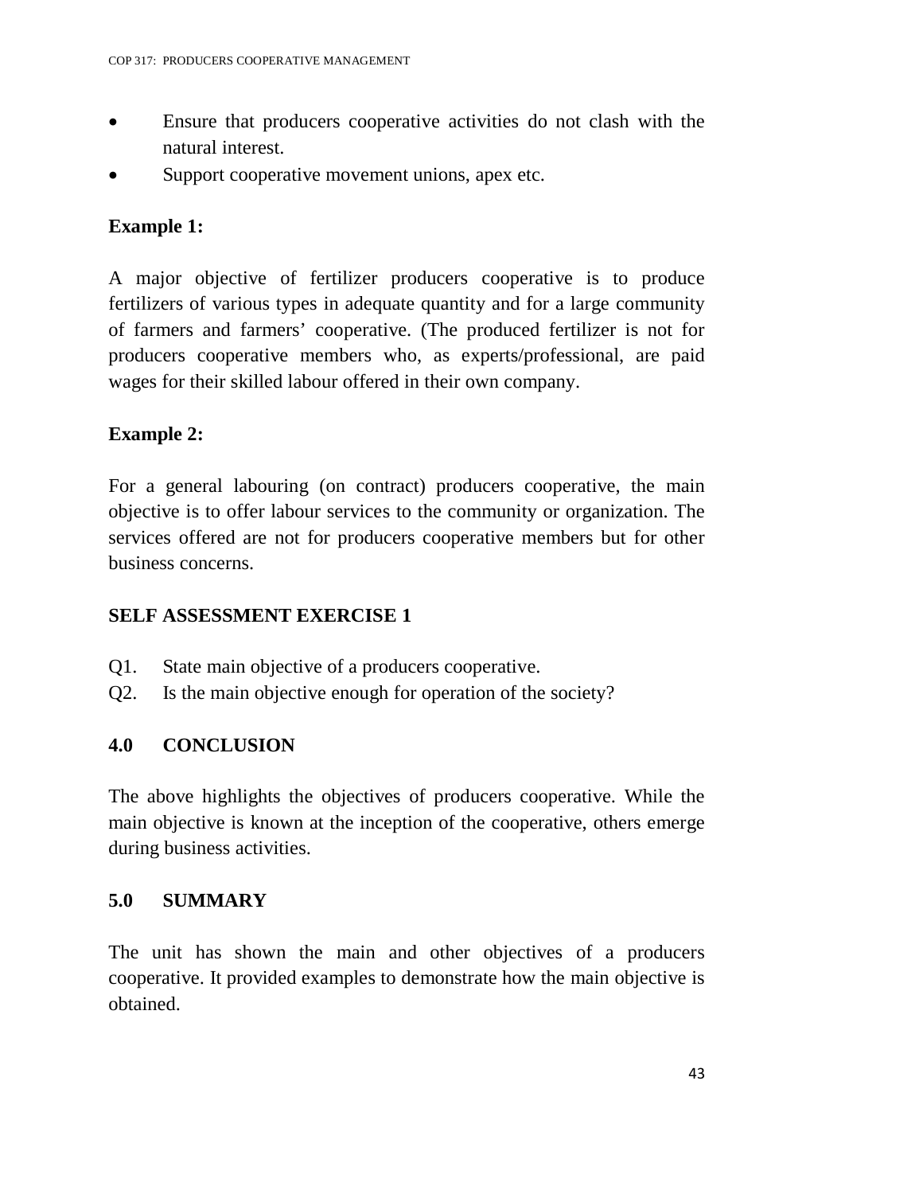- Ensure that producers cooperative activities do not clash with the natural interest.
- Support cooperative movement unions, apex etc.

**Example 1:**

A major objective of fertilizer producers cooperative is to produce fertilizers of various types in adequate quantity and for a large community of farmers and farmers' cooperative. (The produced fertilizer is not for producers cooperative members who, as experts/professional, are paid wages for their skilled labour offered in their own company.

**Example 2:**

For a general labouring (on contract) producers cooperative, the main objective is to offer labour services to the community or organization. The services offered are not for producers cooperative members but for other business concerns.

**SELF ASSESSMENT EXERCISE 1**

Q1. State main objective of a producers cooperative.

Q2. Is the main objective enough for operation of the society?

## 4.0 CONCLUSION

The above highlights the objectives of producers cooperative. While the main objective is known at the inception of the cooperative, others emerge during business activities.

## 5.0 SUMMARY

The unit has shown the main and other objectives of a producers cooperative. It provided examples to demonstrate how the main objective is obtained.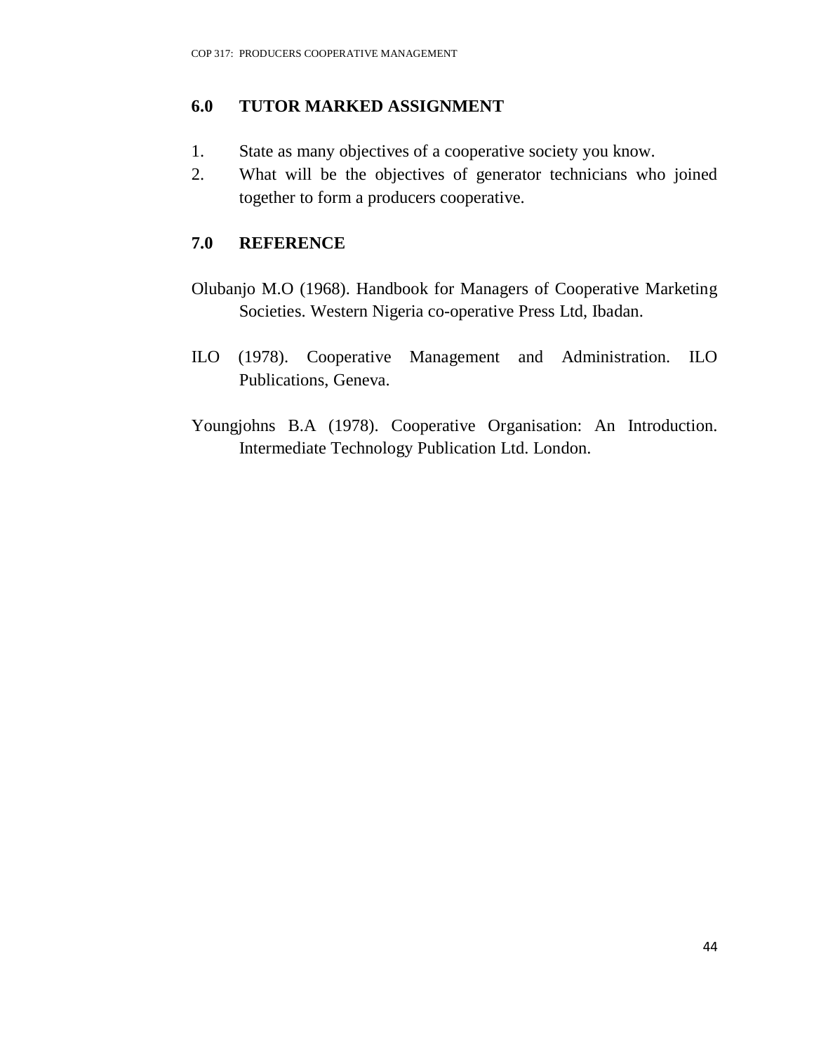## 6.0 TUTOR MARKED ASSIGNMENT

1. State as many objectives of a cooperative society you know.
2. What will be the objectives of generator technicians who joined together to form a producers cooperative.

## 7.0 REFERENCE

Olubanjo M.O (1968). Handbook for Managers of Cooperative Marketing Societies. Western Nigeria co-operative Press Ltd, Ibadan.

ILO (1978). Cooperative Management and Administration. ILO Publications, Geneva.

Youngjohns B.A (1978). Cooperative Organisation: An Introduction. Intermediate Technology Publication Ltd. London.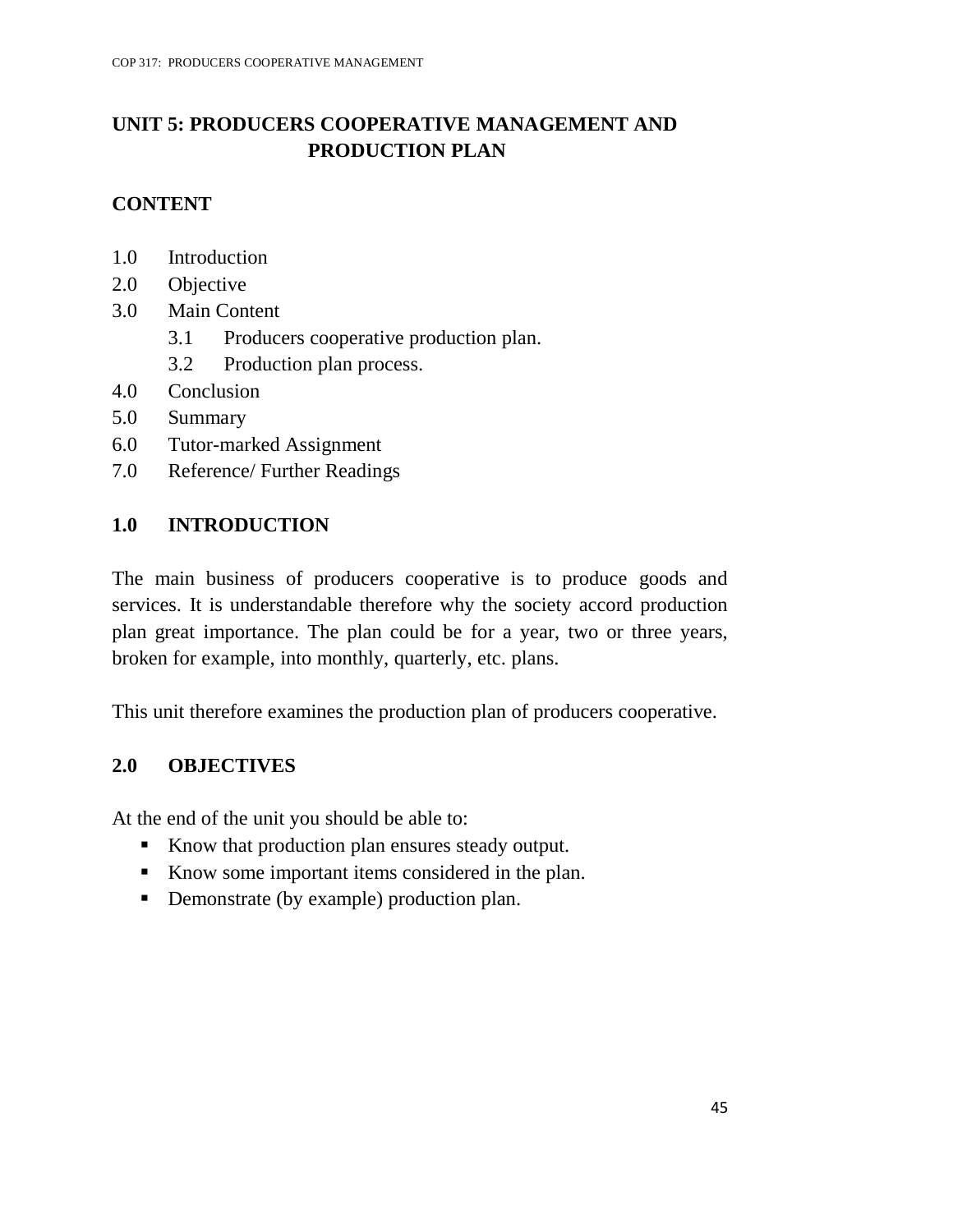# UNIT 5: PRODUCERS COOPERATIVE MANAGEMENT AND PRODUCTION PLAN

## CONTENT

1.0 Introduction
2.0 Objective
3.0 Main Content
    3.1 Producers cooperative production plan.
    3.2 Production plan process.
4.0 Conclusion
5.0 Summary
6.0 Tutor-marked Assignment
7.0 Reference/ Further Readings

## 1.0 INTRODUCTION

The main business of producers cooperative is to produce goods and services. It is understandable therefore why the society accord production plan great importance. The plan could be for a year, two or three years, broken for example, into monthly, quarterly, etc. plans.

This unit therefore examines the production plan of producers cooperative.

## 2.0 OBJECTIVES

At the end of the unit you should be able to:

- Know that production plan ensures steady output.
- Know some important items considered in the plan.
- Demonstrate (by example) production plan.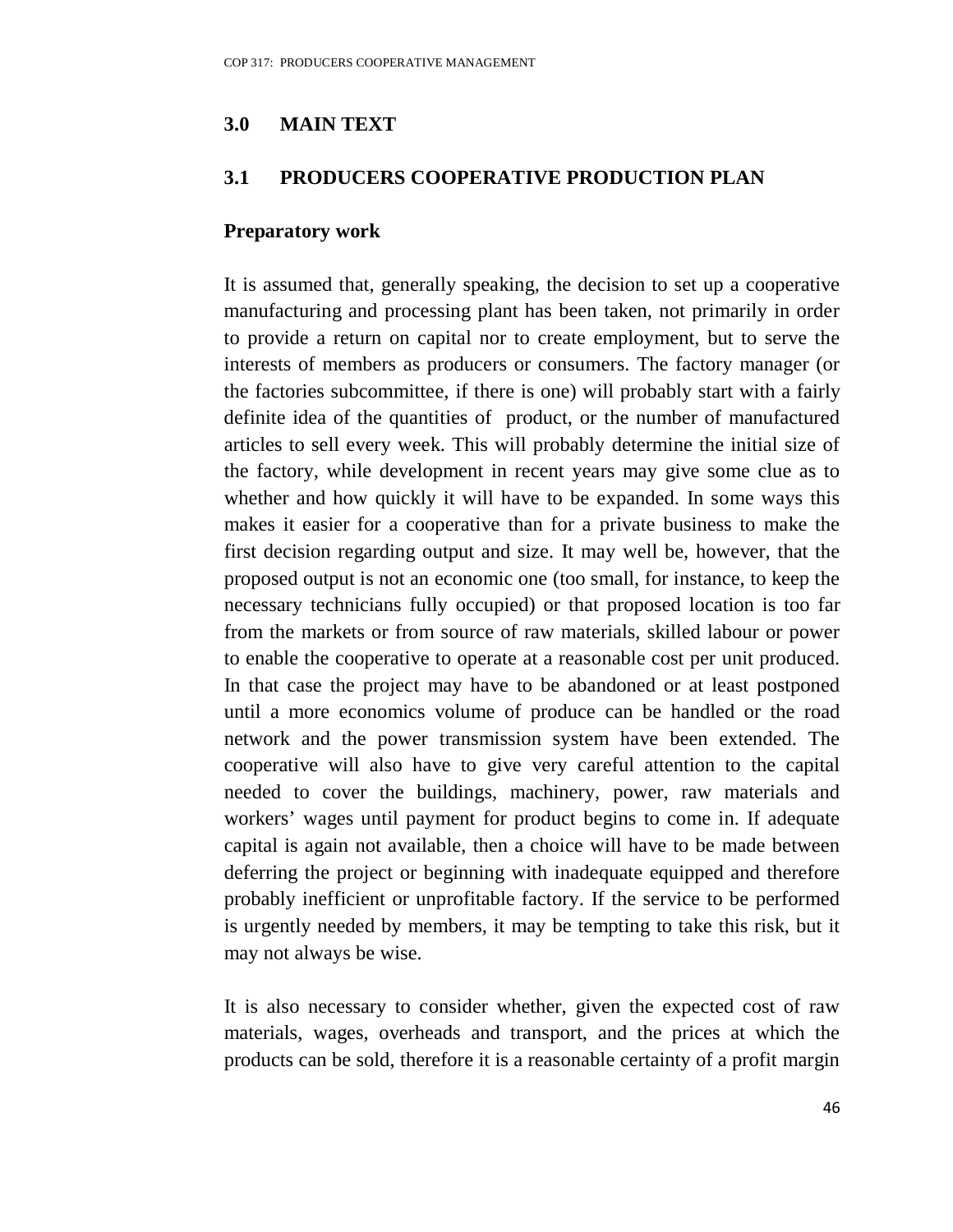## 3.0 MAIN TEXT

### 3.1 PRODUCERS COOPERATIVE PRODUCTION PLAN

**Preparatory work**

It is assumed that, generally speaking, the decision to set up a cooperative manufacturing and processing plant has been taken, not primarily in order to provide a return on capital nor to create employment, but to serve the interests of members as producers or consumers. The factory manager (or the factories subcommittee, if there is one) will probably start with a fairly definite idea of the quantities of product, or the number of manufactured articles to sell every week. This will probably determine the initial size of the factory, while development in recent years may give some clue as to whether and how quickly it will have to be expanded. In some ways this makes it easier for a cooperative than for a private business to make the first decision regarding output and size. It may well be, however, that the proposed output is not an economic one (too small, for instance, to keep the necessary technicians fully occupied) or that proposed location is too far from the markets or from source of raw materials, skilled labour or power to enable the cooperative to operate at a reasonable cost per unit produced. In that case the project may have to be abandoned or at least postponed until a more economics volume of produce can be handled or the road network and the power transmission system have been extended. The cooperative will also have to give very careful attention to the capital needed to cover the buildings, machinery, power, raw materials and workers' wages until payment for product begins to come in. If adequate capital is again not available, then a choice will have to be made between deferring the project or beginning with inadequate equipped and therefore probably inefficient or unprofitable factory. If the service to be performed is urgently needed by members, it may be tempting to take this risk, but it may not always be wise.

It is also necessary to consider whether, given the expected cost of raw materials, wages, overheads and transport, and the prices at which the products can be sold, therefore it is a reasonable certainty of a profit margin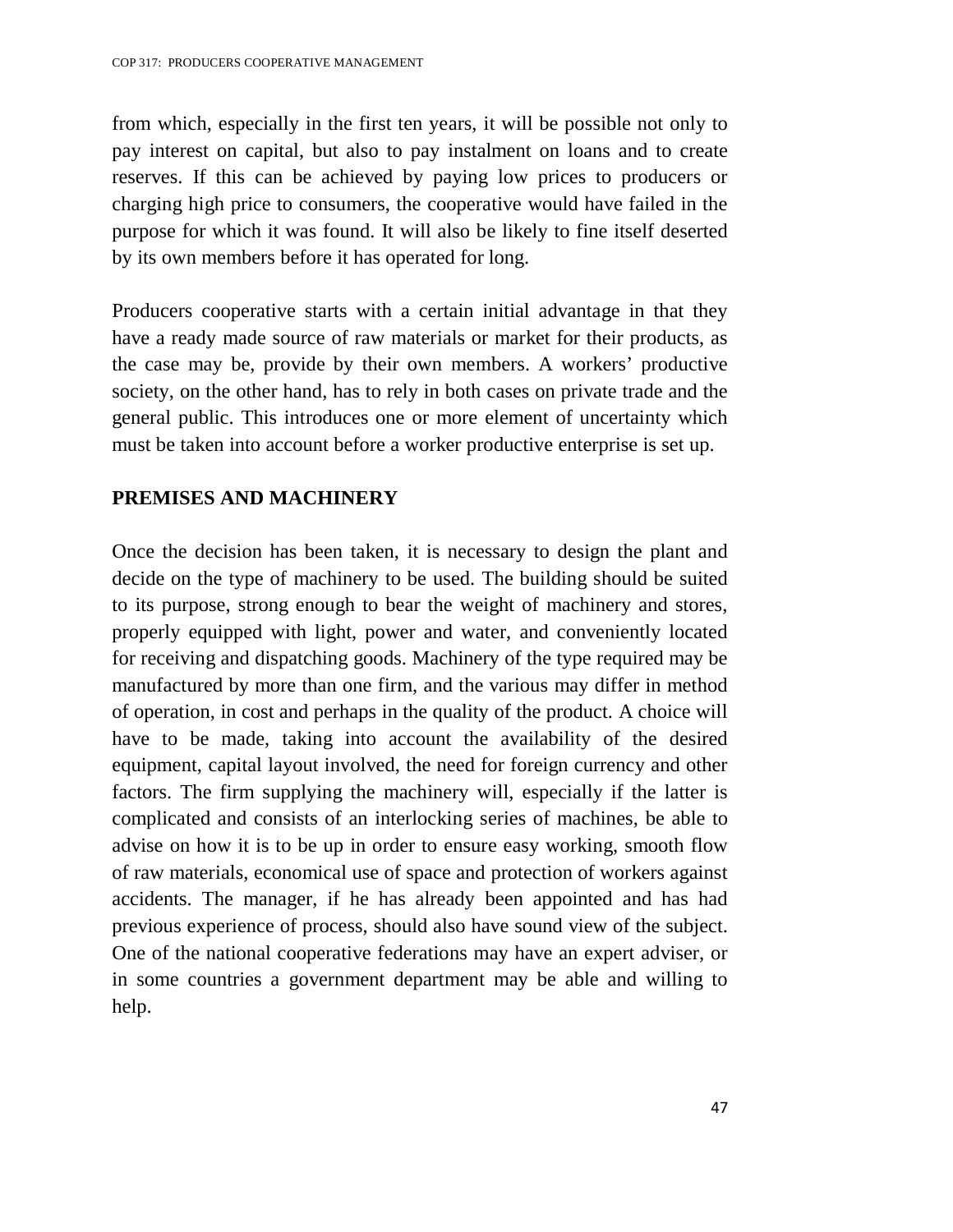from which, especially in the first ten years, it will be possible not only to pay interest on capital, but also to pay instalment on loans and to create reserves. If this can be achieved by paying low prices to producers or charging high price to consumers, the cooperative would have failed in the purpose for which it was found. It will also be likely to fine itself deserted by its own members before it has operated for long.

Producers cooperative starts with a certain initial advantage in that they have a ready made source of raw materials or market for their products, as the case may be, provide by their own members. A workers' productive society, on the other hand, has to rely in both cases on private trade and the general public. This introduces one or more element of uncertainty which must be taken into account before a worker productive enterprise is set up.

## PREMISES AND MACHINERY

Once the decision has been taken, it is necessary to design the plant and decide on the type of machinery to be used. The building should be suited to its purpose, strong enough to bear the weight of machinery and stores, properly equipped with light, power and water, and conveniently located for receiving and dispatching goods. Machinery of the type required may be manufactured by more than one firm, and the various may differ in method of operation, in cost and perhaps in the quality of the product. A choice will have to be made, taking into account the availability of the desired equipment, capital layout involved, the need for foreign currency and other factors. The firm supplying the machinery will, especially if the latter is complicated and consists of an interlocking series of machines, be able to advise on how it is to be up in order to ensure easy working, smooth flow of raw materials, economical use of space and protection of workers against accidents. The manager, if he has already been appointed and has had previous experience of process, should also have sound view of the subject. One of the national cooperative federations may have an expert adviser, or in some countries a government department may be able and willing to help.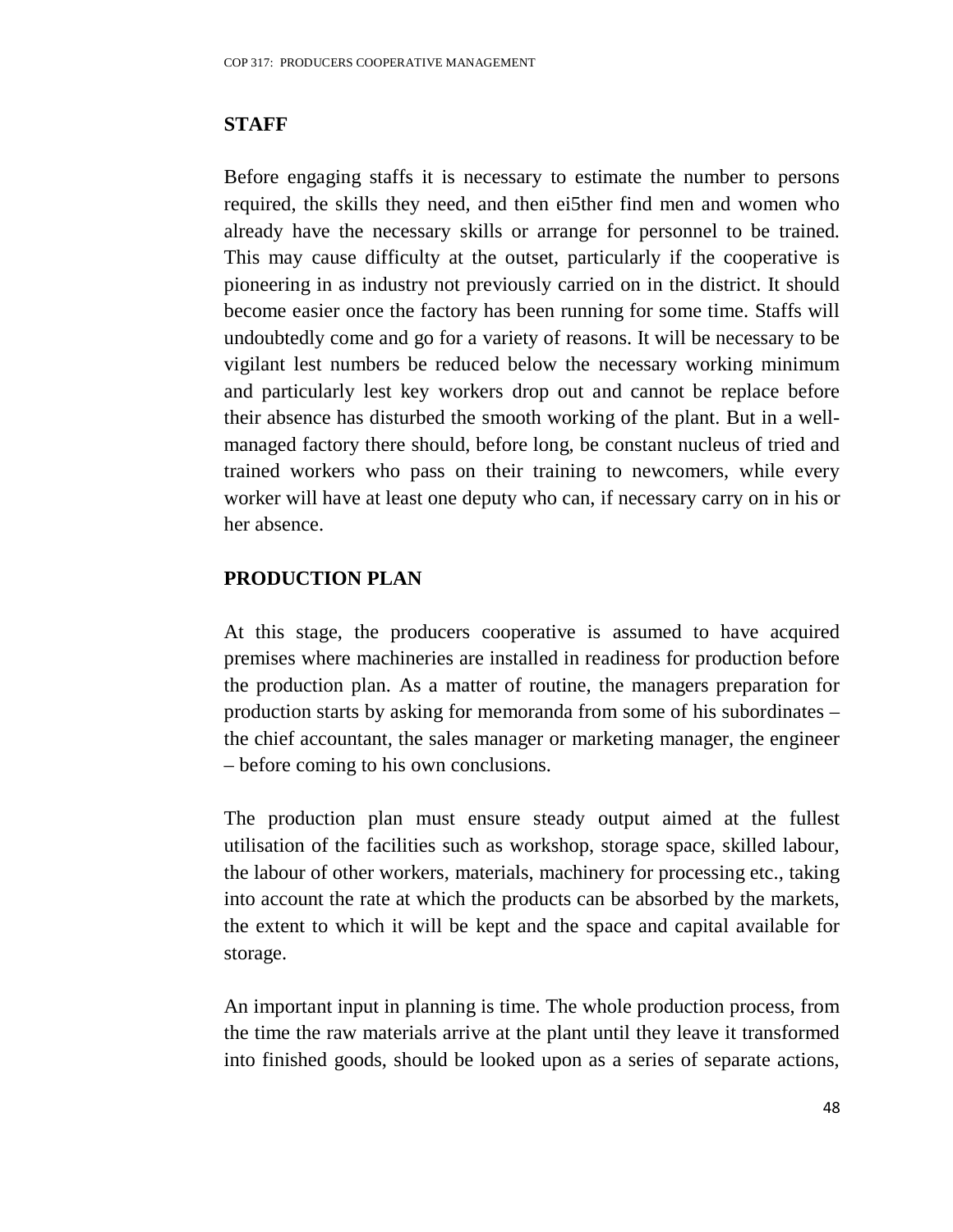## STAFF

Before engaging staffs it is necessary to estimate the number to persons required, the skills they need, and then ei5ther find men and women who already have the necessary skills or arrange for personnel to be trained. This may cause difficulty at the outset, particularly if the cooperative is pioneering in as industry not previously carried on in the district. It should become easier once the factory has been running for some time. Staffs will undoubtedly come and go for a variety of reasons. It will be necessary to be vigilant lest numbers be reduced below the necessary working minimum and particularly lest key workers drop out and cannot be replace before their absence has disturbed the smooth working of the plant. But in a well-managed factory there should, before long, be constant nucleus of tried and trained workers who pass on their training to newcomers, while every worker will have at least one deputy who can, if necessary carry on in his or her absence.

## PRODUCTION PLAN

At this stage, the producers cooperative is assumed to have acquired premises where machineries are installed in readiness for production before the production plan. As a matter of routine, the managers preparation for production starts by asking for memoranda from some of his subordinates – the chief accountant, the sales manager or marketing manager, the engineer – before coming to his own conclusions.

The production plan must ensure steady output aimed at the fullest utilisation of the facilities such as workshop, storage space, skilled labour, the labour of other workers, materials, machinery for processing etc., taking into account the rate at which the products can be absorbed by the markets, the extent to which it will be kept and the space and capital available for storage.

An important input in planning is time. The whole production process, from the time the raw materials arrive at the plant until they leave it transformed into finished goods, should be looked upon as a series of separate actions,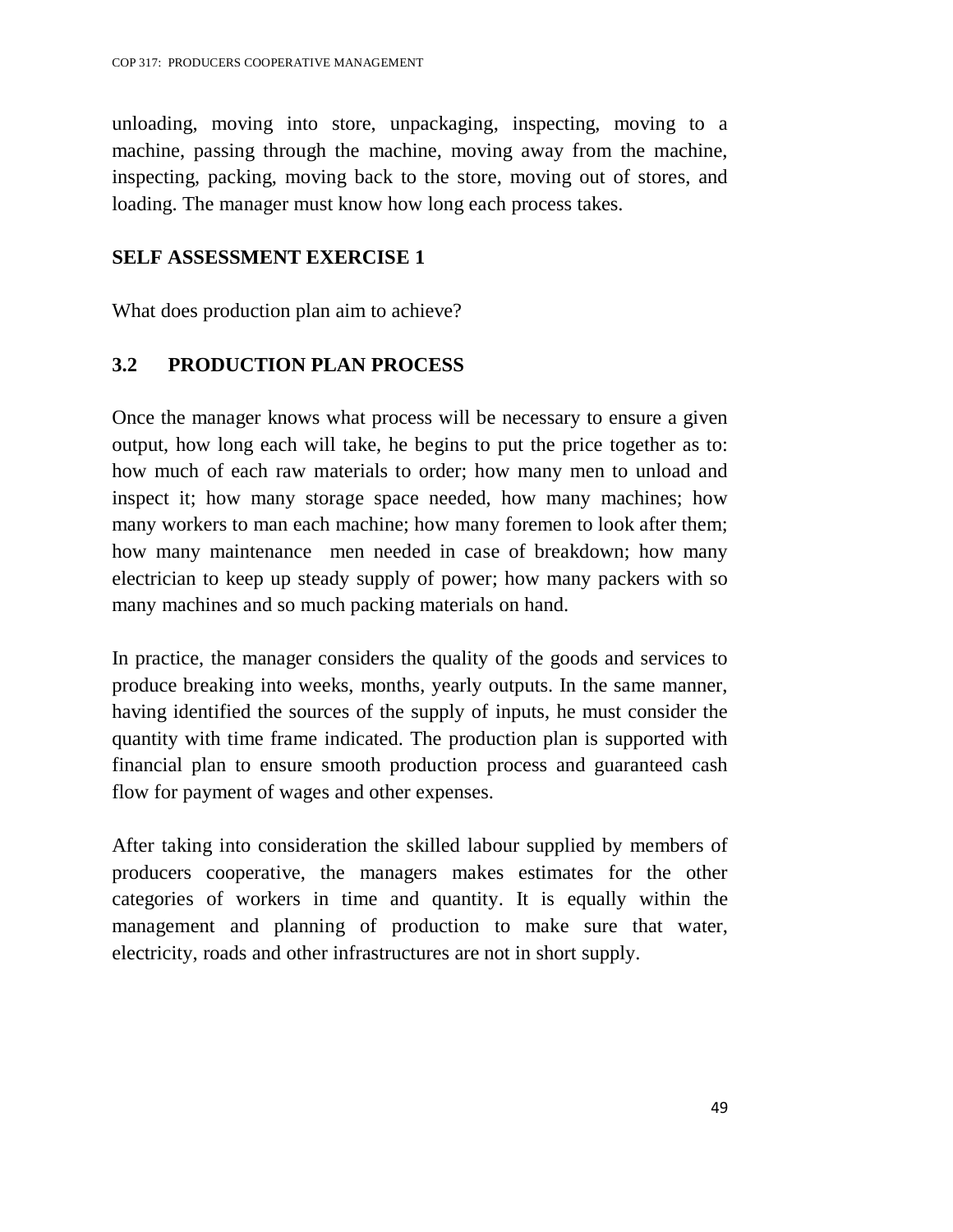unloading, moving into store, unpackaging, inspecting, moving to a machine, passing through the machine, moving away from the machine, inspecting, packing, moving back to the store, moving out of stores, and loading. The manager must know how long each process takes.

**SELF ASSESSMENT EXERCISE 1**

What does production plan aim to achieve?

## 3.2 PRODUCTION PLAN PROCESS

Once the manager knows what process will be necessary to ensure a given output, how long each will take, he begins to put the price together as to: how much of each raw materials to order; how many men to unload and inspect it; how many storage space needed, how many machines; how many workers to man each machine; how many foremen to look after them; how many maintenance men needed in case of breakdown; how many electrician to keep up steady supply of power; how many packers with so many machines and so much packing materials on hand.

In practice, the manager considers the quality of the goods and services to produce breaking into weeks, months, yearly outputs. In the same manner, having identified the sources of the supply of inputs, he must consider the quantity with time frame indicated. The production plan is supported with financial plan to ensure smooth production process and guaranteed cash flow for payment of wages and other expenses.

After taking into consideration the skilled labour supplied by members of producers cooperative, the managers makes estimates for the other categories of workers in time and quantity. It is equally within the management and planning of production to make sure that water, electricity, roads and other infrastructures are not in short supply.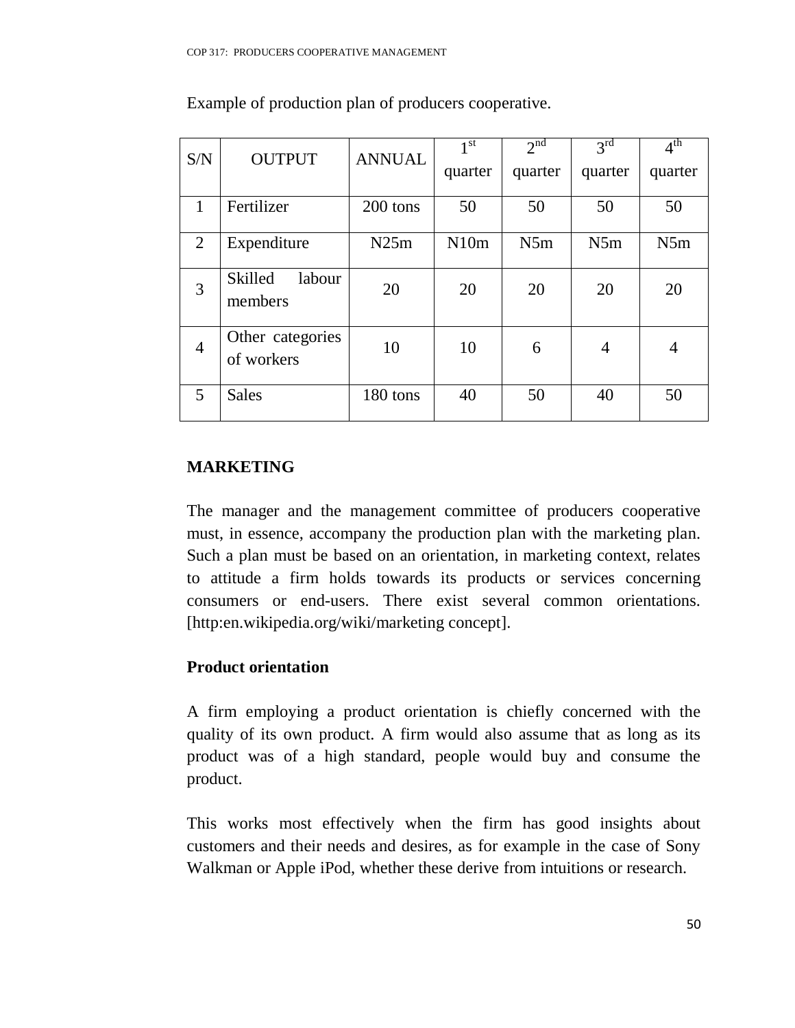Example of production plan of producers cooperative.

| S/N | OUTPUT | ANNUAL | 1st quarter | 2nd quarter | 3rd quarter | 4th quarter |
|---|---|---|---|---|---|---|
| 1 | Fertilizer | 200 tons | 50 | 50 | 50 | 50 |
| 2 | Expenditure | N25m | N10m | N5m | N5m | N5m |
| 3 | Skilled labour members | 20 | 20 | 20 | 20 | 20 |
| 4 | Other categories of workers | 10 | 10 | 6 | 4 | 4 |
| 5 | Sales | 180 tons | 40 | 50 | 40 | 50 |

## MARKETING

The manager and the management committee of producers cooperative must, in essence, accompany the production plan with the marketing plan. Such a plan must be based on an orientation, in marketing context, relates to attitude a firm holds towards its products or services concerning consumers or end-users. There exist several common orientations. [http:en.wikipedia.org/wiki/marketing concept].

### Product orientation

A firm employing a product orientation is chiefly concerned with the quality of its own product. A firm would also assume that as long as its product was of a high standard, people would buy and consume the product.

This works most effectively when the firm has good insights about customers and their needs and desires, as for example in the case of Sony Walkman or Apple iPod, whether these derive from intuitions or research.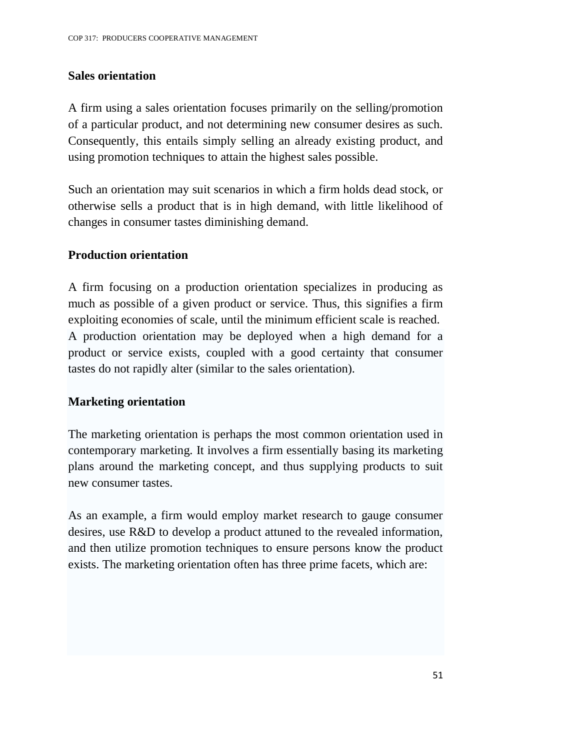**Sales orientation**

A firm using a sales orientation focuses primarily on the selling/promotion of a particular product, and not determining new consumer desires as such. Consequently, this entails simply selling an already existing product, and using promotion techniques to attain the highest sales possible.

Such an orientation may suit scenarios in which a firm holds dead stock, or otherwise sells a product that is in high demand, with little likelihood of changes in consumer tastes diminishing demand.

**Production orientation**

A firm focusing on a production orientation specializes in producing as much as possible of a given product or service. Thus, this signifies a firm exploiting economies of scale, until the minimum efficient scale is reached. A production orientation may be deployed when a high demand for a product or service exists, coupled with a good certainty that consumer tastes do not rapidly alter (similar to the sales orientation).

**Marketing orientation**

The marketing orientation is perhaps the most common orientation used in contemporary marketing. It involves a firm essentially basing its marketing plans around the marketing concept, and thus supplying products to suit new consumer tastes.

As an example, a firm would employ market research to gauge consumer desires, use R&D to develop a product attuned to the revealed information, and then utilize promotion techniques to ensure persons know the product exists. The marketing orientation often has three prime facets, which are: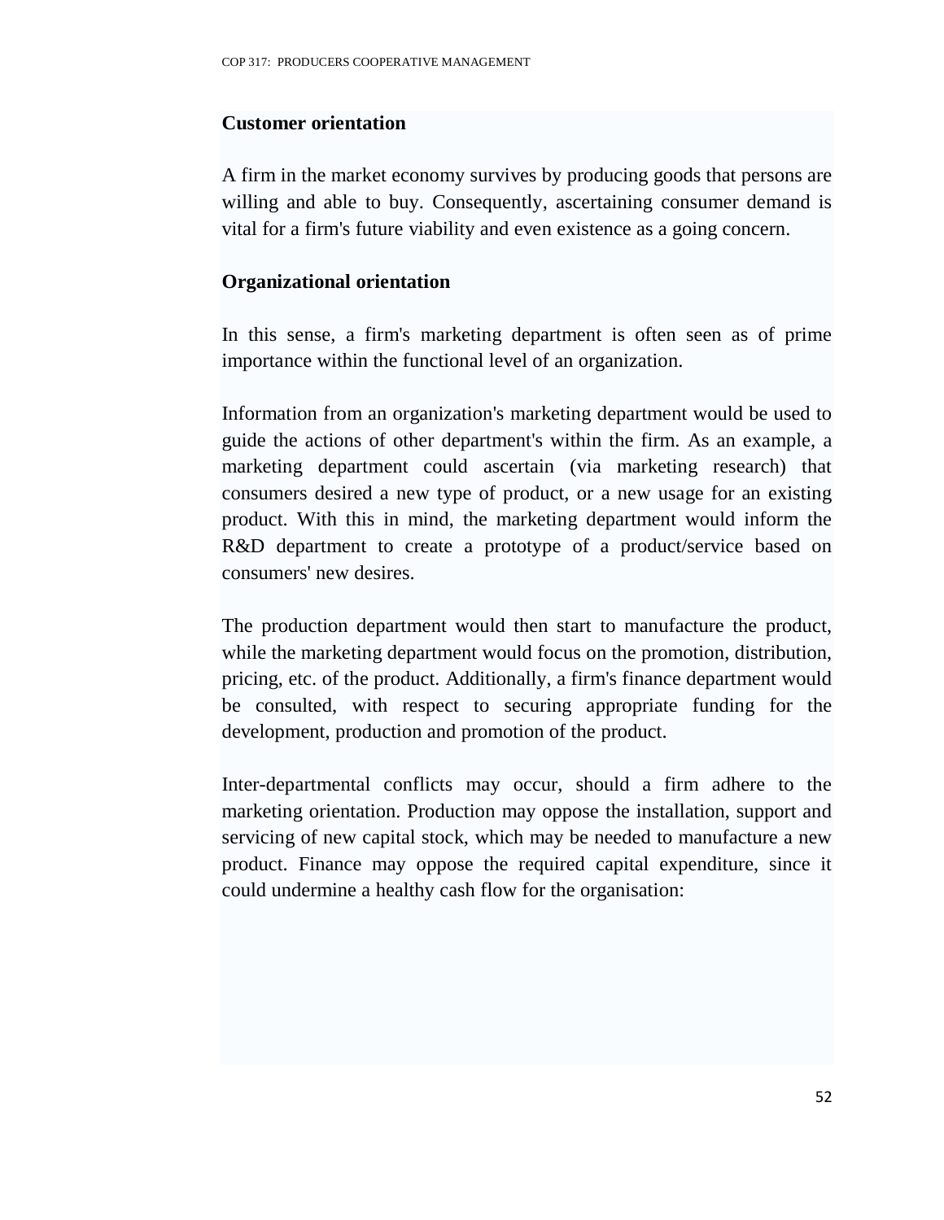**Customer orientation**

A firm in the market economy survives by producing goods that persons are willing and able to buy. Consequently, ascertaining consumer demand is vital for a firm's future viability and even existence as a going concern.

**Organizational orientation**

In this sense, a firm's marketing department is often seen as of prime importance within the functional level of an organization.

Information from an organization's marketing department would be used to guide the actions of other department's within the firm. As an example, a marketing department could ascertain (via marketing research) that consumers desired a new type of product, or a new usage for an existing product. With this in mind, the marketing department would inform the R&D department to create a prototype of a product/service based on consumers' new desires.

The production department would then start to manufacture the product, while the marketing department would focus on the promotion, distribution, pricing, etc. of the product. Additionally, a firm's finance department would be consulted, with respect to securing appropriate funding for the development, production and promotion of the product.

Inter-departmental conflicts may occur, should a firm adhere to the marketing orientation. Production may oppose the installation, support and servicing of new capital stock, which may be needed to manufacture a new product. Finance may oppose the required capital expenditure, since it could undermine a healthy cash flow for the organisation: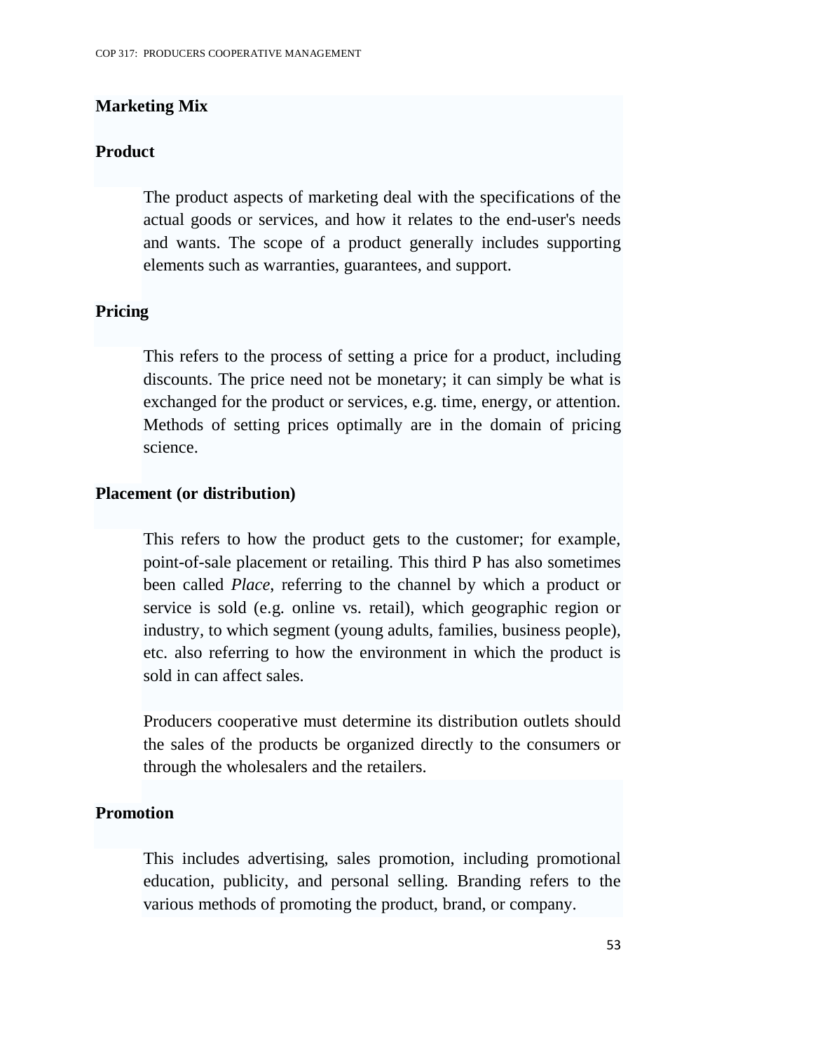## Marketing Mix

### Product

The product aspects of marketing deal with the specifications of the actual goods or services, and how it relates to the end-user's needs and wants. The scope of a product generally includes supporting elements such as warranties, guarantees, and support.

### Pricing

This refers to the process of setting a price for a product, including discounts. The price need not be monetary; it can simply be what is exchanged for the product or services, e.g. time, energy, or attention. Methods of setting prices optimally are in the domain of pricing science.

### Placement (or distribution)

This refers to how the product gets to the customer; for example, point-of-sale placement or retailing. This third P has also sometimes been called *Place*, referring to the channel by which a product or service is sold (e.g. online vs. retail), which geographic region or industry, to which segment (young adults, families, business people), etc. also referring to how the environment in which the product is sold in can affect sales.

Producers cooperative must determine its distribution outlets should the sales of the products be organized directly to the consumers or through the wholesalers and the retailers.

### Promotion

This includes advertising, sales promotion, including promotional education, publicity, and personal selling. Branding refers to the various methods of promoting the product, brand, or company.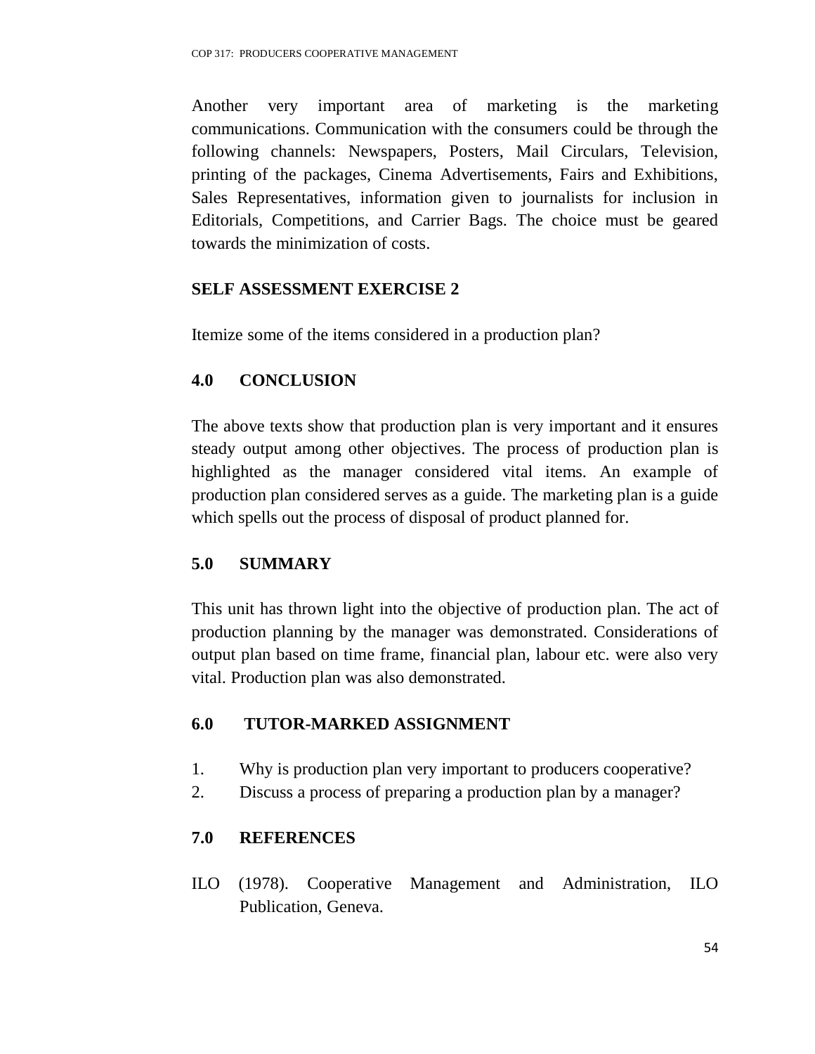Another very important area of marketing is the marketing communications. Communication with the consumers could be through the following channels: Newspapers, Posters, Mail Circulars, Television, printing of the packages, Cinema Advertisements, Fairs and Exhibitions, Sales Representatives, information given to journalists for inclusion in Editorials, Competitions, and Carrier Bags. The choice must be geared towards the minimization of costs.

**SELF ASSESSMENT EXERCISE 2**

Itemize some of the items considered in a production plan?

## 4.0 CONCLUSION

The above texts show that production plan is very important and it ensures steady output among other objectives. The process of production plan is highlighted as the manager considered vital items. An example of production plan considered serves as a guide. The marketing plan is a guide which spells out the process of disposal of product planned for.

## 5.0 SUMMARY

This unit has thrown light into the objective of production plan. The act of production planning by the manager was demonstrated. Considerations of output plan based on time frame, financial plan, labour etc. were also very vital. Production plan was also demonstrated.

## 6.0 TUTOR-MARKED ASSIGNMENT

1. Why is production plan very important to producers cooperative?
2. Discuss a process of preparing a production plan by a manager?

## 7.0 REFERENCES

ILO (1978). Cooperative Management and Administration, ILO Publication, Geneva.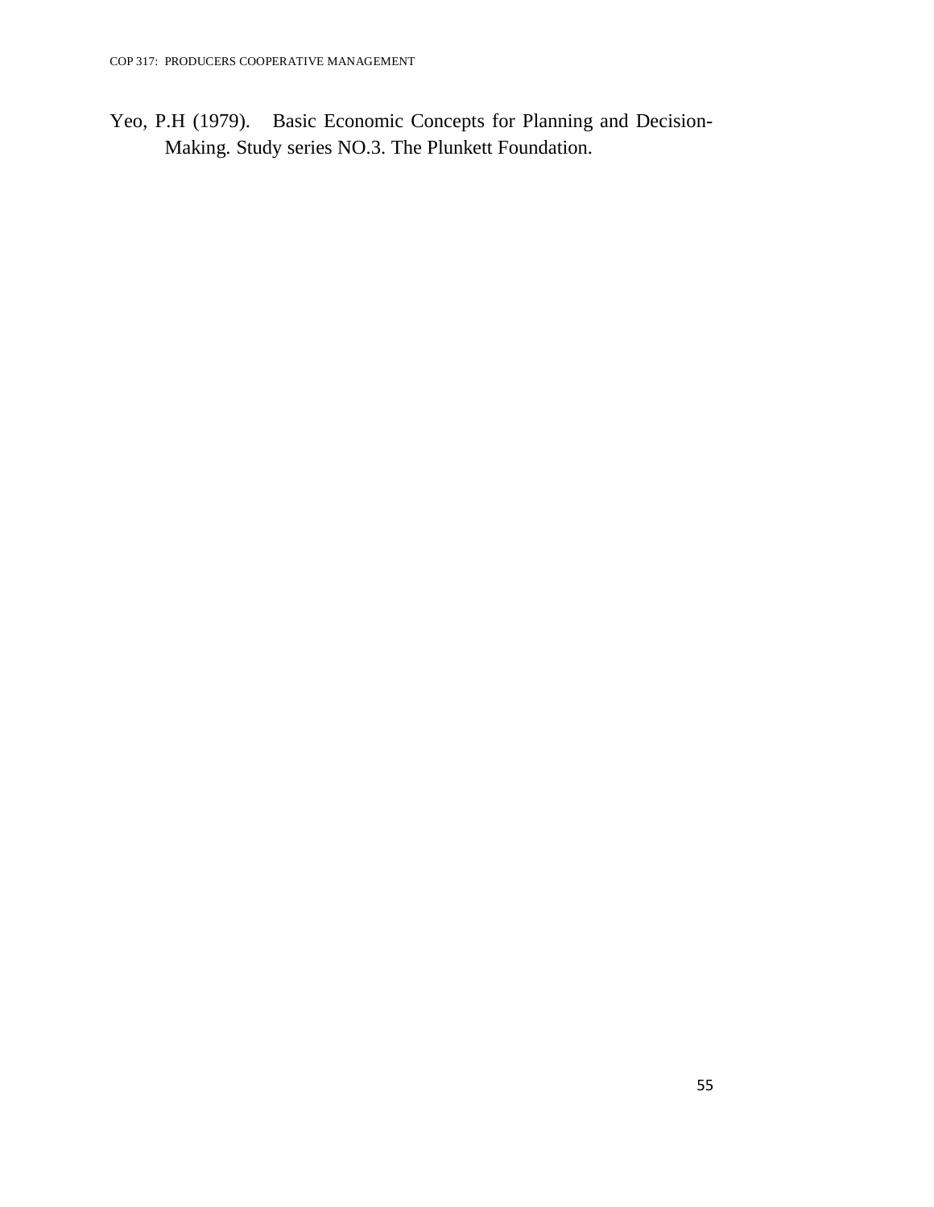Yeo, P.H (1979). Basic Economic Concepts for Planning and Decision-Making. Study series NO.3. The Plunkett Foundation.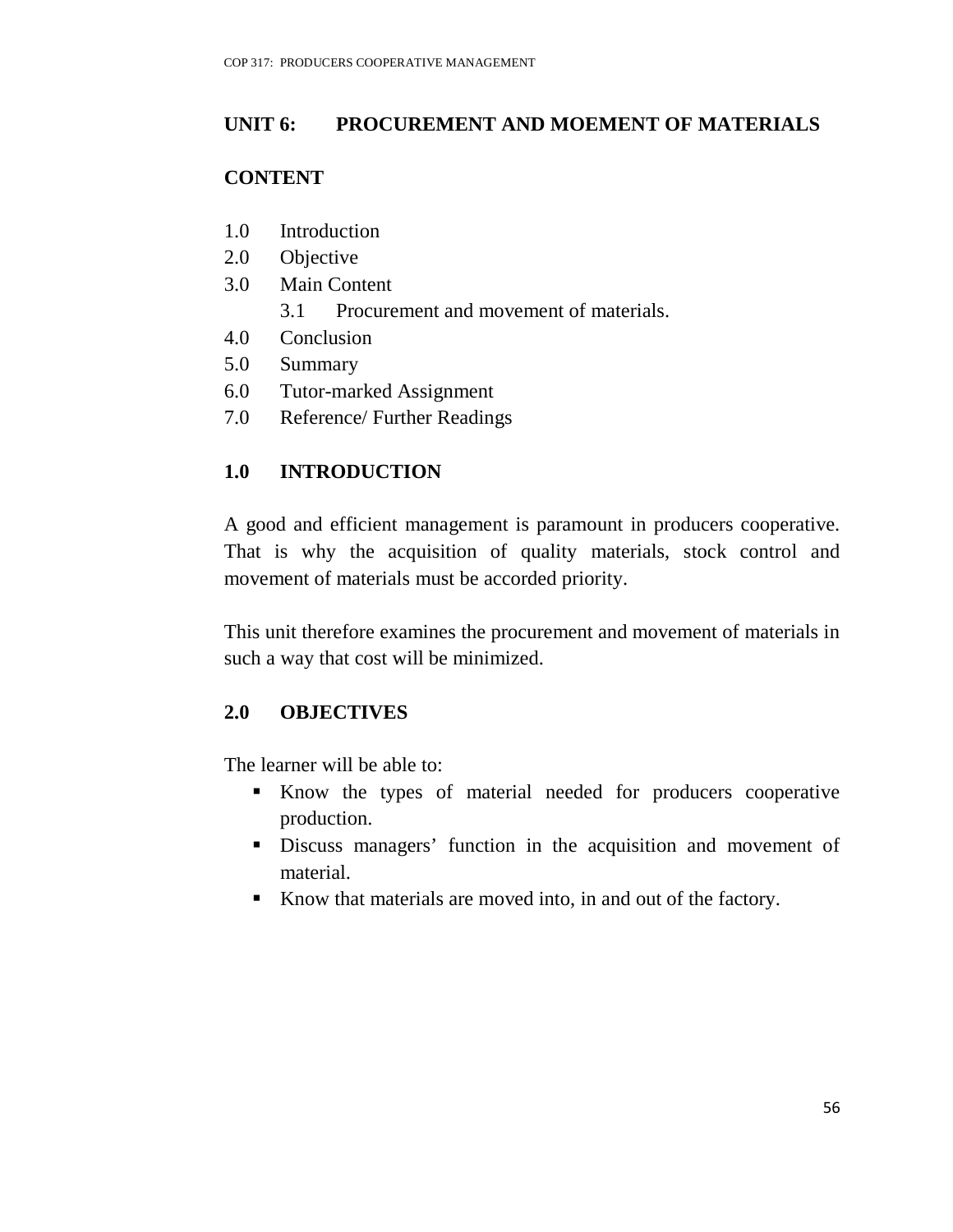## UNIT 6: PROCUREMENT AND MOEMENT OF MATERIALS

### CONTENT

1.0 Introduction
2.0 Objective
3.0 Main Content
  3.1 Procurement and movement of materials.
4.0 Conclusion
5.0 Summary
6.0 Tutor-marked Assignment
7.0 Reference/ Further Readings

### 1.0 INTRODUCTION

A good and efficient management is paramount in producers cooperative. That is why the acquisition of quality materials, stock control and movement of materials must be accorded priority.

This unit therefore examines the procurement and movement of materials in such a way that cost will be minimized.

### 2.0 OBJECTIVES

The learner will be able to:

- Know the types of material needed for producers cooperative production.
- Discuss managers' function in the acquisition and movement of material.
- Know that materials are moved into, in and out of the factory.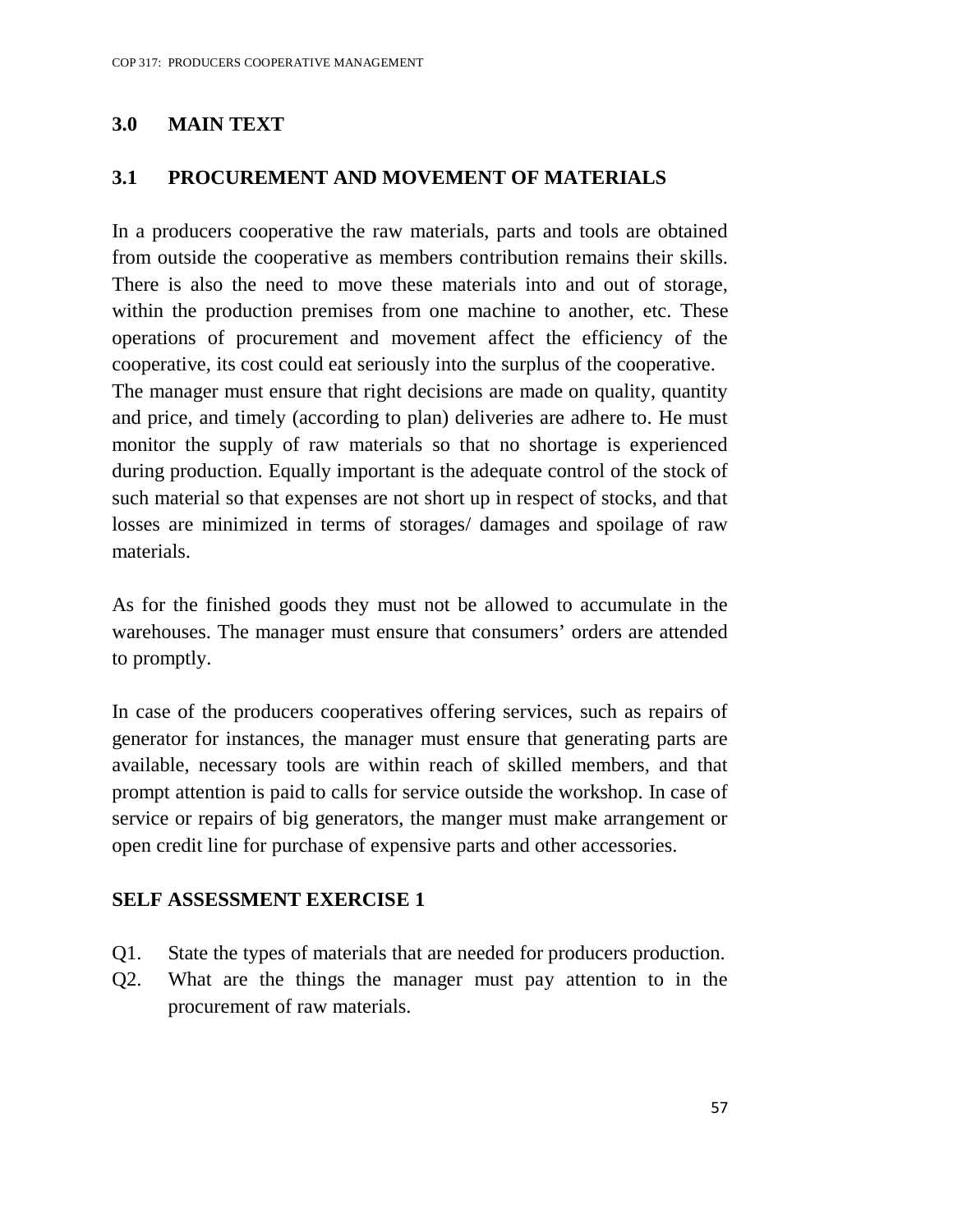## 3.0 MAIN TEXT

### 3.1 PROCUREMENT AND MOVEMENT OF MATERIALS

In a producers cooperative the raw materials, parts and tools are obtained from outside the cooperative as members contribution remains their skills. There is also the need to move these materials into and out of storage, within the production premises from one machine to another, etc. These operations of procurement and movement affect the efficiency of the cooperative, its cost could eat seriously into the surplus of the cooperative.
The manager must ensure that right decisions are made on quality, quantity and price, and timely (according to plan) deliveries are adhere to. He must monitor the supply of raw materials so that no shortage is experienced during production. Equally important is the adequate control of the stock of such material so that expenses are not short up in respect of stocks, and that losses are minimized in terms of storages/ damages and spoilage of raw materials.

As for the finished goods they must not be allowed to accumulate in the warehouses. The manager must ensure that consumers' orders are attended to promptly.

In case of the producers cooperatives offering services, such as repairs of generator for instances, the manager must ensure that generating parts are available, necessary tools are within reach of skilled members, and that prompt attention is paid to calls for service outside the workshop. In case of service or repairs of big generators, the manger must make arrangement or open credit line for purchase of expensive parts and other accessories.

**SELF ASSESSMENT EXERCISE 1**

Q1. State the types of materials that are needed for producers production.

Q2. What are the things the manager must pay attention to in the procurement of raw materials.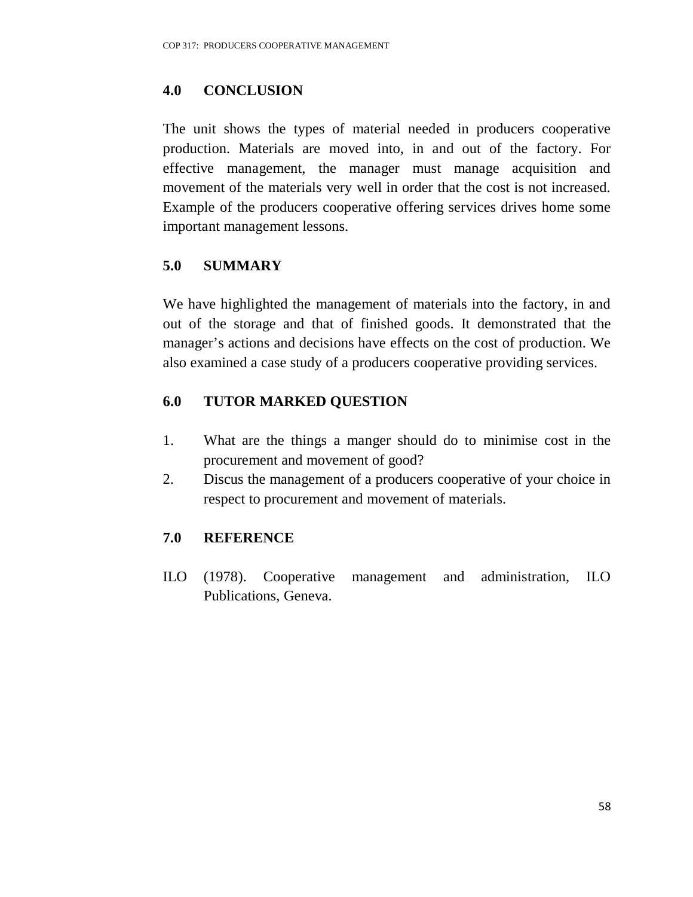## 4.0 CONCLUSION

The unit shows the types of material needed in producers cooperative production. Materials are moved into, in and out of the factory. For effective management, the manager must manage acquisition and movement of the materials very well in order that the cost is not increased. Example of the producers cooperative offering services drives home some important management lessons.

## 5.0 SUMMARY

We have highlighted the management of materials into the factory, in and out of the storage and that of finished goods. It demonstrated that the manager's actions and decisions have effects on the cost of production. We also examined a case study of a producers cooperative providing services.

## 6.0 TUTOR MARKED QUESTION

1. What are the things a manger should do to minimise cost in the procurement and movement of good?
2. Discus the management of a producers cooperative of your choice in respect to procurement and movement of materials.

## 7.0 REFERENCE

ILO (1978). Cooperative management and administration, ILO Publications, Geneva.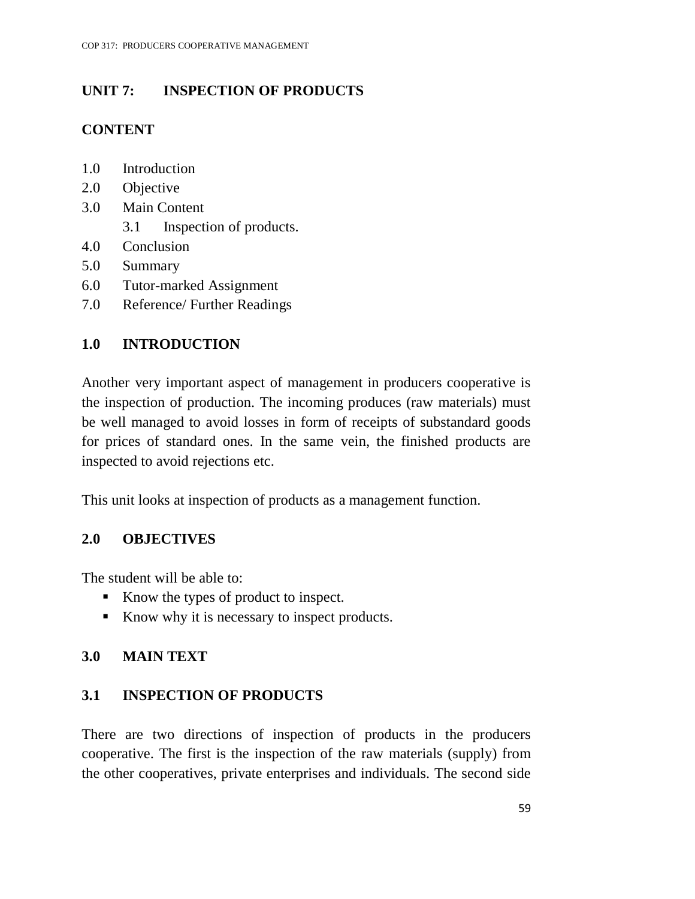## UNIT 7: INSPECTION OF PRODUCTS

### CONTENT

1.0 Introduction
2.0 Objective
3.0 Main Content
    3.1 Inspection of products.
4.0 Conclusion
5.0 Summary
6.0 Tutor-marked Assignment
7.0 Reference/ Further Readings

### 1.0 INTRODUCTION

Another very important aspect of management in producers cooperative is the inspection of production. The incoming produces (raw materials) must be well managed to avoid losses in form of receipts of substandard goods for prices of standard ones. In the same vein, the finished products are inspected to avoid rejections etc.

This unit looks at inspection of products as a management function.

### 2.0 OBJECTIVES

The student will be able to:

- Know the types of product to inspect.
- Know why it is necessary to inspect products.

### 3.0 MAIN TEXT

### 3.1 INSPECTION OF PRODUCTS

There are two directions of inspection of products in the producers cooperative. The first is the inspection of the raw materials (supply) from the other cooperatives, private enterprises and individuals. The second side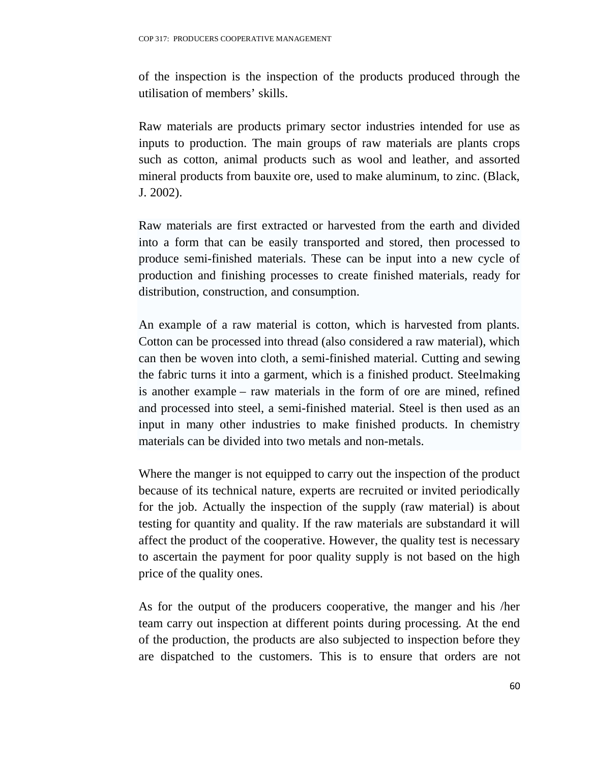of the inspection is the inspection of the products produced through the utilisation of members' skills.

Raw materials are products primary sector industries intended for use as inputs to production. The main groups of raw materials are plants crops such as cotton, animal products such as wool and leather, and assorted mineral products from bauxite ore, used to make aluminum, to zinc. (Black, J. 2002).

Raw materials are first extracted or harvested from the earth and divided into a form that can be easily transported and stored, then processed to produce semi-finished materials. These can be input into a new cycle of production and finishing processes to create finished materials, ready for distribution, construction, and consumption.

An example of a raw material is cotton, which is harvested from plants. Cotton can be processed into thread (also considered a raw material), which can then be woven into cloth, a semi-finished material. Cutting and sewing the fabric turns it into a garment, which is a finished product. Steelmaking is another example – raw materials in the form of ore are mined, refined and processed into steel, a semi-finished material. Steel is then used as an input in many other industries to make finished products. In chemistry materials can be divided into two metals and non-metals.

Where the manger is not equipped to carry out the inspection of the product because of its technical nature, experts are recruited or invited periodically for the job. Actually the inspection of the supply (raw material) is about testing for quantity and quality. If the raw materials are substandard it will affect the product of the cooperative. However, the quality test is necessary to ascertain the payment for poor quality supply is not based on the high price of the quality ones.

As for the output of the producers cooperative, the manger and his /her team carry out inspection at different points during processing. At the end of the production, the products are also subjected to inspection before they are dispatched to the customers. This is to ensure that orders are not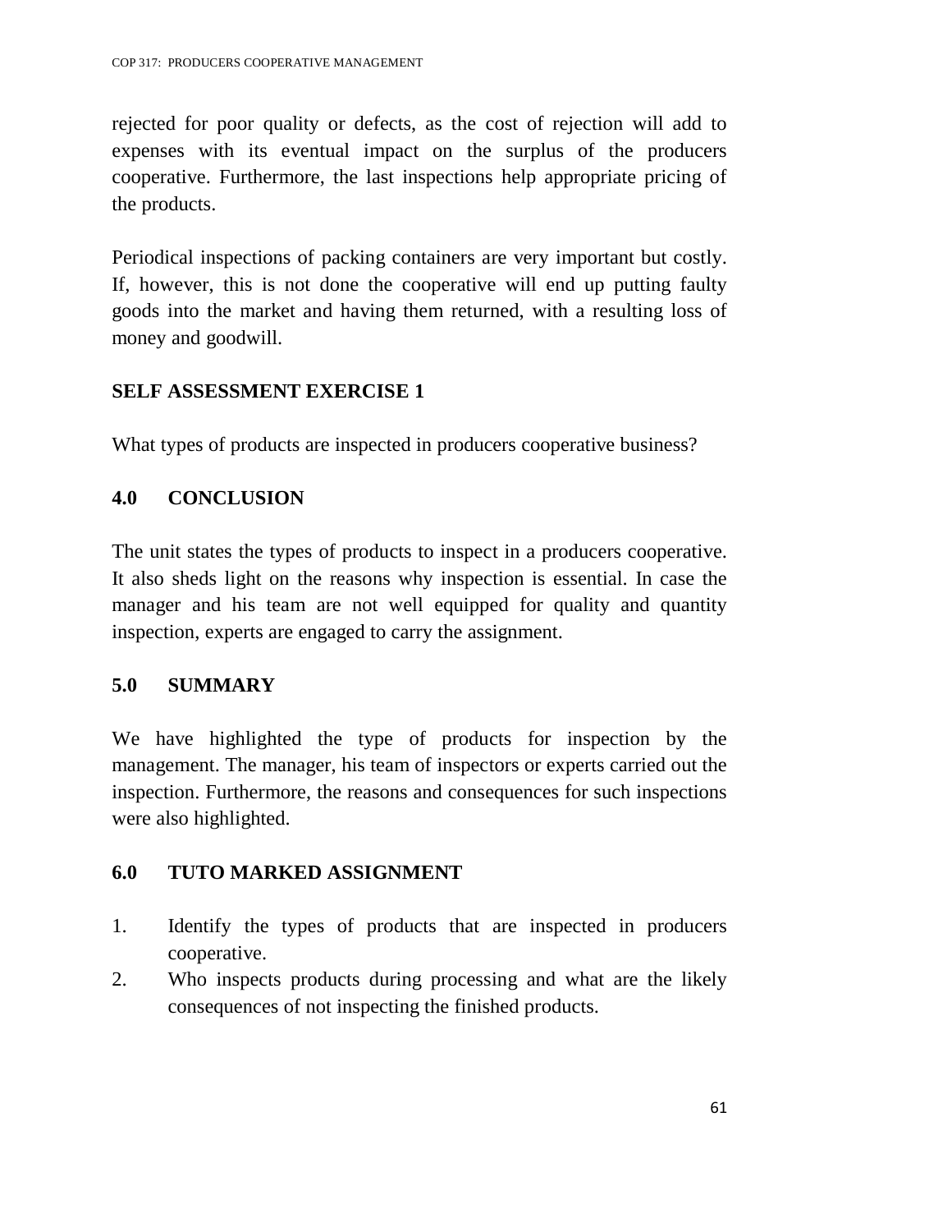rejected for poor quality or defects, as the cost of rejection will add to expenses with its eventual impact on the surplus of the producers cooperative. Furthermore, the last inspections help appropriate pricing of the products.

Periodical inspections of packing containers are very important but costly. If, however, this is not done the cooperative will end up putting faulty goods into the market and having them returned, with a resulting loss of money and goodwill.

### SELF ASSESSMENT EXERCISE 1

What types of products are inspected in producers cooperative business?

## 4.0 CONCLUSION

The unit states the types of products to inspect in a producers cooperative. It also sheds light on the reasons why inspection is essential. In case the manager and his team are not well equipped for quality and quantity inspection, experts are engaged to carry the assignment.

## 5.0 SUMMARY

We have highlighted the type of products for inspection by the management. The manager, his team of inspectors or experts carried out the inspection. Furthermore, the reasons and consequences for such inspections were also highlighted.

## 6.0 TUTO MARKED ASSIGNMENT

1. Identify the types of products that are inspected in producers cooperative.
2. Who inspects products during processing and what are the likely consequences of not inspecting the finished products.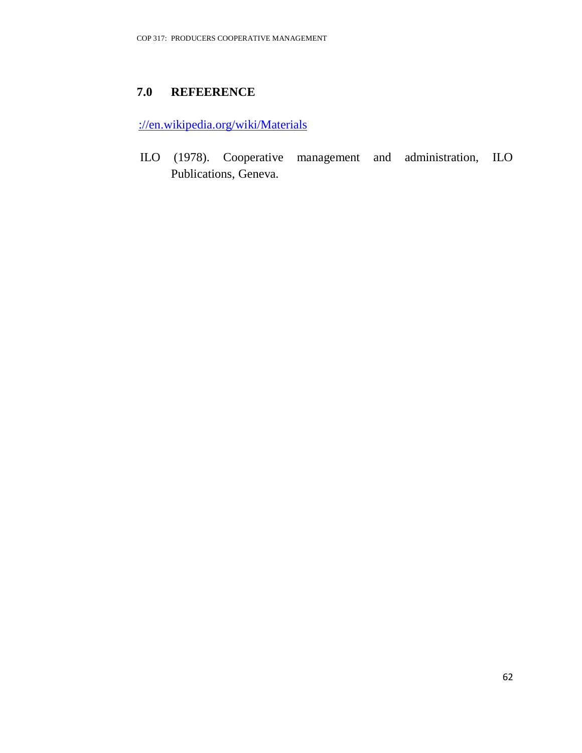## 7.0 REFEERENCE

://en.wikipedia.org/wiki/Materials

ILO (1978). Cooperative management and administration, ILO Publications, Geneva.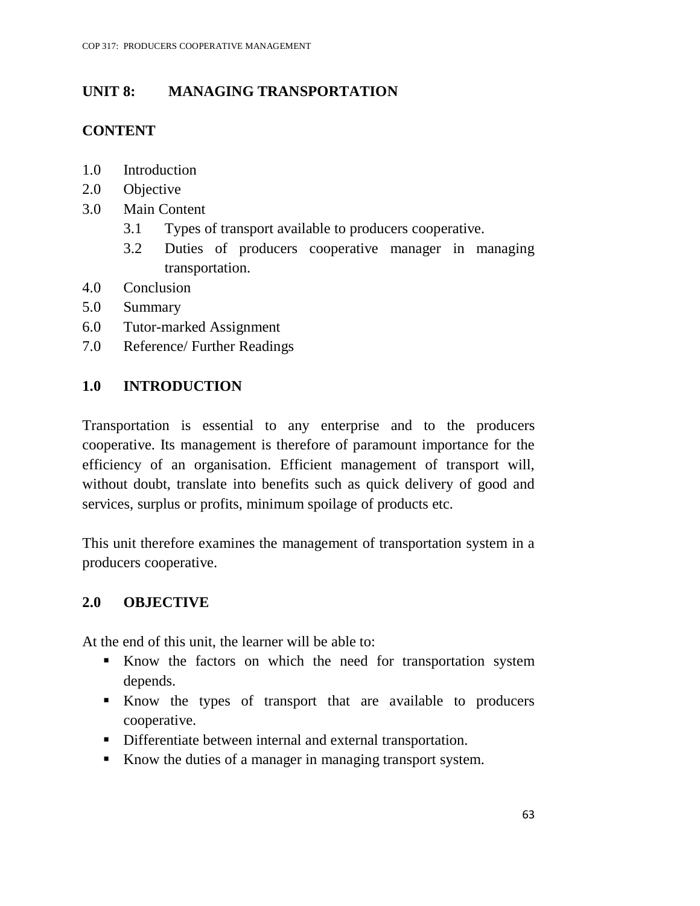## UNIT 8: MANAGING TRANSPORTATION

### CONTENT

1.0 Introduction
2.0 Objective
3.0 Main Content
    3.1 Types of transport available to producers cooperative.
    3.2 Duties of producers cooperative manager in managing transportation.
4.0 Conclusion
5.0 Summary
6.0 Tutor-marked Assignment
7.0 Reference/ Further Readings

### 1.0 INTRODUCTION

Transportation is essential to any enterprise and to the producers cooperative. Its management is therefore of paramount importance for the efficiency of an organisation. Efficient management of transport will, without doubt, translate into benefits such as quick delivery of good and services, surplus or profits, minimum spoilage of products etc.

This unit therefore examines the management of transportation system in a producers cooperative.

### 2.0 OBJECTIVE

At the end of this unit, the learner will be able to:

- Know the factors on which the need for transportation system depends.
- Know the types of transport that are available to producers cooperative.
- Differentiate between internal and external transportation.
- Know the duties of a manager in managing transport system.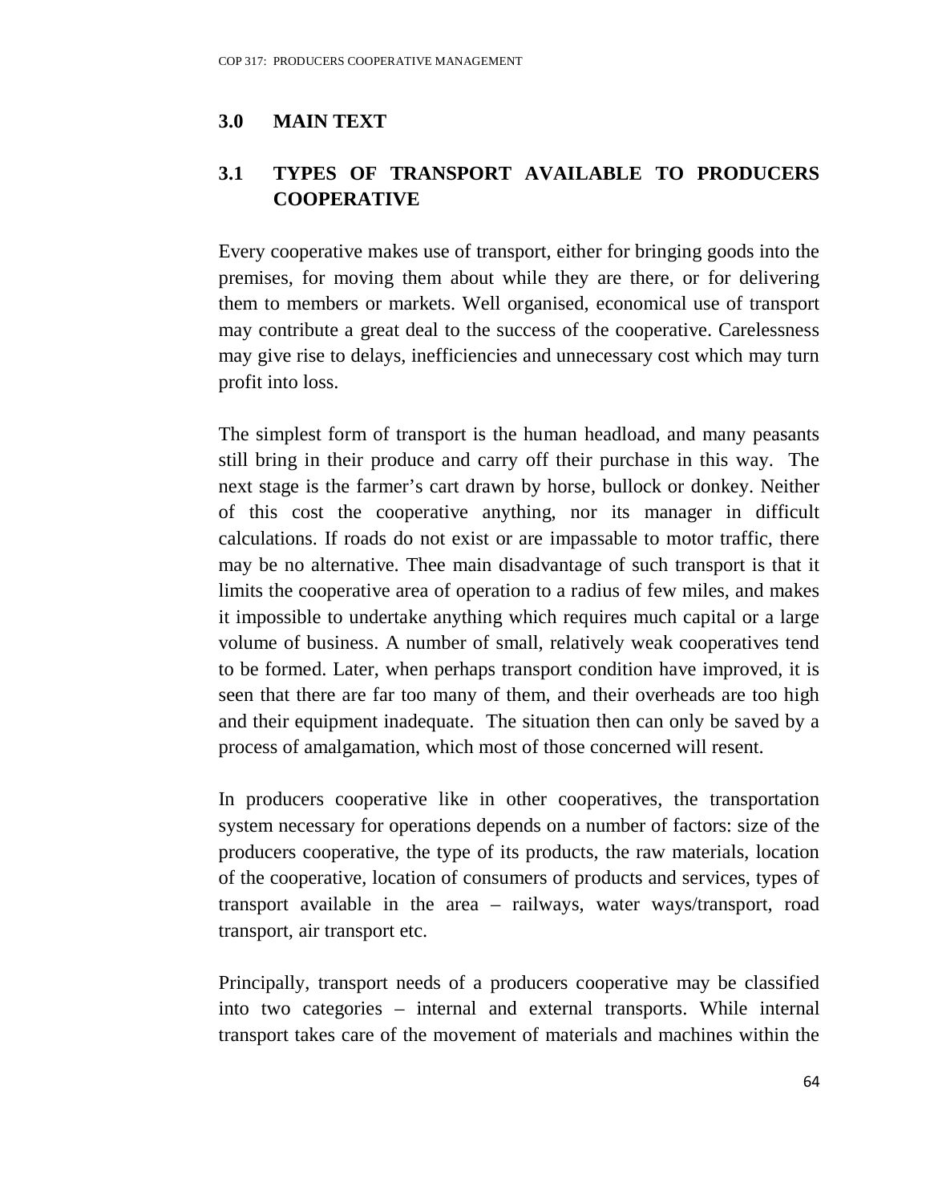## 3.0 MAIN TEXT

### 3.1 TYPES OF TRANSPORT AVAILABLE TO PRODUCERS COOPERATIVE

Every cooperative makes use of transport, either for bringing goods into the premises, for moving them about while they are there, or for delivering them to members or markets. Well organised, economical use of transport may contribute a great deal to the success of the cooperative. Carelessness may give rise to delays, inefficiencies and unnecessary cost which may turn profit into loss.

The simplest form of transport is the human headload, and many peasants still bring in their produce and carry off their purchase in this way. The next stage is the farmer's cart drawn by horse, bullock or donkey. Neither of this cost the cooperative anything, nor its manager in difficult calculations. If roads do not exist or are impassable to motor traffic, there may be no alternative. Thee main disadvantage of such transport is that it limits the cooperative area of operation to a radius of few miles, and makes it impossible to undertake anything which requires much capital or a large volume of business. A number of small, relatively weak cooperatives tend to be formed. Later, when perhaps transport condition have improved, it is seen that there are far too many of them, and their overheads are too high and their equipment inadequate. The situation then can only be saved by a process of amalgamation, which most of those concerned will resent.

In producers cooperative like in other cooperatives, the transportation system necessary for operations depends on a number of factors: size of the producers cooperative, the type of its products, the raw materials, location of the cooperative, location of consumers of products and services, types of transport available in the area – railways, water ways/transport, road transport, air transport etc.

Principally, transport needs of a producers cooperative may be classified into two categories – internal and external transports. While internal transport takes care of the movement of materials and machines within the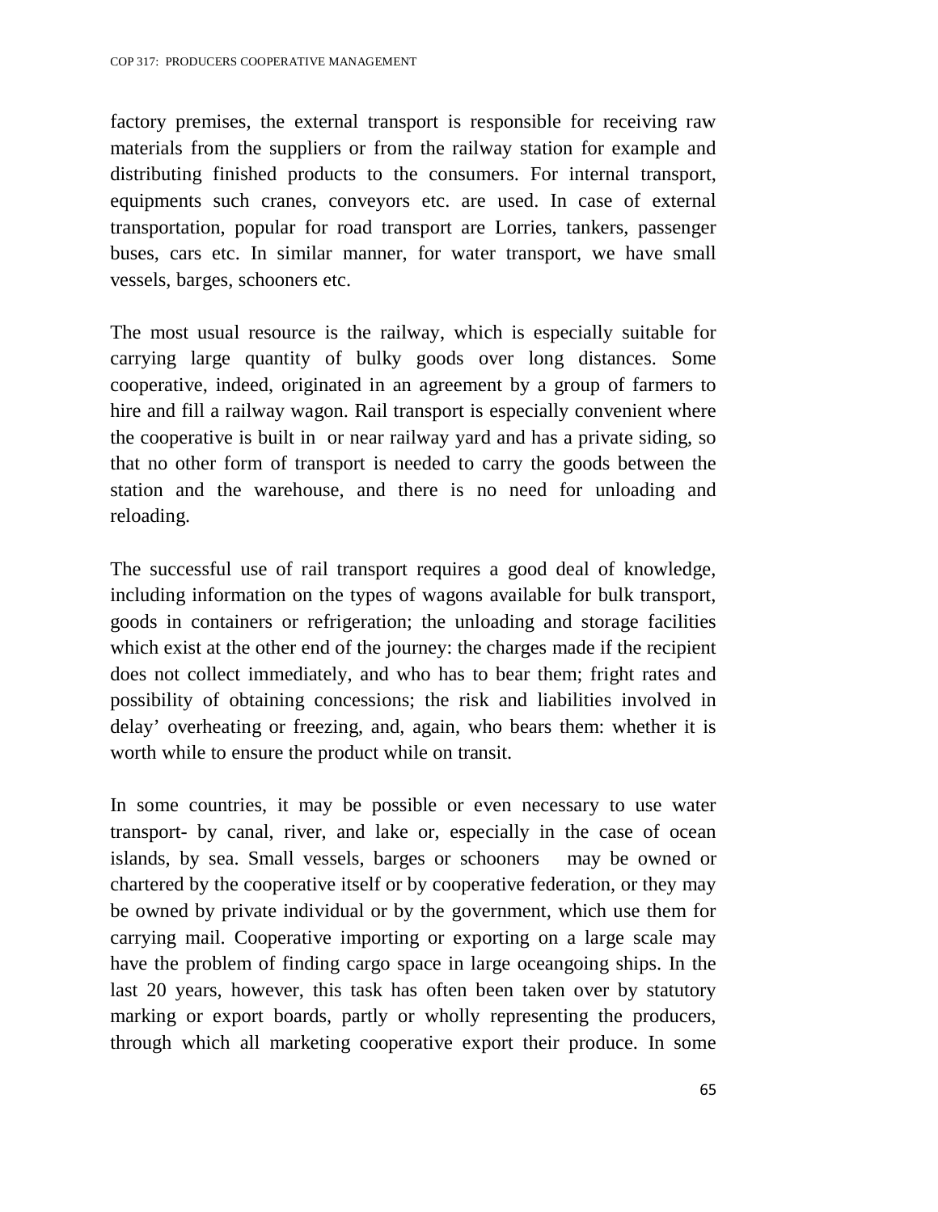factory premises, the external transport is responsible for receiving raw materials from the suppliers or from the railway station for example and distributing finished products to the consumers. For internal transport, equipments such cranes, conveyors etc. are used. In case of external transportation, popular for road transport are Lorries, tankers, passenger buses, cars etc. In similar manner, for water transport, we have small vessels, barges, schooners etc.

The most usual resource is the railway, which is especially suitable for carrying large quantity of bulky goods over long distances. Some cooperative, indeed, originated in an agreement by a group of farmers to hire and fill a railway wagon. Rail transport is especially convenient where the cooperative is built in or near railway yard and has a private siding, so that no other form of transport is needed to carry the goods between the station and the warehouse, and there is no need for unloading and reloading.

The successful use of rail transport requires a good deal of knowledge, including information on the types of wagons available for bulk transport, goods in containers or refrigeration; the unloading and storage facilities which exist at the other end of the journey: the charges made if the recipient does not collect immediately, and who has to bear them; fright rates and possibility of obtaining concessions; the risk and liabilities involved in delay' overheating or freezing, and, again, who bears them: whether it is worth while to ensure the product while on transit.

In some countries, it may be possible or even necessary to use water transport- by canal, river, and lake or, especially in the case of ocean islands, by sea. Small vessels, barges or schooners may be owned or chartered by the cooperative itself or by cooperative federation, or they may be owned by private individual or by the government, which use them for carrying mail. Cooperative importing or exporting on a large scale may have the problem of finding cargo space in large oceangoing ships. In the last 20 years, however, this task has often been taken over by statutory marking or export boards, partly or wholly representing the producers, through which all marketing cooperative export their produce. In some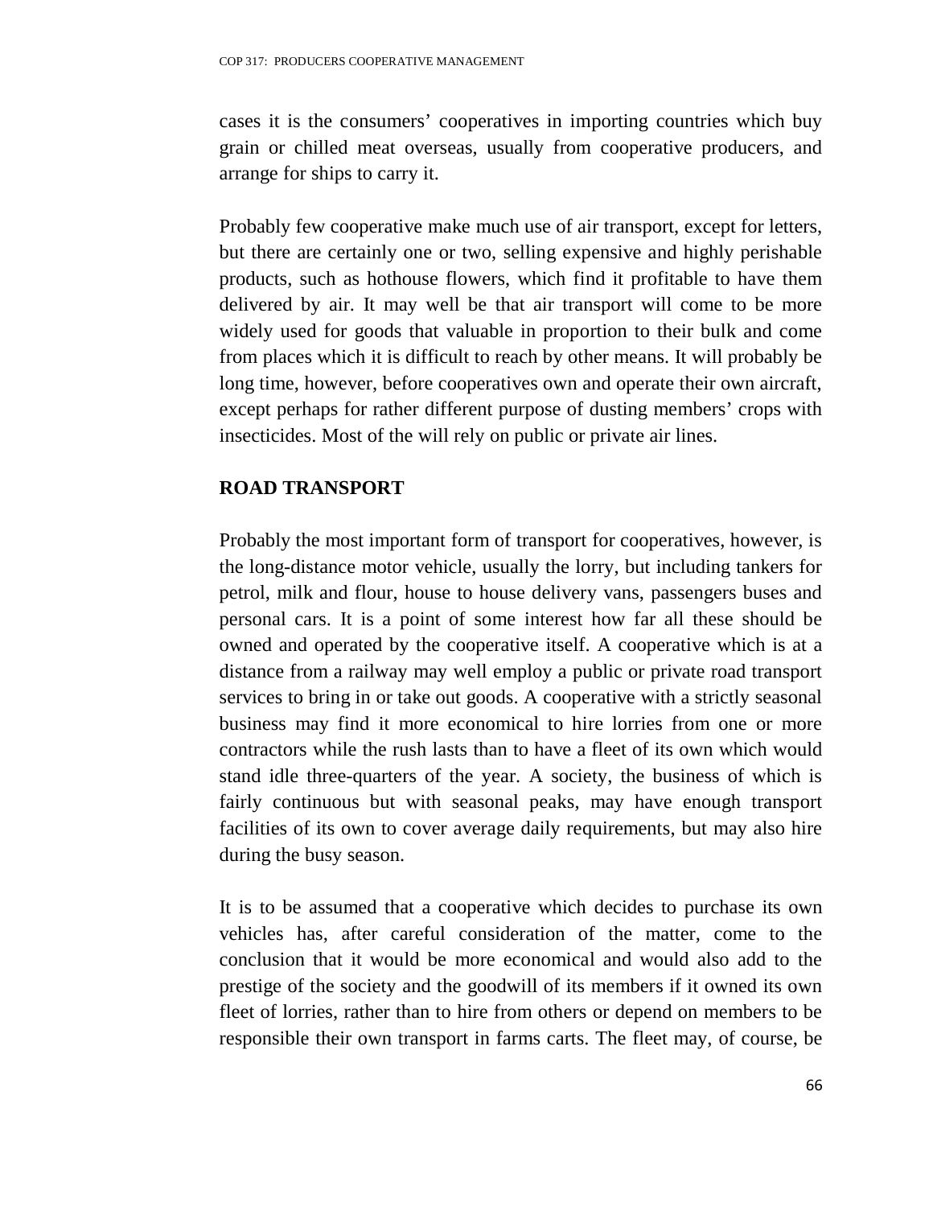cases it is the consumers' cooperatives in importing countries which buy grain or chilled meat overseas, usually from cooperative producers, and arrange for ships to carry it.

Probably few cooperative make much use of air transport, except for letters, but there are certainly one or two, selling expensive and highly perishable products, such as hothouse flowers, which find it profitable to have them delivered by air. It may well be that air transport will come to be more widely used for goods that valuable in proportion to their bulk and come from places which it is difficult to reach by other means. It will probably be long time, however, before cooperatives own and operate their own aircraft, except perhaps for rather different purpose of dusting members' crops with insecticides. Most of the will rely on public or private air lines.

## ROAD TRANSPORT

Probably the most important form of transport for cooperatives, however, is the long-distance motor vehicle, usually the lorry, but including tankers for petrol, milk and flour, house to house delivery vans, passengers buses and personal cars. It is a point of some interest how far all these should be owned and operated by the cooperative itself. A cooperative which is at a distance from a railway may well employ a public or private road transport services to bring in or take out goods. A cooperative with a strictly seasonal business may find it more economical to hire lorries from one or more contractors while the rush lasts than to have a fleet of its own which would stand idle three-quarters of the year. A society, the business of which is fairly continuous but with seasonal peaks, may have enough transport facilities of its own to cover average daily requirements, but may also hire during the busy season.

It is to be assumed that a cooperative which decides to purchase its own vehicles has, after careful consideration of the matter, come to the conclusion that it would be more economical and would also add to the prestige of the society and the goodwill of its members if it owned its own fleet of lorries, rather than to hire from others or depend on members to be responsible their own transport in farms carts. The fleet may, of course, be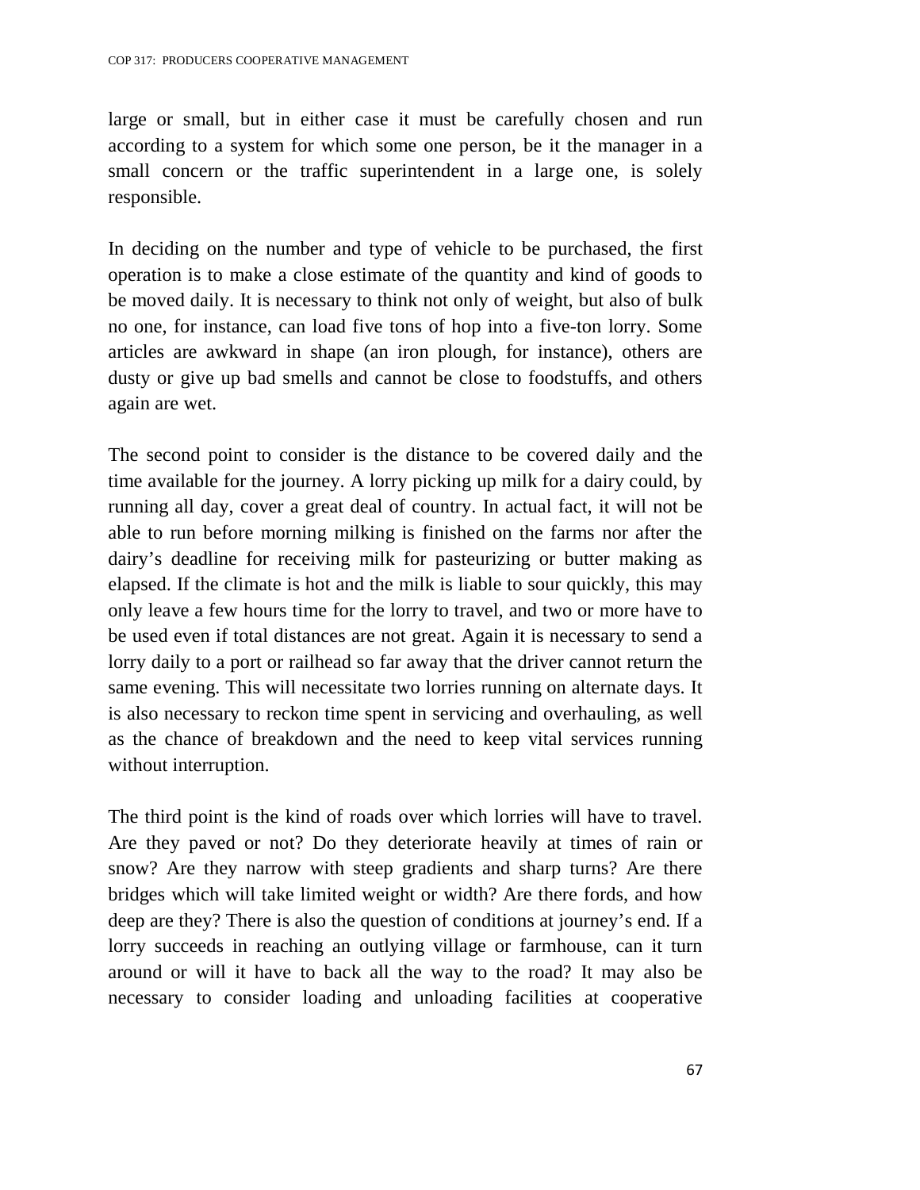large or small, but in either case it must be carefully chosen and run according to a system for which some one person, be it the manager in a small concern or the traffic superintendent in a large one, is solely responsible.

In deciding on the number and type of vehicle to be purchased, the first operation is to make a close estimate of the quantity and kind of goods to be moved daily. It is necessary to think not only of weight, but also of bulk no one, for instance, can load five tons of hop into a five-ton lorry. Some articles are awkward in shape (an iron plough, for instance), others are dusty or give up bad smells and cannot be close to foodstuffs, and others again are wet.

The second point to consider is the distance to be covered daily and the time available for the journey. A lorry picking up milk for a dairy could, by running all day, cover a great deal of country. In actual fact, it will not be able to run before morning milking is finished on the farms nor after the dairy's deadline for receiving milk for pasteurizing or butter making as elapsed. If the climate is hot and the milk is liable to sour quickly, this may only leave a few hours time for the lorry to travel, and two or more have to be used even if total distances are not great. Again it is necessary to send a lorry daily to a port or railhead so far away that the driver cannot return the same evening. This will necessitate two lorries running on alternate days. It is also necessary to reckon time spent in servicing and overhauling, as well as the chance of breakdown and the need to keep vital services running without interruption.

The third point is the kind of roads over which lorries will have to travel. Are they paved or not? Do they deteriorate heavily at times of rain or snow? Are they narrow with steep gradients and sharp turns? Are there bridges which will take limited weight or width? Are there fords, and how deep are they? There is also the question of conditions at journey's end. If a lorry succeeds in reaching an outlying village or farmhouse, can it turn around or will it have to back all the way to the road? It may also be necessary to consider loading and unloading facilities at cooperative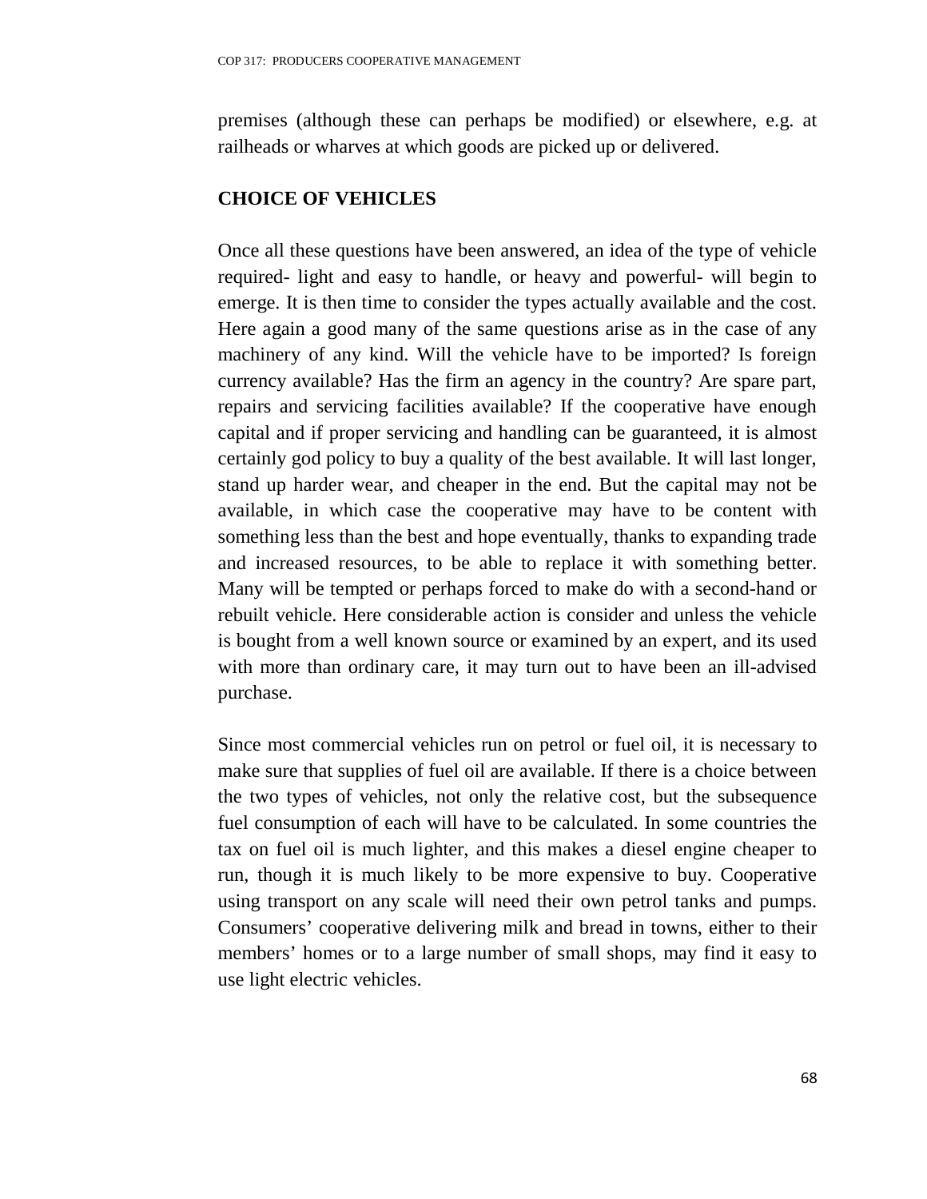premises (although these can perhaps be modified) or elsewhere, e.g. at railheads or wharves at which goods are picked up or delivered.

## CHOICE OF VEHICLES

Once all these questions have been answered, an idea of the type of vehicle required- light and easy to handle, or heavy and powerful- will begin to emerge. It is then time to consider the types actually available and the cost. Here again a good many of the same questions arise as in the case of any machinery of any kind. Will the vehicle have to be imported? Is foreign currency available? Has the firm an agency in the country? Are spare part, repairs and servicing facilities available? If the cooperative have enough capital and if proper servicing and handling can be guaranteed, it is almost certainly god policy to buy a quality of the best available. It will last longer, stand up harder wear, and cheaper in the end. But the capital may not be available, in which case the cooperative may have to be content with something less than the best and hope eventually, thanks to expanding trade and increased resources, to be able to replace it with something better. Many will be tempted or perhaps forced to make do with a second-hand or rebuilt vehicle. Here considerable action is consider and unless the vehicle is bought from a well known source or examined by an expert, and its used with more than ordinary care, it may turn out to have been an ill-advised purchase.

Since most commercial vehicles run on petrol or fuel oil, it is necessary to make sure that supplies of fuel oil are available. If there is a choice between the two types of vehicles, not only the relative cost, but the subsequence fuel consumption of each will have to be calculated. In some countries the tax on fuel oil is much lighter, and this makes a diesel engine cheaper to run, though it is much likely to be more expensive to buy. Cooperative using transport on any scale will need their own petrol tanks and pumps. Consumers' cooperative delivering milk and bread in towns, either to their members' homes or to a large number of small shops, may find it easy to use light electric vehicles.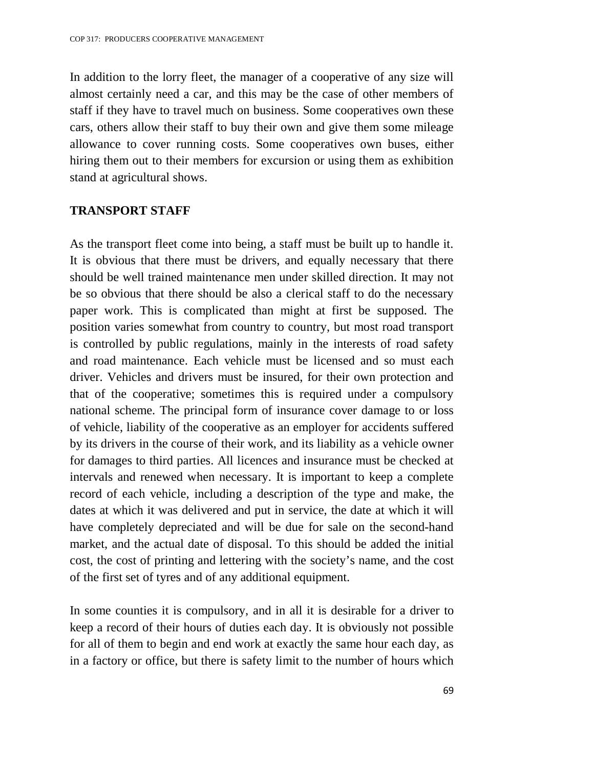In addition to the lorry fleet, the manager of a cooperative of any size will almost certainly need a car, and this may be the case of other members of staff if they have to travel much on business. Some cooperatives own these cars, others allow their staff to buy their own and give them some mileage allowance to cover running costs. Some cooperatives own buses, either hiring them out to their members for excursion or using them as exhibition stand at agricultural shows.

## TRANSPORT STAFF

As the transport fleet come into being, a staff must be built up to handle it. It is obvious that there must be drivers, and equally necessary that there should be well trained maintenance men under skilled direction. It may not be so obvious that there should be also a clerical staff to do the necessary paper work. This is complicated than might at first be supposed. The position varies somewhat from country to country, but most road transport is controlled by public regulations, mainly in the interests of road safety and road maintenance. Each vehicle must be licensed and so must each driver. Vehicles and drivers must be insured, for their own protection and that of the cooperative; sometimes this is required under a compulsory national scheme. The principal form of insurance cover damage to or loss of vehicle, liability of the cooperative as an employer for accidents suffered by its drivers in the course of their work, and its liability as a vehicle owner for damages to third parties. All licences and insurance must be checked at intervals and renewed when necessary. It is important to keep a complete record of each vehicle, including a description of the type and make, the dates at which it was delivered and put in service, the date at which it will have completely depreciated and will be due for sale on the second-hand market, and the actual date of disposal. To this should be added the initial cost, the cost of printing and lettering with the society's name, and the cost of the first set of tyres and of any additional equipment.

In some counties it is compulsory, and in all it is desirable for a driver to keep a record of their hours of duties each day. It is obviously not possible for all of them to begin and end work at exactly the same hour each day, as in a factory or office, but there is safety limit to the number of hours which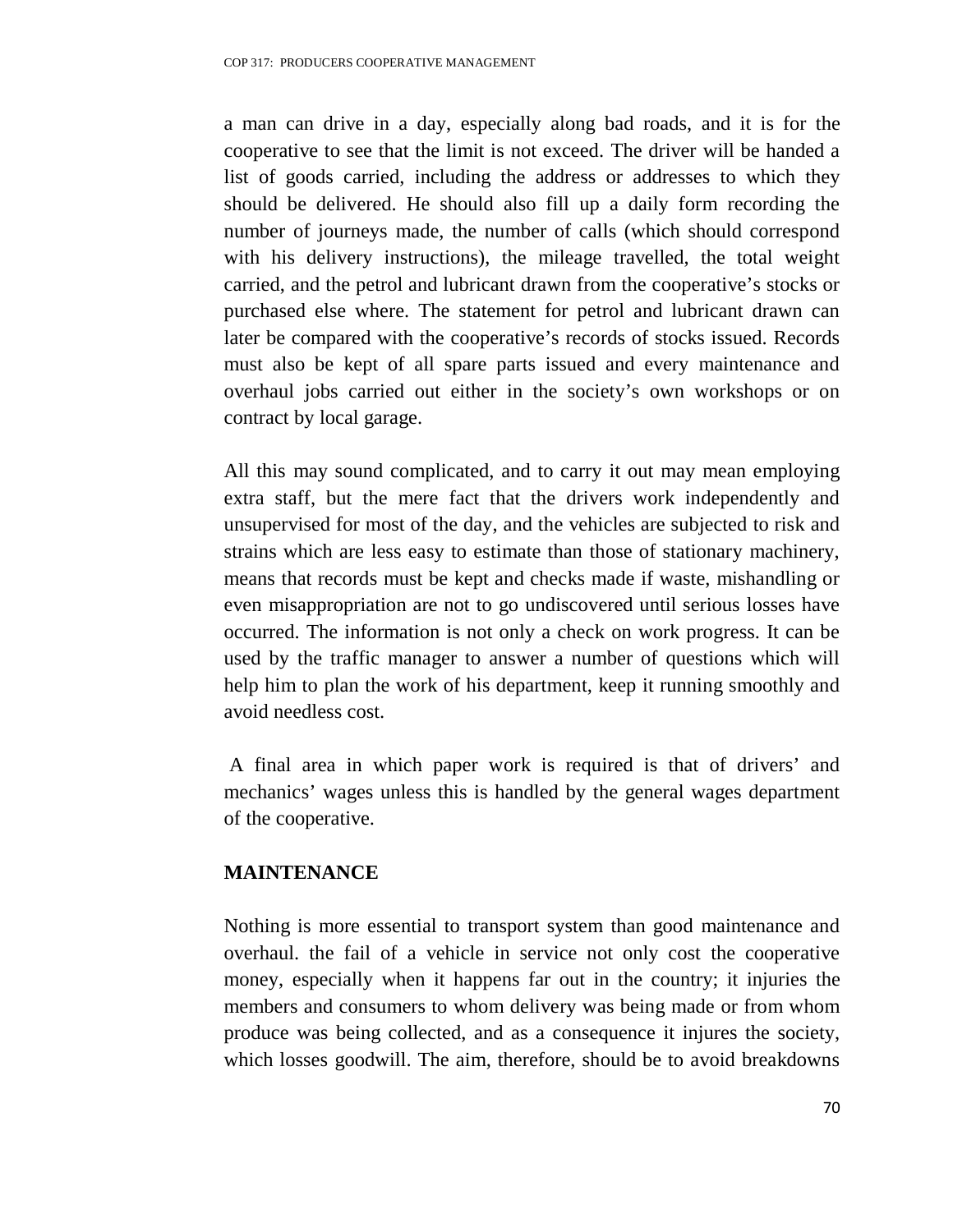a man can drive in a day, especially along bad roads, and it is for the cooperative to see that the limit is not exceed. The driver will be handed a list of goods carried, including the address or addresses to which they should be delivered. He should also fill up a daily form recording the number of journeys made, the number of calls (which should correspond with his delivery instructions), the mileage travelled, the total weight carried, and the petrol and lubricant drawn from the cooperative's stocks or purchased else where. The statement for petrol and lubricant drawn can later be compared with the cooperative's records of stocks issued. Records must also be kept of all spare parts issued and every maintenance and overhaul jobs carried out either in the society's own workshops or on contract by local garage.

All this may sound complicated, and to carry it out may mean employing extra staff, but the mere fact that the drivers work independently and unsupervised for most of the day, and the vehicles are subjected to risk and strains which are less easy to estimate than those of stationary machinery, means that records must be kept and checks made if waste, mishandling or even misappropriation are not to go undiscovered until serious losses have occurred. The information is not only a check on work progress. It can be used by the traffic manager to answer a number of questions which will help him to plan the work of his department, keep it running smoothly and avoid needless cost.

A final area in which paper work is required is that of drivers' and mechanics' wages unless this is handled by the general wages department of the cooperative.

**MAINTENANCE**

Nothing is more essential to transport system than good maintenance and overhaul. the fail of a vehicle in service not only cost the cooperative money, especially when it happens far out in the country; it injuries the members and consumers to whom delivery was being made or from whom produce was being collected, and as a consequence it injures the society, which losses goodwill. The aim, therefore, should be to avoid breakdowns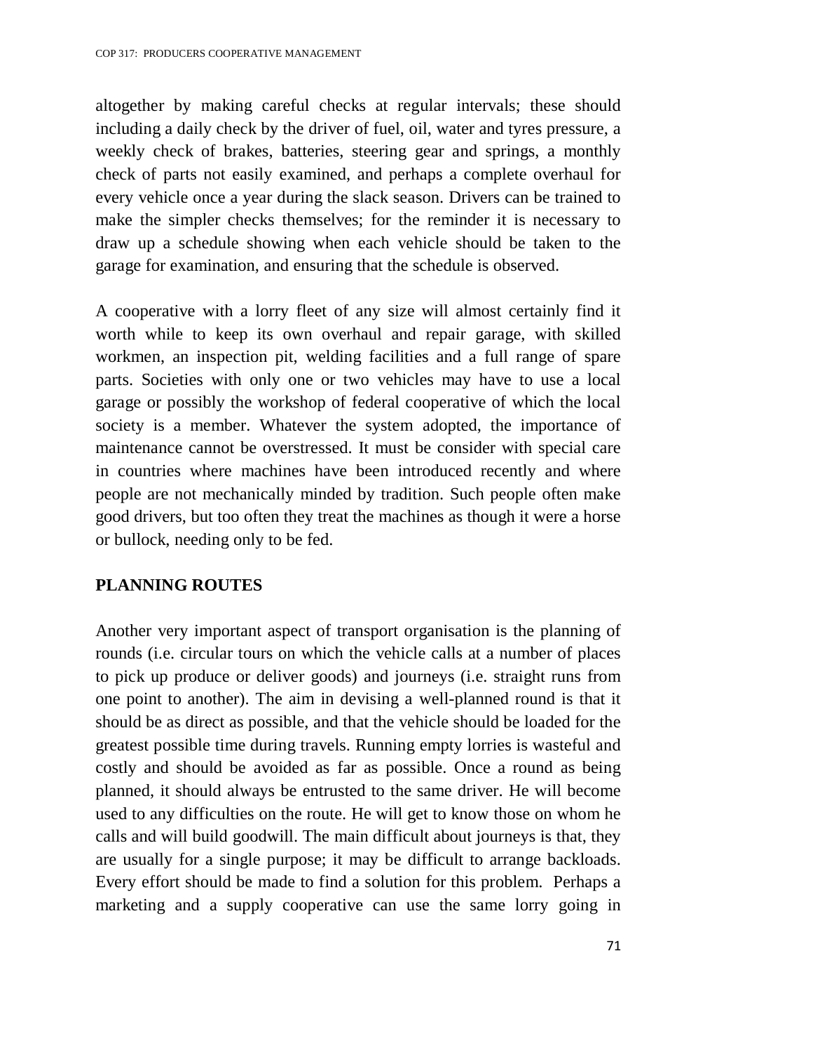altogether by making careful checks at regular intervals; these should including a daily check by the driver of fuel, oil, water and tyres pressure, a weekly check of brakes, batteries, steering gear and springs, a monthly check of parts not easily examined, and perhaps a complete overhaul for every vehicle once a year during the slack season. Drivers can be trained to make the simpler checks themselves; for the reminder it is necessary to draw up a schedule showing when each vehicle should be taken to the garage for examination, and ensuring that the schedule is observed.

A cooperative with a lorry fleet of any size will almost certainly find it worth while to keep its own overhaul and repair garage, with skilled workmen, an inspection pit, welding facilities and a full range of spare parts. Societies with only one or two vehicles may have to use a local garage or possibly the workshop of federal cooperative of which the local society is a member. Whatever the system adopted, the importance of maintenance cannot be overstressed. It must be consider with special care in countries where machines have been introduced recently and where people are not mechanically minded by tradition. Such people often make good drivers, but too often they treat the machines as though it were a horse or bullock, needing only to be fed.

## PLANNING ROUTES

Another very important aspect of transport organisation is the planning of rounds (i.e. circular tours on which the vehicle calls at a number of places to pick up produce or deliver goods) and journeys (i.e. straight runs from one point to another). The aim in devising a well-planned round is that it should be as direct as possible, and that the vehicle should be loaded for the greatest possible time during travels. Running empty lorries is wasteful and costly and should be avoided as far as possible. Once a round as being planned, it should always be entrusted to the same driver. He will become used to any difficulties on the route. He will get to know those on whom he calls and will build goodwill. The main difficult about journeys is that, they are usually for a single purpose; it may be difficult to arrange backloads. Every effort should be made to find a solution for this problem. Perhaps a marketing and a supply cooperative can use the same lorry going in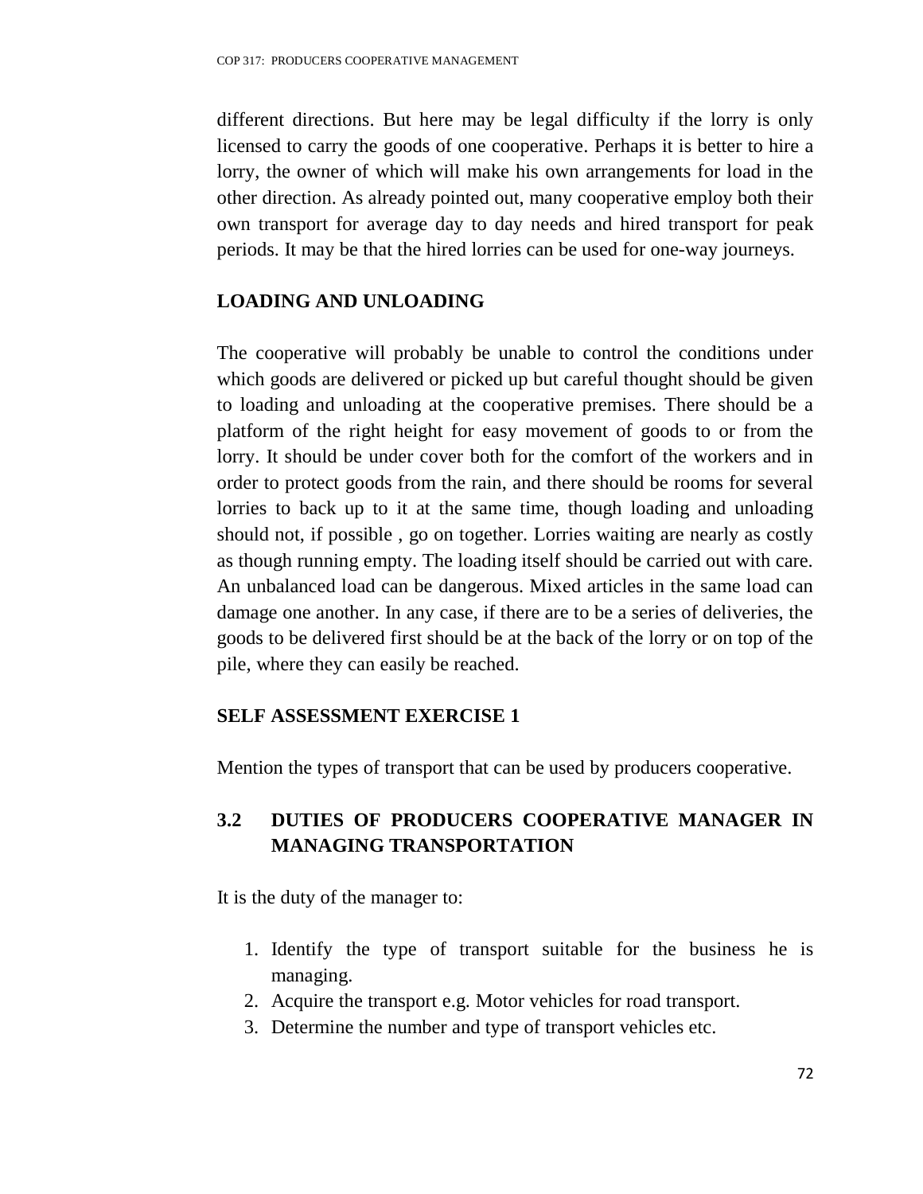different directions. But here may be legal difficulty if the lorry is only licensed to carry the goods of one cooperative. Perhaps it is better to hire a lorry, the owner of which will make his own arrangements for load in the other direction. As already pointed out, many cooperative employ both their own transport for average day to day needs and hired transport for peak periods. It may be that the hired lorries can be used for one-way journeys.

## LOADING AND UNLOADING

The cooperative will probably be unable to control the conditions under which goods are delivered or picked up but careful thought should be given to loading and unloading at the cooperative premises. There should be a platform of the right height for easy movement of goods to or from the lorry. It should be under cover both for the comfort of the workers and in order to protect goods from the rain, and there should be rooms for several lorries to back up to it at the same time, though loading and unloading should not, if possible , go on together. Lorries waiting are nearly as costly as though running empty. The loading itself should be carried out with care. An unbalanced load can be dangerous. Mixed articles in the same load can damage one another. In any case, if there are to be a series of deliveries, the goods to be delivered first should be at the back of the lorry or on top of the pile, where they can easily be reached.

## SELF ASSESSMENT EXERCISE 1

Mention the types of transport that can be used by producers cooperative.

## 3.2 DUTIES OF PRODUCERS COOPERATIVE MANAGER IN MANAGING TRANSPORTATION

It is the duty of the manager to:

1. Identify the type of transport suitable for the business he is managing.
2. Acquire the transport e.g. Motor vehicles for road transport.
3. Determine the number and type of transport vehicles etc.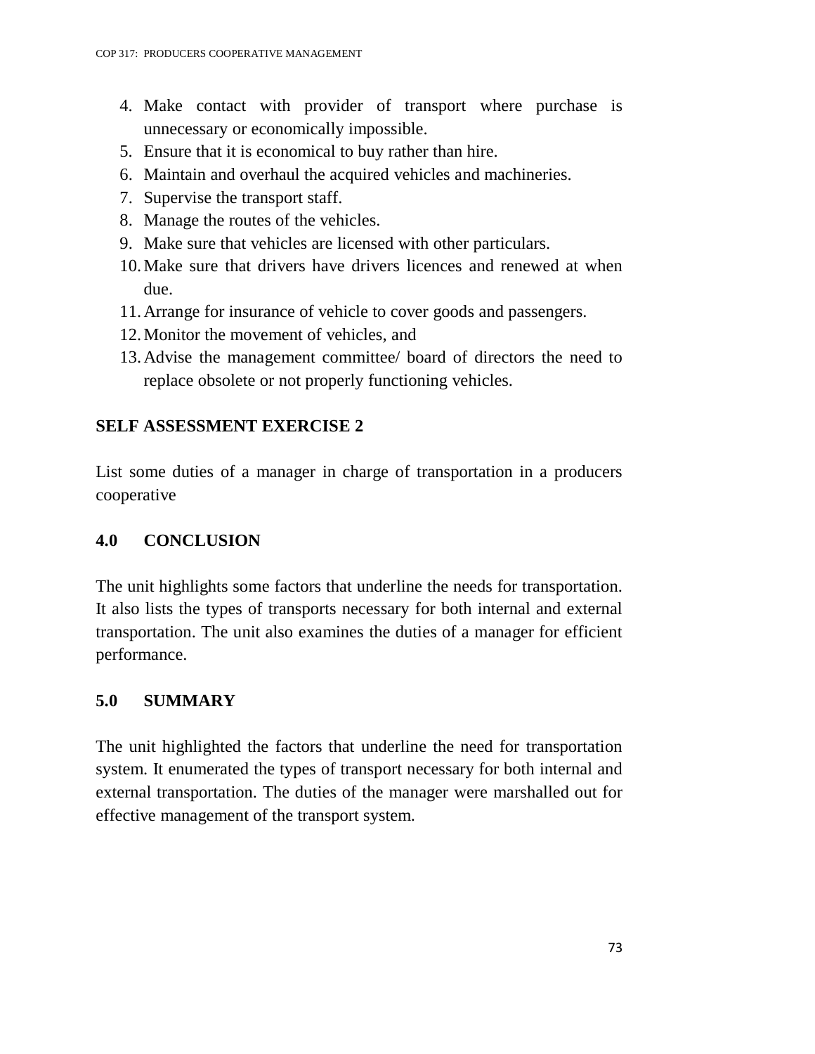4. Make contact with provider of transport where purchase is unnecessary or economically impossible.
5. Ensure that it is economical to buy rather than hire.
6. Maintain and overhaul the acquired vehicles and machineries.
7. Supervise the transport staff.
8. Manage the routes of the vehicles.
9. Make sure that vehicles are licensed with other particulars.
10. Make sure that drivers have drivers licences and renewed at when due.
11. Arrange for insurance of vehicle to cover goods and passengers.
12. Monitor the movement of vehicles, and
13. Advise the management committee/ board of directors the need to replace obsolete or not properly functioning vehicles.

**SELF ASSESSMENT EXERCISE 2**

List some duties of a manager in charge of transportation in a producers cooperative

## 4.0 CONCLUSION

The unit highlights some factors that underline the needs for transportation. It also lists the types of transports necessary for both internal and external transportation. The unit also examines the duties of a manager for efficient performance.

## 5.0 SUMMARY

The unit highlighted the factors that underline the need for transportation system. It enumerated the types of transport necessary for both internal and external transportation. The duties of the manager were marshalled out for effective management of the transport system.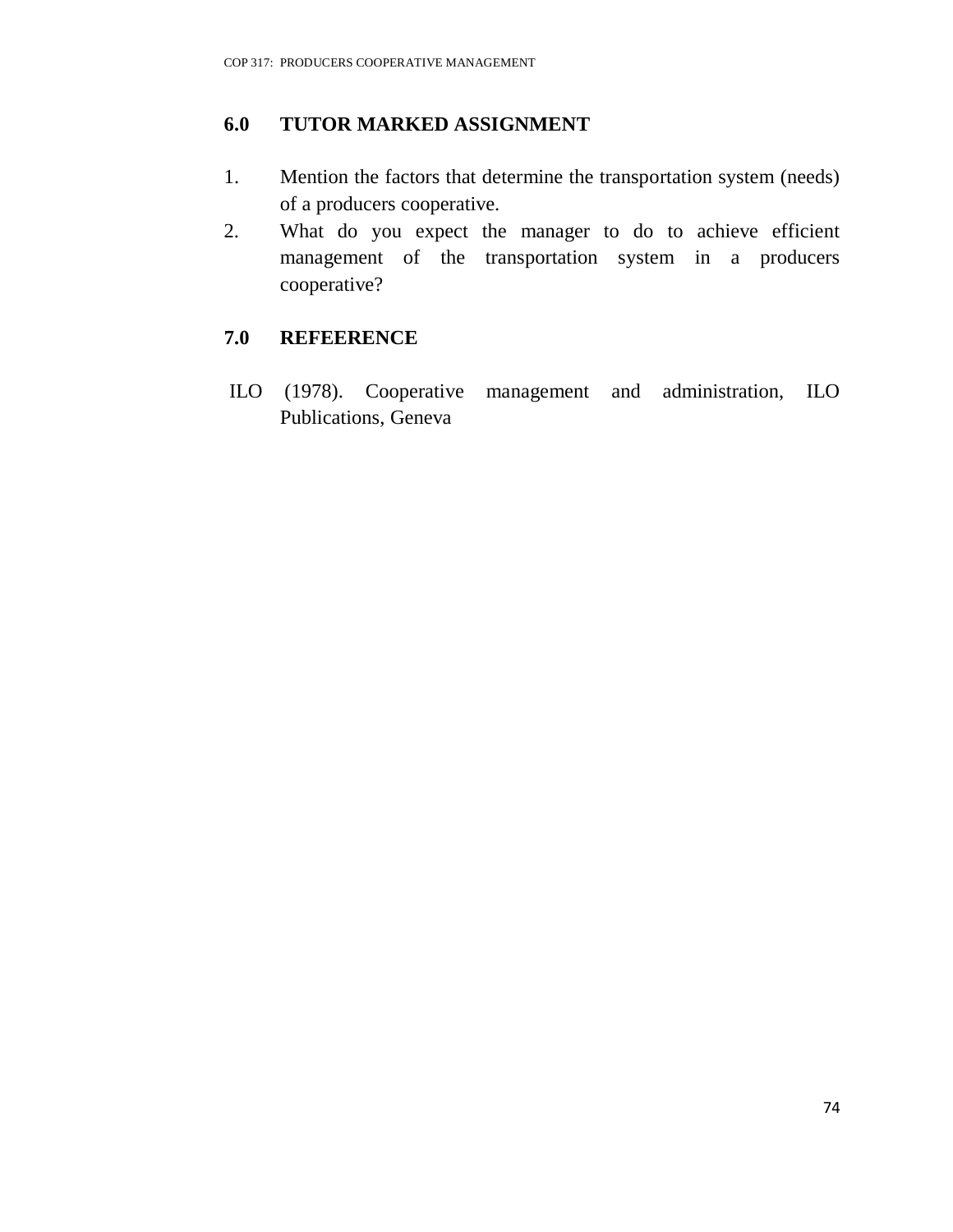## 6.0 TUTOR MARKED ASSIGNMENT

1. Mention the factors that determine the transportation system (needs) of a producers cooperative.
2. What do you expect the manager to do to achieve efficient management of the transportation system in a producers cooperative?

## 7.0 REFEERENCE

ILO (1978). Cooperative management and administration, ILO Publications, Geneva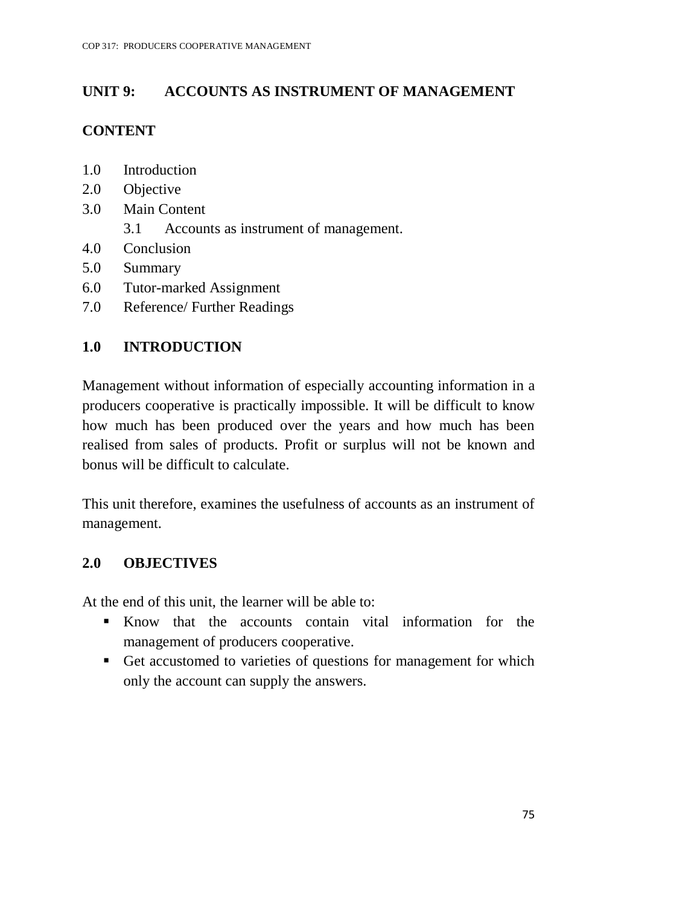## UNIT 9: ACCOUNTS AS INSTRUMENT OF MANAGEMENT

### CONTENT

1.0 Introduction
2.0 Objective
3.0 Main Content
    3.1 Accounts as instrument of management.
4.0 Conclusion
5.0 Summary
6.0 Tutor-marked Assignment
7.0 Reference/ Further Readings

### 1.0 INTRODUCTION

Management without information of especially accounting information in a producers cooperative is practically impossible. It will be difficult to know how much has been produced over the years and how much has been realised from sales of products. Profit or surplus will not be known and bonus will be difficult to calculate.

This unit therefore, examines the usefulness of accounts as an instrument of management.

### 2.0 OBJECTIVES

At the end of this unit, the learner will be able to:

- Know that the accounts contain vital information for the management of producers cooperative.
- Get accustomed to varieties of questions for management for which only the account can supply the answers.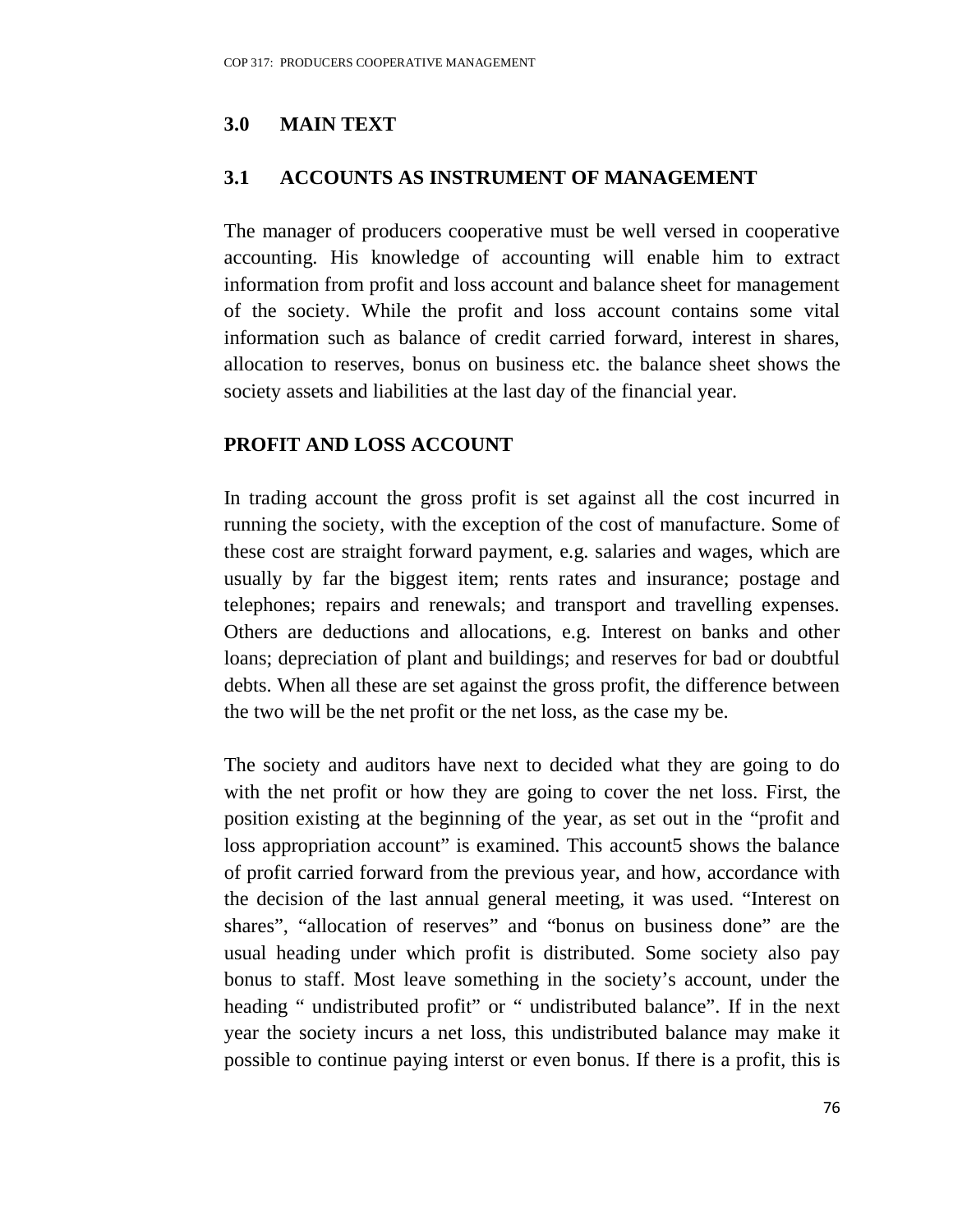## 3.0 MAIN TEXT

### 3.1 ACCOUNTS AS INSTRUMENT OF MANAGEMENT

The manager of producers cooperative must be well versed in cooperative accounting. His knowledge of accounting will enable him to extract information from profit and loss account and balance sheet for management of the society. While the profit and loss account contains some vital information such as balance of credit carried forward, interest in shares, allocation to reserves, bonus on business etc. the balance sheet shows the society assets and liabilities at the last day of the financial year.

**PROFIT AND LOSS ACCOUNT**

In trading account the gross profit is set against all the cost incurred in running the society, with the exception of the cost of manufacture. Some of these cost are straight forward payment, e.g. salaries and wages, which are usually by far the biggest item; rents rates and insurance; postage and telephones; repairs and renewals; and transport and travelling expenses. Others are deductions and allocations, e.g. Interest on banks and other loans; depreciation of plant and buildings; and reserves for bad or doubtful debts. When all these are set against the gross profit, the difference between the two will be the net profit or the net loss, as the case my be.

The society and auditors have next to decided what they are going to do with the net profit or how they are going to cover the net loss. First, the position existing at the beginning of the year, as set out in the "profit and loss appropriation account" is examined. This account5 shows the balance of profit carried forward from the previous year, and how, accordance with the decision of the last annual general meeting, it was used. "Interest on shares", "allocation of reserves" and "bonus on business done" are the usual heading under which profit is distributed. Some society also pay bonus to staff. Most leave something in the society's account, under the heading " undistributed profit" or " undistributed balance". If in the next year the society incurs a net loss, this undistributed balance may make it possible to continue paying interst or even bonus. If there is a profit, this is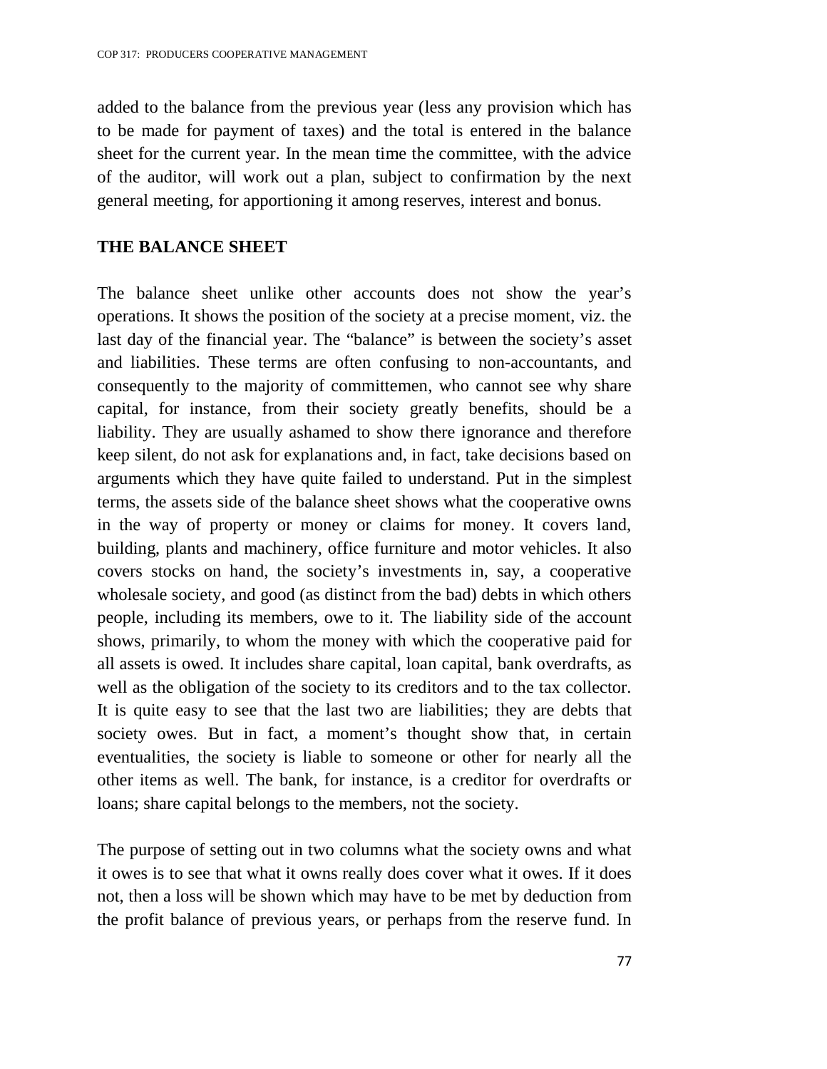added to the balance from the previous year (less any provision which has to be made for payment of taxes) and the total is entered in the balance sheet for the current year. In the mean time the committee, with the advice of the auditor, will work out a plan, subject to confirmation by the next general meeting, for apportioning it among reserves, interest and bonus.

## THE BALANCE SHEET

The balance sheet unlike other accounts does not show the year's operations. It shows the position of the society at a precise moment, viz. the last day of the financial year. The "balance" is between the society's asset and liabilities. These terms are often confusing to non-accountants, and consequently to the majority of committemen, who cannot see why share capital, for instance, from their society greatly benefits, should be a liability. They are usually ashamed to show there ignorance and therefore keep silent, do not ask for explanations and, in fact, take decisions based on arguments which they have quite failed to understand. Put in the simplest terms, the assets side of the balance sheet shows what the cooperative owns in the way of property or money or claims for money. It covers land, building, plants and machinery, office furniture and motor vehicles. It also covers stocks on hand, the society's investments in, say, a cooperative wholesale society, and good (as distinct from the bad) debts in which others people, including its members, owe to it. The liability side of the account shows, primarily, to whom the money with which the cooperative paid for all assets is owed. It includes share capital, loan capital, bank overdrafts, as well as the obligation of the society to its creditors and to the tax collector. It is quite easy to see that the last two are liabilities; they are debts that society owes. But in fact, a moment's thought show that, in certain eventualities, the society is liable to someone or other for nearly all the other items as well. The bank, for instance, is a creditor for overdrafts or loans; share capital belongs to the members, not the society.

The purpose of setting out in two columns what the society owns and what it owes is to see that what it owns really does cover what it owes. If it does not, then a loss will be shown which may have to be met by deduction from the profit balance of previous years, or perhaps from the reserve fund. In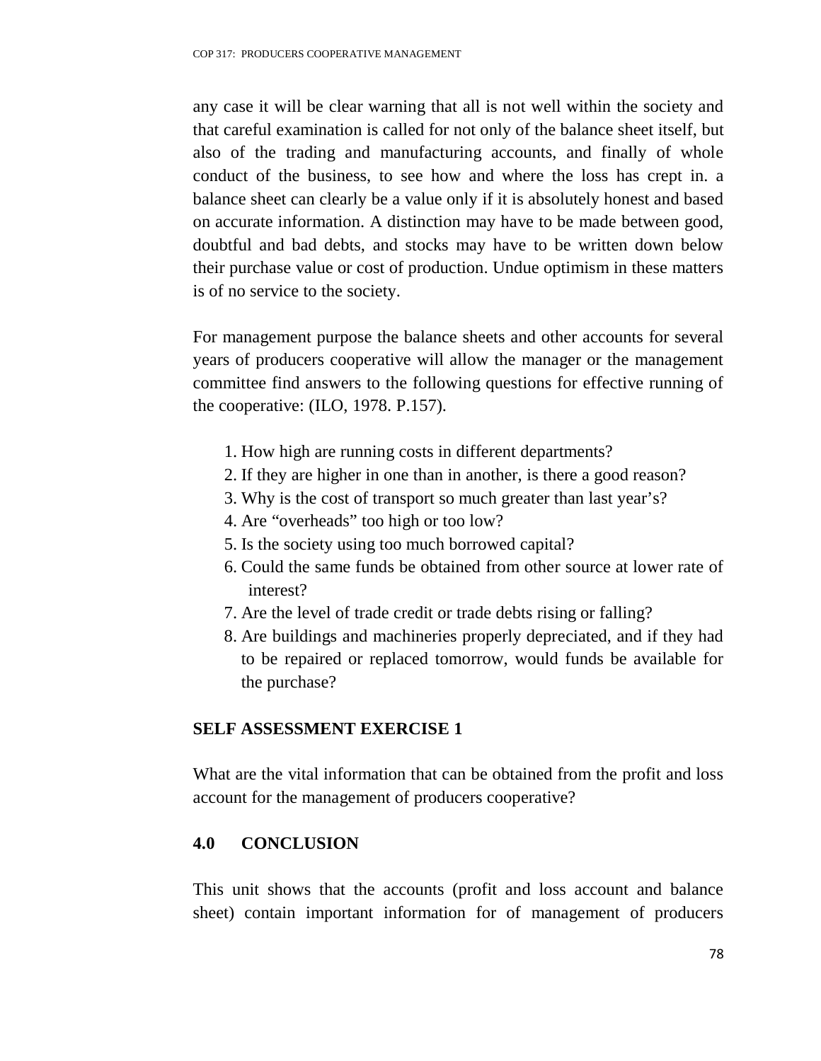any case it will be clear warning that all is not well within the society and that careful examination is called for not only of the balance sheet itself, but also of the trading and manufacturing accounts, and finally of whole conduct of the business, to see how and where the loss has crept in. a balance sheet can clearly be a value only if it is absolutely honest and based on accurate information. A distinction may have to be made between good, doubtful and bad debts, and stocks may have to be written down below their purchase value or cost of production. Undue optimism in these matters is of no service to the society.

For management purpose the balance sheets and other accounts for several years of producers cooperative will allow the manager or the management committee find answers to the following questions for effective running of the cooperative: (ILO, 1978. P.157).

1. How high are running costs in different departments?
2. If they are higher in one than in another, is there a good reason?
3. Why is the cost of transport so much greater than last year's?
4. Are "overheads" too high or too low?
5. Is the society using too much borrowed capital?
6. Could the same funds be obtained from other source at lower rate of interest?
7. Are the level of trade credit or trade debts rising or falling?
8. Are buildings and machineries properly depreciated, and if they had to be repaired or replaced tomorrow, would funds be available for the purchase?

**SELF ASSESSMENT EXERCISE 1**

What are the vital information that can be obtained from the profit and loss account for the management of producers cooperative?

## 4.0 CONCLUSION

This unit shows that the accounts (profit and loss account and balance sheet) contain important information for of management of producers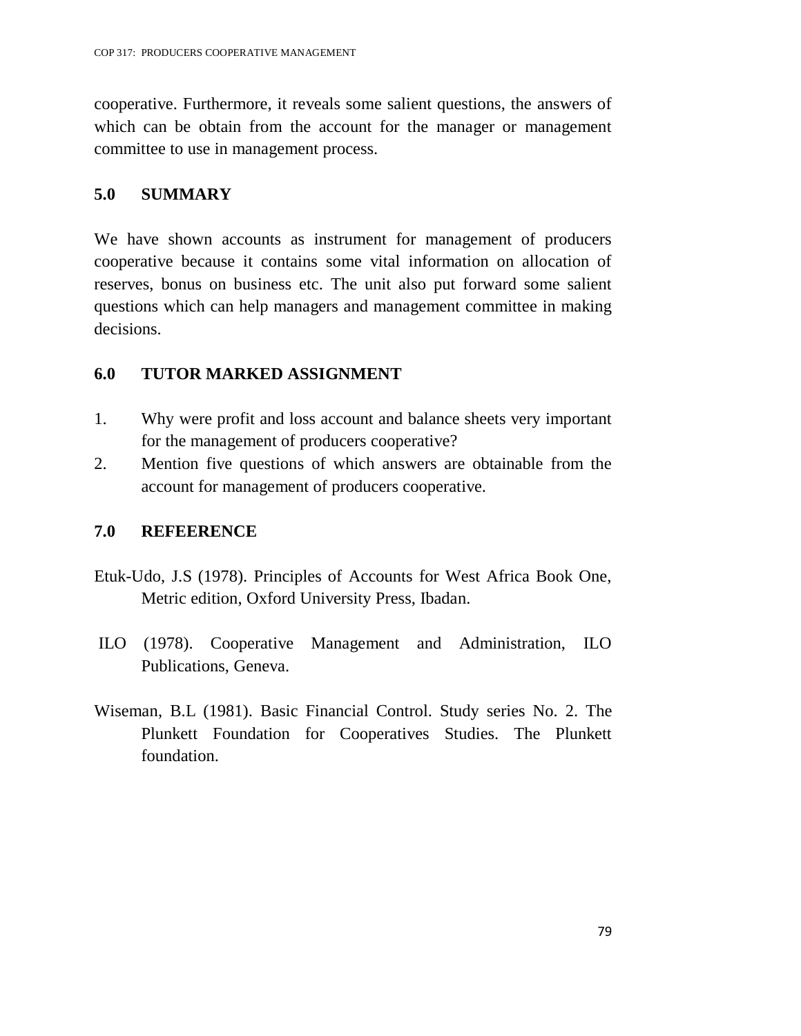cooperative. Furthermore, it reveals some salient questions, the answers of which can be obtain from the account for the manager or management committee to use in management process.

## 5.0 SUMMARY

We have shown accounts as instrument for management of producers cooperative because it contains some vital information on allocation of reserves, bonus on business etc. The unit also put forward some salient questions which can help managers and management committee in making decisions.

## 6.0 TUTOR MARKED ASSIGNMENT

1. Why were profit and loss account and balance sheets very important for the management of producers cooperative?
2. Mention five questions of which answers are obtainable from the account for management of producers cooperative.

## 7.0 REFEERENCE

Etuk-Udo, J.S (1978). Principles of Accounts for West Africa Book One, Metric edition, Oxford University Press, Ibadan.

ILO (1978). Cooperative Management and Administration, ILO Publications, Geneva.

Wiseman, B.L (1981). Basic Financial Control. Study series No. 2. The Plunkett Foundation for Cooperatives Studies. The Plunkett foundation.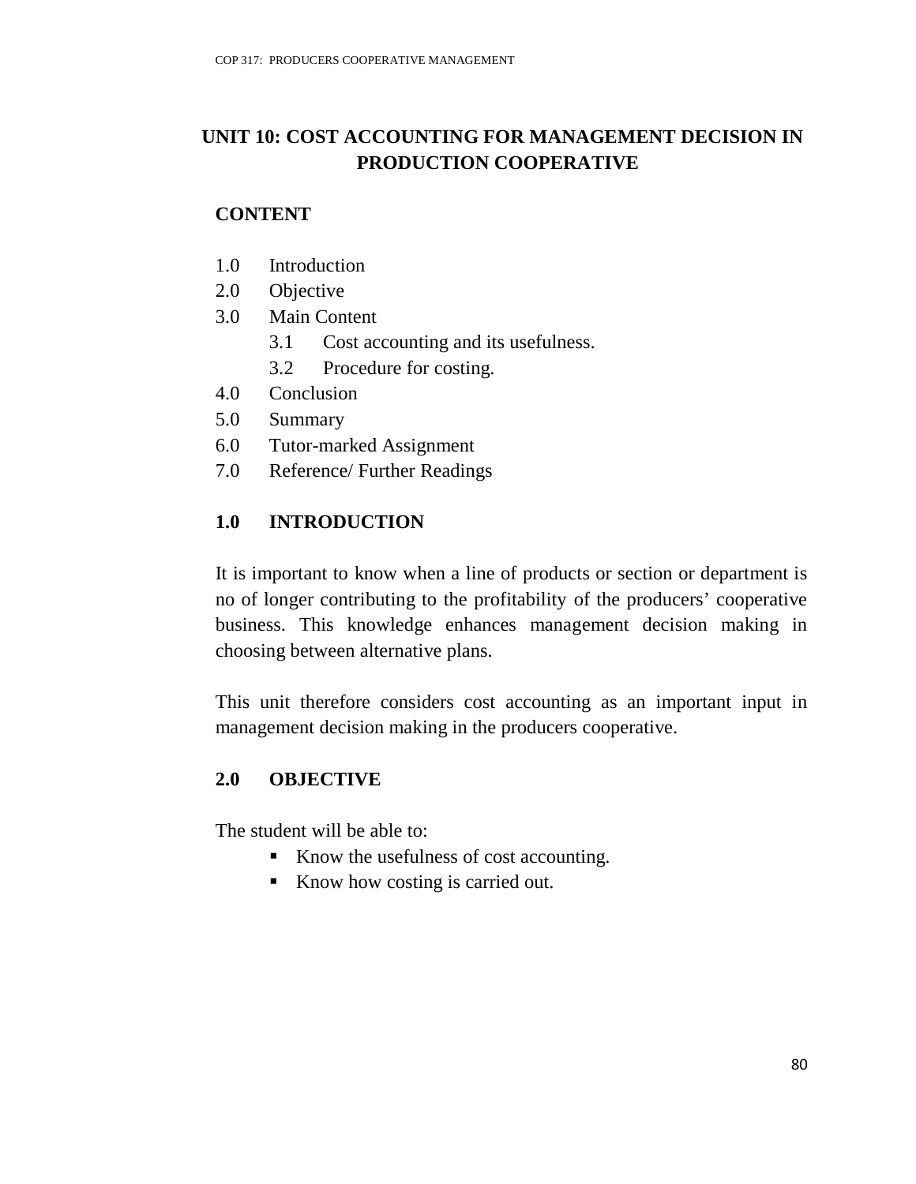# UNIT 10: COST ACCOUNTING FOR MANAGEMENT DECISION IN PRODUCTION COOPERATIVE

## CONTENT

1.0 Introduction
2.0 Objective
3.0 Main Content
  3.1 Cost accounting and its usefulness.
  3.2 Procedure for costing.
4.0 Conclusion
5.0 Summary
6.0 Tutor-marked Assignment
7.0 Reference/ Further Readings

## 1.0 INTRODUCTION

It is important to know when a line of products or section or department is no of longer contributing to the profitability of the producers' cooperative business. This knowledge enhances management decision making in choosing between alternative plans.

This unit therefore considers cost accounting as an important input in management decision making in the producers cooperative.

## 2.0 OBJECTIVE

The student will be able to:

- Know the usefulness of cost accounting.
- Know how costing is carried out.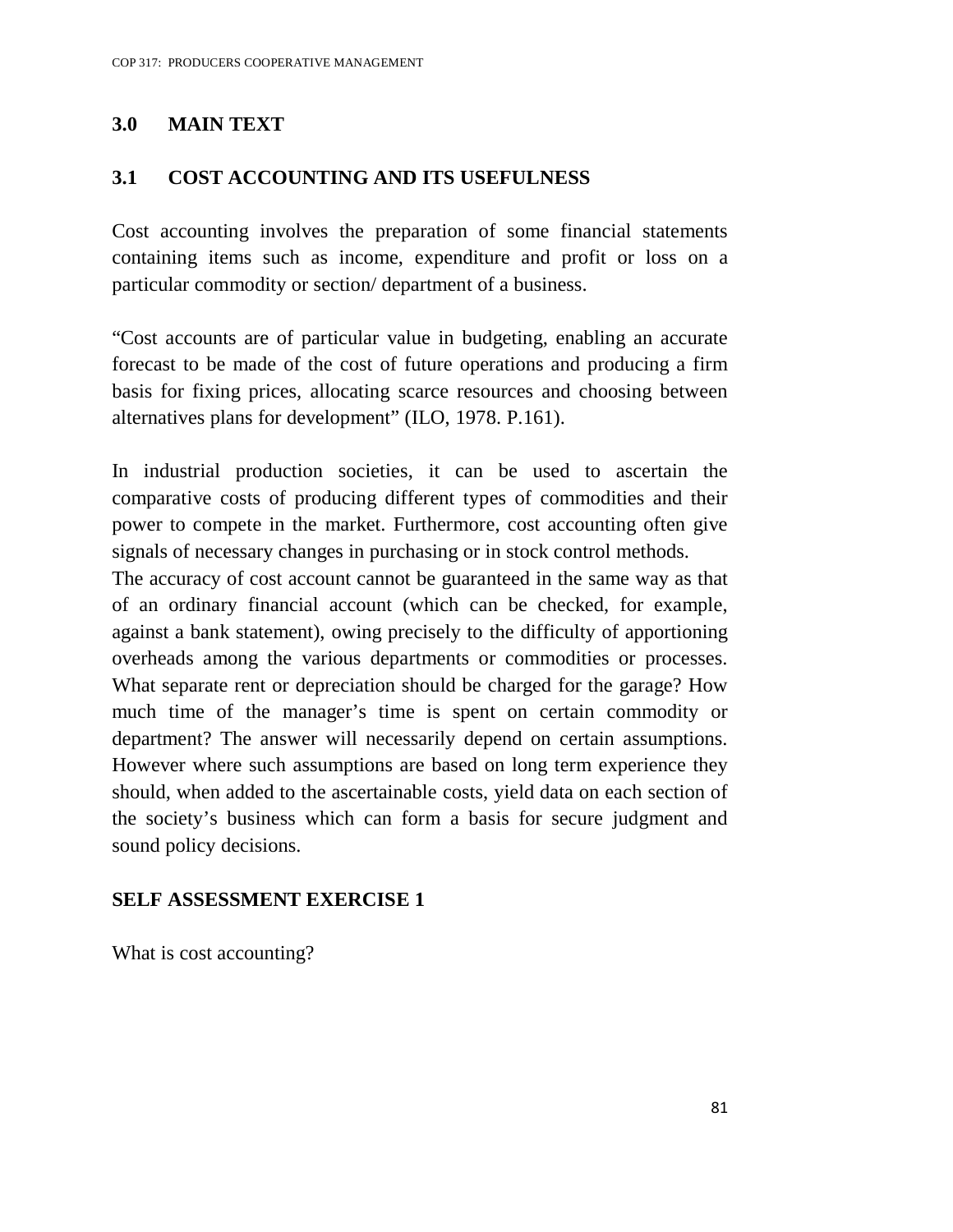## 3.0 MAIN TEXT

### 3.1 COST ACCOUNTING AND ITS USEFULNESS

Cost accounting involves the preparation of some financial statements containing items such as income, expenditure and profit or loss on a particular commodity or section/ department of a business.

"Cost accounts are of particular value in budgeting, enabling an accurate forecast to be made of the cost of future operations and producing a firm basis for fixing prices, allocating scarce resources and choosing between alternatives plans for development" (ILO, 1978. P.161).

In industrial production societies, it can be used to ascertain the comparative costs of producing different types of commodities and their power to compete in the market. Furthermore, cost accounting often give signals of necessary changes in purchasing or in stock control methods.

The accuracy of cost account cannot be guaranteed in the same way as that of an ordinary financial account (which can be checked, for example, against a bank statement), owing precisely to the difficulty of apportioning overheads among the various departments or commodities or processes. What separate rent or depreciation should be charged for the garage? How much time of the manager's time is spent on certain commodity or department? The answer will necessarily depend on certain assumptions. However where such assumptions are based on long term experience they should, when added to the ascertainable costs, yield data on each section of the society's business which can form a basis for secure judgment and sound policy decisions.

**SELF ASSESSMENT EXERCISE 1**

What is cost accounting?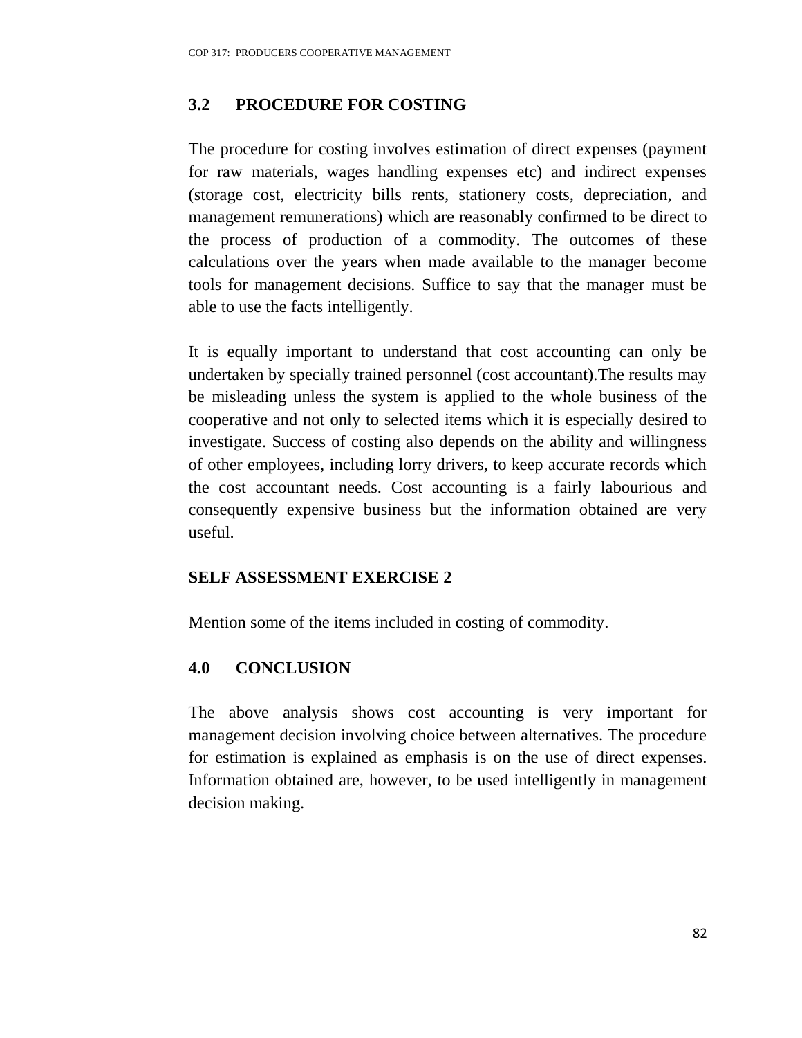## 3.2 PROCEDURE FOR COSTING

The procedure for costing involves estimation of direct expenses (payment for raw materials, wages handling expenses etc) and indirect expenses (storage cost, electricity bills rents, stationery costs, depreciation, and management remunerations) which are reasonably confirmed to be direct to the process of production of a commodity. The outcomes of these calculations over the years when made available to the manager become tools for management decisions. Suffice to say that the manager must be able to use the facts intelligently.

It is equally important to understand that cost accounting can only be undertaken by specially trained personnel (cost accountant).The results may be misleading unless the system is applied to the whole business of the cooperative and not only to selected items which it is especially desired to investigate. Success of costing also depends on the ability and willingness of other employees, including lorry drivers, to keep accurate records which the cost accountant needs. Cost accounting is a fairly labourious and consequently expensive business but the information obtained are very useful.

### SELF ASSESSMENT EXERCISE 2

Mention some of the items included in costing of commodity.

## 4.0 CONCLUSION

The above analysis shows cost accounting is very important for management decision involving choice between alternatives. The procedure for estimation is explained as emphasis is on the use of direct expenses. Information obtained are, however, to be used intelligently in management decision making.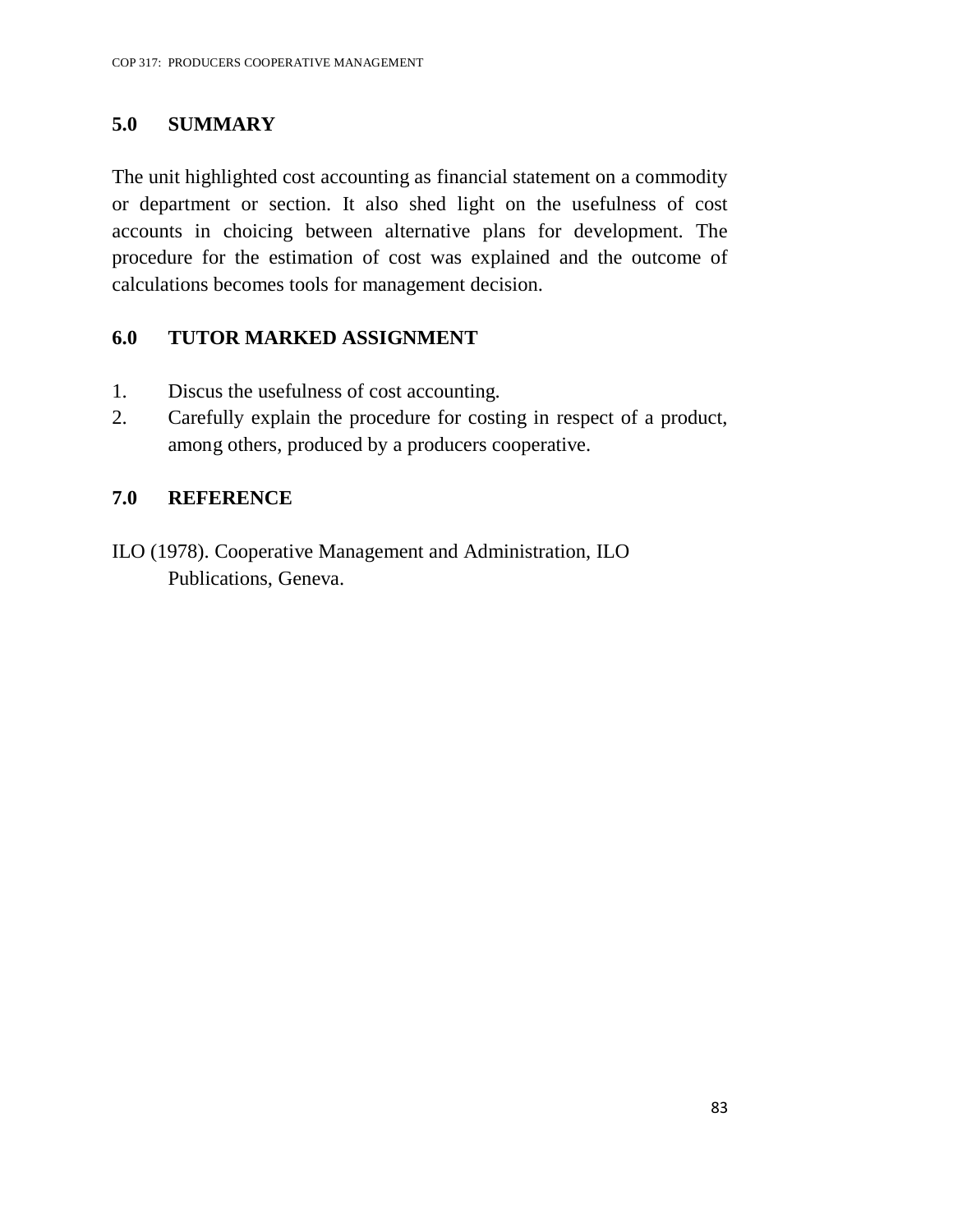## 5.0 SUMMARY

The unit highlighted cost accounting as financial statement on a commodity or department or section. It also shed light on the usefulness of cost accounts in choicing between alternative plans for development. The procedure for the estimation of cost was explained and the outcome of calculations becomes tools for management decision.

## 6.0 TUTOR MARKED ASSIGNMENT

1. Discus the usefulness of cost accounting.
2. Carefully explain the procedure for costing in respect of a product, among others, produced by a producers cooperative.

## 7.0 REFERENCE

ILO (1978). Cooperative Management and Administration, ILO Publications, Geneva.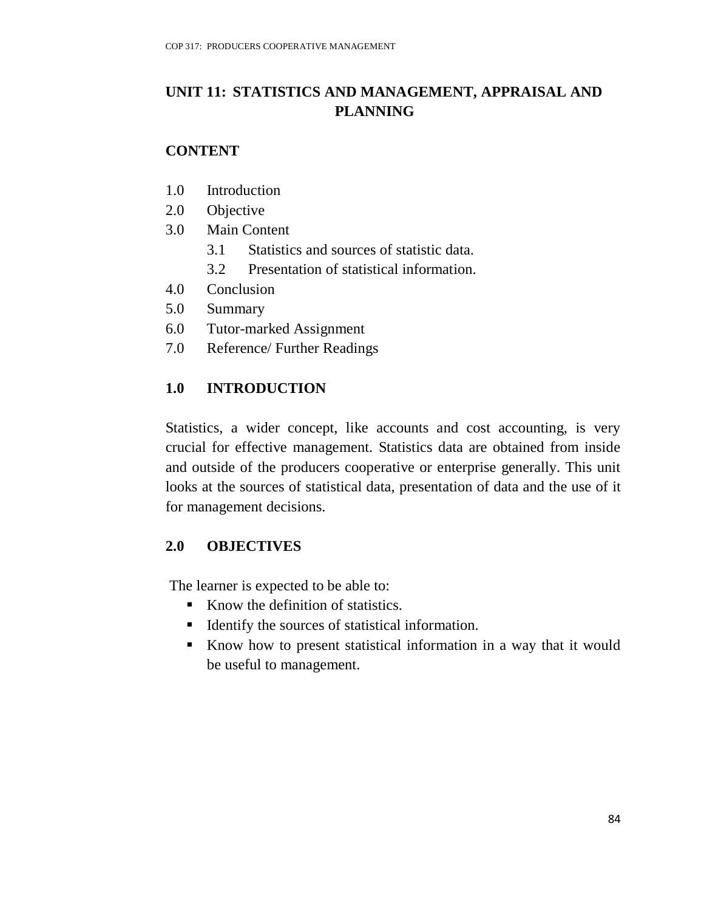# UNIT 11: STATISTICS AND MANAGEMENT, APPRAISAL AND PLANNING

## CONTENT

1.0 Introduction
2.0 Objective
3.0 Main Content
   3.1 Statistics and sources of statistic data.
   3.2 Presentation of statistical information.
4.0 Conclusion
5.0 Summary
6.0 Tutor-marked Assignment
7.0 Reference/ Further Readings

## 1.0 INTRODUCTION

Statistics, a wider concept, like accounts and cost accounting, is very crucial for effective management. Statistics data are obtained from inside and outside of the producers cooperative or enterprise generally. This unit looks at the sources of statistical data, presentation of data and the use of it for management decisions.

## 2.0 OBJECTIVES

The learner is expected to be able to:

- Know the definition of statistics.
- Identify the sources of statistical information.
- Know how to present statistical information in a way that it would be useful to management.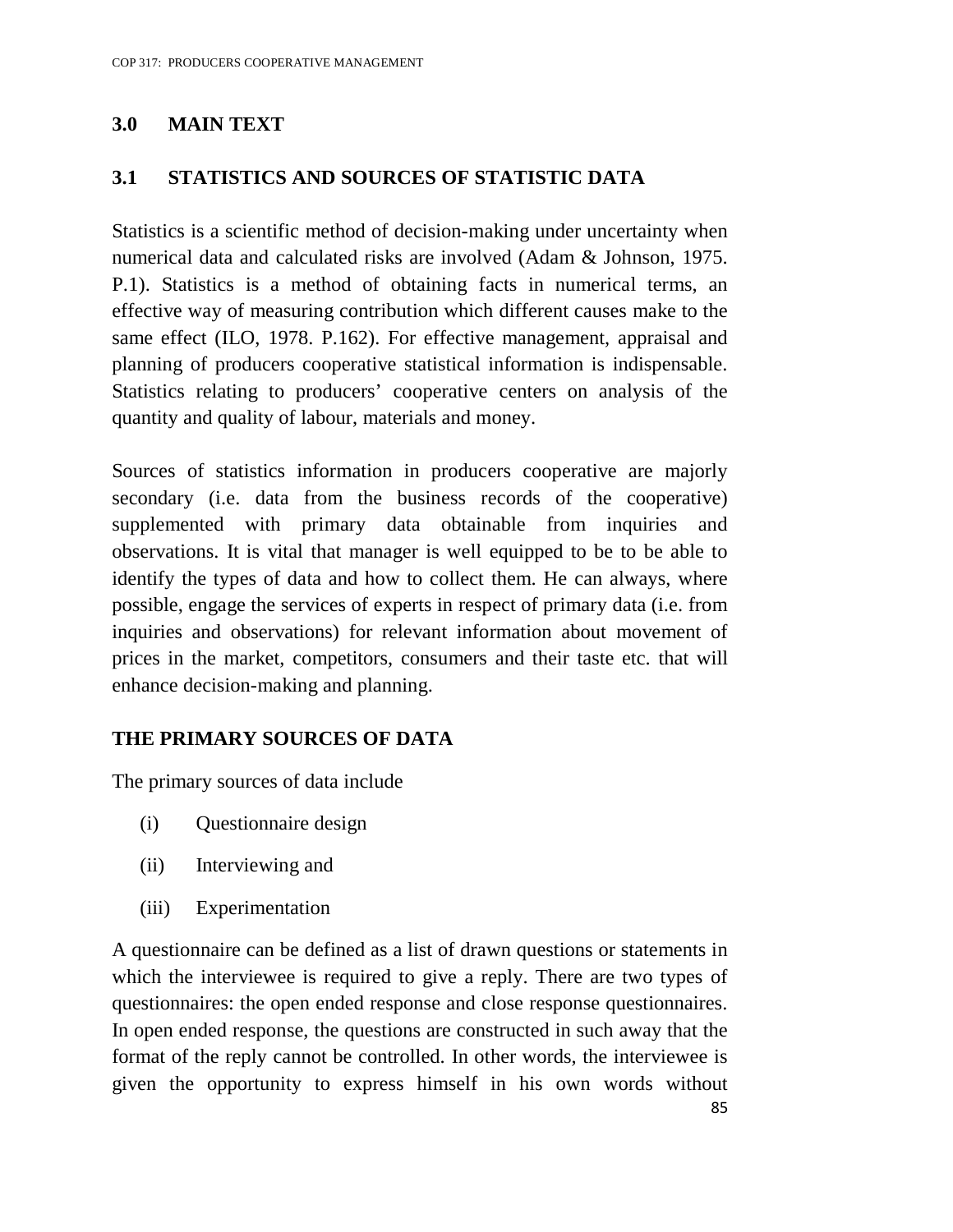## 3.0 MAIN TEXT

### 3.1 STATISTICS AND SOURCES OF STATISTIC DATA

Statistics is a scientific method of decision-making under uncertainty when numerical data and calculated risks are involved (Adam & Johnson, 1975. P.1). Statistics is a method of obtaining facts in numerical terms, an effective way of measuring contribution which different causes make to the same effect (ILO, 1978. P.162). For effective management, appraisal and planning of producers cooperative statistical information is indispensable. Statistics relating to producers' cooperative centers on analysis of the quantity and quality of labour, materials and money.

Sources of statistics information in producers cooperative are majorly secondary (i.e. data from the business records of the cooperative) supplemented with primary data obtainable from inquiries and observations. It is vital that manager is well equipped to be to be able to identify the types of data and how to collect them. He can always, where possible, engage the services of experts in respect of primary data (i.e. from inquiries and observations) for relevant information about movement of prices in the market, competitors, consumers and their taste etc. that will enhance decision-making and planning.

**THE PRIMARY SOURCES OF DATA**

The primary sources of data include

(i) Questionnaire design

(ii) Interviewing and

(iii) Experimentation

A questionnaire can be defined as a list of drawn questions or statements in which the interviewee is required to give a reply. There are two types of questionnaires: the open ended response and close response questionnaires. In open ended response, the questions are constructed in such away that the format of the reply cannot be controlled. In other words, the interviewee is given the opportunity to express himself in his own words without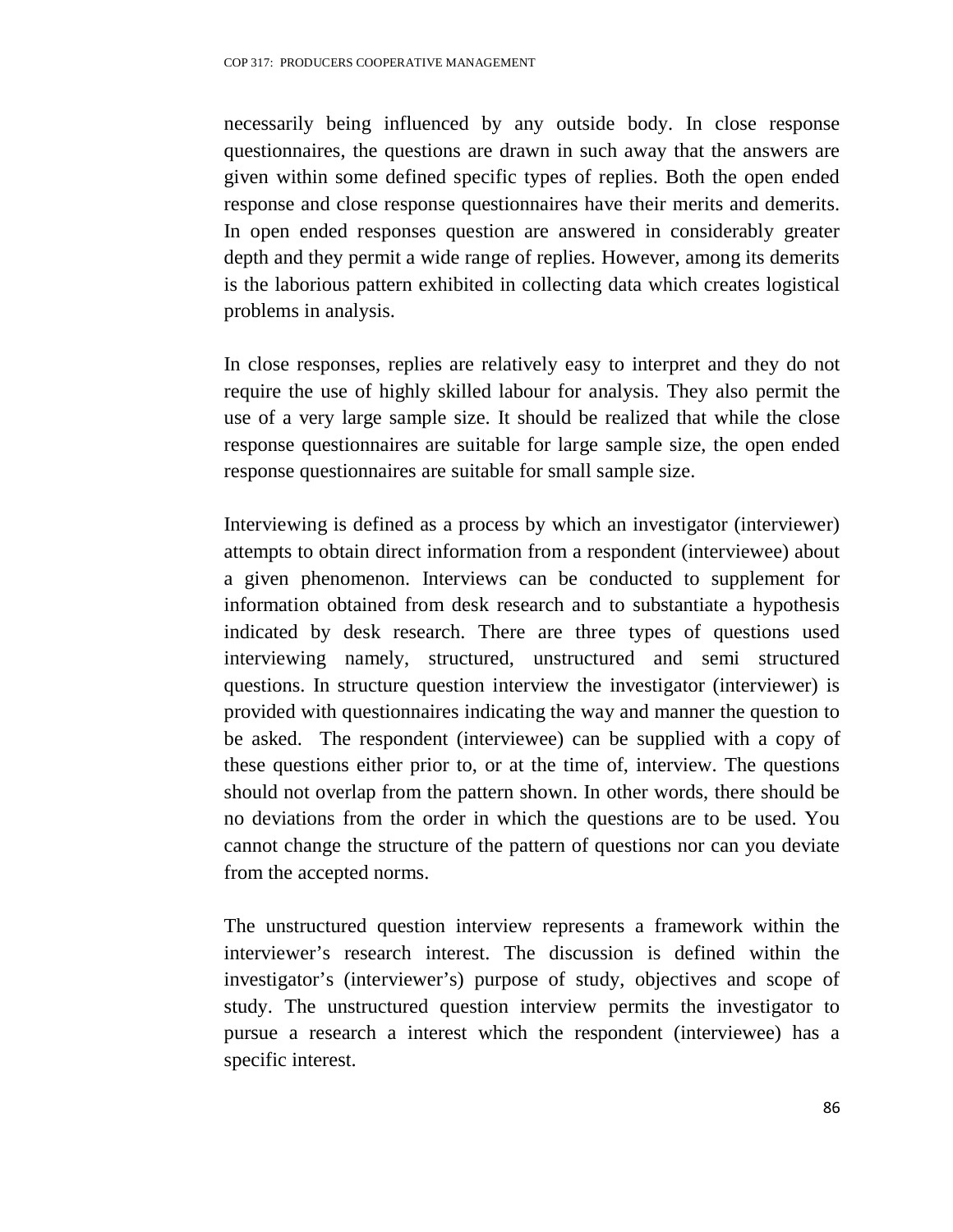necessarily being influenced by any outside body. In close response questionnaires, the questions are drawn in such away that the answers are given within some defined specific types of replies. Both the open ended response and close response questionnaires have their merits and demerits. In open ended responses question are answered in considerably greater depth and they permit a wide range of replies. However, among its demerits is the laborious pattern exhibited in collecting data which creates logistical problems in analysis.

In close responses, replies are relatively easy to interpret and they do not require the use of highly skilled labour for analysis. They also permit the use of a very large sample size. It should be realized that while the close response questionnaires are suitable for large sample size, the open ended response questionnaires are suitable for small sample size.

Interviewing is defined as a process by which an investigator (interviewer) attempts to obtain direct information from a respondent (interviewee) about a given phenomenon. Interviews can be conducted to supplement for information obtained from desk research and to substantiate a hypothesis indicated by desk research. There are three types of questions used interviewing namely, structured, unstructured and semi structured questions. In structure question interview the investigator (interviewer) is provided with questionnaires indicating the way and manner the question to be asked. The respondent (interviewee) can be supplied with a copy of these questions either prior to, or at the time of, interview. The questions should not overlap from the pattern shown. In other words, there should be no deviations from the order in which the questions are to be used. You cannot change the structure of the pattern of questions nor can you deviate from the accepted norms.

The unstructured question interview represents a framework within the interviewer's research interest. The discussion is defined within the investigator's (interviewer's) purpose of study, objectives and scope of study. The unstructured question interview permits the investigator to pursue a research a interest which the respondent (interviewee) has a specific interest.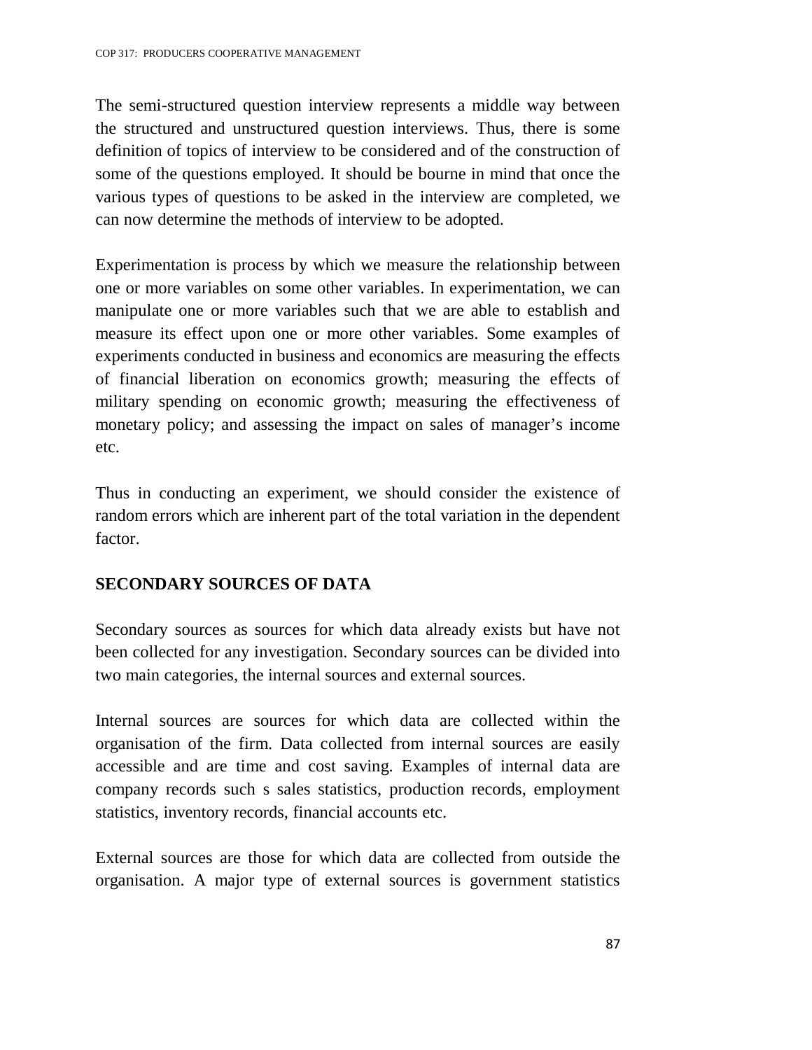The semi-structured question interview represents a middle way between the structured and unstructured question interviews. Thus, there is some definition of topics of interview to be considered and of the construction of some of the questions employed. It should be bourne in mind that once the various types of questions to be asked in the interview are completed, we can now determine the methods of interview to be adopted.

Experimentation is process by which we measure the relationship between one or more variables on some other variables. In experimentation, we can manipulate one or more variables such that we are able to establish and measure its effect upon one or more other variables. Some examples of experiments conducted in business and economics are measuring the effects of financial liberation on economics growth; measuring the effects of military spending on economic growth; measuring the effectiveness of monetary policy; and assessing the impact on sales of manager's income etc.

Thus in conducting an experiment, we should consider the existence of random errors which are inherent part of the total variation in the dependent factor.

## SECONDARY SOURCES OF DATA

Secondary sources as sources for which data already exists but have not been collected for any investigation. Secondary sources can be divided into two main categories, the internal sources and external sources.

Internal sources are sources for which data are collected within the organisation of the firm. Data collected from internal sources are easily accessible and are time and cost saving. Examples of internal data are company records such s sales statistics, production records, employment statistics, inventory records, financial accounts etc.

External sources are those for which data are collected from outside the organisation. A major type of external sources is government statistics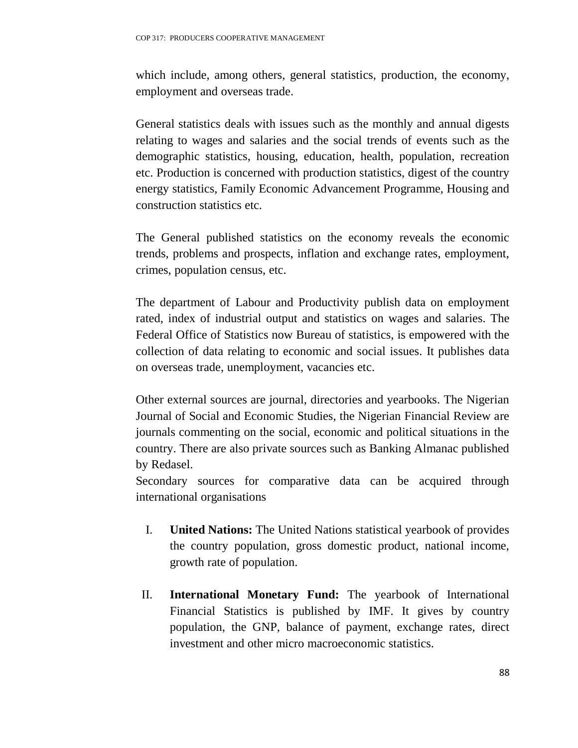which include, among others, general statistics, production, the economy, employment and overseas trade.

General statistics deals with issues such as the monthly and annual digests relating to wages and salaries and the social trends of events such as the demographic statistics, housing, education, health, population, recreation etc. Production is concerned with production statistics, digest of the country energy statistics, Family Economic Advancement Programme, Housing and construction statistics etc.

The General published statistics on the economy reveals the economic trends, problems and prospects, inflation and exchange rates, employment, crimes, population census, etc.

The department of Labour and Productivity publish data on employment rated, index of industrial output and statistics on wages and salaries. The Federal Office of Statistics now Bureau of statistics, is empowered with the collection of data relating to economic and social issues. It publishes data on overseas trade, unemployment, vacancies etc.

Other external sources are journal, directories and yearbooks. The Nigerian Journal of Social and Economic Studies, the Nigerian Financial Review are journals commenting on the social, economic and political situations in the country. There are also private sources such as Banking Almanac published by Redasel.

Secondary sources for comparative data can be acquired through international organisations

I. **United Nations:** The United Nations statistical yearbook of provides the country population, gross domestic product, national income, growth rate of population.

II. **International Monetary Fund:** The yearbook of International Financial Statistics is published by IMF. It gives by country population, the GNP, balance of payment, exchange rates, direct investment and other micro macroeconomic statistics.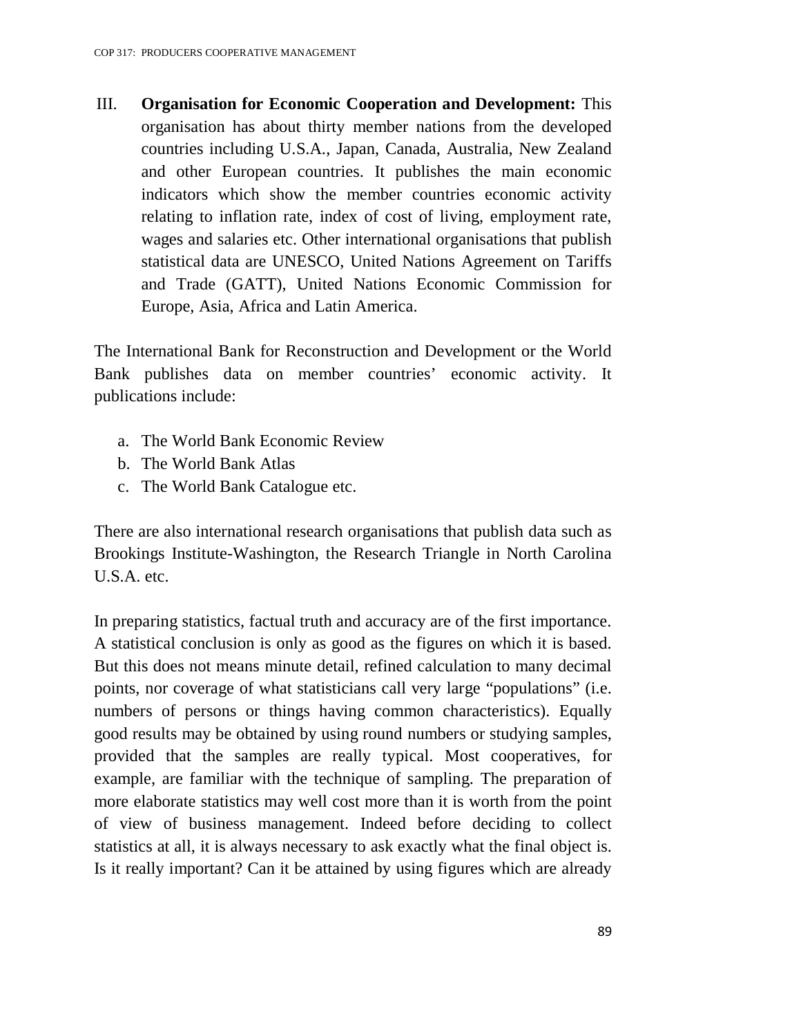III. **Organisation for Economic Cooperation and Development:** This organisation has about thirty member nations from the developed countries including U.S.A., Japan, Canada, Australia, New Zealand and other European countries. It publishes the main economic indicators which show the member countries economic activity relating to inflation rate, index of cost of living, employment rate, wages and salaries etc. Other international organisations that publish statistical data are UNESCO, United Nations Agreement on Tariffs and Trade (GATT), United Nations Economic Commission for Europe, Asia, Africa and Latin America.

The International Bank for Reconstruction and Development or the World Bank publishes data on member countries' economic activity. It publications include:

a. The World Bank Economic Review
b. The World Bank Atlas
c. The World Bank Catalogue etc.

There are also international research organisations that publish data such as Brookings Institute-Washington, the Research Triangle in North Carolina U.S.A. etc.

In preparing statistics, factual truth and accuracy are of the first importance. A statistical conclusion is only as good as the figures on which it is based. But this does not means minute detail, refined calculation to many decimal points, nor coverage of what statisticians call very large "populations" (i.e. numbers of persons or things having common characteristics). Equally good results may be obtained by using round numbers or studying samples, provided that the samples are really typical. Most cooperatives, for example, are familiar with the technique of sampling. The preparation of more elaborate statistics may well cost more than it is worth from the point of view of business management. Indeed before deciding to collect statistics at all, it is always necessary to ask exactly what the final object is. Is it really important? Can it be attained by using figures which are already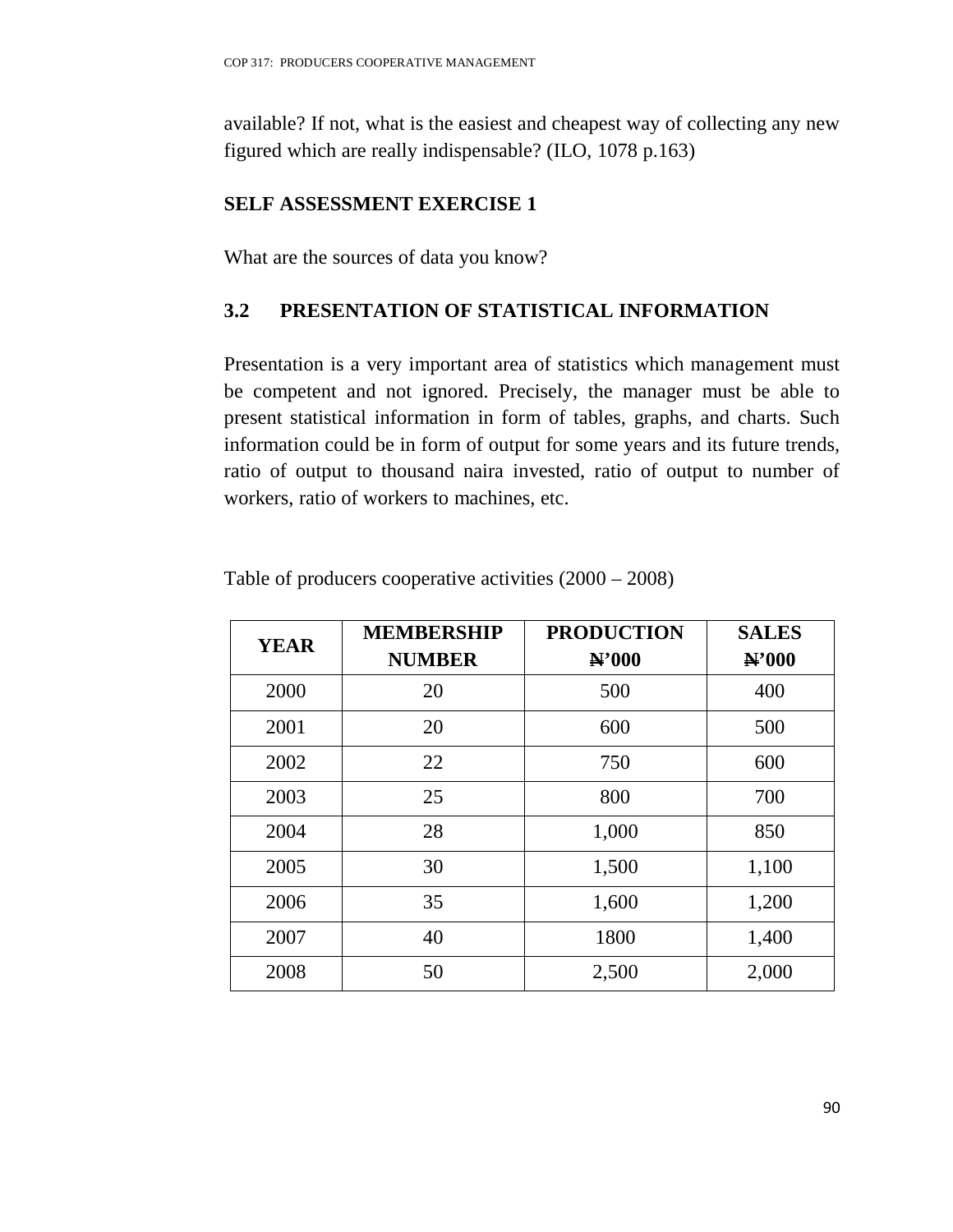available? If not, what is the easiest and cheapest way of collecting any new figured which are really indispensable? (ILO, 1078 p.163)

**SELF ASSESSMENT EXERCISE 1**

What are the sources of data you know?

### 3.2 PRESENTATION OF STATISTICAL INFORMATION

Presentation is a very important area of statistics which management must be competent and not ignored. Precisely, the manager must be able to present statistical information in form of tables, graphs, and charts. Such information could be in form of output for some years and its future trends, ratio of output to thousand naira invested, ratio of output to number of workers, ratio of workers to machines, etc.

Table of producers cooperative activities (2000 – 2008)

| YEAR | MEMBERSHIP NUMBER | PRODUCTION ₦'000 | SALES ₦'000 |
|---|---|---|---|
| 2000 | 20 | 500 | 400 |
| 2001 | 20 | 600 | 500 |
| 2002 | 22 | 750 | 600 |
| 2003 | 25 | 800 | 700 |
| 2004 | 28 | 1,000 | 850 |
| 2005 | 30 | 1,500 | 1,100 |
| 2006 | 35 | 1,600 | 1,200 |
| 2007 | 40 | 1800 | 1,400 |
| 2008 | 50 | 2,500 | 2,000 |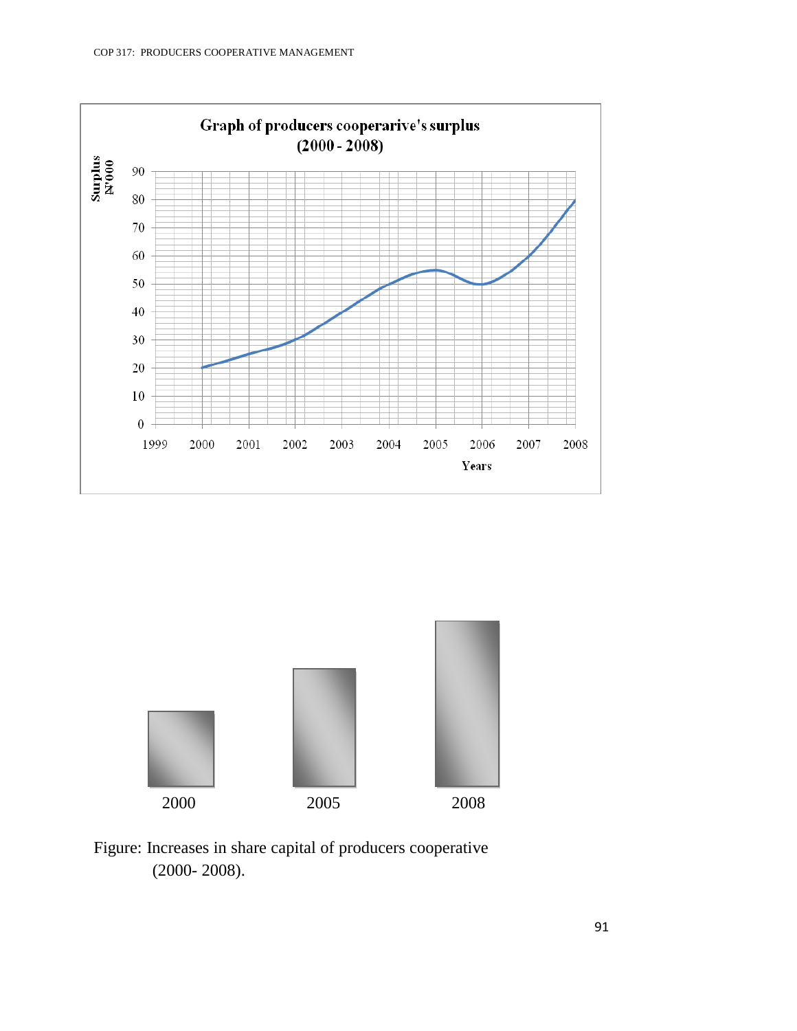**Graph of producers cooperarive's surplus (2000 - 2008)**

Figure: Increases in share capital of producers cooperative (2000- 2008).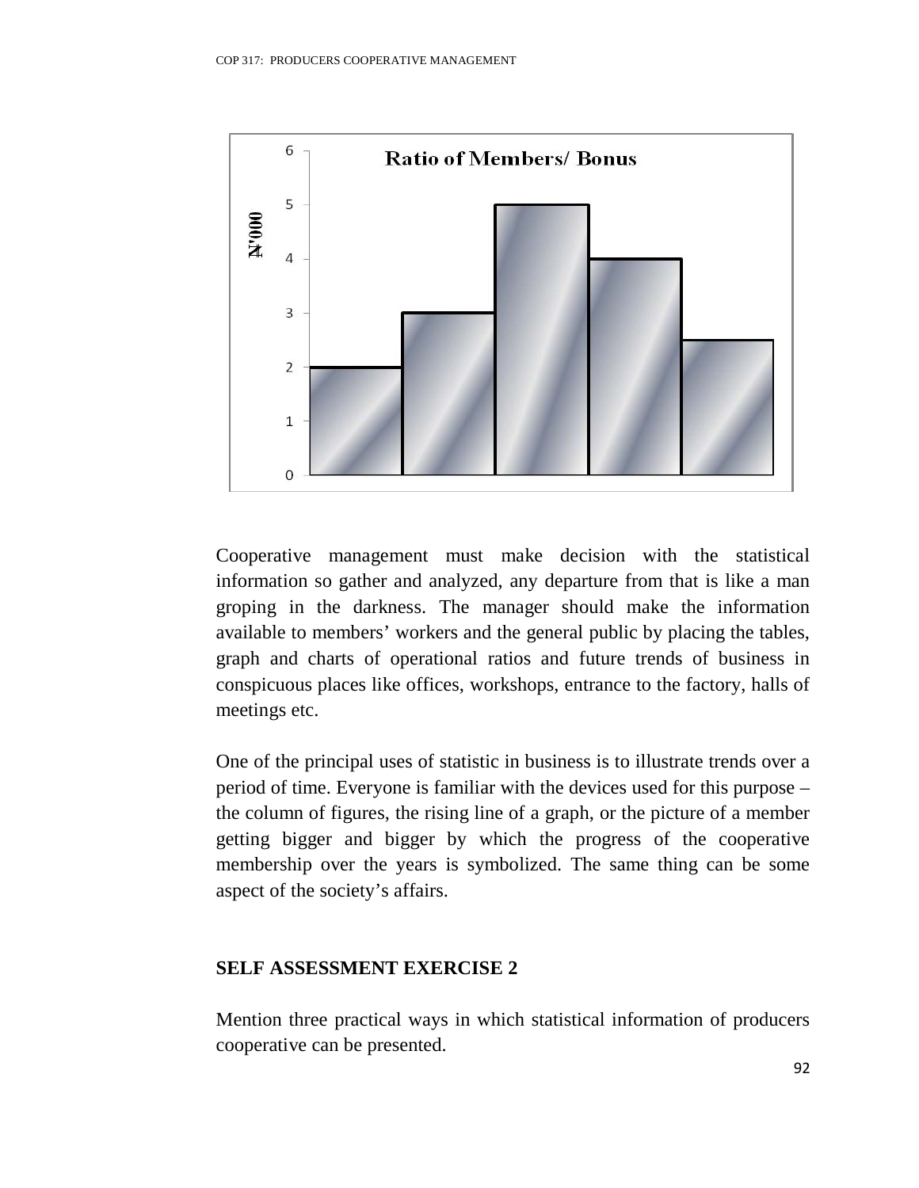Cooperative management must make decision with the statistical information so gather and analyzed, any departure from that is like a man groping in the darkness. The manager should make the information available to members' workers and the general public by placing the tables, graph and charts of operational ratios and future trends of business in conspicuous places like offices, workshops, entrance to the factory, halls of meetings etc.

One of the principal uses of statistic in business is to illustrate trends over a period of time. Everyone is familiar with the devices used for this purpose – the column of figures, the rising line of a graph, or the picture of a member getting bigger and bigger by which the progress of the cooperative membership over the years is symbolized. The same thing can be some aspect of the society's affairs.

## SELF ASSESSMENT EXERCISE 2

Mention three practical ways in which statistical information of producers cooperative can be presented.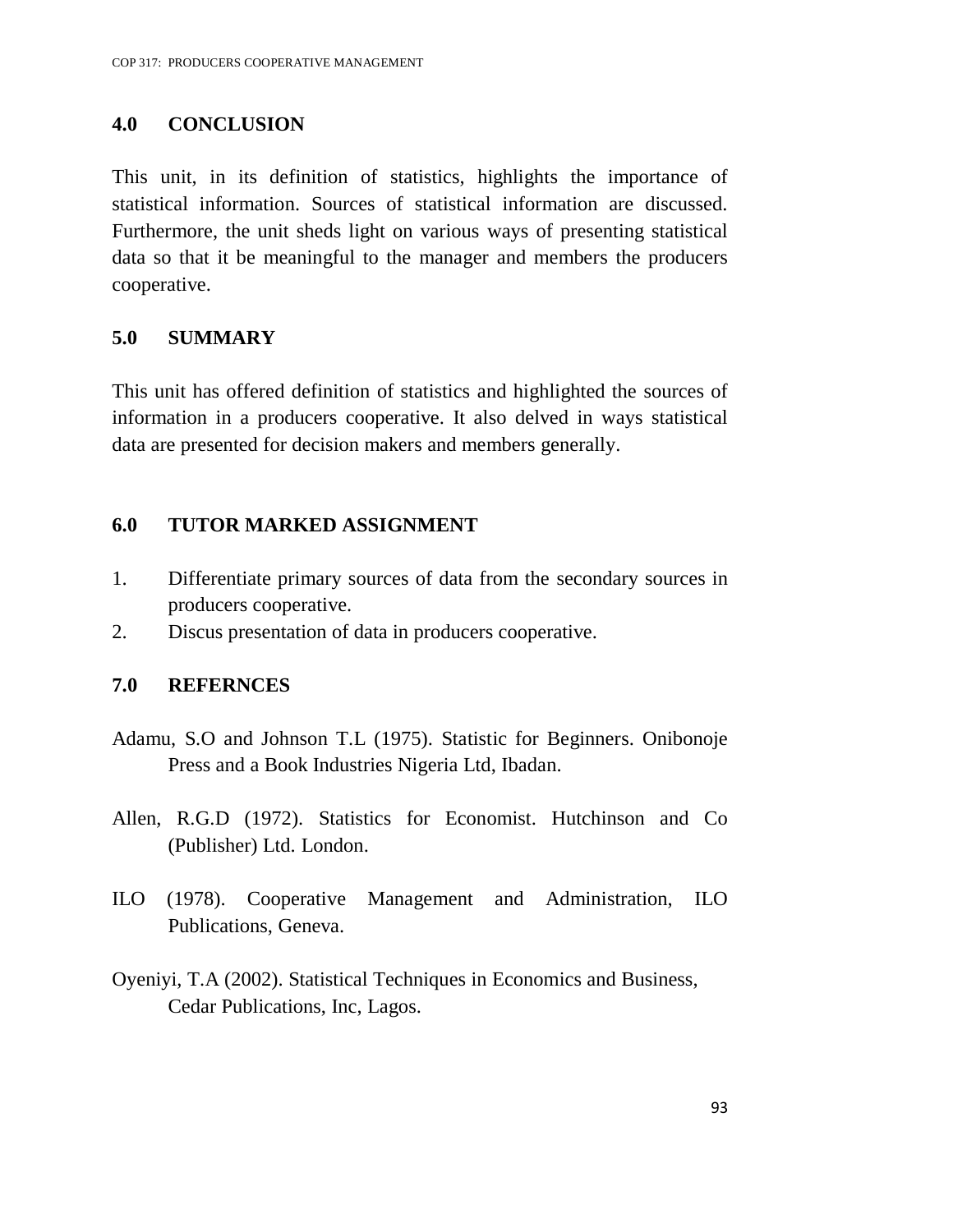## 4.0 CONCLUSION

This unit, in its definition of statistics, highlights the importance of statistical information. Sources of statistical information are discussed. Furthermore, the unit sheds light on various ways of presenting statistical data so that it be meaningful to the manager and members the producers cooperative.

## 5.0 SUMMARY

This unit has offered definition of statistics and highlighted the sources of information in a producers cooperative. It also delved in ways statistical data are presented for decision makers and members generally.

## 6.0 TUTOR MARKED ASSIGNMENT

1. Differentiate primary sources of data from the secondary sources in producers cooperative.
2. Discus presentation of data in producers cooperative.

## 7.0 REFERNCES

Adamu, S.O and Johnson T.L (1975). Statistic for Beginners. Onibonoje Press and a Book Industries Nigeria Ltd, Ibadan.

Allen, R.G.D (1972). Statistics for Economist. Hutchinson and Co (Publisher) Ltd. London.

ILO (1978). Cooperative Management and Administration, ILO Publications, Geneva.

Oyeniyi, T.A (2002). Statistical Techniques in Economics and Business, Cedar Publications, Inc, Lagos.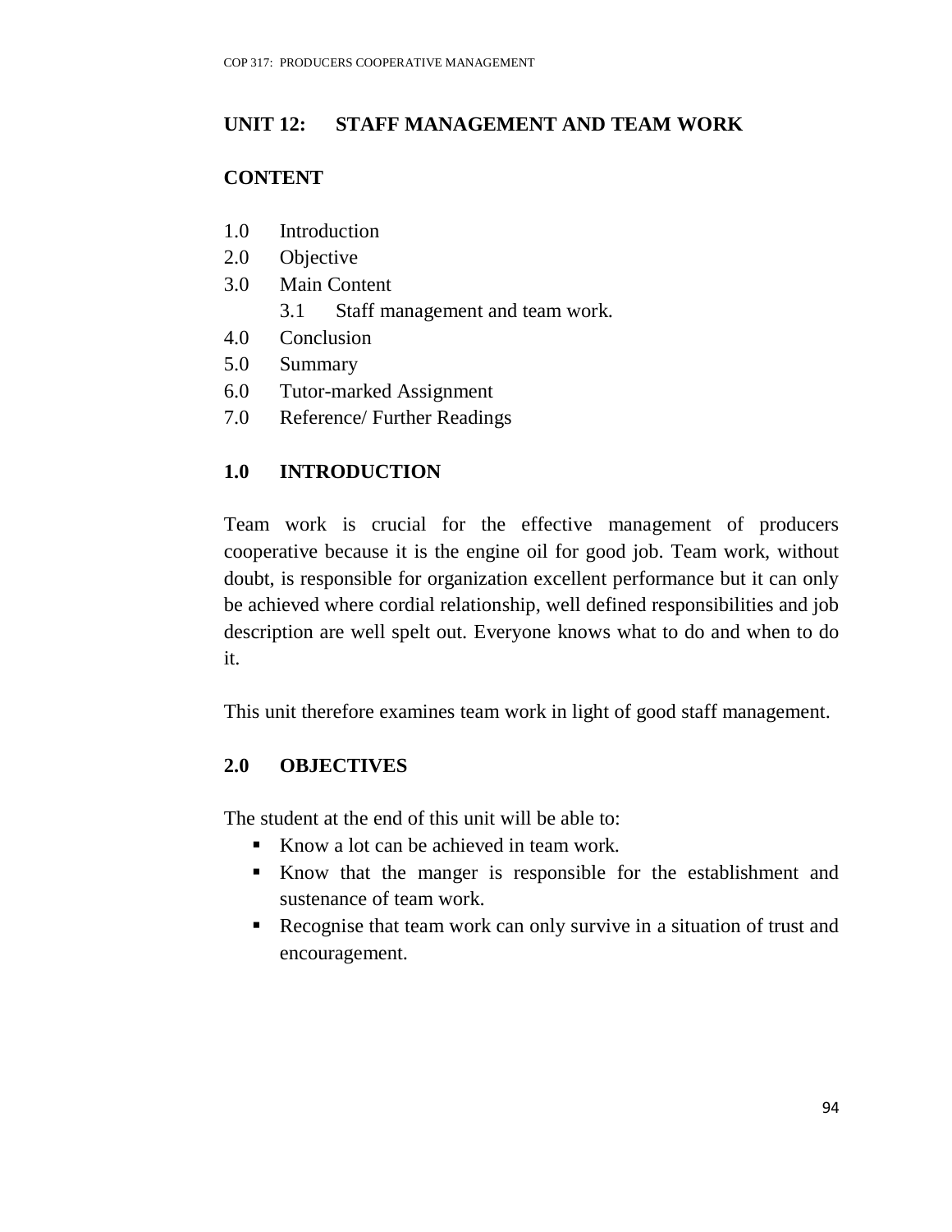## UNIT 12: STAFF MANAGEMENT AND TEAM WORK

### CONTENT

1.0 Introduction
2.0 Objective
3.0 Main Content
   3.1 Staff management and team work.
4.0 Conclusion
5.0 Summary
6.0 Tutor-marked Assignment
7.0 Reference/ Further Readings

### 1.0 INTRODUCTION

Team work is crucial for the effective management of producers cooperative because it is the engine oil for good job. Team work, without doubt, is responsible for organization excellent performance but it can only be achieved where cordial relationship, well defined responsibilities and job description are well spelt out. Everyone knows what to do and when to do it.

This unit therefore examines team work in light of good staff management.

### 2.0 OBJECTIVES

The student at the end of this unit will be able to:

- Know a lot can be achieved in team work.
- Know that the manger is responsible for the establishment and sustenance of team work.
- Recognise that team work can only survive in a situation of trust and encouragement.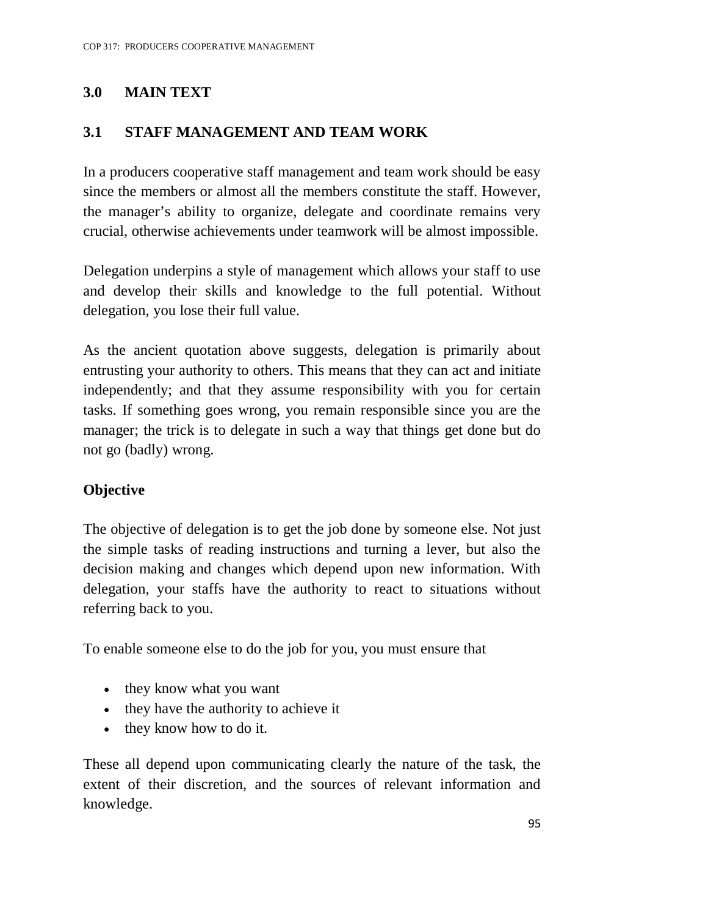## 3.0 MAIN TEXT

### 3.1 STAFF MANAGEMENT AND TEAM WORK

In a producers cooperative staff management and team work should be easy since the members or almost all the members constitute the staff. However, the manager's ability to organize, delegate and coordinate remains very crucial, otherwise achievements under teamwork will be almost impossible.

Delegation underpins a style of management which allows your staff to use and develop their skills and knowledge to the full potential. Without delegation, you lose their full value.

As the ancient quotation above suggests, delegation is primarily about entrusting your authority to others. This means that they can act and initiate independently; and that they assume responsibility with you for certain tasks. If something goes wrong, you remain responsible since you are the manager; the trick is to delegate in such a way that things get done but do not go (badly) wrong.

**Objective**

The objective of delegation is to get the job done by someone else. Not just the simple tasks of reading instructions and turning a lever, but also the decision making and changes which depend upon new information. With delegation, your staffs have the authority to react to situations without referring back to you.

To enable someone else to do the job for you, you must ensure that

- they know what you want
- they have the authority to achieve it
- they know how to do it.

These all depend upon communicating clearly the nature of the task, the extent of their discretion, and the sources of relevant information and knowledge.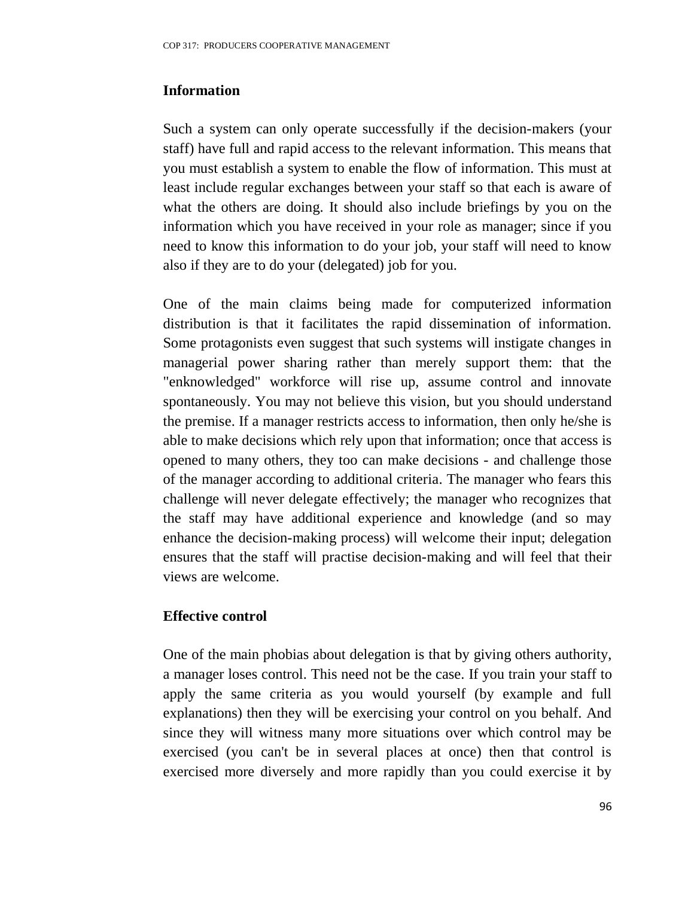**Information**

Such a system can only operate successfully if the decision-makers (your staff) have full and rapid access to the relevant information. This means that you must establish a system to enable the flow of information. This must at least include regular exchanges between your staff so that each is aware of what the others are doing. It should also include briefings by you on the information which you have received in your role as manager; since if you need to know this information to do your job, your staff will need to know also if they are to do your (delegated) job for you.

One of the main claims being made for computerized information distribution is that it facilitates the rapid dissemination of information. Some protagonists even suggest that such systems will instigate changes in managerial power sharing rather than merely support them: that the "enknowledged" workforce will rise up, assume control and innovate spontaneously. You may not believe this vision, but you should understand the premise. If a manager restricts access to information, then only he/she is able to make decisions which rely upon that information; once that access is opened to many others, they too can make decisions - and challenge those of the manager according to additional criteria. The manager who fears this challenge will never delegate effectively; the manager who recognizes that the staff may have additional experience and knowledge (and so may enhance the decision-making process) will welcome their input; delegation ensures that the staff will practise decision-making and will feel that their views are welcome.

**Effective control**

One of the main phobias about delegation is that by giving others authority, a manager loses control. This need not be the case. If you train your staff to apply the same criteria as you would yourself (by example and full explanations) then they will be exercising your control on you behalf. And since they will witness many more situations over which control may be exercised (you can't be in several places at once) then that control is exercised more diversely and more rapidly than you could exercise it by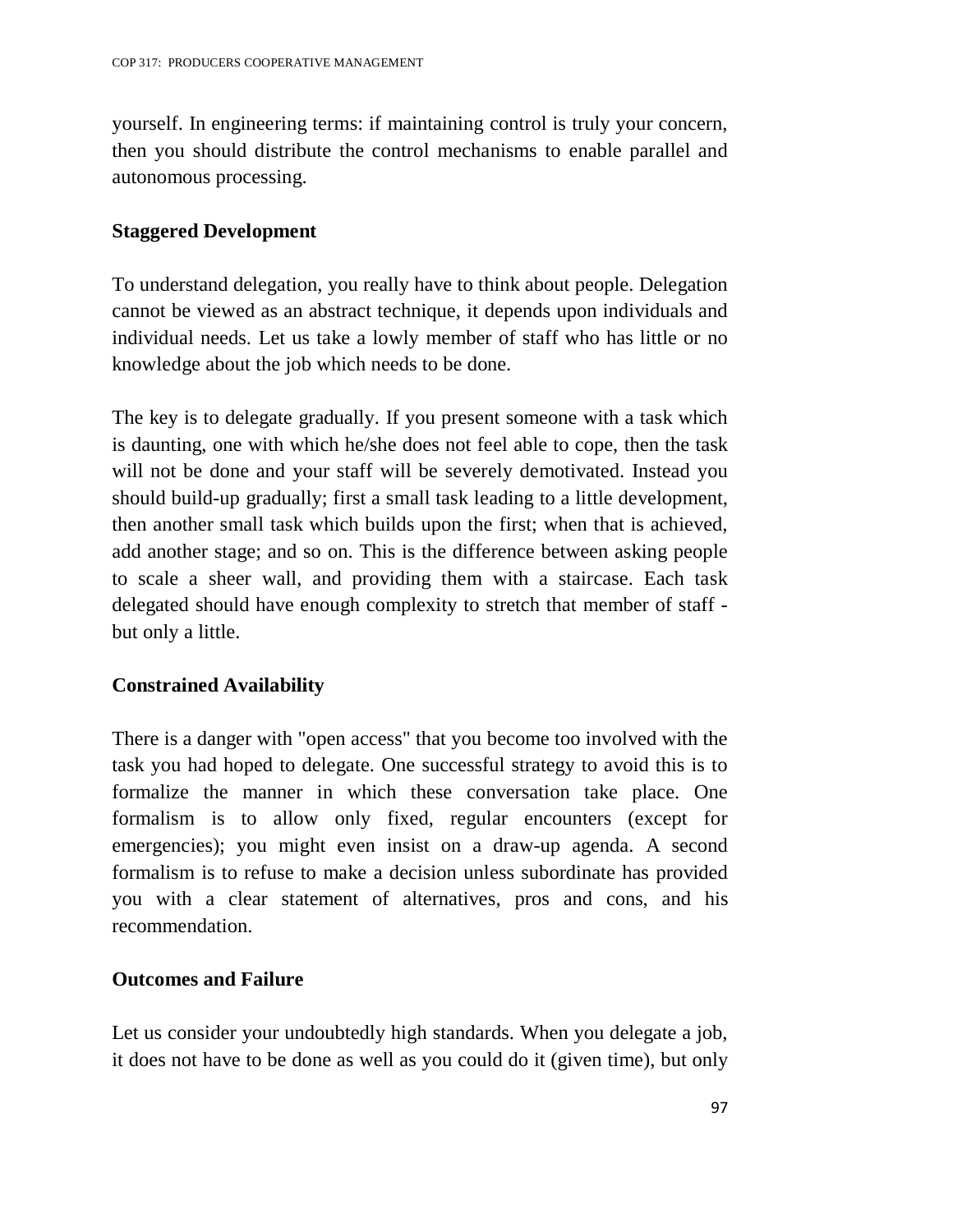yourself. In engineering terms: if maintaining control is truly your concern, then you should distribute the control mechanisms to enable parallel and autonomous processing.

**Staggered Development**

To understand delegation, you really have to think about people. Delegation cannot be viewed as an abstract technique, it depends upon individuals and individual needs. Let us take a lowly member of staff who has little or no knowledge about the job which needs to be done.

The key is to delegate gradually. If you present someone with a task which is daunting, one with which he/she does not feel able to cope, then the task will not be done and your staff will be severely demotivated. Instead you should build-up gradually; first a small task leading to a little development, then another small task which builds upon the first; when that is achieved, add another stage; and so on. This is the difference between asking people to scale a sheer wall, and providing them with a staircase. Each task delegated should have enough complexity to stretch that member of staff - but only a little.

**Constrained Availability**

There is a danger with "open access" that you become too involved with the task you had hoped to delegate. One successful strategy to avoid this is to formalize the manner in which these conversation take place. One formalism is to allow only fixed, regular encounters (except for emergencies); you might even insist on a draw-up agenda. A second formalism is to refuse to make a decision unless subordinate has provided you with a clear statement of alternatives, pros and cons, and his recommendation.

**Outcomes and Failure**

Let us consider your undoubtedly high standards. When you delegate a job, it does not have to be done as well as you could do it (given time), but only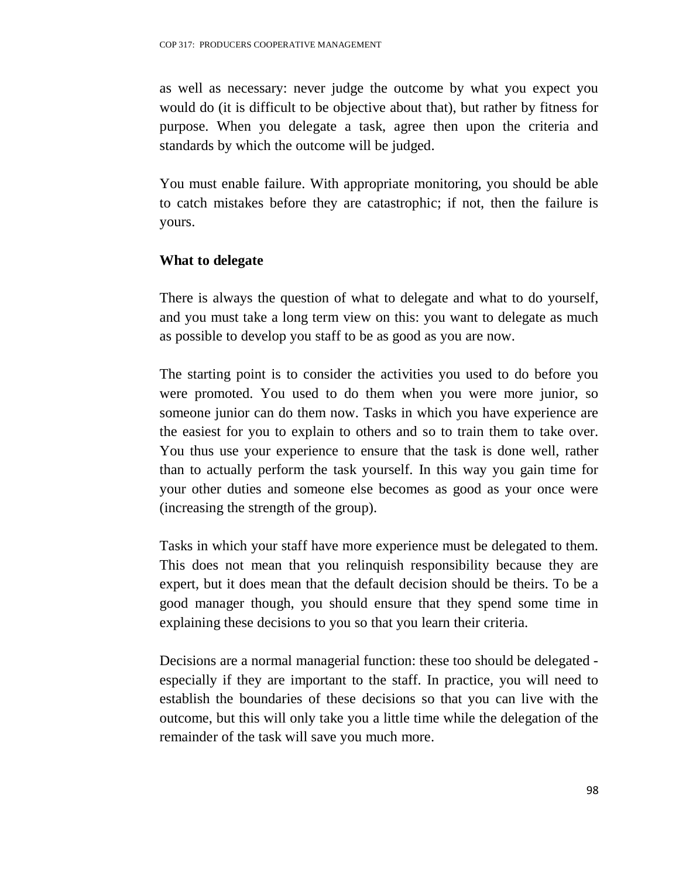as well as necessary: never judge the outcome by what you expect you would do (it is difficult to be objective about that), but rather by fitness for purpose. When you delegate a task, agree then upon the criteria and standards by which the outcome will be judged.

You must enable failure. With appropriate monitoring, you should be able to catch mistakes before they are catastrophic; if not, then the failure is yours.

**What to delegate**

There is always the question of what to delegate and what to do yourself, and you must take a long term view on this: you want to delegate as much as possible to develop you staff to be as good as you are now.

The starting point is to consider the activities you used to do before you were promoted. You used to do them when you were more junior, so someone junior can do them now. Tasks in which you have experience are the easiest for you to explain to others and so to train them to take over. You thus use your experience to ensure that the task is done well, rather than to actually perform the task yourself. In this way you gain time for your other duties and someone else becomes as good as your once were (increasing the strength of the group).

Tasks in which your staff have more experience must be delegated to them. This does not mean that you relinquish responsibility because they are expert, but it does mean that the default decision should be theirs. To be a good manager though, you should ensure that they spend some time in explaining these decisions to you so that you learn their criteria.

Decisions are a normal managerial function: these too should be delegated - especially if they are important to the staff. In practice, you will need to establish the boundaries of these decisions so that you can live with the outcome, but this will only take you a little time while the delegation of the remainder of the task will save you much more.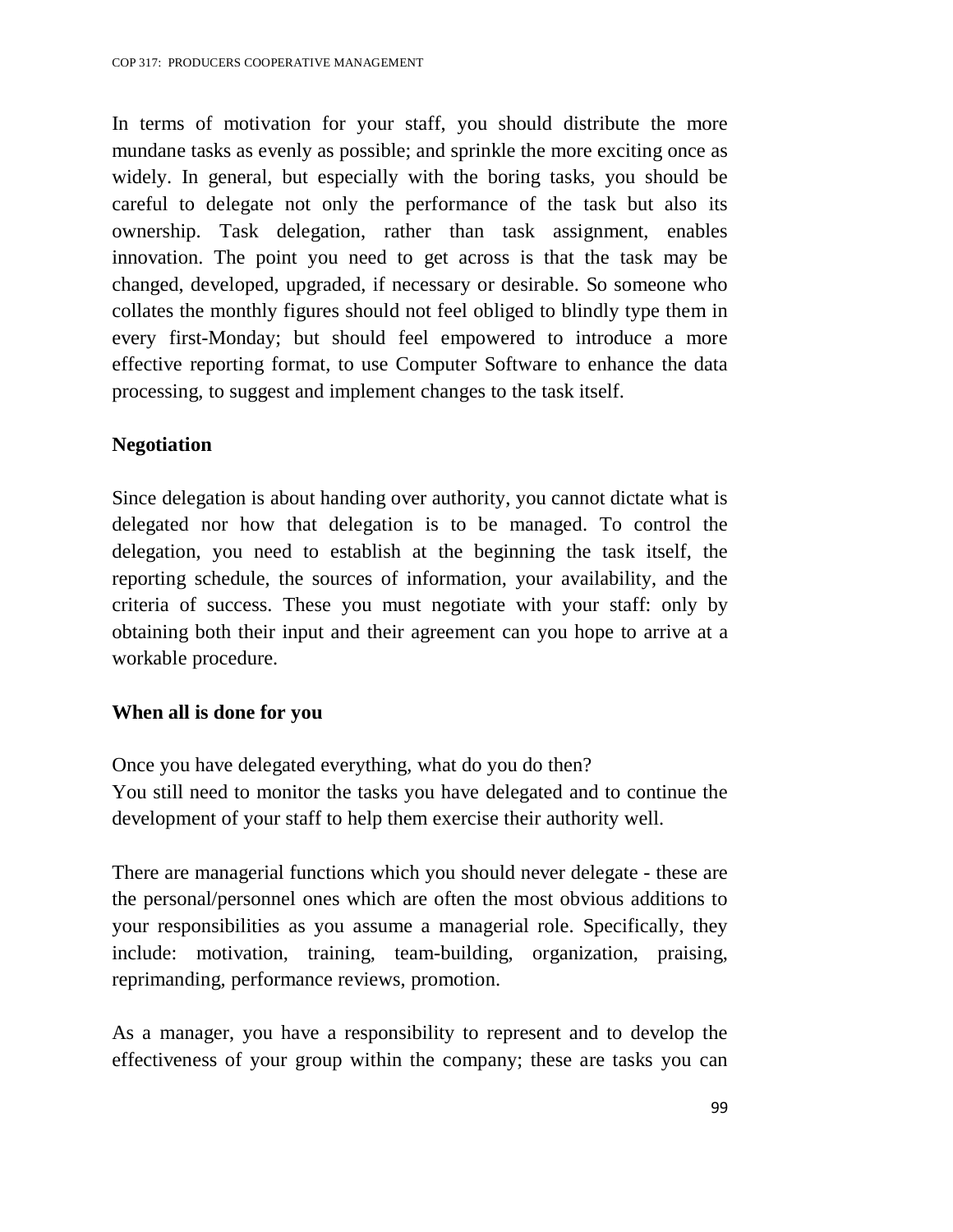In terms of motivation for your staff, you should distribute the more mundane tasks as evenly as possible; and sprinkle the more exciting once as widely. In general, but especially with the boring tasks, you should be careful to delegate not only the performance of the task but also its ownership. Task delegation, rather than task assignment, enables innovation. The point you need to get across is that the task may be changed, developed, upgraded, if necessary or desirable. So someone who collates the monthly figures should not feel obliged to blindly type them in every first-Monday; but should feel empowered to introduce a more effective reporting format, to use Computer Software to enhance the data processing, to suggest and implement changes to the task itself.

**Negotiation**

Since delegation is about handing over authority, you cannot dictate what is delegated nor how that delegation is to be managed. To control the delegation, you need to establish at the beginning the task itself, the reporting schedule, the sources of information, your availability, and the criteria of success. These you must negotiate with your staff: only by obtaining both their input and their agreement can you hope to arrive at a workable procedure.

**When all is done for you**

Once you have delegated everything, what do you do then?
You still need to monitor the tasks you have delegated and to continue the development of your staff to help them exercise their authority well.

There are managerial functions which you should never delegate - these are the personal/personnel ones which are often the most obvious additions to your responsibilities as you assume a managerial role. Specifically, they include: motivation, training, team-building, organization, praising, reprimanding, performance reviews, promotion.

As a manager, you have a responsibility to represent and to develop the effectiveness of your group within the company; these are tasks you can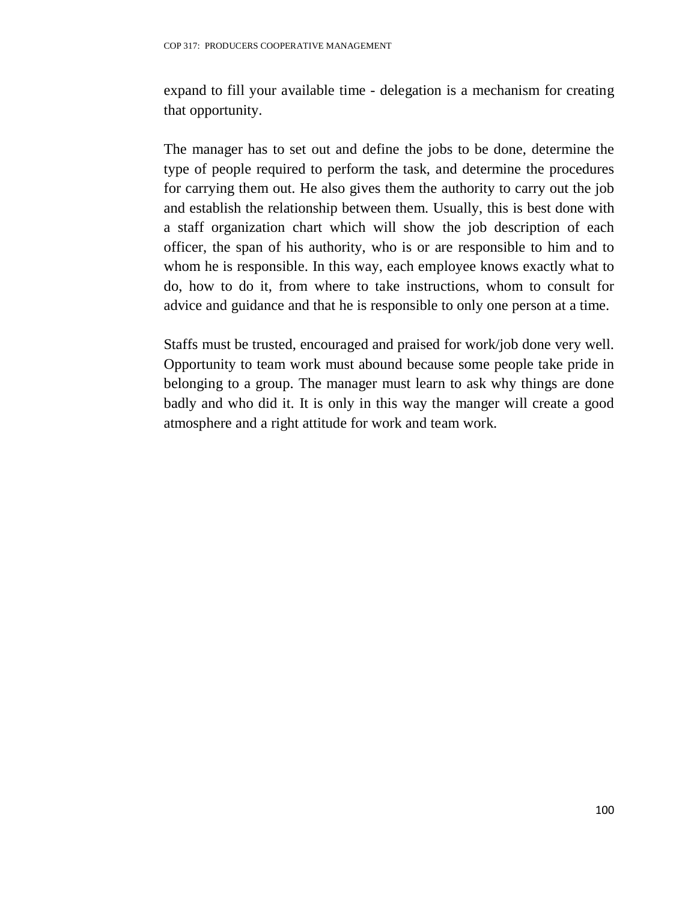expand to fill your available time - delegation is a mechanism for creating that opportunity.

The manager has to set out and define the jobs to be done, determine the type of people required to perform the task, and determine the procedures for carrying them out. He also gives them the authority to carry out the job and establish the relationship between them. Usually, this is best done with a staff organization chart which will show the job description of each officer, the span of his authority, who is or are responsible to him and to whom he is responsible. In this way, each employee knows exactly what to do, how to do it, from where to take instructions, whom to consult for advice and guidance and that he is responsible to only one person at a time.

Staffs must be trusted, encouraged and praised for work/job done very well. Opportunity to team work must abound because some people take pride in belonging to a group. The manager must learn to ask why things are done badly and who did it. It is only in this way the manger will create a good atmosphere and a right attitude for work and team work.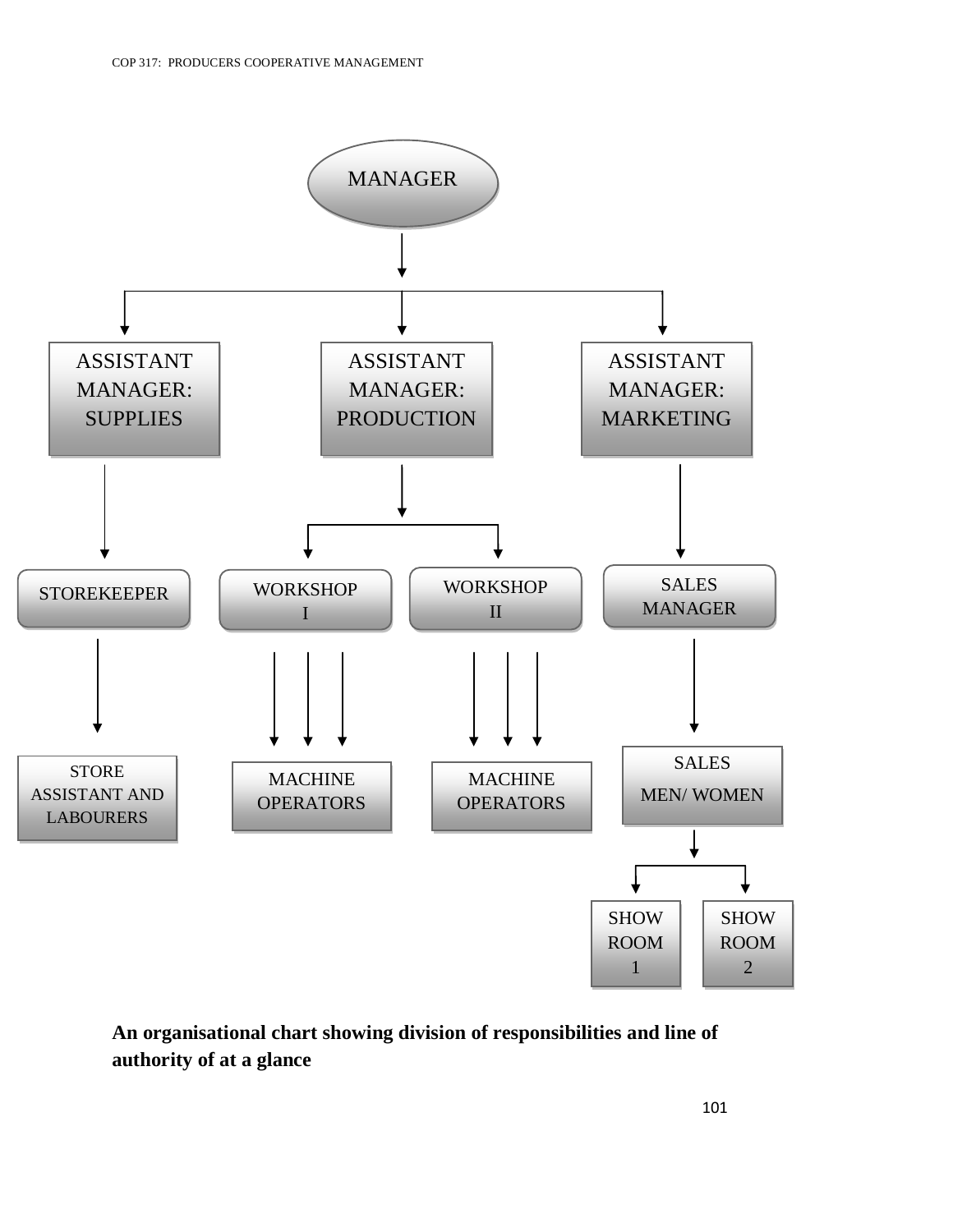- MANAGER
  - ASSISTANT MANAGER: SUPPLIES
    - STOREKEEPER
      - STORE ASSISTANT AND LABOURERS
  - ASSISTANT MANAGER: PRODUCTION
    - WORKSHOP I
      - MACHINE OPERATORS
    - WORKSHOP II
      - MACHINE OPERATORS
  - ASSISTANT MANAGER: MARKETING
    - SALES MANAGER
      - SALES MEN/ WOMEN
        - SHOW ROOM 1
        - SHOW ROOM 2

**An organisational chart showing division of responsibilities and line of authority of at a glance**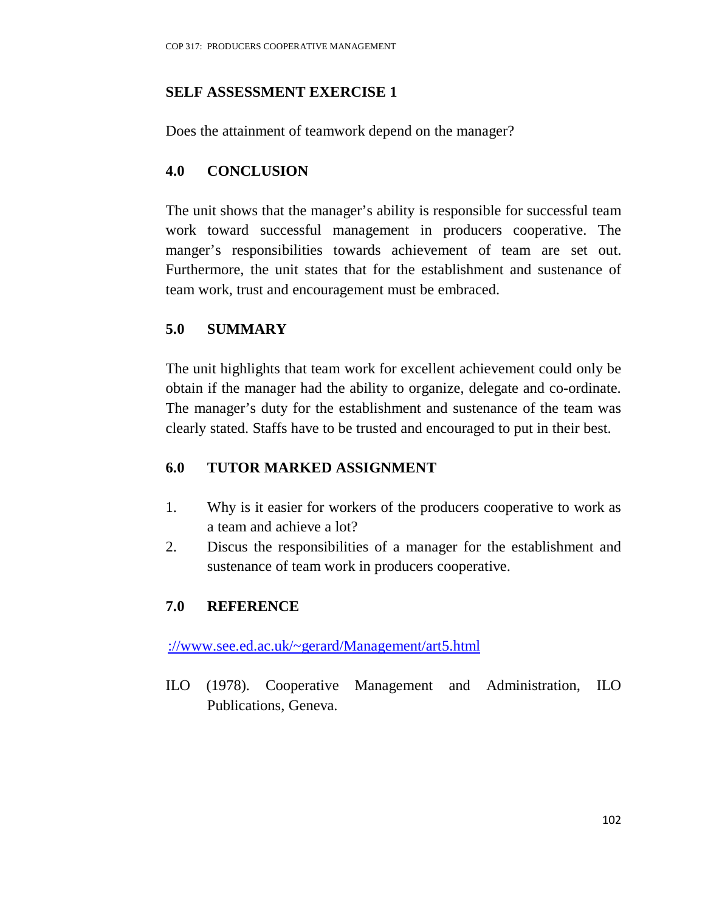## SELF ASSESSMENT EXERCISE 1

Does the attainment of teamwork depend on the manager?

## 4.0 CONCLUSION

The unit shows that the manager's ability is responsible for successful team work toward successful management in producers cooperative. The manger's responsibilities towards achievement of team are set out. Furthermore, the unit states that for the establishment and sustenance of team work, trust and encouragement must be embraced.

## 5.0 SUMMARY

The unit highlights that team work for excellent achievement could only be obtain if the manager had the ability to organize, delegate and co-ordinate. The manager's duty for the establishment and sustenance of the team was clearly stated. Staffs have to be trusted and encouraged to put in their best.

## 6.0 TUTOR MARKED ASSIGNMENT

1. Why is it easier for workers of the producers cooperative to work as a team and achieve a lot?
2. Discus the responsibilities of a manager for the establishment and sustenance of team work in producers cooperative.

## 7.0 REFERENCE

://www.see.ed.ac.uk/~gerard/Management/art5.html

ILO (1978). Cooperative Management and Administration, ILO Publications, Geneva.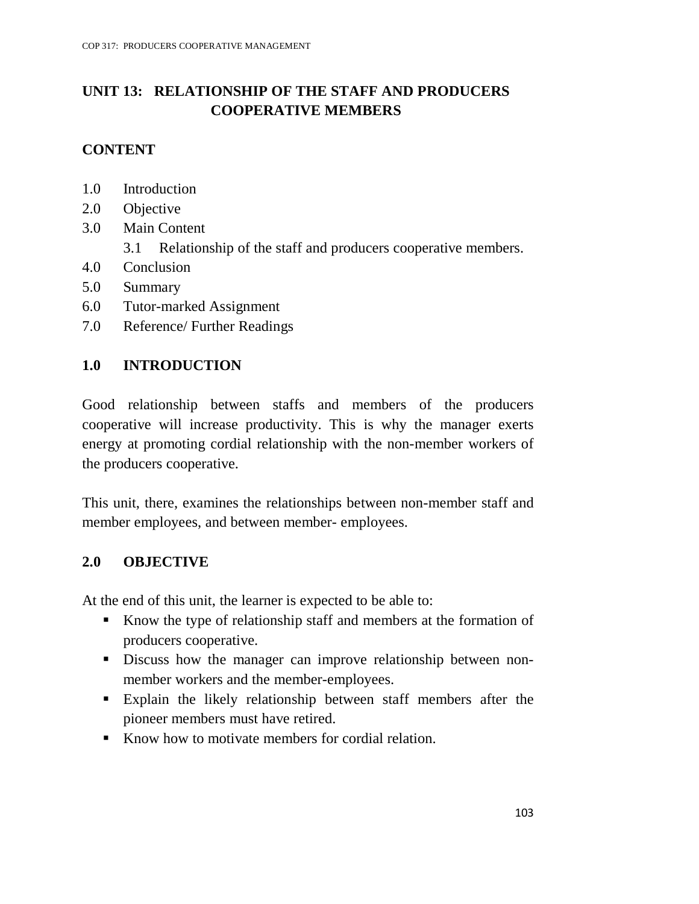# UNIT 13: RELATIONSHIP OF THE STAFF AND PRODUCERS COOPERATIVE MEMBERS

## CONTENT

1.0 Introduction
2.0 Objective
3.0 Main Content
    3.1 Relationship of the staff and producers cooperative members.
4.0 Conclusion
5.0 Summary
6.0 Tutor-marked Assignment
7.0 Reference/ Further Readings

## 1.0 INTRODUCTION

Good relationship between staffs and members of the producers cooperative will increase productivity. This is why the manager exerts energy at promoting cordial relationship with the non-member workers of the producers cooperative.

This unit, there, examines the relationships between non-member staff and member employees, and between member- employees.

## 2.0 OBJECTIVE

At the end of this unit, the learner is expected to be able to:

- Know the type of relationship staff and members at the formation of producers cooperative.
- Discuss how the manager can improve relationship between non-member workers and the member-employees.
- Explain the likely relationship between staff members after the pioneer members must have retired.
- Know how to motivate members for cordial relation.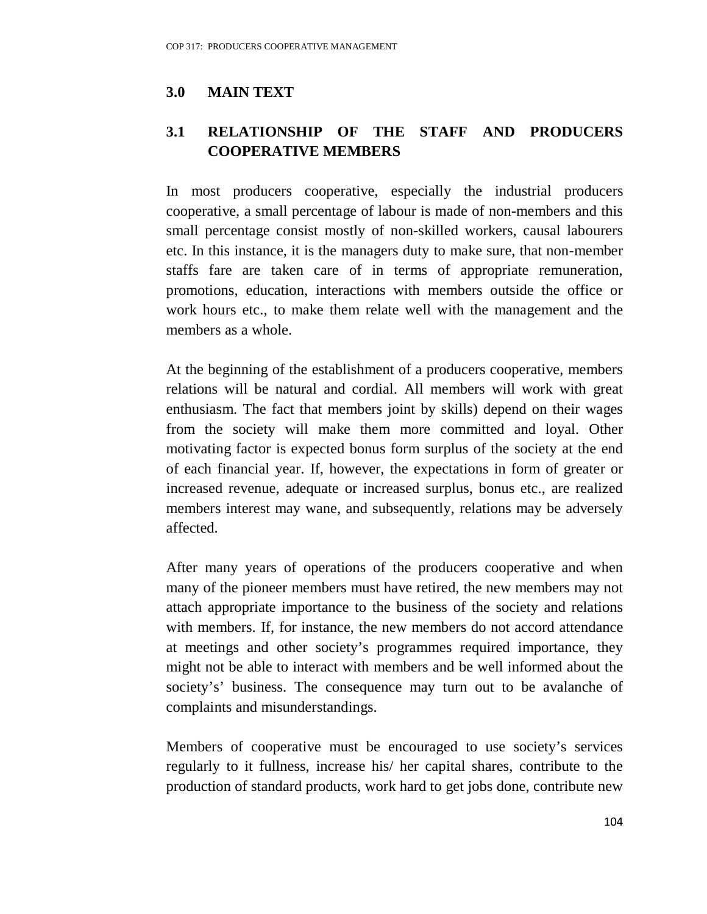## 3.0 MAIN TEXT

### 3.1 RELATIONSHIP OF THE STAFF AND PRODUCERS COOPERATIVE MEMBERS

In most producers cooperative, especially the industrial producers cooperative, a small percentage of labour is made of non-members and this small percentage consist mostly of non-skilled workers, causal labourers etc. In this instance, it is the managers duty to make sure, that non-member staffs fare are taken care of in terms of appropriate remuneration, promotions, education, interactions with members outside the office or work hours etc., to make them relate well with the management and the members as a whole.

At the beginning of the establishment of a producers cooperative, members relations will be natural and cordial. All members will work with great enthusiasm. The fact that members joint by skills) depend on their wages from the society will make them more committed and loyal. Other motivating factor is expected bonus form surplus of the society at the end of each financial year. If, however, the expectations in form of greater or increased revenue, adequate or increased surplus, bonus etc., are realized members interest may wane, and subsequently, relations may be adversely affected.

After many years of operations of the producers cooperative and when many of the pioneer members must have retired, the new members may not attach appropriate importance to the business of the society and relations with members. If, for instance, the new members do not accord attendance at meetings and other society's programmes required importance, they might not be able to interact with members and be well informed about the society's' business. The consequence may turn out to be avalanche of complaints and misunderstandings.

Members of cooperative must be encouraged to use society's services regularly to it fullness, increase his/ her capital shares, contribute to the production of standard products, work hard to get jobs done, contribute new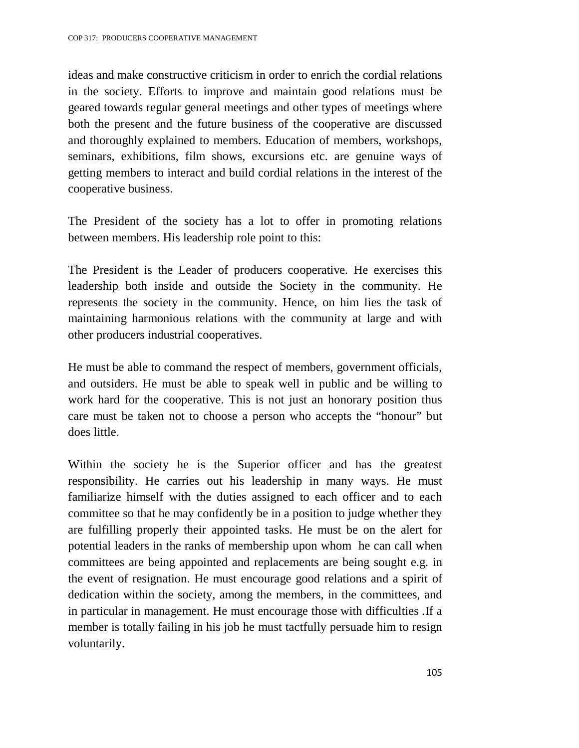ideas and make constructive criticism in order to enrich the cordial relations in the society. Efforts to improve and maintain good relations must be geared towards regular general meetings and other types of meetings where both the present and the future business of the cooperative are discussed and thoroughly explained to members. Education of members, workshops, seminars, exhibitions, film shows, excursions etc. are genuine ways of getting members to interact and build cordial relations in the interest of the cooperative business.

The President of the society has a lot to offer in promoting relations between members. His leadership role point to this:

The President is the Leader of producers cooperative. He exercises this leadership both inside and outside the Society in the community. He represents the society in the community. Hence, on him lies the task of maintaining harmonious relations with the community at large and with other producers industrial cooperatives.

He must be able to command the respect of members, government officials, and outsiders. He must be able to speak well in public and be willing to work hard for the cooperative. This is not just an honorary position thus care must be taken not to choose a person who accepts the "honour" but does little.

Within the society he is the Superior officer and has the greatest responsibility. He carries out his leadership in many ways. He must familiarize himself with the duties assigned to each officer and to each committee so that he may confidently be in a position to judge whether they are fulfilling properly their appointed tasks. He must be on the alert for potential leaders in the ranks of membership upon whom he can call when committees are being appointed and replacements are being sought e.g. in the event of resignation. He must encourage good relations and a spirit of dedication within the society, among the members, in the committees, and in particular in management. He must encourage those with difficulties .If a member is totally failing in his job he must tactfully persuade him to resign voluntarily.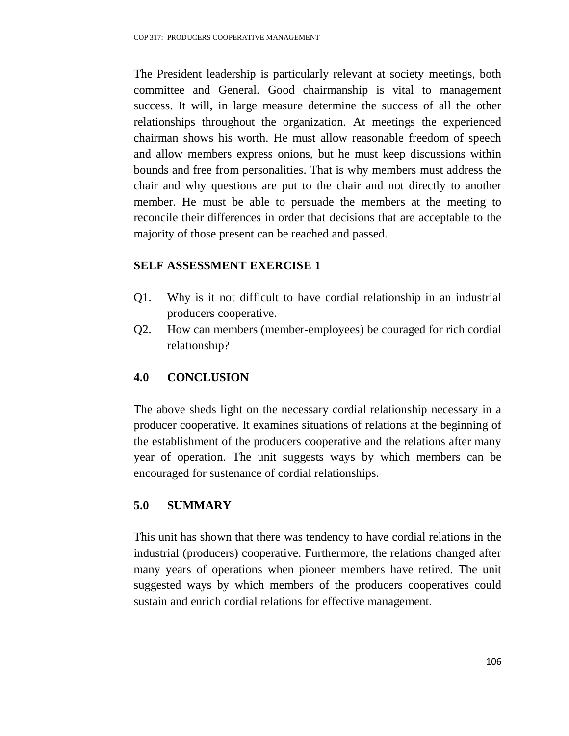The President leadership is particularly relevant at society meetings, both committee and General. Good chairmanship is vital to management success. It will, in large measure determine the success of all the other relationships throughout the organization. At meetings the experienced chairman shows his worth. He must allow reasonable freedom of speech and allow members express onions, but he must keep discussions within bounds and free from personalities. That is why members must address the chair and why questions are put to the chair and not directly to another member. He must be able to persuade the members at the meeting to reconcile their differences in order that decisions that are acceptable to the majority of those present can be reached and passed.

### SELF ASSESSMENT EXERCISE 1

Q1. Why is it not difficult to have cordial relationship in an industrial producers cooperative.

Q2. How can members (member-employees) be couraged for rich cordial relationship?

## 4.0 CONCLUSION

The above sheds light on the necessary cordial relationship necessary in a producer cooperative. It examines situations of relations at the beginning of the establishment of the producers cooperative and the relations after many year of operation. The unit suggests ways by which members can be encouraged for sustenance of cordial relationships.

## 5.0 SUMMARY

This unit has shown that there was tendency to have cordial relations in the industrial (producers) cooperative. Furthermore, the relations changed after many years of operations when pioneer members have retired. The unit suggested ways by which members of the producers cooperatives could sustain and enrich cordial relations for effective management.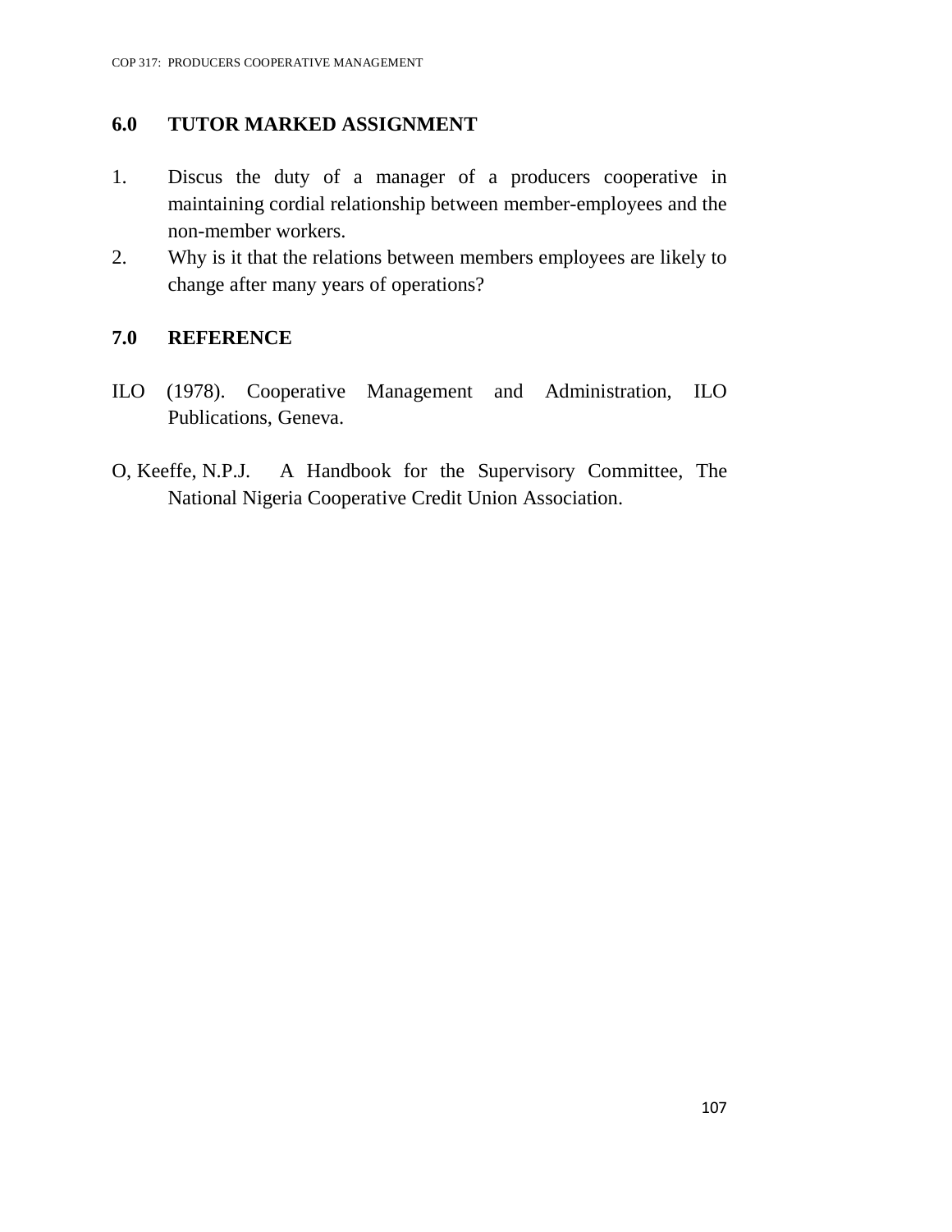## 6.0 TUTOR MARKED ASSIGNMENT

1. Discus the duty of a manager of a producers cooperative in maintaining cordial relationship between member-employees and the non-member workers.
2. Why is it that the relations between members employees are likely to change after many years of operations?

## 7.0 REFERENCE

ILO (1978). Cooperative Management and Administration, ILO Publications, Geneva.

O, Keeffe, N.P.J. A Handbook for the Supervisory Committee, The National Nigeria Cooperative Credit Union Association.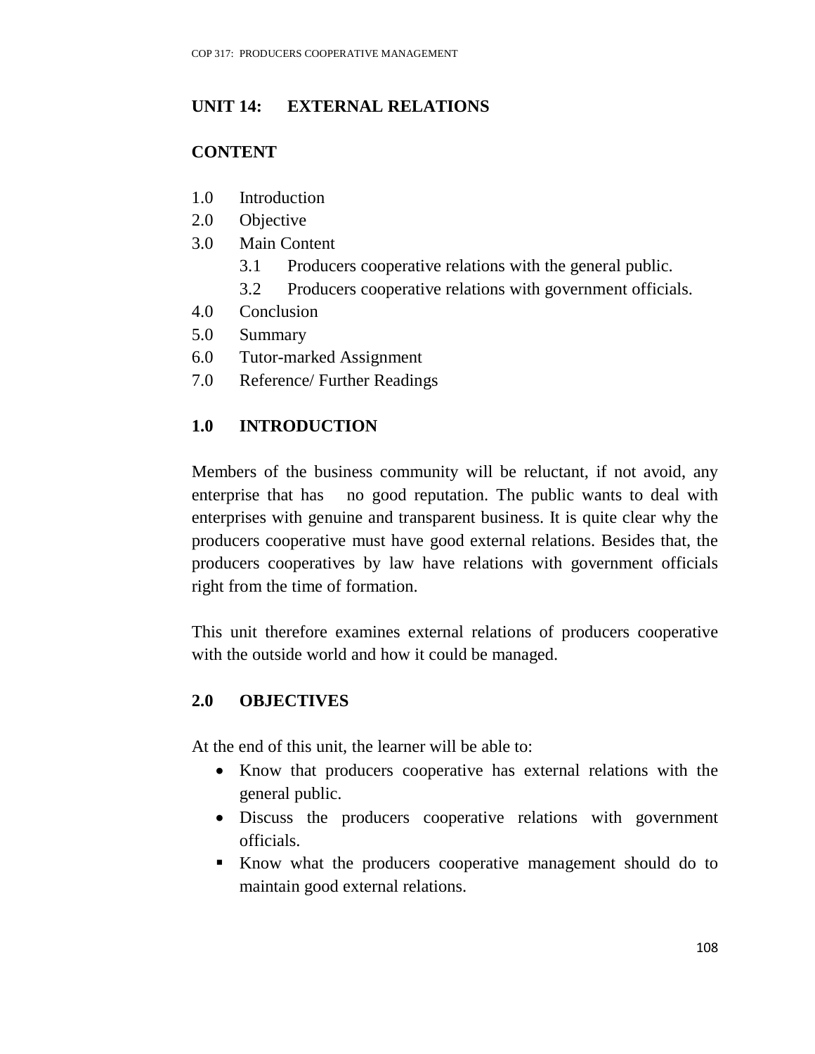## UNIT 14: EXTERNAL RELATIONS

### CONTENT

1.0 Introduction
2.0 Objective
3.0 Main Content
   3.1 Producers cooperative relations with the general public.
   3.2 Producers cooperative relations with government officials.
4.0 Conclusion
5.0 Summary
6.0 Tutor-marked Assignment
7.0 Reference/ Further Readings

### 1.0 INTRODUCTION

Members of the business community will be reluctant, if not avoid, any enterprise that has no good reputation. The public wants to deal with enterprises with genuine and transparent business. It is quite clear why the producers cooperative must have good external relations. Besides that, the producers cooperatives by law have relations with government officials right from the time of formation.

This unit therefore examines external relations of producers cooperative with the outside world and how it could be managed.

### 2.0 OBJECTIVES

At the end of this unit, the learner will be able to:

- Know that producers cooperative has external relations with the general public.
- Discuss the producers cooperative relations with government officials.
- Know what the producers cooperative management should do to maintain good external relations.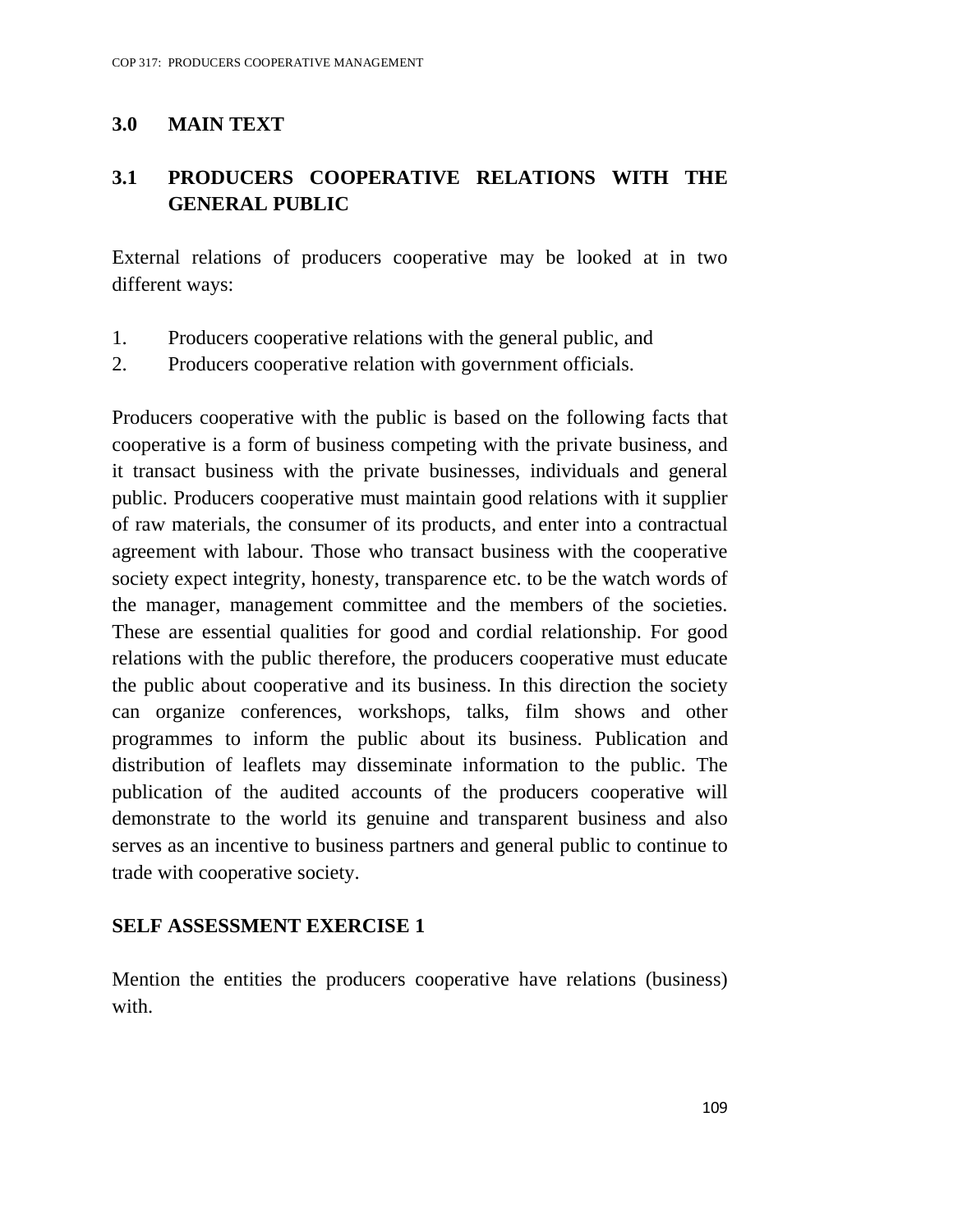## 3.0 MAIN TEXT

### 3.1 PRODUCERS COOPERATIVE RELATIONS WITH THE GENERAL PUBLIC

External relations of producers cooperative may be looked at in two different ways:

1. Producers cooperative relations with the general public, and
2. Producers cooperative relation with government officials.

Producers cooperative with the public is based on the following facts that cooperative is a form of business competing with the private business, and it transact business with the private businesses, individuals and general public. Producers cooperative must maintain good relations with it supplier of raw materials, the consumer of its products, and enter into a contractual agreement with labour. Those who transact business with the cooperative society expect integrity, honesty, transparence etc. to be the watch words of the manager, management committee and the members of the societies. These are essential qualities for good and cordial relationship. For good relations with the public therefore, the producers cooperative must educate the public about cooperative and its business. In this direction the society can organize conferences, workshops, talks, film shows and other programmes to inform the public about its business. Publication and distribution of leaflets may disseminate information to the public. The publication of the audited accounts of the producers cooperative will demonstrate to the world its genuine and transparent business and also serves as an incentive to business partners and general public to continue to trade with cooperative society.

**SELF ASSESSMENT EXERCISE 1**

Mention the entities the producers cooperative have relations (business) with.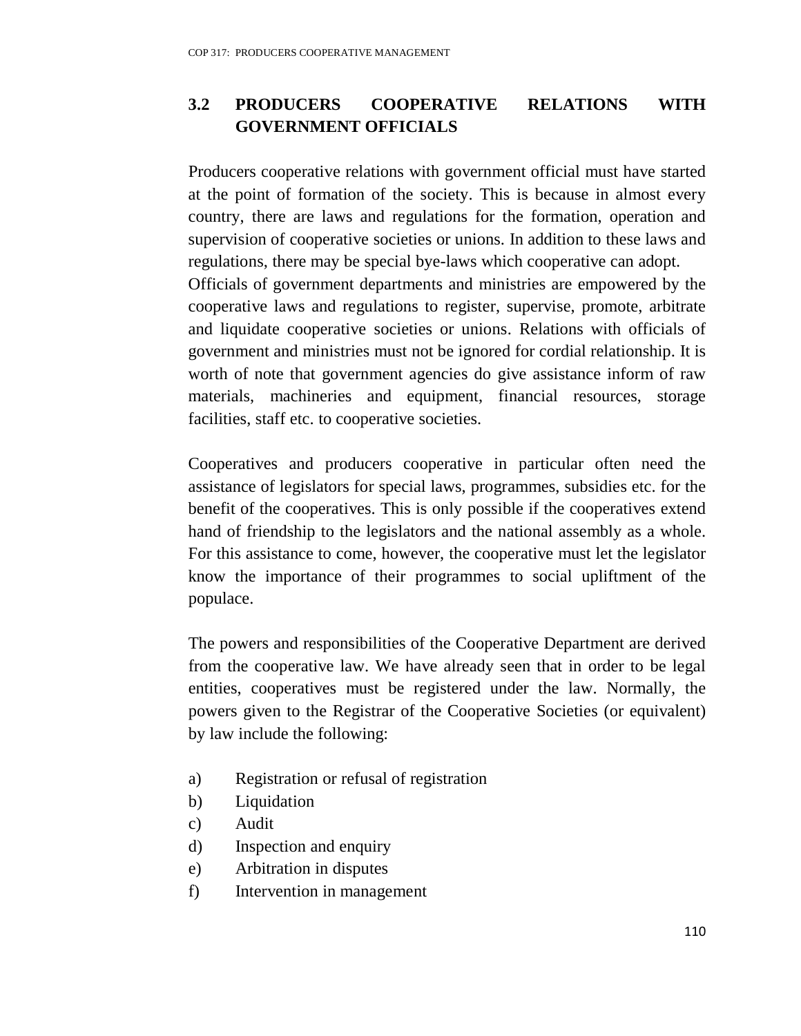## 3.2 PRODUCERS COOPERATIVE RELATIONS WITH GOVERNMENT OFFICIALS

Producers cooperative relations with government official must have started at the point of formation of the society. This is because in almost every country, there are laws and regulations for the formation, operation and supervision of cooperative societies or unions. In addition to these laws and regulations, there may be special bye-laws which cooperative can adopt.
Officials of government departments and ministries are empowered by the cooperative laws and regulations to register, supervise, promote, arbitrate and liquidate cooperative societies or unions. Relations with officials of government and ministries must not be ignored for cordial relationship. It is worth of note that government agencies do give assistance inform of raw materials, machineries and equipment, financial resources, storage facilities, staff etc. to cooperative societies.

Cooperatives and producers cooperative in particular often need the assistance of legislators for special laws, programmes, subsidies etc. for the benefit of the cooperatives. This is only possible if the cooperatives extend hand of friendship to the legislators and the national assembly as a whole. For this assistance to come, however, the cooperative must let the legislator know the importance of their programmes to social upliftment of the populace.

The powers and responsibilities of the Cooperative Department are derived from the cooperative law. We have already seen that in order to be legal entities, cooperatives must be registered under the law. Normally, the powers given to the Registrar of the Cooperative Societies (or equivalent) by law include the following:

a) Registration or refusal of registration
b) Liquidation
c) Audit
d) Inspection and enquiry
e) Arbitration in disputes
f) Intervention in management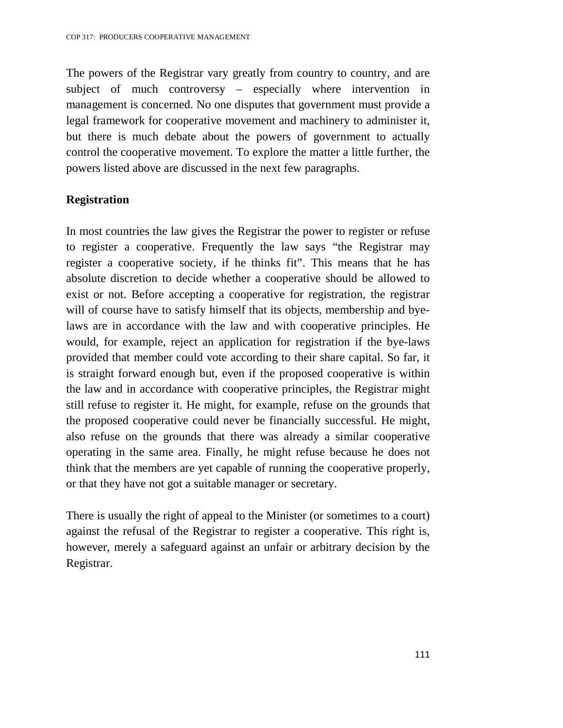The powers of the Registrar vary greatly from country to country, and are subject of much controversy – especially where intervention in management is concerned. No one disputes that government must provide a legal framework for cooperative movement and machinery to administer it, but there is much debate about the powers of government to actually control the cooperative movement. To explore the matter a little further, the powers listed above are discussed in the next few paragraphs.

**Registration**

In most countries the law gives the Registrar the power to register or refuse to register a cooperative. Frequently the law says "the Registrar may register a cooperative society, if he thinks fit". This means that he has absolute discretion to decide whether a cooperative should be allowed to exist or not. Before accepting a cooperative for registration, the registrar will of course have to satisfy himself that its objects, membership and bye-laws are in accordance with the law and with cooperative principles. He would, for example, reject an application for registration if the bye-laws provided that member could vote according to their share capital. So far, it is straight forward enough but, even if the proposed cooperative is within the law and in accordance with cooperative principles, the Registrar might still refuse to register it. He might, for example, refuse on the grounds that the proposed cooperative could never be financially successful. He might, also refuse on the grounds that there was already a similar cooperative operating in the same area. Finally, he might refuse because he does not think that the members are yet capable of running the cooperative properly, or that they have not got a suitable manager or secretary.

There is usually the right of appeal to the Minister (or sometimes to a court) against the refusal of the Registrar to register a cooperative. This right is, however, merely a safeguard against an unfair or arbitrary decision by the Registrar.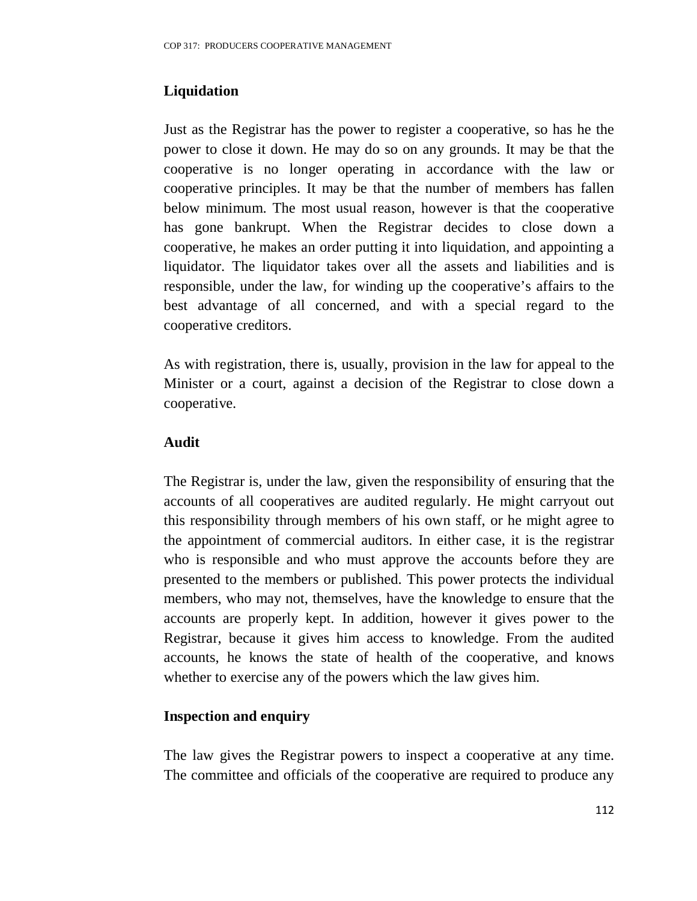## Liquidation

Just as the Registrar has the power to register a cooperative, so has he the power to close it down. He may do so on any grounds. It may be that the cooperative is no longer operating in accordance with the law or cooperative principles. It may be that the number of members has fallen below minimum. The most usual reason, however is that the cooperative has gone bankrupt. When the Registrar decides to close down a cooperative, he makes an order putting it into liquidation, and appointing a liquidator. The liquidator takes over all the assets and liabilities and is responsible, under the law, for winding up the cooperative's affairs to the best advantage of all concerned, and with a special regard to the cooperative creditors.

As with registration, there is, usually, provision in the law for appeal to the Minister or a court, against a decision of the Registrar to close down a cooperative.

## Audit

The Registrar is, under the law, given the responsibility of ensuring that the accounts of all cooperatives are audited regularly. He might carryout out this responsibility through members of his own staff, or he might agree to the appointment of commercial auditors. In either case, it is the registrar who is responsible and who must approve the accounts before they are presented to the members or published. This power protects the individual members, who may not, themselves, have the knowledge to ensure that the accounts are properly kept. In addition, however it gives power to the Registrar, because it gives him access to knowledge. From the audited accounts, he knows the state of health of the cooperative, and knows whether to exercise any of the powers which the law gives him.

## Inspection and enquiry

The law gives the Registrar powers to inspect a cooperative at any time. The committee and officials of the cooperative are required to produce any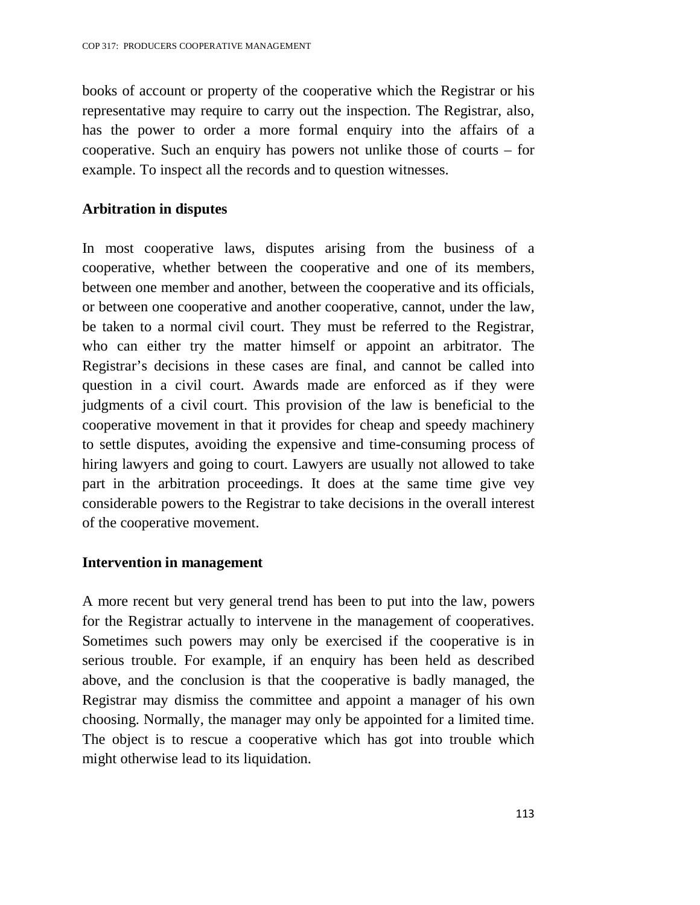books of account or property of the cooperative which the Registrar or his representative may require to carry out the inspection. The Registrar, also, has the power to order a more formal enquiry into the affairs of a cooperative. Such an enquiry has powers not unlike those of courts – for example. To inspect all the records and to question witnesses.

**Arbitration in disputes**

In most cooperative laws, disputes arising from the business of a cooperative, whether between the cooperative and one of its members, between one member and another, between the cooperative and its officials, or between one cooperative and another cooperative, cannot, under the law, be taken to a normal civil court. They must be referred to the Registrar, who can either try the matter himself or appoint an arbitrator. The Registrar's decisions in these cases are final, and cannot be called into question in a civil court. Awards made are enforced as if they were judgments of a civil court. This provision of the law is beneficial to the cooperative movement in that it provides for cheap and speedy machinery to settle disputes, avoiding the expensive and time-consuming process of hiring lawyers and going to court. Lawyers are usually not allowed to take part in the arbitration proceedings. It does at the same time give vey considerable powers to the Registrar to take decisions in the overall interest of the cooperative movement.

**Intervention in management**

A more recent but very general trend has been to put into the law, powers for the Registrar actually to intervene in the management of cooperatives. Sometimes such powers may only be exercised if the cooperative is in serious trouble. For example, if an enquiry has been held as described above, and the conclusion is that the cooperative is badly managed, the Registrar may dismiss the committee and appoint a manager of his own choosing. Normally, the manager may only be appointed for a limited time. The object is to rescue a cooperative which has got into trouble which might otherwise lead to its liquidation.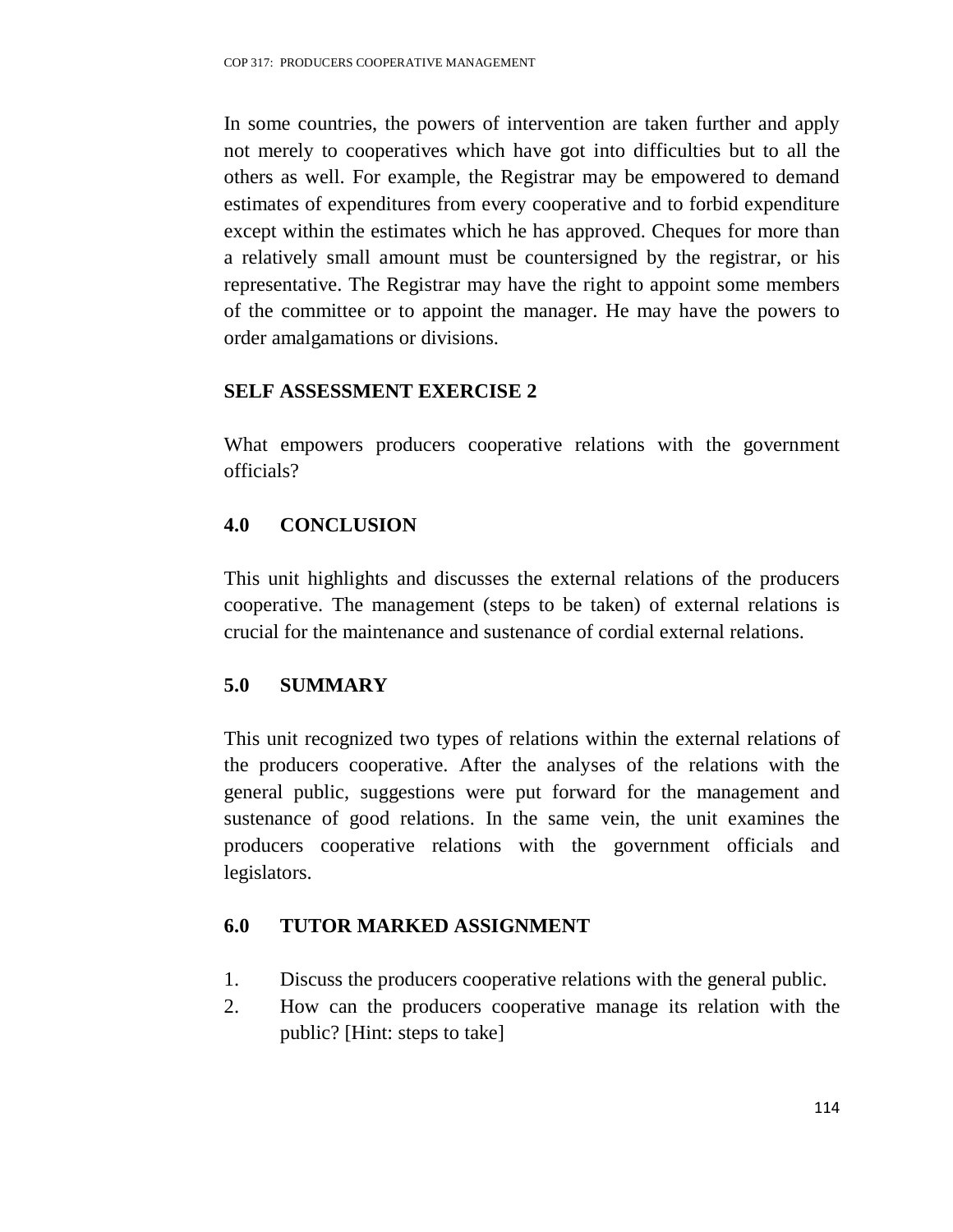In some countries, the powers of intervention are taken further and apply not merely to cooperatives which have got into difficulties but to all the others as well. For example, the Registrar may be empowered to demand estimates of expenditures from every cooperative and to forbid expenditure except within the estimates which he has approved. Cheques for more than a relatively small amount must be countersigned by the registrar, or his representative. The Registrar may have the right to appoint some members of the committee or to appoint the manager. He may have the powers to order amalgamations or divisions.

**SELF ASSESSMENT EXERCISE 2**

What empowers producers cooperative relations with the government officials?

## 4.0 CONCLUSION

This unit highlights and discusses the external relations of the producers cooperative. The management (steps to be taken) of external relations is crucial for the maintenance and sustenance of cordial external relations.

## 5.0 SUMMARY

This unit recognized two types of relations within the external relations of the producers cooperative. After the analyses of the relations with the general public, suggestions were put forward for the management and sustenance of good relations. In the same vein, the unit examines the producers cooperative relations with the government officials and legislators.

## 6.0 TUTOR MARKED ASSIGNMENT

1. Discuss the producers cooperative relations with the general public.
2. How can the producers cooperative manage its relation with the public? [Hint: steps to take]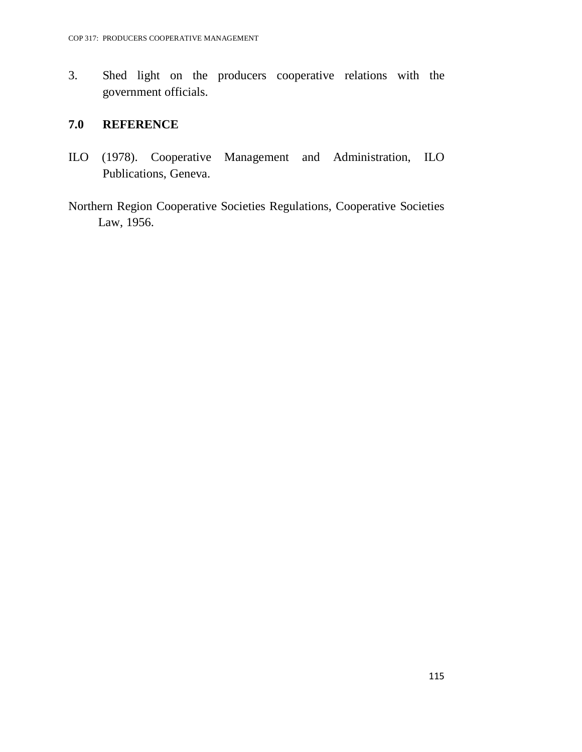3. Shed light on the producers cooperative relations with the government officials.

## 7.0 REFERENCE

ILO (1978). Cooperative Management and Administration, ILO Publications, Geneva.

Northern Region Cooperative Societies Regulations, Cooperative Societies Law, 1956.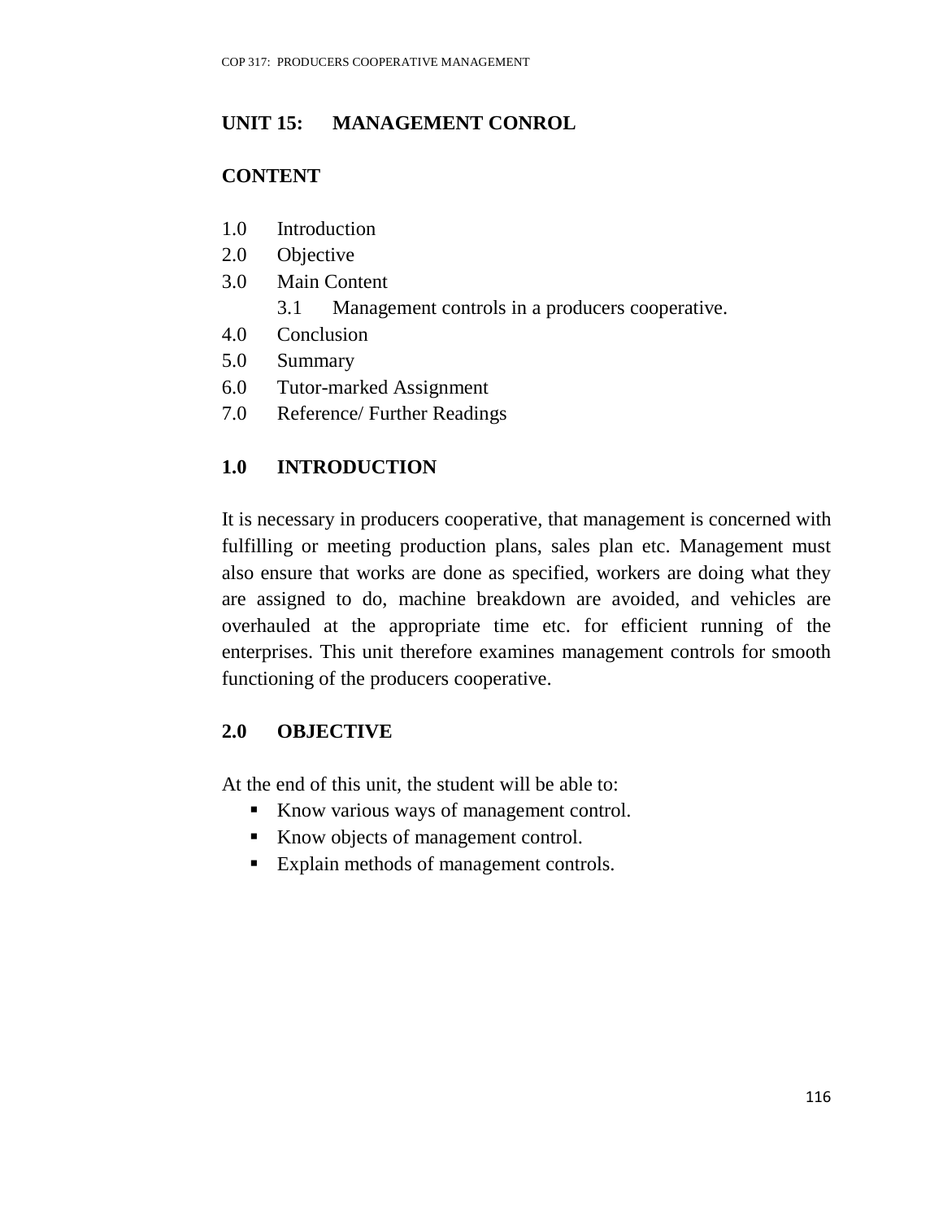## UNIT 15: MANAGEMENT CONROL

### CONTENT

1.0 Introduction
2.0 Objective
3.0 Main Content
    3.1 Management controls in a producers cooperative.
4.0 Conclusion
5.0 Summary
6.0 Tutor-marked Assignment
7.0 Reference/ Further Readings

### 1.0 INTRODUCTION

It is necessary in producers cooperative, that management is concerned with fulfilling or meeting production plans, sales plan etc. Management must also ensure that works are done as specified, workers are doing what they are assigned to do, machine breakdown are avoided, and vehicles are overhauled at the appropriate time etc. for efficient running of the enterprises. This unit therefore examines management controls for smooth functioning of the producers cooperative.

### 2.0 OBJECTIVE

At the end of this unit, the student will be able to:

- Know various ways of management control.
- Know objects of management control.
- Explain methods of management controls.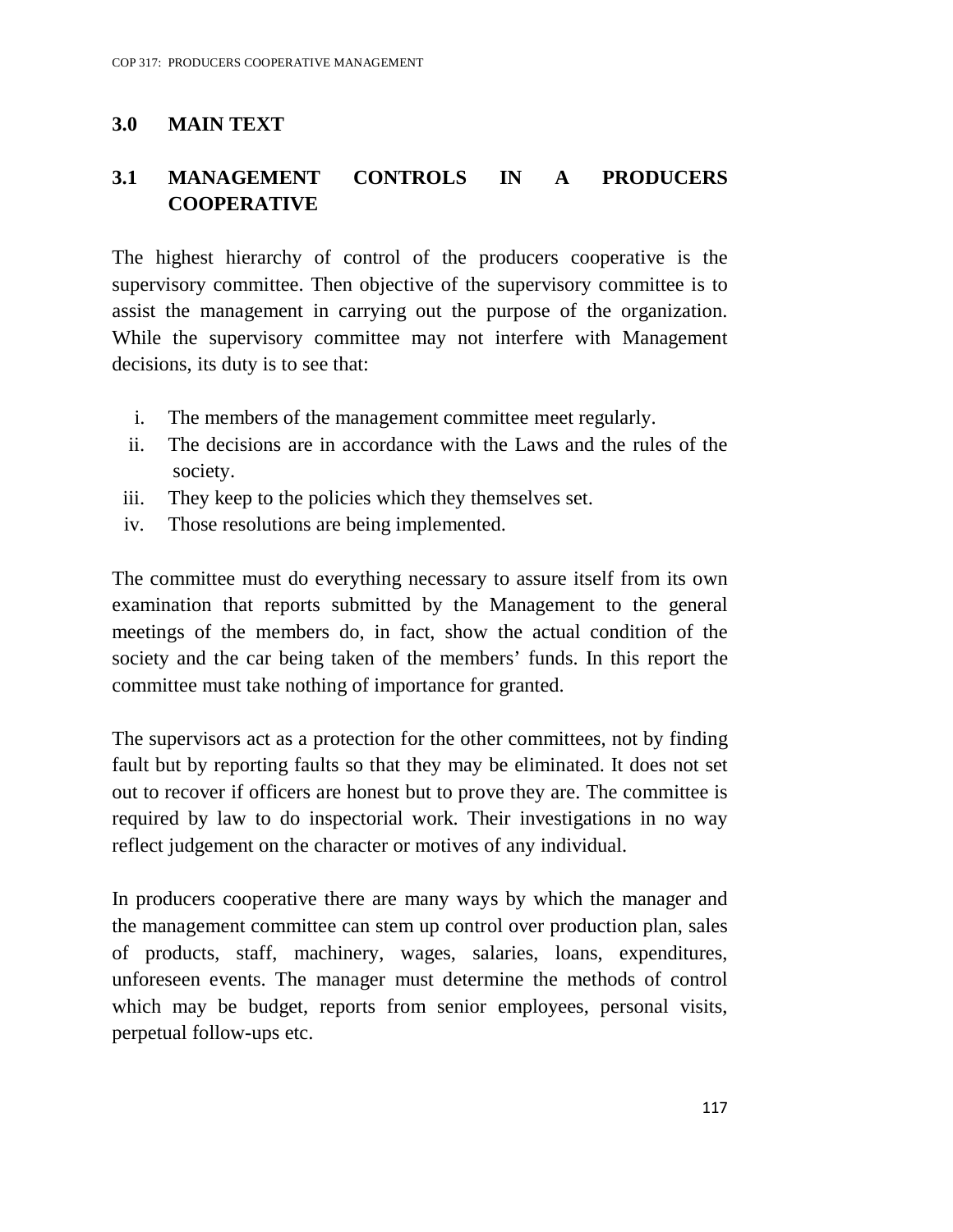## 3.0 MAIN TEXT

### 3.1 MANAGEMENT CONTROLS IN A PRODUCERS COOPERATIVE

The highest hierarchy of control of the producers cooperative is the supervisory committee. Then objective of the supervisory committee is to assist the management in carrying out the purpose of the organization. While the supervisory committee may not interfere with Management decisions, its duty is to see that:

i. The members of the management committee meet regularly.
ii. The decisions are in accordance with the Laws and the rules of the society.
iii. They keep to the policies which they themselves set.
iv. Those resolutions are being implemented.

The committee must do everything necessary to assure itself from its own examination that reports submitted by the Management to the general meetings of the members do, in fact, show the actual condition of the society and the car being taken of the members' funds. In this report the committee must take nothing of importance for granted.

The supervisors act as a protection for the other committees, not by finding fault but by reporting faults so that they may be eliminated. It does not set out to recover if officers are honest but to prove they are. The committee is required by law to do inspectorial work. Their investigations in no way reflect judgement on the character or motives of any individual.

In producers cooperative there are many ways by which the manager and the management committee can stem up control over production plan, sales of products, staff, machinery, wages, salaries, loans, expenditures, unforeseen events. The manager must determine the methods of control which may be budget, reports from senior employees, personal visits, perpetual follow-ups etc.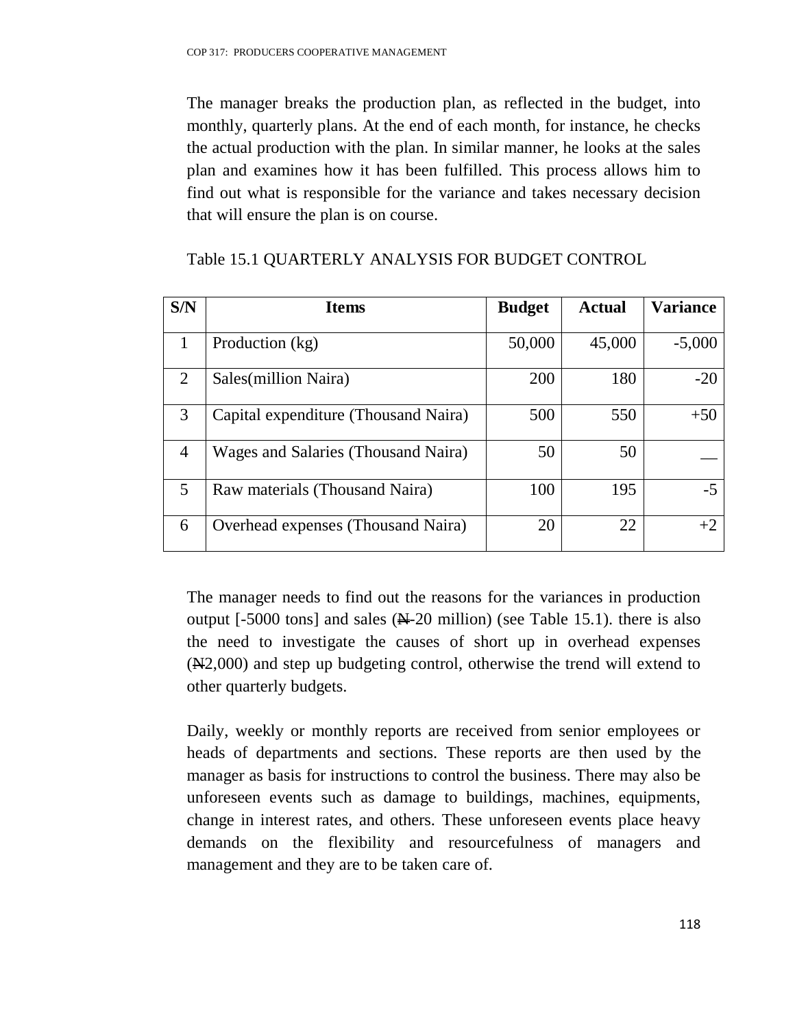The manager breaks the production plan, as reflected in the budget, into monthly, quarterly plans. At the end of each month, for instance, he checks the actual production with the plan. In similar manner, he looks at the sales plan and examines how it has been fulfilled. This process allows him to find out what is responsible for the variance and takes necessary decision that will ensure the plan is on course.

Table 15.1 QUARTERLY ANALYSIS FOR BUDGET CONTROL

| S/N | Items | Budget | Actual | Variance |
|---|---|---|---|---|
| 1 | Production (kg) | 50,000 | 45,000 | -5,000 |
| 2 | Sales(million Naira) | 200 | 180 | -20 |
| 3 | Capital expenditure (Thousand Naira) | 500 | 550 | +50 |
| 4 | Wages and Salaries (Thousand Naira) | 50 | 50 | __ |
| 5 | Raw materials (Thousand Naira) | 100 | 195 | -5 |
| 6 | Overhead expenses (Thousand Naira) | 20 | 22 | +2 |

The manager needs to find out the reasons for the variances in production output [-5000 tons] and sales (₦-20 million) (see Table 15.1). there is also the need to investigate the causes of short up in overhead expenses (₦2,000) and step up budgeting control, otherwise the trend will extend to other quarterly budgets.

Daily, weekly or monthly reports are received from senior employees or heads of departments and sections. These reports are then used by the manager as basis for instructions to control the business. There may also be unforeseen events such as damage to buildings, machines, equipments, change in interest rates, and others. These unforeseen events place heavy demands on the flexibility and resourcefulness of managers and management and they are to be taken care of.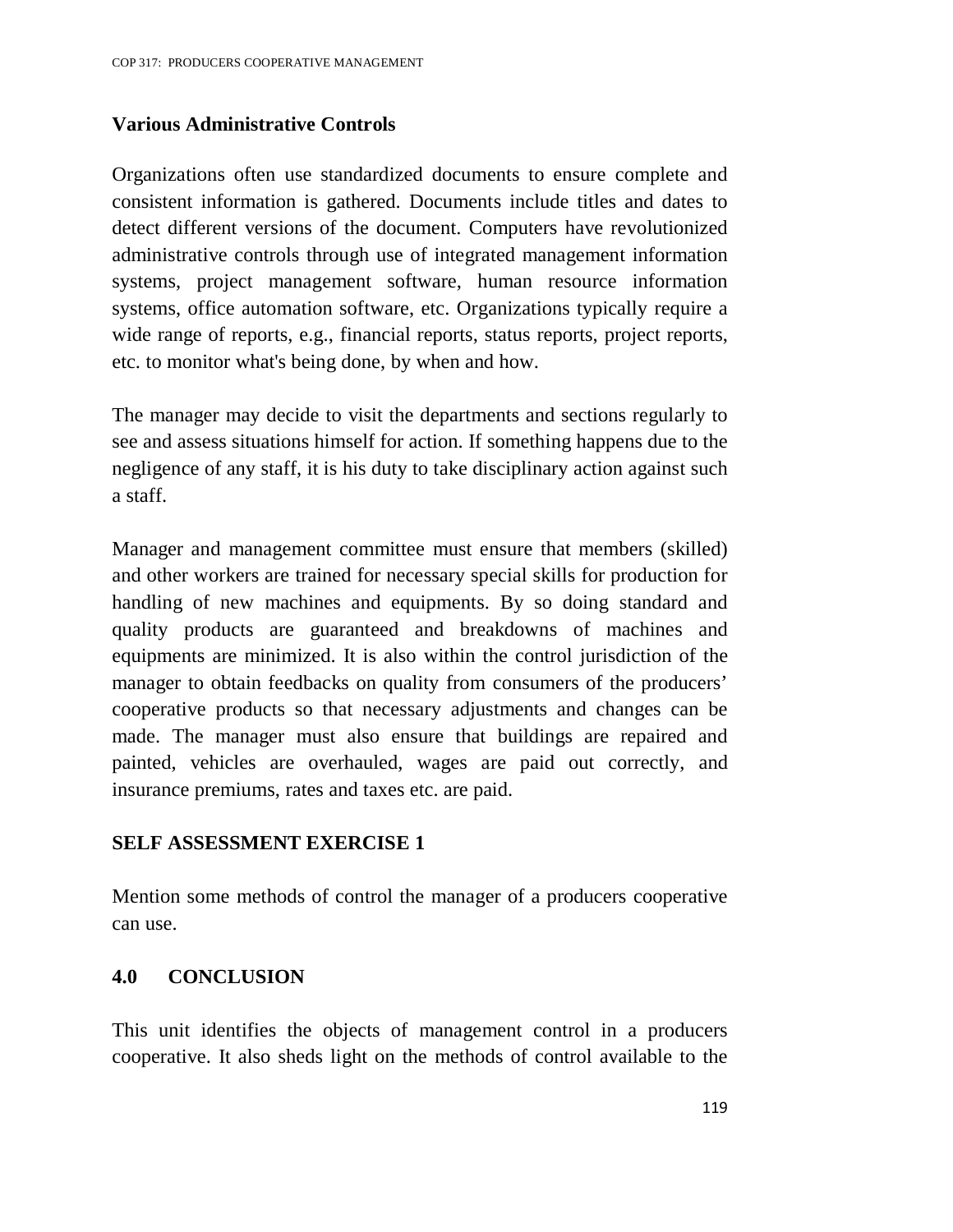**Various Administrative Controls**

Organizations often use standardized documents to ensure complete and consistent information is gathered. Documents include titles and dates to detect different versions of the document. Computers have revolutionized administrative controls through use of integrated management information systems, project management software, human resource information systems, office automation software, etc. Organizations typically require a wide range of reports, e.g., financial reports, status reports, project reports, etc. to monitor what's being done, by when and how.

The manager may decide to visit the departments and sections regularly to see and assess situations himself for action. If something happens due to the negligence of any staff, it is his duty to take disciplinary action against such a staff.

Manager and management committee must ensure that members (skilled) and other workers are trained for necessary special skills for production for handling of new machines and equipments. By so doing standard and quality products are guaranteed and breakdowns of machines and equipments are minimized. It is also within the control jurisdiction of the manager to obtain feedbacks on quality from consumers of the producers' cooperative products so that necessary adjustments and changes can be made. The manager must also ensure that buildings are repaired and painted, vehicles are overhauled, wages are paid out correctly, and insurance premiums, rates and taxes etc. are paid.

**SELF ASSESSMENT EXERCISE 1**

Mention some methods of control the manager of a producers cooperative can use.

## 4.0 CONCLUSION

This unit identifies the objects of management control in a producers cooperative. It also sheds light on the methods of control available to the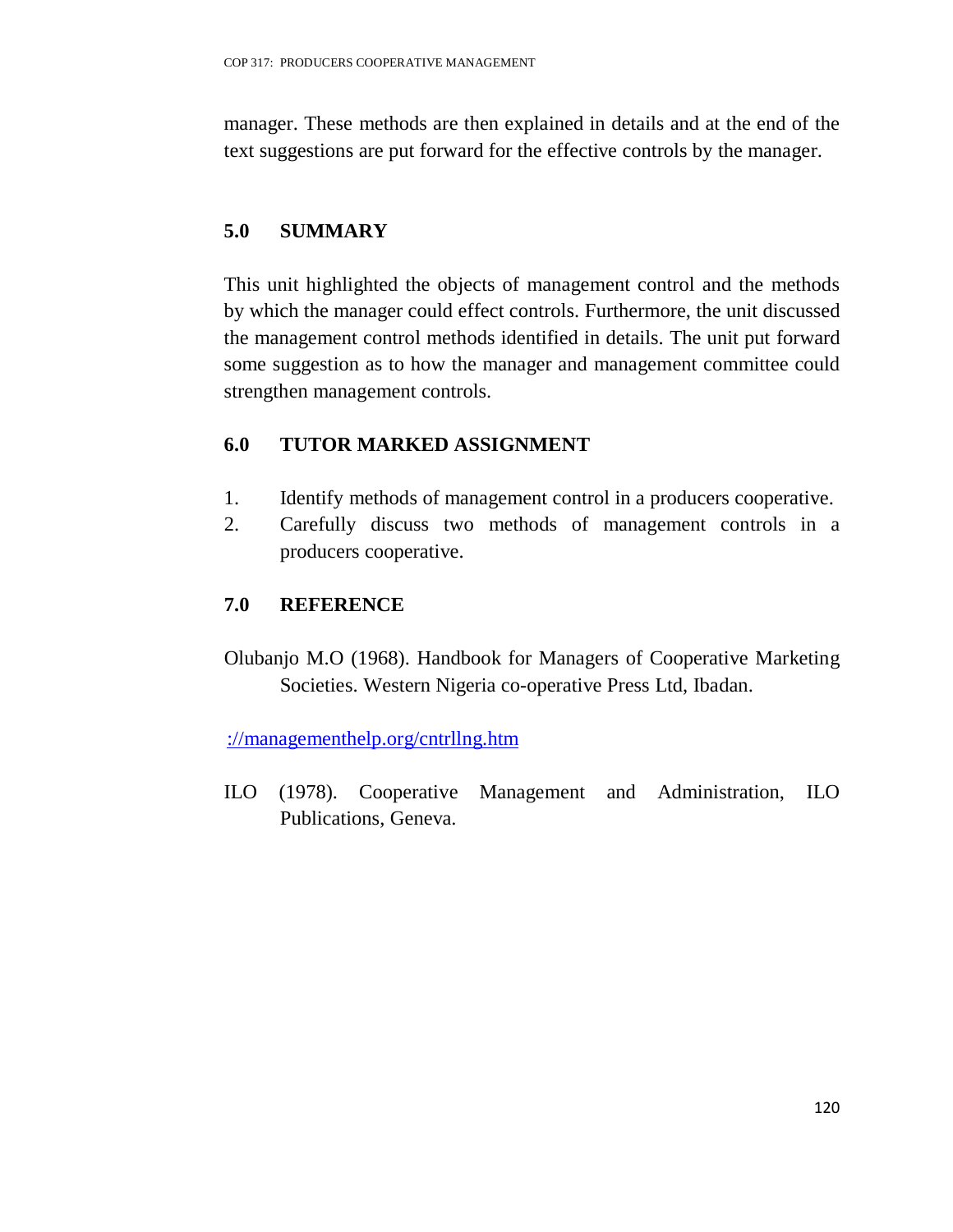manager. These methods are then explained in details and at the end of the text suggestions are put forward for the effective controls by the manager.

## 5.0 SUMMARY

This unit highlighted the objects of management control and the methods by which the manager could effect controls. Furthermore, the unit discussed the management control methods identified in details. The unit put forward some suggestion as to how the manager and management committee could strengthen management controls.

## 6.0 TUTOR MARKED ASSIGNMENT

1. Identify methods of management control in a producers cooperative.
2. Carefully discuss two methods of management controls in a producers cooperative.

## 7.0 REFERENCE

Olubanjo M.O (1968). Handbook for Managers of Cooperative Marketing Societies. Western Nigeria co-operative Press Ltd, Ibadan.

://managementhelp.org/cntrllng.htm

ILO (1978). Cooperative Management and Administration, ILO Publications, Geneva.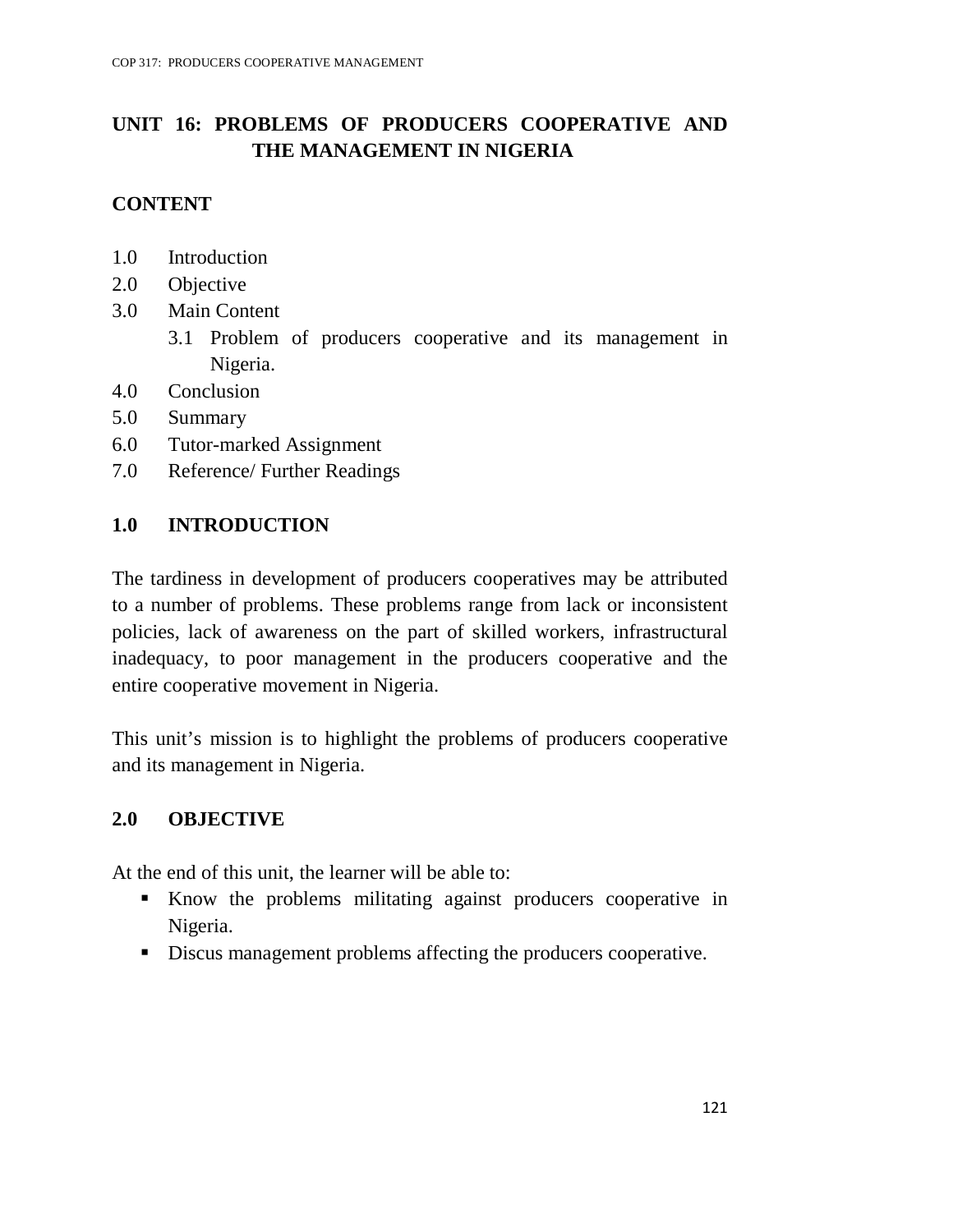# UNIT 16: PROBLEMS OF PRODUCERS COOPERATIVE AND THE MANAGEMENT IN NIGERIA

## CONTENT

1.0 Introduction
2.0 Objective
3.0 Main Content
    3.1 Problem of producers cooperative and its management in Nigeria.
4.0 Conclusion
5.0 Summary
6.0 Tutor-marked Assignment
7.0 Reference/ Further Readings

## 1.0 INTRODUCTION

The tardiness in development of producers cooperatives may be attributed to a number of problems. These problems range from lack or inconsistent policies, lack of awareness on the part of skilled workers, infrastructural inadequacy, to poor management in the producers cooperative and the entire cooperative movement in Nigeria.

This unit's mission is to highlight the problems of producers cooperative and its management in Nigeria.

## 2.0 OBJECTIVE

At the end of this unit, the learner will be able to:

- Know the problems militating against producers cooperative in Nigeria.
- Discus management problems affecting the producers cooperative.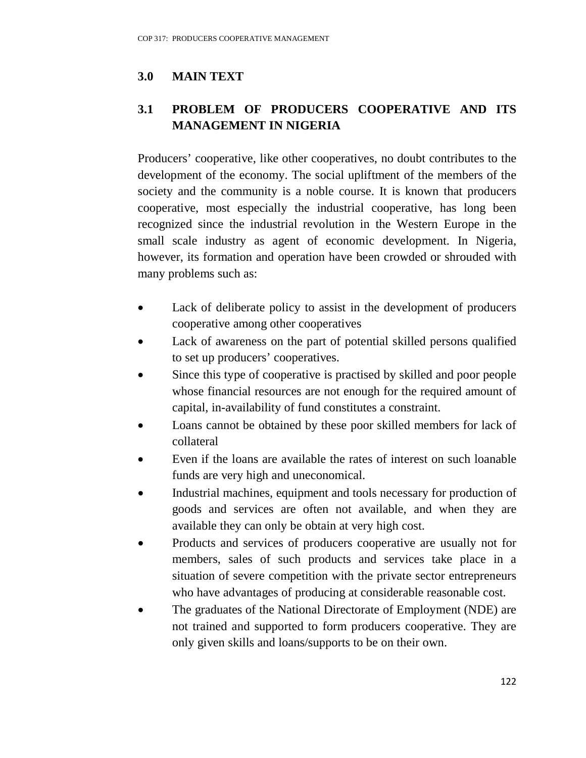## 3.0 MAIN TEXT

### 3.1 PROBLEM OF PRODUCERS COOPERATIVE AND ITS MANAGEMENT IN NIGERIA

Producers' cooperative, like other cooperatives, no doubt contributes to the development of the economy. The social upliftment of the members of the society and the community is a noble course. It is known that producers cooperative, most especially the industrial cooperative, has long been recognized since the industrial revolution in the Western Europe in the small scale industry as agent of economic development. In Nigeria, however, its formation and operation have been crowded or shrouded with many problems such as:

- Lack of deliberate policy to assist in the development of producers cooperative among other cooperatives
- Lack of awareness on the part of potential skilled persons qualified to set up producers' cooperatives.
- Since this type of cooperative is practised by skilled and poor people whose financial resources are not enough for the required amount of capital, in-availability of fund constitutes a constraint.
- Loans cannot be obtained by these poor skilled members for lack of collateral
- Even if the loans are available the rates of interest on such loanable funds are very high and uneconomical.
- Industrial machines, equipment and tools necessary for production of goods and services are often not available, and when they are available they can only be obtain at very high cost.
- Products and services of producers cooperative are usually not for members, sales of such products and services take place in a situation of severe competition with the private sector entrepreneurs who have advantages of producing at considerable reasonable cost.
- The graduates of the National Directorate of Employment (NDE) are not trained and supported to form producers cooperative. They are only given skills and loans/supports to be on their own.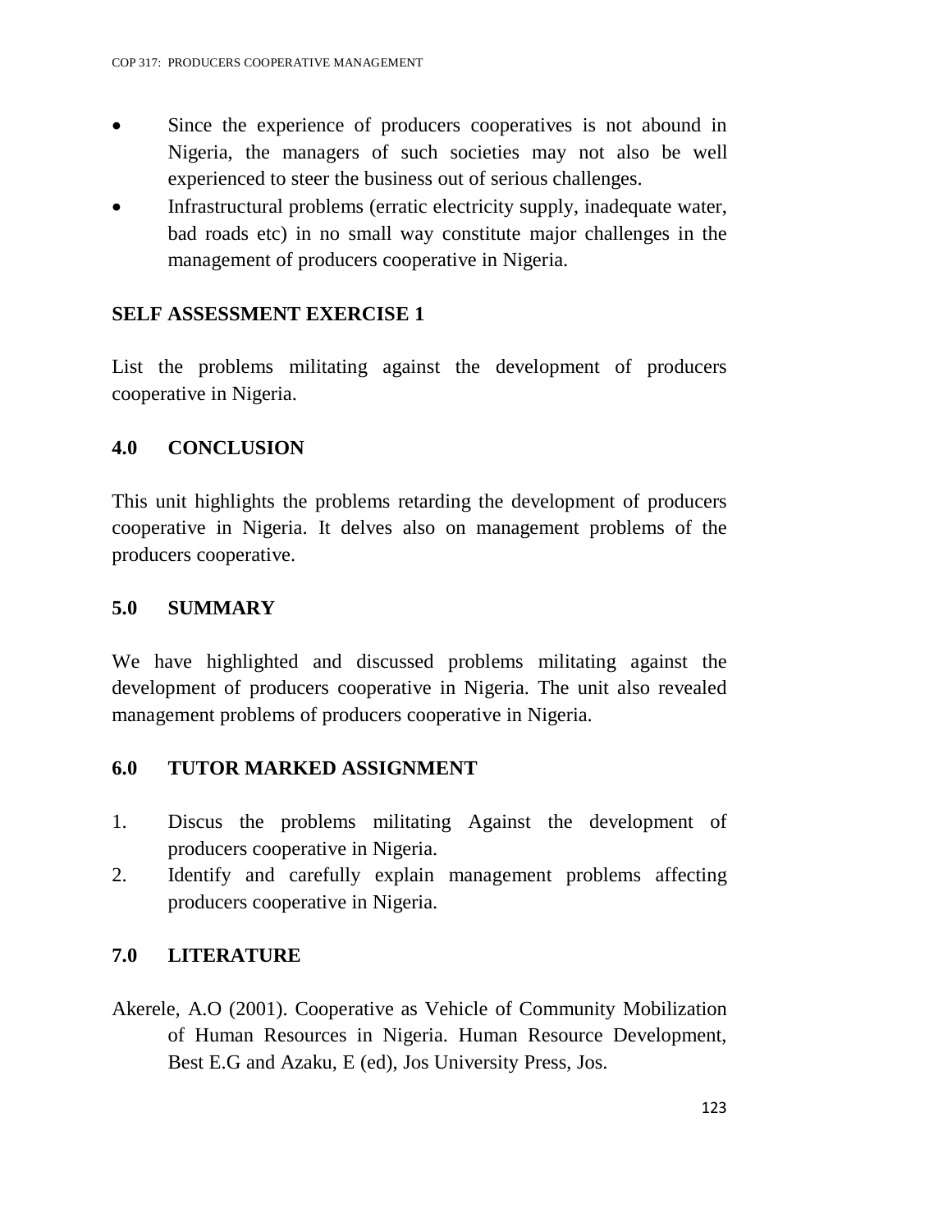- Since the experience of producers cooperatives is not abound in Nigeria, the managers of such societies may not also be well experienced to steer the business out of serious challenges.
- Infrastructural problems (erratic electricity supply, inadequate water, bad roads etc) in no small way constitute major challenges in the management of producers cooperative in Nigeria.

**SELF ASSESSMENT EXERCISE 1**

List the problems militating against the development of producers cooperative in Nigeria.

## 4.0 CONCLUSION

This unit highlights the problems retarding the development of producers cooperative in Nigeria. It delves also on management problems of the producers cooperative.

## 5.0 SUMMARY

We have highlighted and discussed problems militating against the development of producers cooperative in Nigeria. The unit also revealed management problems of producers cooperative in Nigeria.

## 6.0 TUTOR MARKED ASSIGNMENT

1. Discus the problems militating Against the development of producers cooperative in Nigeria.
2. Identify and carefully explain management problems affecting producers cooperative in Nigeria.

## 7.0 LITERATURE

Akerele, A.O (2001). Cooperative as Vehicle of Community Mobilization of Human Resources in Nigeria. Human Resource Development, Best E.G and Azaku, E (ed), Jos University Press, Jos.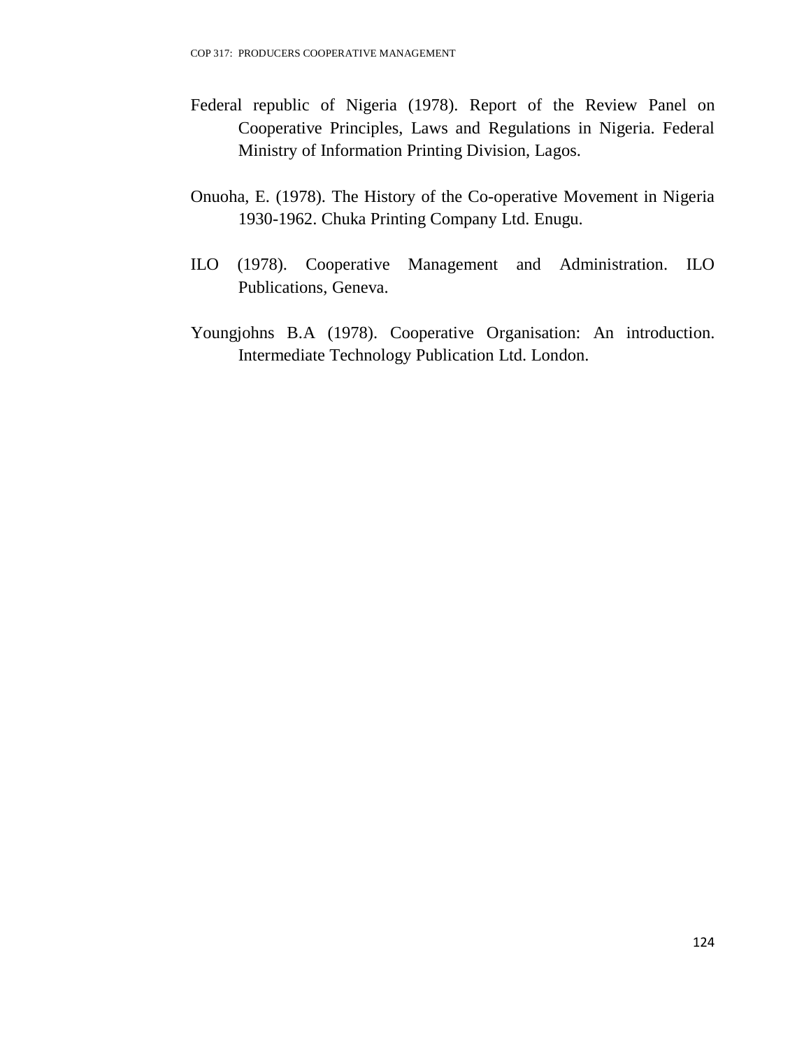Federal republic of Nigeria (1978). Report of the Review Panel on Cooperative Principles, Laws and Regulations in Nigeria. Federal Ministry of Information Printing Division, Lagos.

Onuoha, E. (1978). The History of the Co-operative Movement in Nigeria 1930-1962. Chuka Printing Company Ltd. Enugu.

ILO (1978). Cooperative Management and Administration. ILO Publications, Geneva.

Youngjohns B.A (1978). Cooperative Organisation: An introduction. Intermediate Technology Publication Ltd. London.